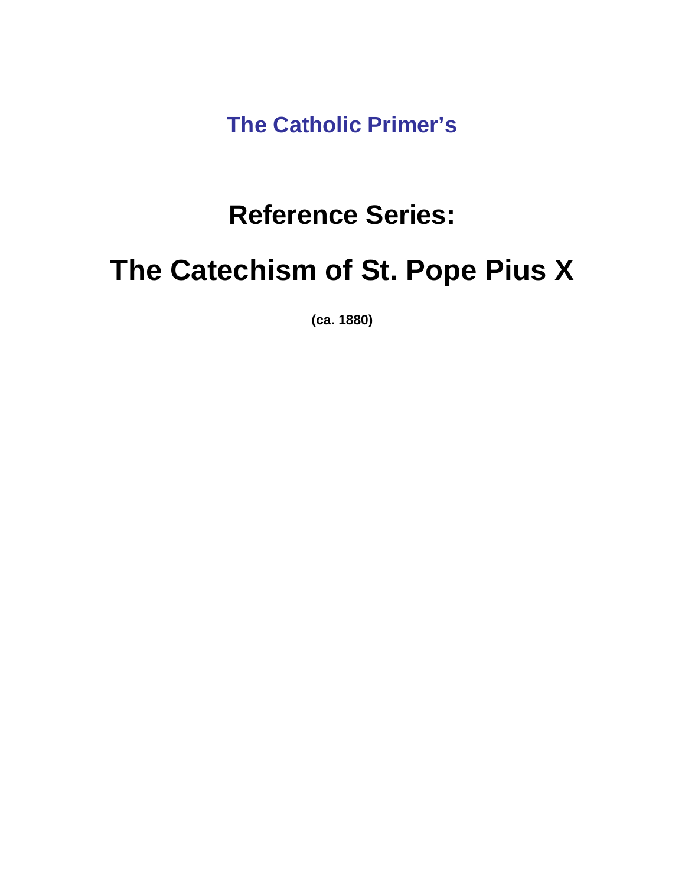**The Catholic Primer's**

# Reference Series:

# The Catechism of St. Pope Pius X

**(ca. 1880)**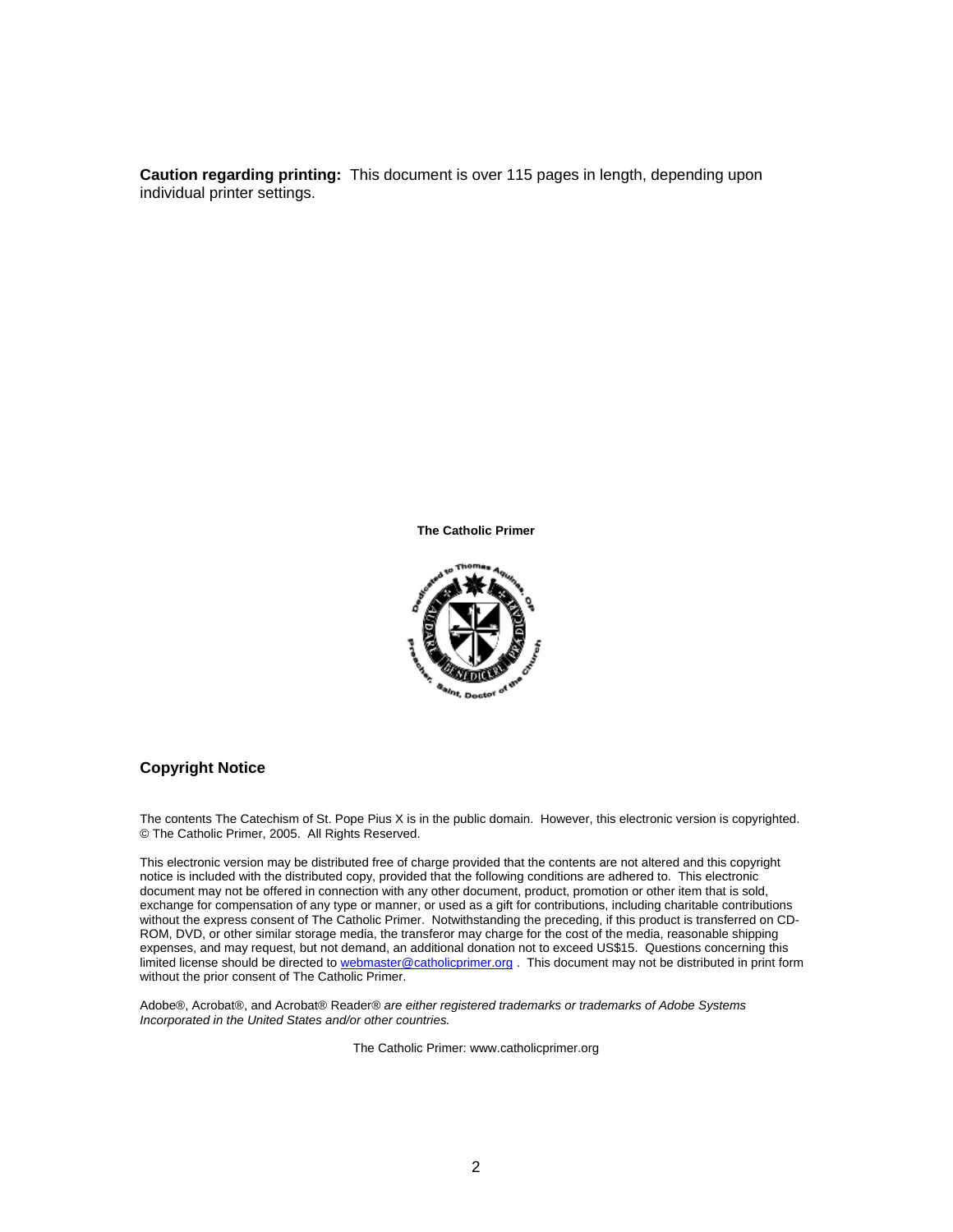**Caution regarding printing:** This document is over 115 pages in length, depending upon individual printer settings.

**The Catholic Primer**

## Copyright Notice

The contents The Catechism of St. Pope Pius X is in the public domain. However, this electronic version is copyrighted. © The Catholic Primer, 2005. All Rights Reserved.

This electronic version may be distributed free of charge provided that the contents are not altered and this copyright notice is included with the distributed copy, provided that the following conditions are adhered to. This electronic document may not be offered in connection with any other document, product, promotion or other item that is sold, exchange for compensation of any type or manner, or used as a gift for contributions, including charitable contributions without the express consent of The Catholic Primer. Notwithstanding the preceding, if this product is transferred on CD-ROM, DVD, or other similar storage media, the transferor may charge for the cost of the media, reasonable shipping expenses, and may request, but not demand, an additional donation not to exceed US$15. Questions concerning this limited license should be directed to webmaster@catholicprimer.org . This document may not be distributed in print form without the prior consent of The Catholic Primer.

Adobe®, Acrobat®, and Acrobat® Reader® *are either registered trademarks or trademarks of Adobe Systems Incorporated in the United States and/or other countries.*

The Catholic Primer: www.catholicprimer.org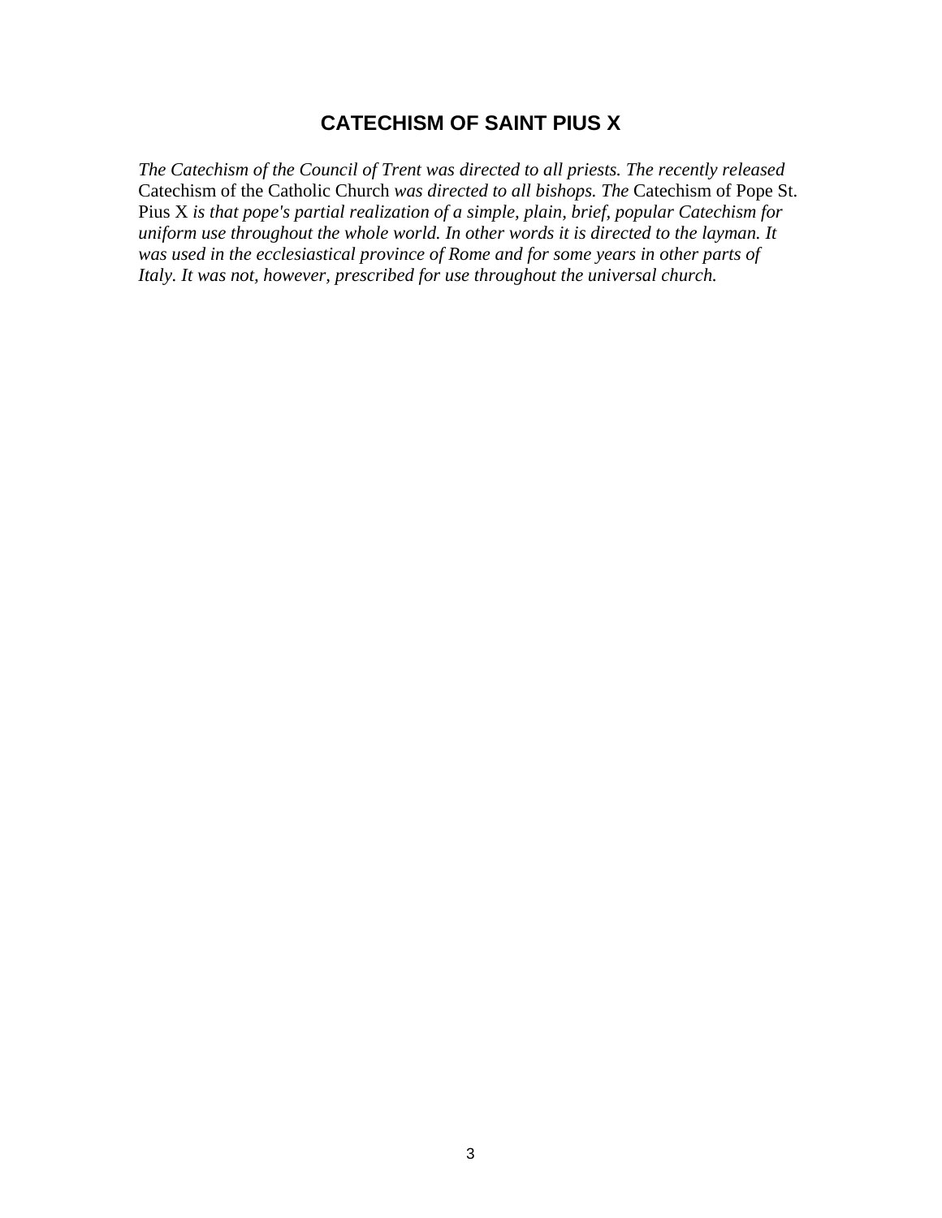# CATECHISM OF SAINT PIUS X

*The Catechism of the Council of Trent was directed to all priests. The recently released* Catechism of the Catholic Church *was directed to all bishops. The* Catechism of Pope St. Pius X *is that pope's partial realization of a simple, plain, brief, popular Catechism for uniform use throughout the whole world. In other words it is directed to the layman. It was used in the ecclesiastical province of Rome and for some years in other parts of Italy. It was not, however, prescribed for use throughout the universal church.*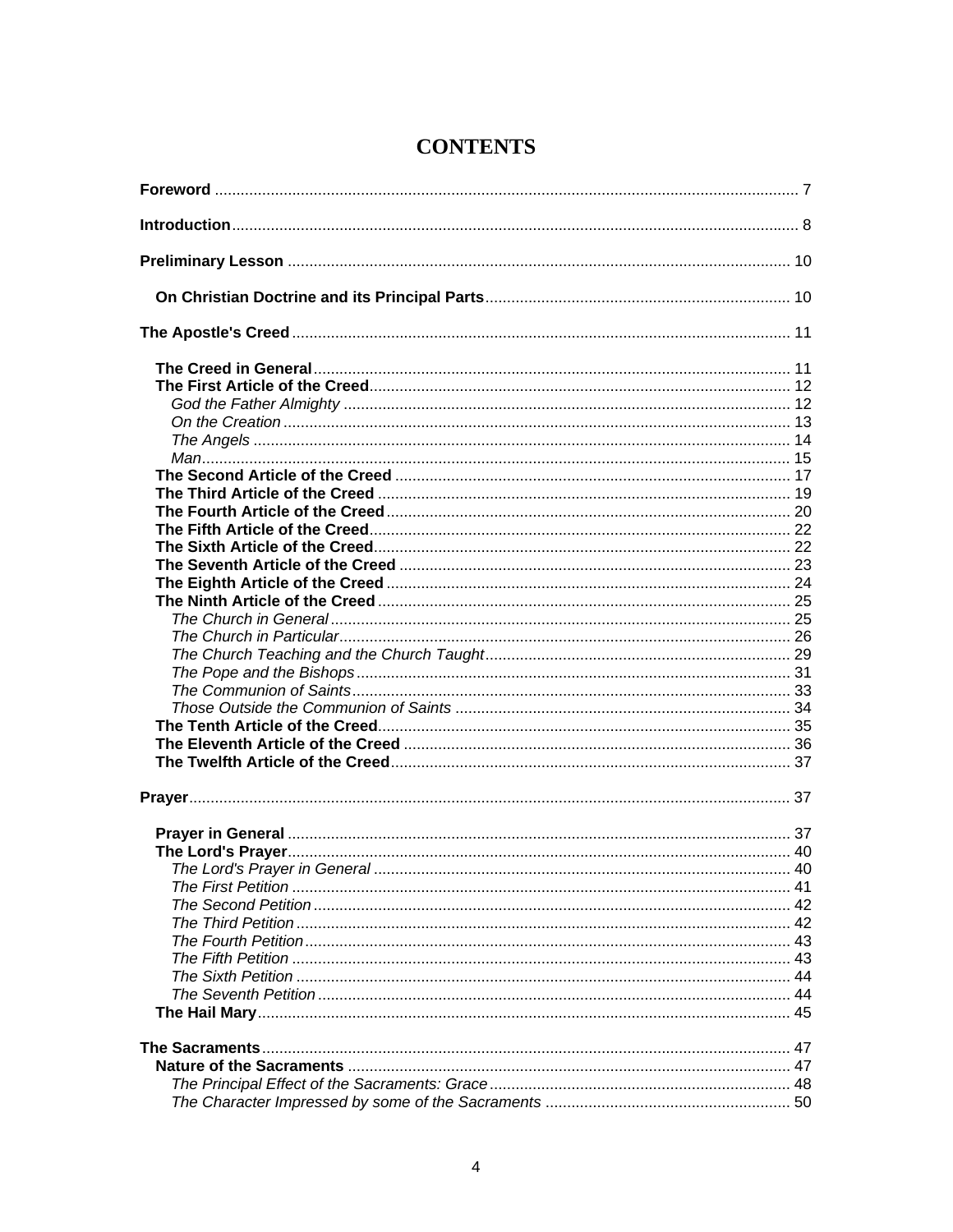# CONTENTS

**Foreword** ........................................................................ 7

**Introduction** ........................................................................ 8

**Preliminary Lesson** ........................................................................ 10

- **On Christian Doctrine and its Principal Parts** ........................................ 10

**The Apostle's Creed** ........................................................................ 11

- **The Creed in General** ........................................................................ 11
- **The First Article of the Creed** ........................................................ 12
  - *God the Father Almighty* ........................................................ 12
  - *On the Creation* ........................................................................ 13
  - *The Angels* ........................................................................ 14
  - *Man* ........................................................................ 15
- **The Second Article of the Creed** ........................................................ 17
- **The Third Article of the Creed** ........................................................ 19
- **The Fourth Article of the Creed** ........................................................ 20
- **The Fifth Article of the Creed** ........................................................ 22
- **The Sixth Article of the Creed** ........................................................ 22
- **The Seventh Article of the Creed** ........................................................ 23
- **The Eighth Article of the Creed** ........................................................ 24
- **The Ninth Article of the Creed** ........................................................ 25
  - *The Church in General* ........................................................ 25
  - *The Church in Particular* ........................................................ 26
  - *The Church Teaching and the Church Taught* ........................................ 29
  - *The Pope and the Bishops* ........................................................ 31
  - *The Communion of Saints* ........................................................ 33
  - *Those Outside the Communion of Saints* ........................................ 34
- **The Tenth Article of the Creed** ........................................................ 35
- **The Eleventh Article of the Creed** ........................................................ 36
- **The Twelfth Article of the Creed** ........................................................ 37

**Prayer** ........................................................................ 37

- **Prayer in General** ........................................................................ 37
- **The Lord's Prayer** ........................................................................ 40
  - *The Lord's Prayer in General* ........................................................ 40
  - *The First Petition* ........................................................................ 41
  - *The Second Petition* ........................................................................ 42
  - *The Third Petition* ........................................................................ 42
  - *The Fourth Petition* ........................................................................ 43
  - *The Fifth Petition* ........................................................................ 43
  - *The Sixth Petition* ........................................................................ 44
  - *The Seventh Petition* ........................................................................ 44
- **The Hail Mary** ........................................................................ 45

**The Sacraments** ........................................................................ 47

- **Nature of the Sacraments** ........................................................ 47
  - *The Principal Effect of the Sacraments: Grace* ........................................ 48
  - *The Character Impressed by some of the Sacraments* ................................ 50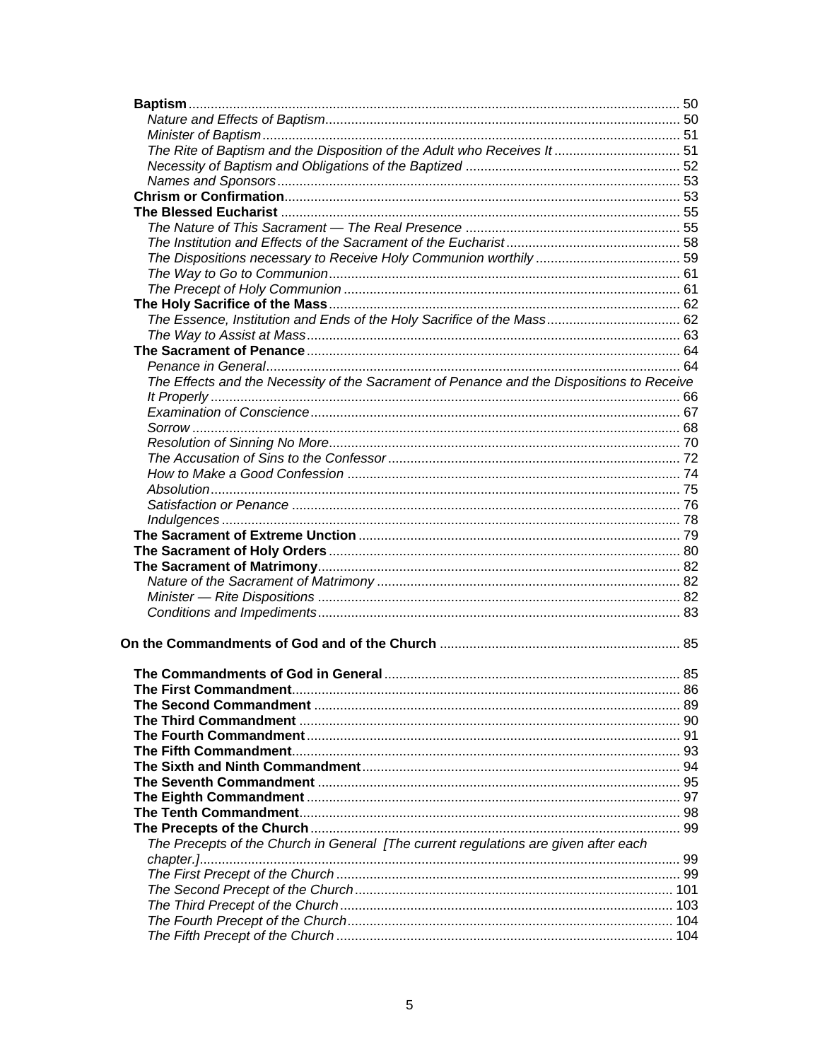**Baptism** .......... 50
*Nature and Effects of Baptism* .......... 50
*Minister of Baptism* .......... 51
*The Rite of Baptism and the Disposition of the Adult who Receives It* .......... 51
*Necessity of Baptism and Obligations of the Baptized* .......... 52
*Names and Sponsors* .......... 53
**Chrism or Confirmation** .......... 53
**The Blessed Eucharist** .......... 55
*The Nature of This Sacrament — The Real Presence* .......... 55
*The Institution and Effects of the Sacrament of the Eucharist* .......... 58
*The Dispositions necessary to Receive Holy Communion worthily* .......... 59
*The Way to Go to Communion* .......... 61
*The Precept of Holy Communion* .......... 61
**The Holy Sacrifice of the Mass** .......... 62
*The Essence, Institution and Ends of the Holy Sacrifice of the Mass* .......... 62
*The Way to Assist at Mass* .......... 63
**The Sacrament of Penance** .......... 64
*Penance in General* .......... 64
*The Effects and the Necessity of the Sacrament of Penance and the Dispositions to Receive It Properly* .......... 66
*Examination of Conscience* .......... 67
*Sorrow* .......... 68
*Resolution of Sinning No More* .......... 70
*The Accusation of Sins to the Confessor* .......... 72
*How to Make a Good Confession* .......... 74
*Absolution* .......... 75
*Satisfaction or Penance* .......... 76
*Indulgences* .......... 78
**The Sacrament of Extreme Unction** .......... 79
**The Sacrament of Holy Orders** .......... 80
**The Sacrament of Matrimony** .......... 82
*Nature of the Sacrament of Matrimony* .......... 82
*Minister — Rite Dispositions* .......... 82
*Conditions and Impediments* .......... 83

**On the Commandments of God and of the Church** .......... 85

**The Commandments of God in General** .......... 85
**The First Commandment** .......... 86
**The Second Commandment** .......... 89
**The Third Commandment** .......... 90
**The Fourth Commandment** .......... 91
**The Fifth Commandment** .......... 93
**The Sixth and Ninth Commandment** .......... 94
**The Seventh Commandment** .......... 95
**The Eighth Commandment** .......... 97
**The Tenth Commandment** .......... 98
**The Precepts of the Church** .......... 99
*The Precepts of the Church in General [The current regulations are given after each chapter.]* .......... 99
*The First Precept of the Church* .......... 99
*The Second Precept of the Church* .......... 101
*The Third Precept of the Church* .......... 103
*The Fourth Precept of the Church* .......... 104
*The Fifth Precept of the Church* .......... 104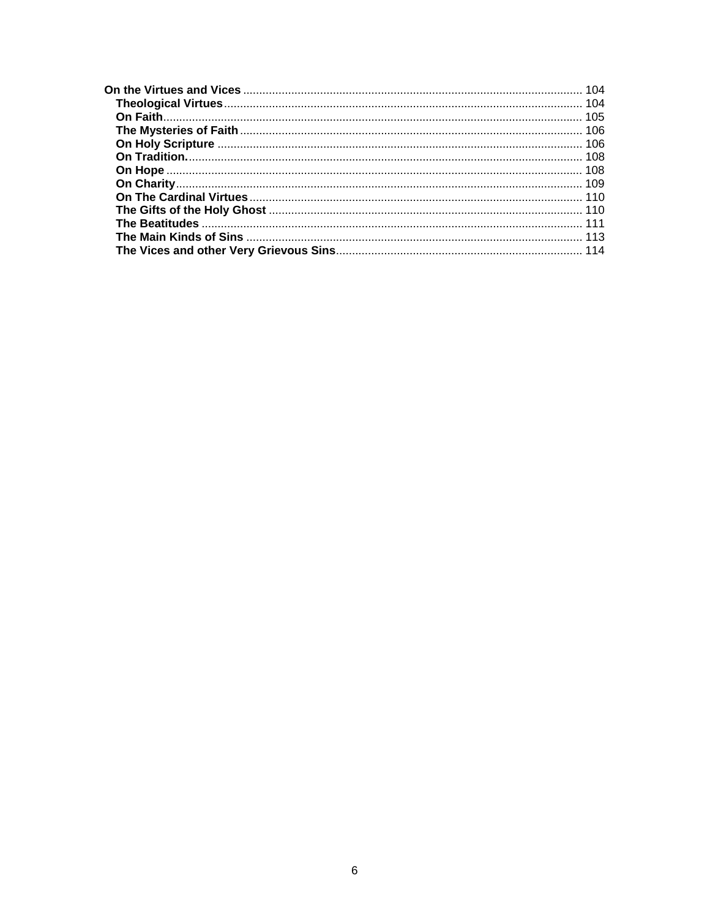**On the Virtues and Vices** ............................................................ 104
- **Theological Virtues** ............................................................ 104
- **On Faith** ............................................................ 105
- **The Mysteries of Faith** ............................................................ 106
- **On Holy Scripture** ............................................................ 106
- **On Tradition.** ............................................................ 108
- **On Hope** ............................................................ 108
- **On Charity** ............................................................ 109
- **On The Cardinal Virtues** ............................................................ 110
- **The Gifts of the Holy Ghost** ............................................................ 110
- **The Beatitudes** ............................................................ 111
- **The Main Kinds of Sins** ............................................................ 113
- **The Vices and other Very Grievous Sins** ............................................................ 114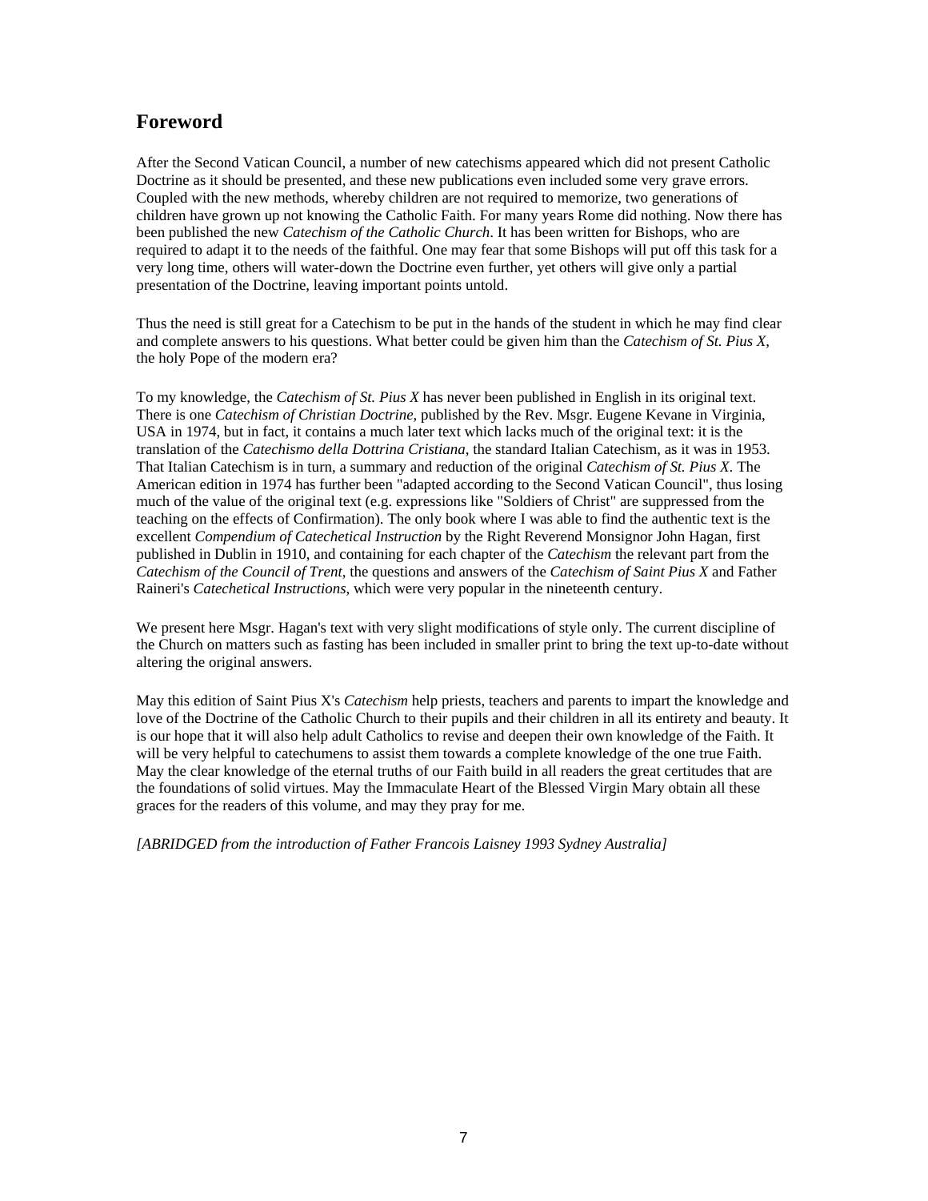## Foreword

After the Second Vatican Council, a number of new catechisms appeared which did not present Catholic Doctrine as it should be presented, and these new publications even included some very grave errors. Coupled with the new methods, whereby children are not required to memorize, two generations of children have grown up not knowing the Catholic Faith. For many years Rome did nothing. Now there has been published the new *Catechism of the Catholic Church*. It has been written for Bishops, who are required to adapt it to the needs of the faithful. One may fear that some Bishops will put off this task for a very long time, others will water-down the Doctrine even further, yet others will give only a partial presentation of the Doctrine, leaving important points untold.

Thus the need is still great for a Catechism to be put in the hands of the student in which he may find clear and complete answers to his questions. What better could be given him than the *Catechism of St. Pius X*, the holy Pope of the modern era?

To my knowledge, the *Catechism of St. Pius X* has never been published in English in its original text. There is one *Catechism of Christian Doctrine*, published by the Rev. Msgr. Eugene Kevane in Virginia, USA in 1974, but in fact, it contains a much later text which lacks much of the original text: it is the translation of the *Catechismo della Dottrina Cristiana*, the standard Italian Catechism, as it was in 1953. That Italian Catechism is in turn, a summary and reduction of the original *Catechism of St. Pius X*. The American edition in 1974 has further been "adapted according to the Second Vatican Council", thus losing much of the value of the original text (e.g. expressions like "Soldiers of Christ" are suppressed from the teaching on the effects of Confirmation). The only book where I was able to find the authentic text is the excellent *Compendium of Catechetical Instruction* by the Right Reverend Monsignor John Hagan, first published in Dublin in 1910, and containing for each chapter of the *Catechism* the relevant part from the *Catechism of the Council of Trent*, the questions and answers of the *Catechism of Saint Pius X* and Father Raineri's *Catechetical Instructions*, which were very popular in the nineteenth century.

We present here Msgr. Hagan's text with very slight modifications of style only. The current discipline of the Church on matters such as fasting has been included in smaller print to bring the text up-to-date without altering the original answers.

May this edition of Saint Pius X's *Catechism* help priests, teachers and parents to impart the knowledge and love of the Doctrine of the Catholic Church to their pupils and their children in all its entirety and beauty. It is our hope that it will also help adult Catholics to revise and deepen their own knowledge of the Faith. It will be very helpful to catechumens to assist them towards a complete knowledge of the one true Faith. May the clear knowledge of the eternal truths of our Faith build in all readers the great certitudes that are the foundations of solid virtues. May the Immaculate Heart of the Blessed Virgin Mary obtain all these graces for the readers of this volume, and may they pray for me.

*[ABRIDGED from the introduction of Father Francois Laisney 1993 Sydney Australia]*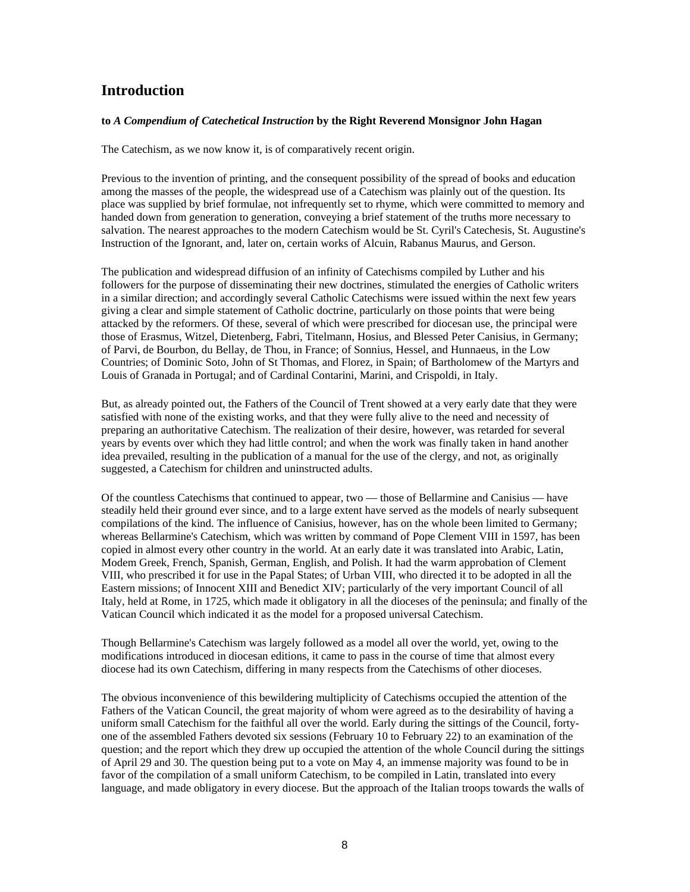## Introduction

**to *A Compendium of Catechetical Instruction* by the Right Reverend Monsignor John Hagan**

The Catechism, as we now know it, is of comparatively recent origin.

Previous to the invention of printing, and the consequent possibility of the spread of books and education among the masses of the people, the widespread use of a Catechism was plainly out of the question. Its place was supplied by brief formulae, not infrequently set to rhyme, which were committed to memory and handed down from generation to generation, conveying a brief statement of the truths more necessary to salvation. The nearest approaches to the modern Catechism would be St. Cyril's Catechesis, St. Augustine's Instruction of the Ignorant, and, later on, certain works of Alcuin, Rabanus Maurus, and Gerson.

The publication and widespread diffusion of an infinity of Catechisms compiled by Luther and his followers for the purpose of disseminating their new doctrines, stimulated the energies of Catholic writers in a similar direction; and accordingly several Catholic Catechisms were issued within the next few years giving a clear and simple statement of Catholic doctrine, particularly on those points that were being attacked by the reformers. Of these, several of which were prescribed for diocesan use, the principal were those of Erasmus, Witzel, Dietenberg, Fabri, Titelmann, Hosius, and Blessed Peter Canisius, in Germany; of Parvi, de Bourbon, du Bellay, de Thou, in France; of Sonnius, Hessel, and Hunnaeus, in the Low Countries; of Dominic Soto, John of St Thomas, and Florez, in Spain; of Bartholomew of the Martyrs and Louis of Granada in Portugal; and of Cardinal Contarini, Marini, and Crispoldi, in Italy.

But, as already pointed out, the Fathers of the Council of Trent showed at a very early date that they were satisfied with none of the existing works, and that they were fully alive to the need and necessity of preparing an authoritative Catechism. The realization of their desire, however, was retarded for several years by events over which they had little control; and when the work was finally taken in hand another idea prevailed, resulting in the publication of a manual for the use of the clergy, and not, as originally suggested, a Catechism for children and uninstructed adults.

Of the countless Catechisms that continued to appear, two — those of Bellarmine and Canisius — have steadily held their ground ever since, and to a large extent have served as the models of nearly subsequent compilations of the kind. The influence of Canisius, however, has on the whole been limited to Germany; whereas Bellarmine's Catechism, which was written by command of Pope Clement VIII in 1597, has been copied in almost every other country in the world. At an early date it was translated into Arabic, Latin, Modem Greek, French, Spanish, German, English, and Polish. It had the warm approbation of Clement VIII, who prescribed it for use in the Papal States; of Urban VIII, who directed it to be adopted in all the Eastern missions; of Innocent XIII and Benedict XIV; particularly of the very important Council of all Italy, held at Rome, in 1725, which made it obligatory in all the dioceses of the peninsula; and finally of the Vatican Council which indicated it as the model for a proposed universal Catechism.

Though Bellarmine's Catechism was largely followed as a model all over the world, yet, owing to the modifications introduced in diocesan editions, it came to pass in the course of time that almost every diocese had its own Catechism, differing in many respects from the Catechisms of other dioceses.

The obvious inconvenience of this bewildering multiplicity of Catechisms occupied the attention of the Fathers of the Vatican Council, the great majority of whom were agreed as to the desirability of having a uniform small Catechism for the faithful all over the world. Early during the sittings of the Council, forty-one of the assembled Fathers devoted six sessions (February 10 to February 22) to an examination of the question; and the report which they drew up occupied the attention of the whole Council during the sittings of April 29 and 30. The question being put to a vote on May 4, an immense majority was found to be in favor of the compilation of a small uniform Catechism, to be compiled in Latin, translated into every language, and made obligatory in every diocese. But the approach of the Italian troops towards the walls of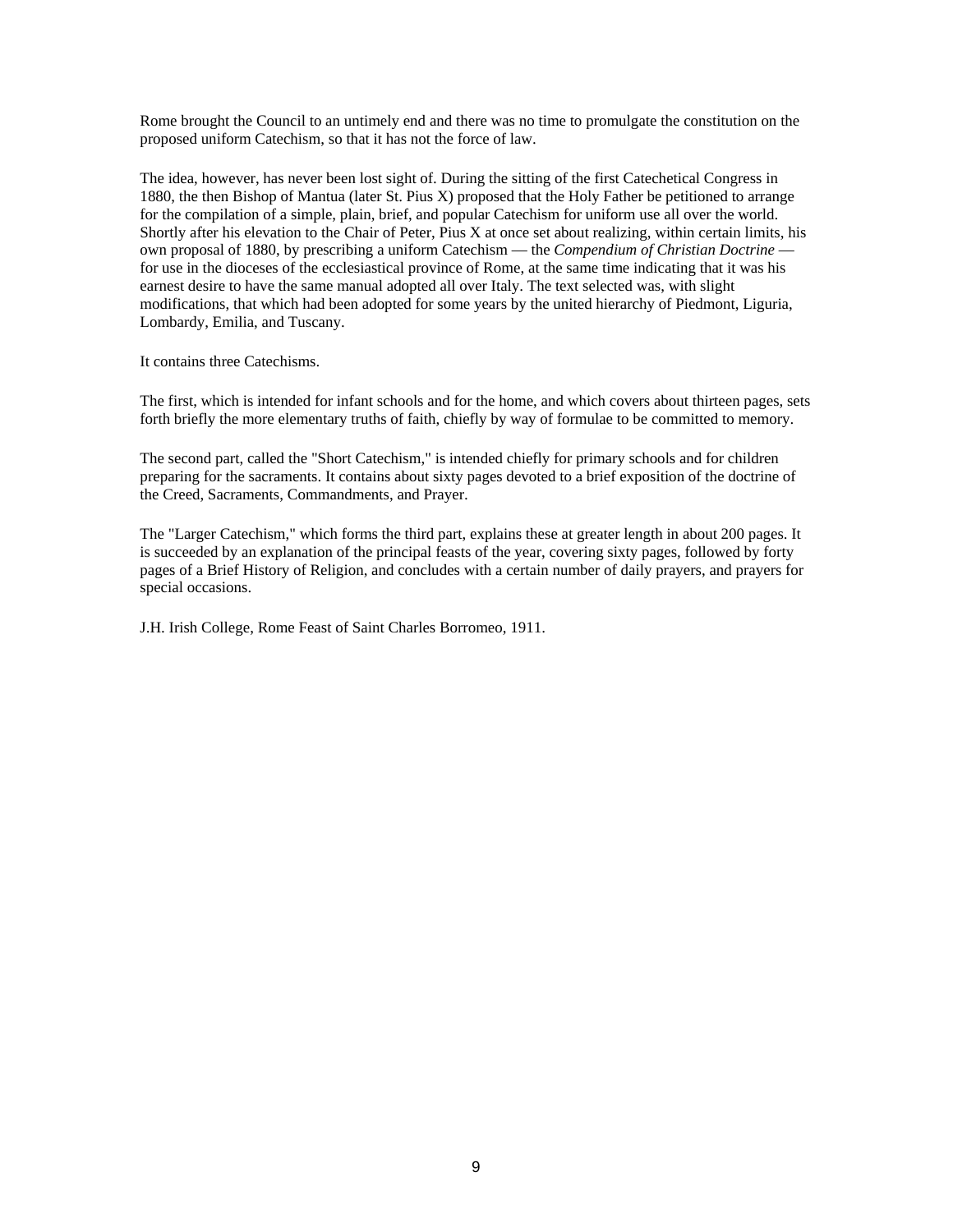Rome brought the Council to an untimely end and there was no time to promulgate the constitution on the proposed uniform Catechism, so that it has not the force of law.

The idea, however, has never been lost sight of. During the sitting of the first Catechetical Congress in 1880, the then Bishop of Mantua (later St. Pius X) proposed that the Holy Father be petitioned to arrange for the compilation of a simple, plain, brief, and popular Catechism for uniform use all over the world. Shortly after his elevation to the Chair of Peter, Pius X at once set about realizing, within certain limits, his own proposal of 1880, by prescribing a uniform Catechism — the *Compendium of Christian Doctrine* — for use in the dioceses of the ecclesiastical province of Rome, at the same time indicating that it was his earnest desire to have the same manual adopted all over Italy. The text selected was, with slight modifications, that which had been adopted for some years by the united hierarchy of Piedmont, Liguria, Lombardy, Emilia, and Tuscany.

It contains three Catechisms.

The first, which is intended for infant schools and for the home, and which covers about thirteen pages, sets forth briefly the more elementary truths of faith, chiefly by way of formulae to be committed to memory.

The second part, called the "Short Catechism," is intended chiefly for primary schools and for children preparing for the sacraments. It contains about sixty pages devoted to a brief exposition of the doctrine of the Creed, Sacraments, Commandments, and Prayer.

The "Larger Catechism," which forms the third part, explains these at greater length in about 200 pages. It is succeeded by an explanation of the principal feasts of the year, covering sixty pages, followed by forty pages of a Brief History of Religion, and concludes with a certain number of daily prayers, and prayers for special occasions.

J.H. Irish College, Rome Feast of Saint Charles Borromeo, 1911.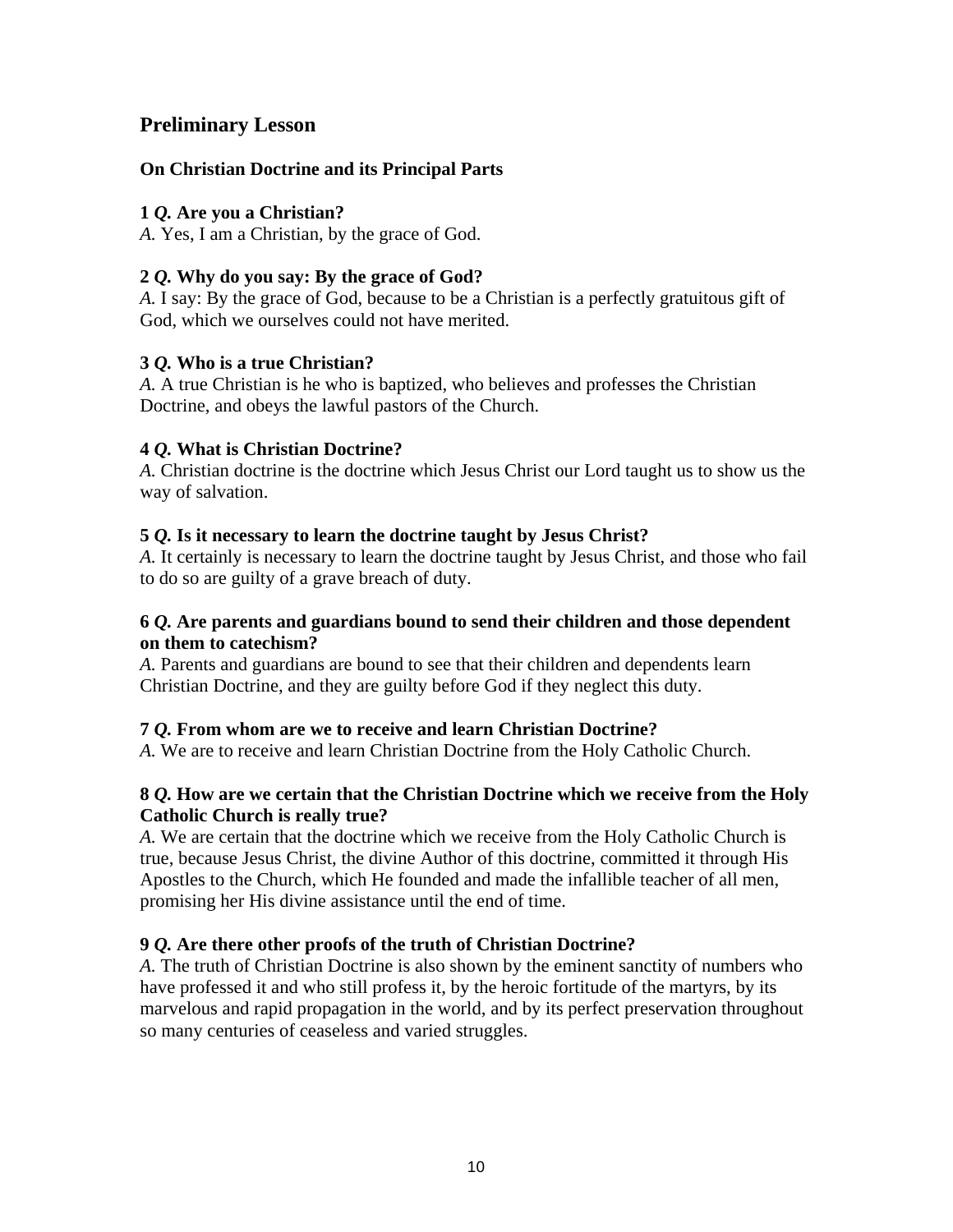## Preliminary Lesson

### On Christian Doctrine and its Principal Parts

**1 *Q.* Are you a Christian?**
*A.* Yes, I am a Christian, by the grace of God.

**2 *Q.* Why do you say: By the grace of God?**
*A.* I say: By the grace of God, because to be a Christian is a perfectly gratuitous gift of God, which we ourselves could not have merited.

**3 *Q.* Who is a true Christian?**
*A.* A true Christian is he who is baptized, who believes and professes the Christian Doctrine, and obeys the lawful pastors of the Church.

**4 *Q.* What is Christian Doctrine?**
*A.* Christian doctrine is the doctrine which Jesus Christ our Lord taught us to show us the way of salvation.

**5 *Q.* Is it necessary to learn the doctrine taught by Jesus Christ?**
*A.* It certainly is necessary to learn the doctrine taught by Jesus Christ, and those who fail to do so are guilty of a grave breach of duty.

**6 *Q.* Are parents and guardians bound to send their children and those dependent on them to catechism?**
*A.* Parents and guardians are bound to see that their children and dependents learn Christian Doctrine, and they are guilty before God if they neglect this duty.

**7 *Q.* From whom are we to receive and learn Christian Doctrine?**
*A.* We are to receive and learn Christian Doctrine from the Holy Catholic Church.

**8 *Q.* How are we certain that the Christian Doctrine which we receive from the Holy Catholic Church is really true?**
*A.* We are certain that the doctrine which we receive from the Holy Catholic Church is true, because Jesus Christ, the divine Author of this doctrine, committed it through His Apostles to the Church, which He founded and made the infallible teacher of all men, promising her His divine assistance until the end of time.

**9 *Q.* Are there other proofs of the truth of Christian Doctrine?**
*A.* The truth of Christian Doctrine is also shown by the eminent sanctity of numbers who have professed it and who still profess it, by the heroic fortitude of the martyrs, by its marvelous and rapid propagation in the world, and by its perfect preservation throughout so many centuries of ceaseless and varied struggles.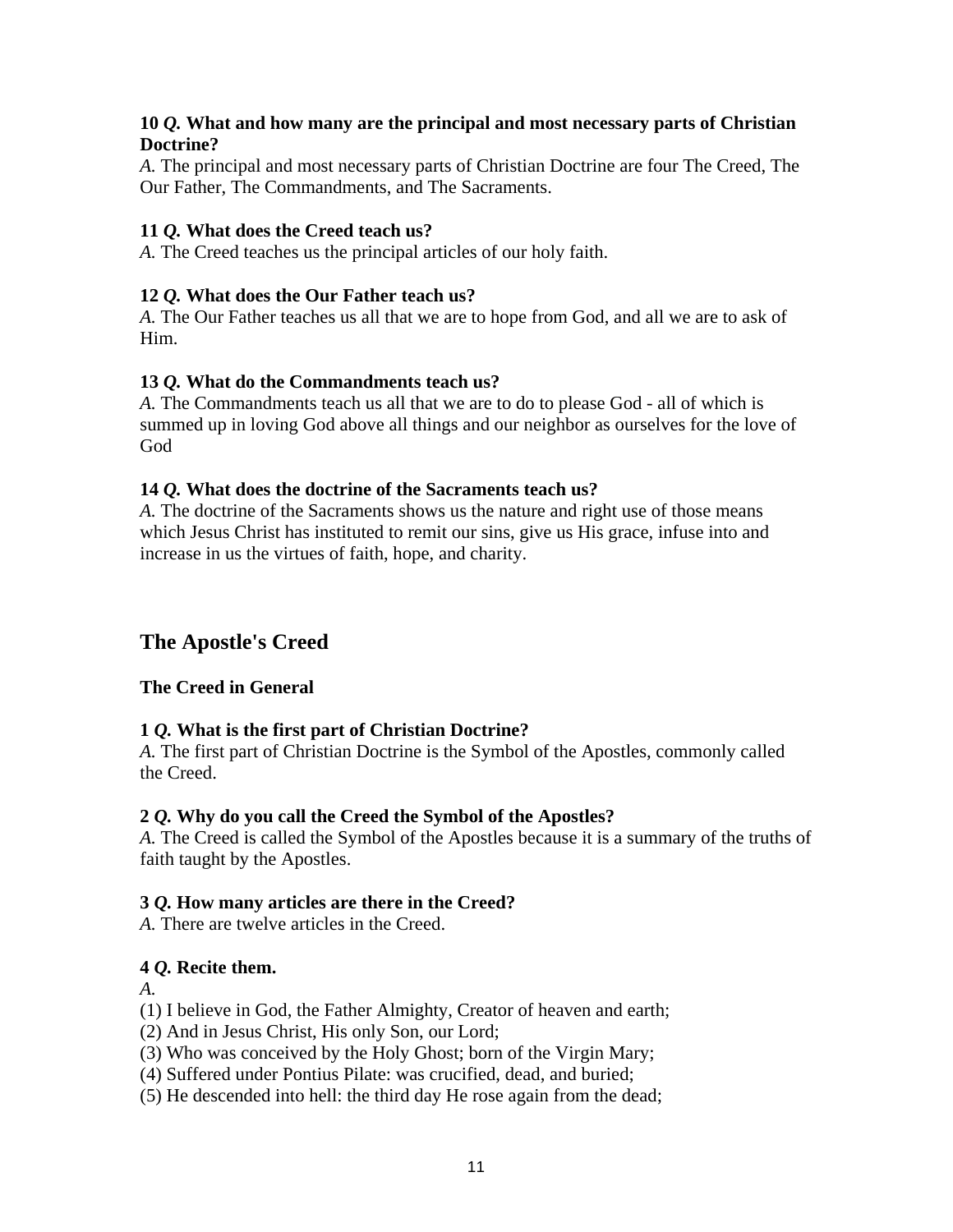**10 *Q.* What and how many are the principal and most necessary parts of Christian Doctrine?**
*A.* The principal and most necessary parts of Christian Doctrine are four The Creed, The Our Father, The Commandments, and The Sacraments.

**11 *Q.* What does the Creed teach us?**
*A.* The Creed teaches us the principal articles of our holy faith.

**12 *Q.* What does the Our Father teach us?**
*A.* The Our Father teaches us all that we are to hope from God, and all we are to ask of Him.

**13 *Q.* What do the Commandments teach us?**
*A.* The Commandments teach us all that we are to do to please God - all of which is summed up in loving God above all things and our neighbor as ourselves for the love of God

**14 *Q.* What does the doctrine of the Sacraments teach us?**
*A.* The doctrine of the Sacraments shows us the nature and right use of those means which Jesus Christ has instituted to remit our sins, give us His grace, infuse into and increase in us the virtues of faith, hope, and charity.

## The Apostle's Creed

### The Creed in General

**1 *Q.* What is the first part of Christian Doctrine?**
*A.* The first part of Christian Doctrine is the Symbol of the Apostles, commonly called the Creed.

**2 *Q.* Why do you call the Creed the Symbol of the Apostles?**
*A.* The Creed is called the Symbol of the Apostles because it is a summary of the truths of faith taught by the Apostles.

**3 *Q.* How many articles are there in the Creed?**
*A.* There are twelve articles in the Creed.

**4 *Q.* Recite them.**
*A.*
(1) I believe in God, the Father Almighty, Creator of heaven and earth;
(2) And in Jesus Christ, His only Son, our Lord;
(3) Who was conceived by the Holy Ghost; born of the Virgin Mary;
(4) Suffered under Pontius Pilate: was crucified, dead, and buried;
(5) He descended into hell: the third day He rose again from the dead;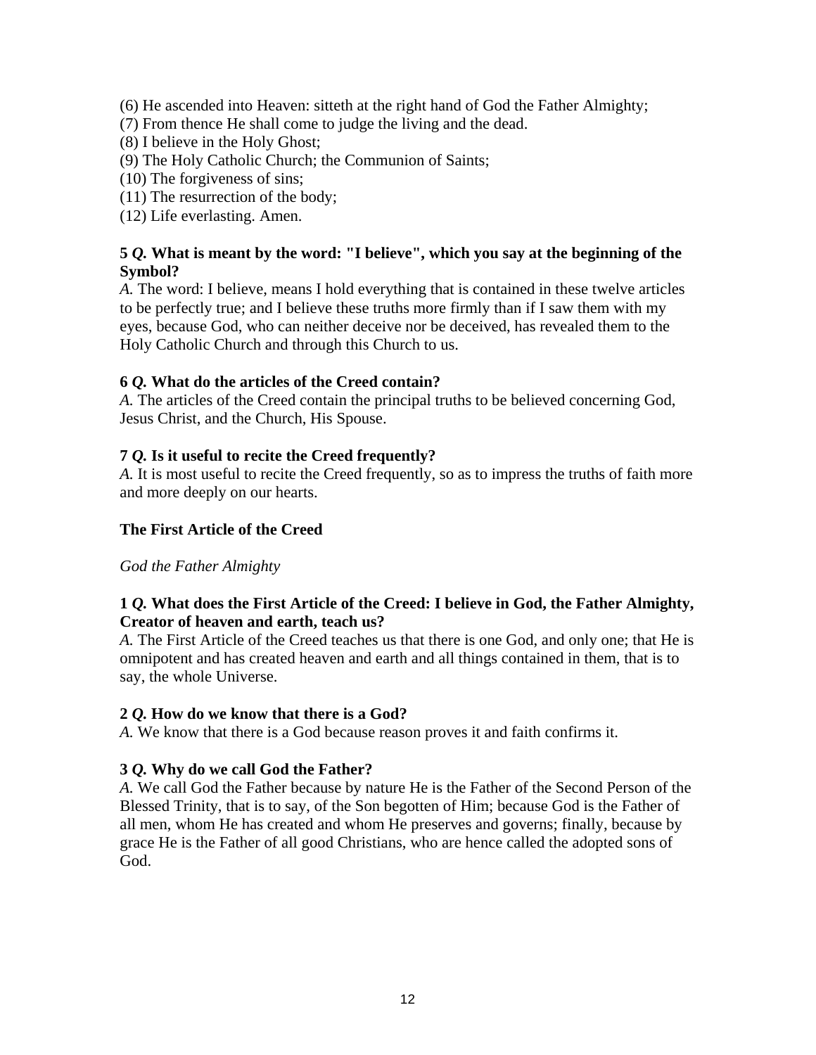(6) He ascended into Heaven: sitteth at the right hand of God the Father Almighty;
(7) From thence He shall come to judge the living and the dead.
(8) I believe in the Holy Ghost;
(9) The Holy Catholic Church; the Communion of Saints;
(10) The forgiveness of sins;
(11) The resurrection of the body;
(12) Life everlasting. Amen.

**5** ***Q.*** **What is meant by the word: "I believe", which you say at the beginning of the Symbol?**
*A.* The word: I believe, means I hold everything that is contained in these twelve articles to be perfectly true; and I believe these truths more firmly than if I saw them with my eyes, because God, who can neither deceive nor be deceived, has revealed them to the Holy Catholic Church and through this Church to us.

**6** ***Q.*** **What do the articles of the Creed contain?**
*A.* The articles of the Creed contain the principal truths to be believed concerning God, Jesus Christ, and the Church, His Spouse.

**7** ***Q.*** **Is it useful to recite the Creed frequently?**
*A.* It is most useful to recite the Creed frequently, so as to impress the truths of faith more and more deeply on our hearts.

### The First Article of the Creed

*God the Father Almighty*

**1** ***Q.*** **What does the First Article of the Creed: I believe in God, the Father Almighty, Creator of heaven and earth, teach us?**
*A.* The First Article of the Creed teaches us that there is one God, and only one; that He is omnipotent and has created heaven and earth and all things contained in them, that is to say, the whole Universe.

**2** ***Q.*** **How do we know that there is a God?**
*A.* We know that there is a God because reason proves it and faith confirms it.

**3** ***Q.*** **Why do we call God the Father?**
*A.* We call God the Father because by nature He is the Father of the Second Person of the Blessed Trinity, that is to say, of the Son begotten of Him; because God is the Father of all men, whom He has created and whom He preserves and governs; finally, because by grace He is the Father of all good Christians, who are hence called the adopted sons of God.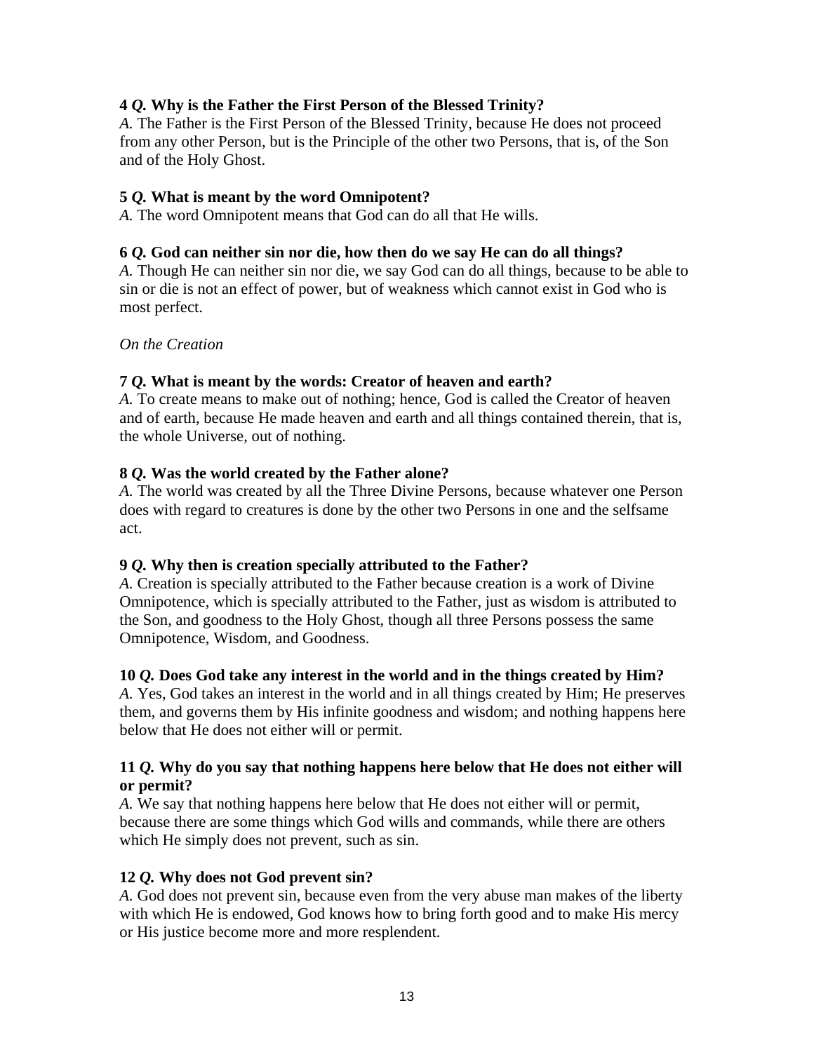**4 *Q.* Why is the Father the First Person of the Blessed Trinity?**
*A.* The Father is the First Person of the Blessed Trinity, because He does not proceed from any other Person, but is the Principle of the other two Persons, that is, of the Son and of the Holy Ghost.

**5 *Q.* What is meant by the word Omnipotent?**
*A.* The word Omnipotent means that God can do all that He wills.

**6 *Q.* God can neither sin nor die, how then do we say He can do all things?**
*A.* Though He can neither sin nor die, we say God can do all things, because to be able to sin or die is not an effect of power, but of weakness which cannot exist in God who is most perfect.

*On the Creation*

**7 *Q.* What is meant by the words: Creator of heaven and earth?**
*A.* To create means to make out of nothing; hence, God is called the Creator of heaven and of earth, because He made heaven and earth and all things contained therein, that is, the whole Universe, out of nothing.

**8 *Q.* Was the world created by the Father alone?**
*A.* The world was created by all the Three Divine Persons, because whatever one Person does with regard to creatures is done by the other two Persons in one and the selfsame act.

**9 *Q.* Why then is creation specially attributed to the Father?**
*A.* Creation is specially attributed to the Father because creation is a work of Divine Omnipotence, which is specially attributed to the Father, just as wisdom is attributed to the Son, and goodness to the Holy Ghost, though all three Persons possess the same Omnipotence, Wisdom, and Goodness.

**10 *Q.* Does God take any interest in the world and in the things created by Him?**
*A.* Yes, God takes an interest in the world and in all things created by Him; He preserves them, and governs them by His infinite goodness and wisdom; and nothing happens here below that He does not either will or permit.

**11 *Q.* Why do you say that nothing happens here below that He does not either will or permit?**
*A.* We say that nothing happens here below that He does not either will or permit, because there are some things which God wills and commands, while there are others which He simply does not prevent, such as sin.

**12 *Q.* Why does not God prevent sin?**
*A.* God does not prevent sin, because even from the very abuse man makes of the liberty with which He is endowed, God knows how to bring forth good and to make His mercy or His justice become more and more resplendent.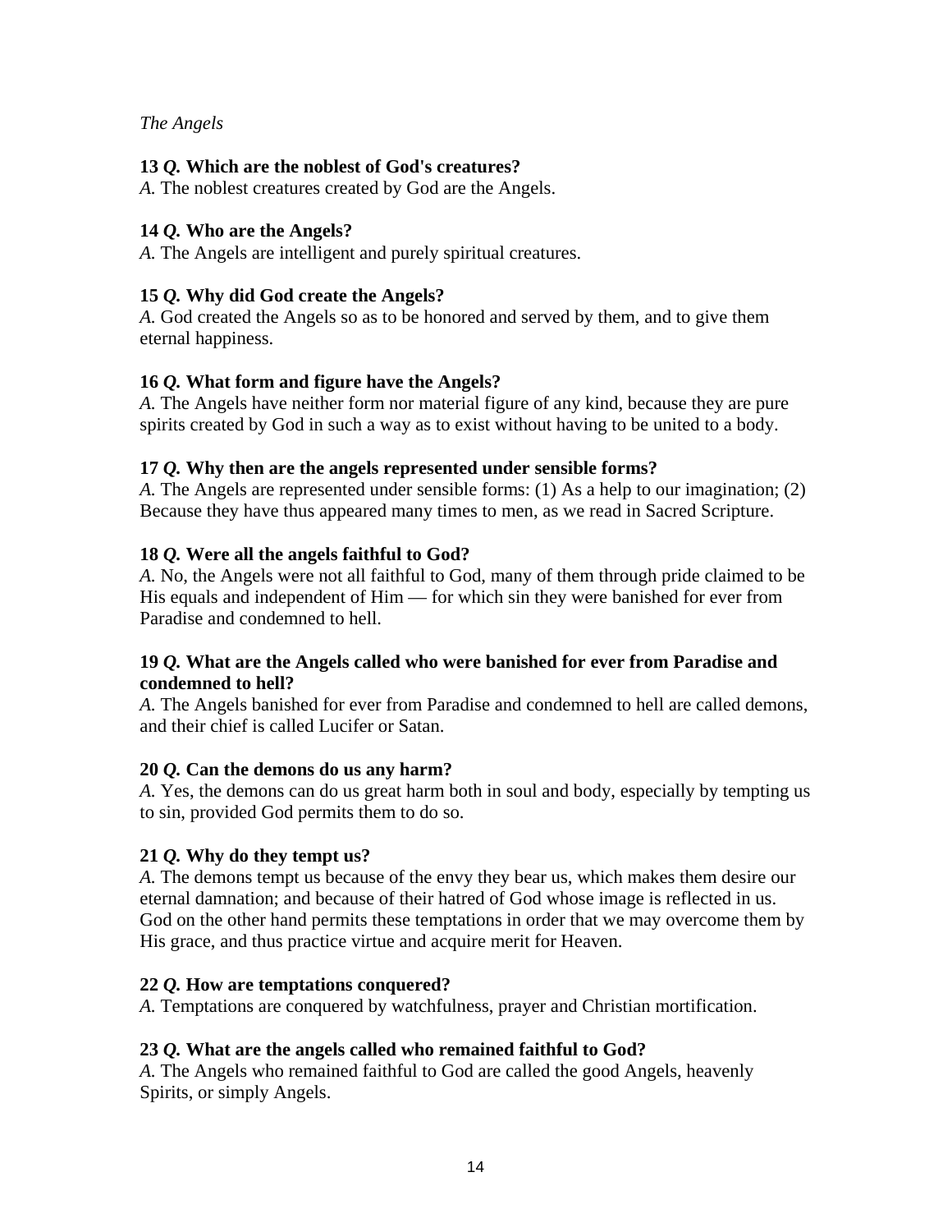*The Angels*

**13 *Q.* Which are the noblest of God's creatures?**
*A.* The noblest creatures created by God are the Angels.

**14 *Q.* Who are the Angels?**
*A.* The Angels are intelligent and purely spiritual creatures.

**15 *Q.* Why did God create the Angels?**
*A.* God created the Angels so as to be honored and served by them, and to give them eternal happiness.

**16 *Q.* What form and figure have the Angels?**
*A.* The Angels have neither form nor material figure of any kind, because they are pure spirits created by God in such a way as to exist without having to be united to a body.

**17 *Q.* Why then are the angels represented under sensible forms?**
*A.* The Angels are represented under sensible forms: (1) As a help to our imagination; (2) Because they have thus appeared many times to men, as we read in Sacred Scripture.

**18 *Q.* Were all the angels faithful to God?**
*A.* No, the Angels were not all faithful to God, many of them through pride claimed to be His equals and independent of Him — for which sin they were banished for ever from Paradise and condemned to hell.

**19 *Q.* What are the Angels called who were banished for ever from Paradise and condemned to hell?**
*A.* The Angels banished for ever from Paradise and condemned to hell are called demons, and their chief is called Lucifer or Satan.

**20 *Q.* Can the demons do us any harm?**
*A.* Yes, the demons can do us great harm both in soul and body, especially by tempting us to sin, provided God permits them to do so.

**21 *Q.* Why do they tempt us?**
*A.* The demons tempt us because of the envy they bear us, which makes them desire our eternal damnation; and because of their hatred of God whose image is reflected in us. God on the other hand permits these temptations in order that we may overcome them by His grace, and thus practice virtue and acquire merit for Heaven.

**22 *Q.* How are temptations conquered?**
*A.* Temptations are conquered by watchfulness, prayer and Christian mortification.

**23 *Q.* What are the angels called who remained faithful to God?**
*A.* The Angels who remained faithful to God are called the good Angels, heavenly Spirits, or simply Angels.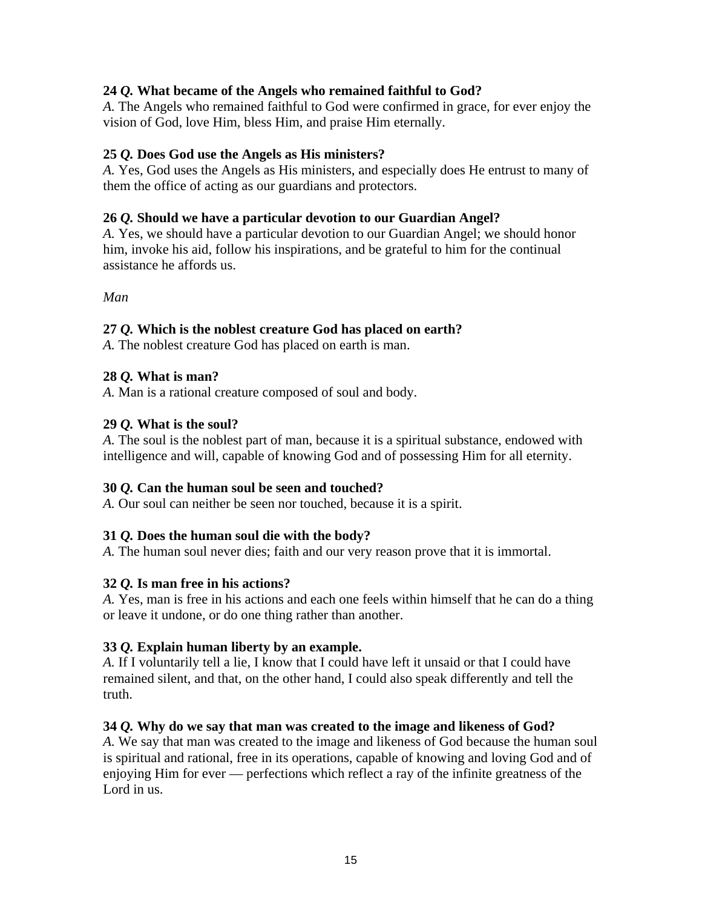**24 *Q.* What became of the Angels who remained faithful to God?**
*A.* The Angels who remained faithful to God were confirmed in grace, for ever enjoy the vision of God, love Him, bless Him, and praise Him eternally.

**25 *Q.* Does God use the Angels as His ministers?**
*A.* Yes, God uses the Angels as His ministers, and especially does He entrust to many of them the office of acting as our guardians and protectors.

**26 *Q.* Should we have a particular devotion to our Guardian Angel?**
*A.* Yes, we should have a particular devotion to our Guardian Angel; we should honor him, invoke his aid, follow his inspirations, and be grateful to him for the continual assistance he affords us.

*Man*

**27 *Q.* Which is the noblest creature God has placed on earth?**
*A.* The noblest creature God has placed on earth is man.

**28 *Q.* What is man?**
*A.* Man is a rational creature composed of soul and body.

**29 *Q.* What is the soul?**
*A.* The soul is the noblest part of man, because it is a spiritual substance, endowed with intelligence and will, capable of knowing God and of possessing Him for all eternity.

**30 *Q.* Can the human soul be seen and touched?**
*A.* Our soul can neither be seen nor touched, because it is a spirit.

**31 *Q.* Does the human soul die with the body?**
*A.* The human soul never dies; faith and our very reason prove that it is immortal.

**32 *Q.* Is man free in his actions?**
*A.* Yes, man is free in his actions and each one feels within himself that he can do a thing or leave it undone, or do one thing rather than another.

**33 *Q.* Explain human liberty by an example.**
*A.* If I voluntarily tell a lie, I know that I could have left it unsaid or that I could have remained silent, and that, on the other hand, I could also speak differently and tell the truth.

**34 *Q.* Why do we say that man was created to the image and likeness of God?**
*A.* We say that man was created to the image and likeness of God because the human soul is spiritual and rational, free in its operations, capable of knowing and loving God and of enjoying Him for ever — perfections which reflect a ray of the infinite greatness of the Lord in us.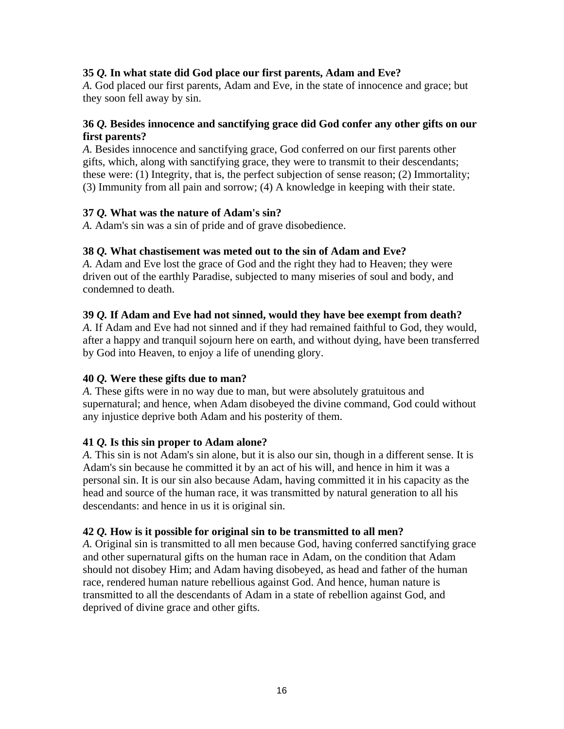**35** ***Q.*** **In what state did God place our first parents, Adam and Eve?**
*A.* God placed our first parents, Adam and Eve, in the state of innocence and grace; but they soon fell away by sin.

**36** ***Q.*** **Besides innocence and sanctifying grace did God confer any other gifts on our first parents?**
*A.* Besides innocence and sanctifying grace, God conferred on our first parents other gifts, which, along with sanctifying grace, they were to transmit to their descendants; these were: (1) Integrity, that is, the perfect subjection of sense reason; (2) Immortality; (3) Immunity from all pain and sorrow; (4) A knowledge in keeping with their state.

**37** ***Q.*** **What was the nature of Adam's sin?**
*A.* Adam's sin was a sin of pride and of grave disobedience.

**38** ***Q.*** **What chastisement was meted out to the sin of Adam and Eve?**
*A.* Adam and Eve lost the grace of God and the right they had to Heaven; they were driven out of the earthly Paradise, subjected to many miseries of soul and body, and condemned to death.

**39** ***Q.*** **If Adam and Eve had not sinned, would they have bee exempt from death?**
*A.* If Adam and Eve had not sinned and if they had remained faithful to God, they would, after a happy and tranquil sojourn here on earth, and without dying, have been transferred by God into Heaven, to enjoy a life of unending glory.

**40** ***Q.*** **Were these gifts due to man?**
*A.* These gifts were in no way due to man, but were absolutely gratuitous and supernatural; and hence, when Adam disobeyed the divine command, God could without any injustice deprive both Adam and his posterity of them.

**41** ***Q.*** **Is this sin proper to Adam alone?**
*A.* This sin is not Adam's sin alone, but it is also our sin, though in a different sense. It is Adam's sin because he committed it by an act of his will, and hence in him it was a personal sin. It is our sin also because Adam, having committed it in his capacity as the head and source of the human race, it was transmitted by natural generation to all his descendants: and hence in us it is original sin.

**42** ***Q.*** **How is it possible for original sin to be transmitted to all men?**
*A.* Original sin is transmitted to all men because God, having conferred sanctifying grace and other supernatural gifts on the human race in Adam, on the condition that Adam should not disobey Him; and Adam having disobeyed, as head and father of the human race, rendered human nature rebellious against God. And hence, human nature is transmitted to all the descendants of Adam in a state of rebellion against God, and deprived of divine grace and other gifts.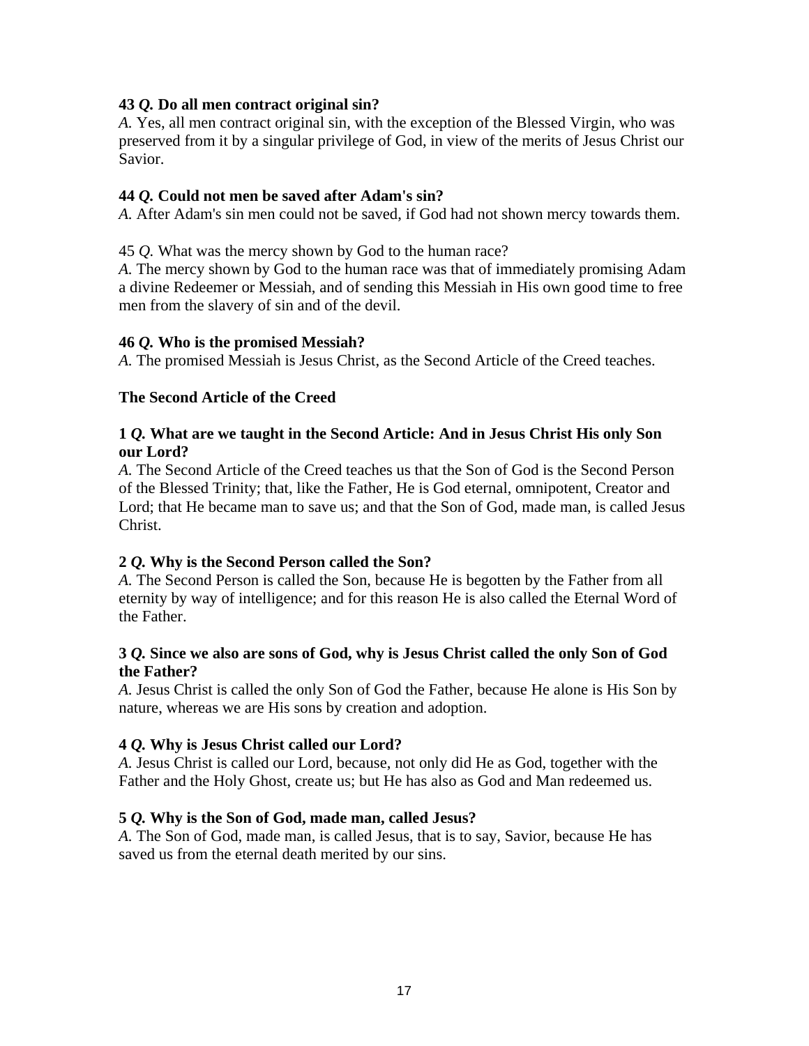**43 *Q.* Do all men contract original sin?**
*A.* Yes, all men contract original sin, with the exception of the Blessed Virgin, who was preserved from it by a singular privilege of God, in view of the merits of Jesus Christ our Savior.

**44 *Q.* Could not men be saved after Adam's sin?**
*A.* After Adam's sin men could not be saved, if God had not shown mercy towards them.

45 *Q.* What was the mercy shown by God to the human race?
*A.* The mercy shown by God to the human race was that of immediately promising Adam a divine Redeemer or Messiah, and of sending this Messiah in His own good time to free men from the slavery of sin and of the devil.

**46 *Q.* Who is the promised Messiah?**
*A.* The promised Messiah is Jesus Christ, as the Second Article of the Creed teaches.

### The Second Article of the Creed

**1 *Q.* What are we taught in the Second Article: And in Jesus Christ His only Son our Lord?**
*A.* The Second Article of the Creed teaches us that the Son of God is the Second Person of the Blessed Trinity; that, like the Father, He is God eternal, omnipotent, Creator and Lord; that He became man to save us; and that the Son of God, made man, is called Jesus Christ.

**2 *Q.* Why is the Second Person called the Son?**
*A.* The Second Person is called the Son, because He is begotten by the Father from all eternity by way of intelligence; and for this reason He is also called the Eternal Word of the Father.

**3 *Q.* Since we also are sons of God, why is Jesus Christ called the only Son of God the Father?**
*A.* Jesus Christ is called the only Son of God the Father, because He alone is His Son by nature, whereas we are His sons by creation and adoption.

**4 *Q.* Why is Jesus Christ called our Lord?**
*A.* Jesus Christ is called our Lord, because, not only did He as God, together with the Father and the Holy Ghost, create us; but He has also as God and Man redeemed us.

**5 *Q.* Why is the Son of God, made man, called Jesus?**
*A.* The Son of God, made man, is called Jesus, that is to say, Savior, because He has saved us from the eternal death merited by our sins.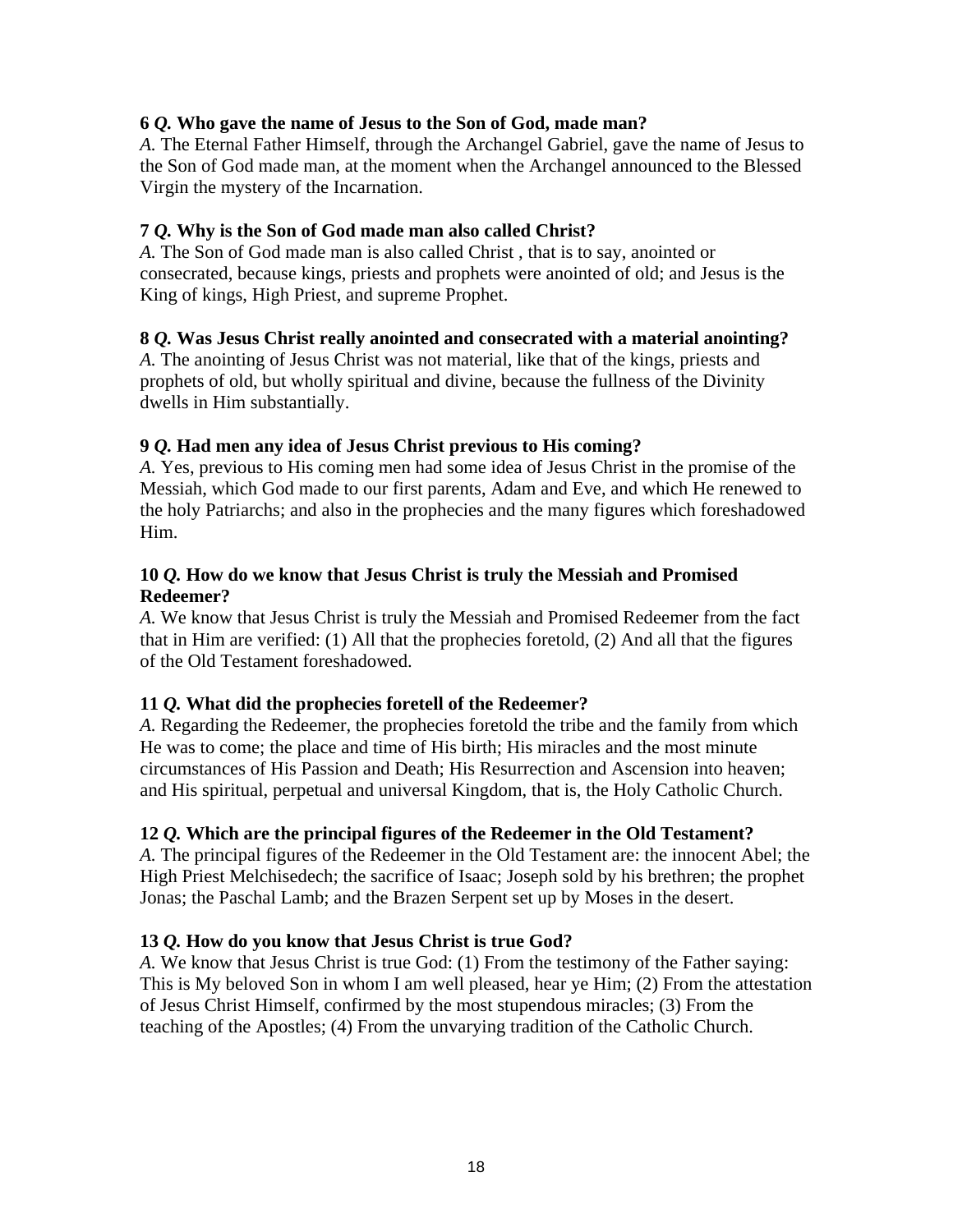**6 *Q.* Who gave the name of Jesus to the Son of God, made man?**
*A.* The Eternal Father Himself, through the Archangel Gabriel, gave the name of Jesus to the Son of God made man, at the moment when the Archangel announced to the Blessed Virgin the mystery of the Incarnation.

**7 *Q.* Why is the Son of God made man also called Christ?**
*A.* The Son of God made man is also called Christ , that is to say, anointed or consecrated, because kings, priests and prophets were anointed of old; and Jesus is the King of kings, High Priest, and supreme Prophet.

**8 *Q.* Was Jesus Christ really anointed and consecrated with a material anointing?**
*A.* The anointing of Jesus Christ was not material, like that of the kings, priests and prophets of old, but wholly spiritual and divine, because the fullness of the Divinity dwells in Him substantially.

**9 *Q.* Had men any idea of Jesus Christ previous to His coming?**
*A.* Yes, previous to His coming men had some idea of Jesus Christ in the promise of the Messiah, which God made to our first parents, Adam and Eve, and which He renewed to the holy Patriarchs; and also in the prophecies and the many figures which foreshadowed Him.

**10 *Q.* How do we know that Jesus Christ is truly the Messiah and Promised Redeemer?**
*A.* We know that Jesus Christ is truly the Messiah and Promised Redeemer from the fact that in Him are verified: (1) All that the prophecies foretold, (2) And all that the figures of the Old Testament foreshadowed.

**11 *Q.* What did the prophecies foretell of the Redeemer?**
*A.* Regarding the Redeemer, the prophecies foretold the tribe and the family from which He was to come; the place and time of His birth; His miracles and the most minute circumstances of His Passion and Death; His Resurrection and Ascension into heaven; and His spiritual, perpetual and universal Kingdom, that is, the Holy Catholic Church.

**12 *Q.* Which are the principal figures of the Redeemer in the Old Testament?**
*A.* The principal figures of the Redeemer in the Old Testament are: the innocent Abel; the High Priest Melchisedech; the sacrifice of Isaac; Joseph sold by his brethren; the prophet Jonas; the Paschal Lamb; and the Brazen Serpent set up by Moses in the desert.

**13 *Q.* How do you know that Jesus Christ is true God?**
*A.* We know that Jesus Christ is true God: (1) From the testimony of the Father saying: This is My beloved Son in whom I am well pleased, hear ye Him; (2) From the attestation of Jesus Christ Himself, confirmed by the most stupendous miracles; (3) From the teaching of the Apostles; (4) From the unvarying tradition of the Catholic Church.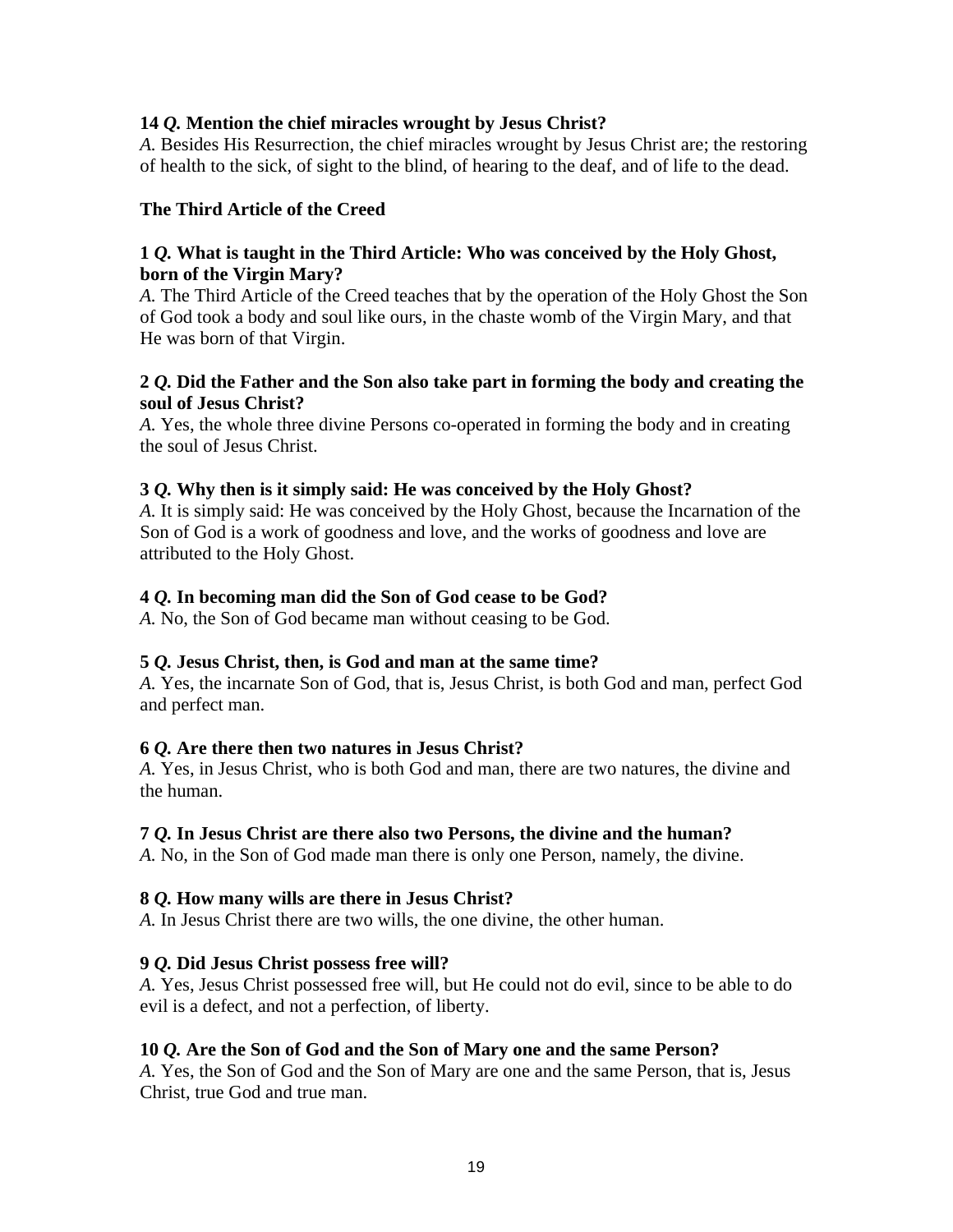**14** ***Q.*** **Mention the chief miracles wrought by Jesus Christ?**
*A.* Besides His Resurrection, the chief miracles wrought by Jesus Christ are; the restoring of health to the sick, of sight to the blind, of hearing to the deaf, and of life to the dead.

**The Third Article of the Creed**

**1** ***Q.*** **What is taught in the Third Article: Who was conceived by the Holy Ghost, born of the Virgin Mary?**
*A.* The Third Article of the Creed teaches that by the operation of the Holy Ghost the Son of God took a body and soul like ours, in the chaste womb of the Virgin Mary, and that He was born of that Virgin.

**2** ***Q.*** **Did the Father and the Son also take part in forming the body and creating the soul of Jesus Christ?**
*A.* Yes, the whole three divine Persons co-operated in forming the body and in creating the soul of Jesus Christ.

**3** ***Q.*** **Why then is it simply said: He was conceived by the Holy Ghost?**
*A.* It is simply said: He was conceived by the Holy Ghost, because the Incarnation of the Son of God is a work of goodness and love, and the works of goodness and love are attributed to the Holy Ghost.

**4** ***Q.*** **In becoming man did the Son of God cease to be God?**
*A.* No, the Son of God became man without ceasing to be God.

**5** ***Q.*** **Jesus Christ, then, is God and man at the same time?**
*A.* Yes, the incarnate Son of God, that is, Jesus Christ, is both God and man, perfect God and perfect man.

**6** ***Q.*** **Are there then two natures in Jesus Christ?**
*A.* Yes, in Jesus Christ, who is both God and man, there are two natures, the divine and the human.

**7** ***Q.*** **In Jesus Christ are there also two Persons, the divine and the human?**
*A.* No, in the Son of God made man there is only one Person, namely, the divine.

**8** ***Q.*** **How many wills are there in Jesus Christ?**
*A.* In Jesus Christ there are two wills, the one divine, the other human.

**9** ***Q.*** **Did Jesus Christ possess free will?**
*A.* Yes, Jesus Christ possessed free will, but He could not do evil, since to be able to do evil is a defect, and not a perfection, of liberty.

**10** ***Q.*** **Are the Son of God and the Son of Mary one and the same Person?**
*A.* Yes, the Son of God and the Son of Mary are one and the same Person, that is, Jesus Christ, true God and true man.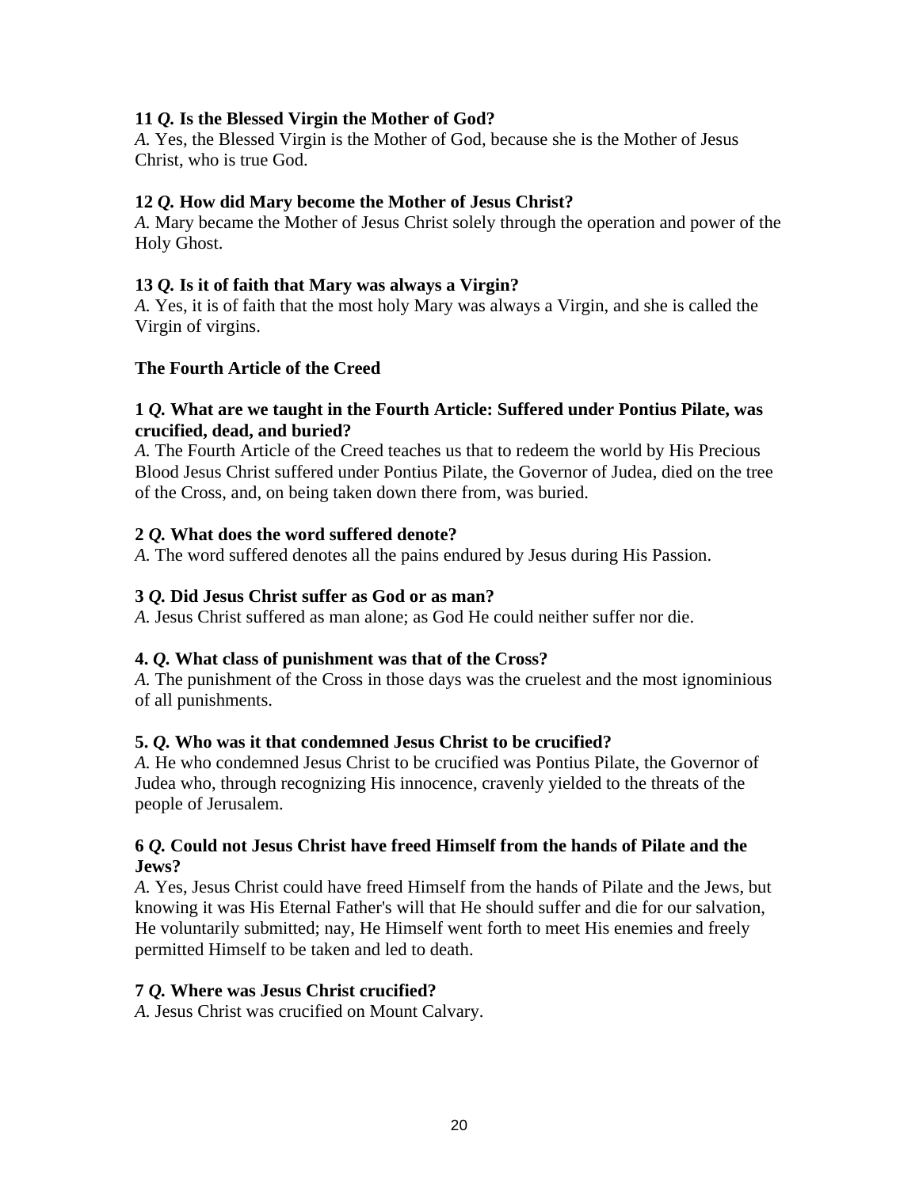**11 *Q.* Is the Blessed Virgin the Mother of God?**
*A.* Yes, the Blessed Virgin is the Mother of God, because she is the Mother of Jesus Christ, who is true God.

**12 *Q.* How did Mary become the Mother of Jesus Christ?**
*A.* Mary became the Mother of Jesus Christ solely through the operation and power of the Holy Ghost.

**13 *Q.* Is it of faith that Mary was always a Virgin?**
*A.* Yes, it is of faith that the most holy Mary was always a Virgin, and she is called the Virgin of virgins.

## The Fourth Article of the Creed

**1 *Q.* What are we taught in the Fourth Article: Suffered under Pontius Pilate, was crucified, dead, and buried?**
*A.* The Fourth Article of the Creed teaches us that to redeem the world by His Precious Blood Jesus Christ suffered under Pontius Pilate, the Governor of Judea, died on the tree of the Cross, and, on being taken down there from, was buried.

**2 *Q.* What does the word suffered denote?**
*A.* The word suffered denotes all the pains endured by Jesus during His Passion.

**3 *Q.* Did Jesus Christ suffer as God or as man?**
*A.* Jesus Christ suffered as man alone; as God He could neither suffer nor die.

**4. *Q.* What class of punishment was that of the Cross?**
*A.* The punishment of the Cross in those days was the cruelest and the most ignominious of all punishments.

**5. *Q.* Who was it that condemned Jesus Christ to be crucified?**
*A.* He who condemned Jesus Christ to be crucified was Pontius Pilate, the Governor of Judea who, through recognizing His innocence, cravenly yielded to the threats of the people of Jerusalem.

**6 *Q.* Could not Jesus Christ have freed Himself from the hands of Pilate and the Jews?**
*A.* Yes, Jesus Christ could have freed Himself from the hands of Pilate and the Jews, but knowing it was His Eternal Father's will that He should suffer and die for our salvation, He voluntarily submitted; nay, He Himself went forth to meet His enemies and freely permitted Himself to be taken and led to death.

**7 *Q.* Where was Jesus Christ crucified?**
*A.* Jesus Christ was crucified on Mount Calvary.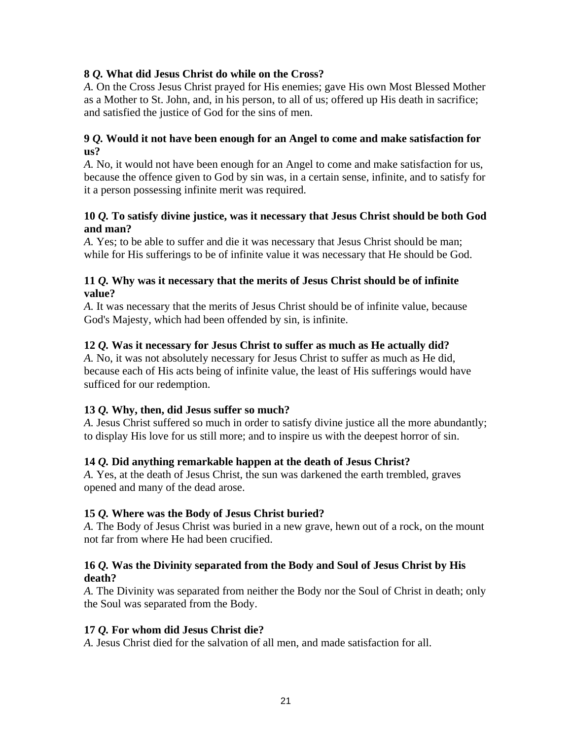**8 *Q.* What did Jesus Christ do while on the Cross?**
*A.* On the Cross Jesus Christ prayed for His enemies; gave His own Most Blessed Mother as a Mother to St. John, and, in his person, to all of us; offered up His death in sacrifice; and satisfied the justice of God for the sins of men.

**9 *Q.* Would it not have been enough for an Angel to come and make satisfaction for us?**
*A.* No, it would not have been enough for an Angel to come and make satisfaction for us, because the offence given to God by sin was, in a certain sense, infinite, and to satisfy for it a person possessing infinite merit was required.

**10 *Q.* To satisfy divine justice, was it necessary that Jesus Christ should be both God and man?**
*A.* Yes; to be able to suffer and die it was necessary that Jesus Christ should be man; while for His sufferings to be of infinite value it was necessary that He should be God.

**11 *Q.* Why was it necessary that the merits of Jesus Christ should be of infinite value?**
*A.* It was necessary that the merits of Jesus Christ should be of infinite value, because God's Majesty, which had been offended by sin, is infinite.

**12 *Q.* Was it necessary for Jesus Christ to suffer as much as He actually did?**
*A.* No, it was not absolutely necessary for Jesus Christ to suffer as much as He did, because each of His acts being of infinite value, the least of His sufferings would have sufficed for our redemption.

**13 *Q.* Why, then, did Jesus suffer so much?**
*A.* Jesus Christ suffered so much in order to satisfy divine justice all the more abundantly; to display His love for us still more; and to inspire us with the deepest horror of sin.

**14 *Q.* Did anything remarkable happen at the death of Jesus Christ?**
*A.* Yes, at the death of Jesus Christ, the sun was darkened the earth trembled, graves opened and many of the dead arose.

**15 *Q.* Where was the Body of Jesus Christ buried?**
*A.* The Body of Jesus Christ was buried in a new grave, hewn out of a rock, on the mount not far from where He had been crucified.

**16 *Q.* Was the Divinity separated from the Body and Soul of Jesus Christ by His death?**
*A.* The Divinity was separated from neither the Body nor the Soul of Christ in death; only the Soul was separated from the Body.

**17 *Q.* For whom did Jesus Christ die?**
*A.* Jesus Christ died for the salvation of all men, and made satisfaction for all.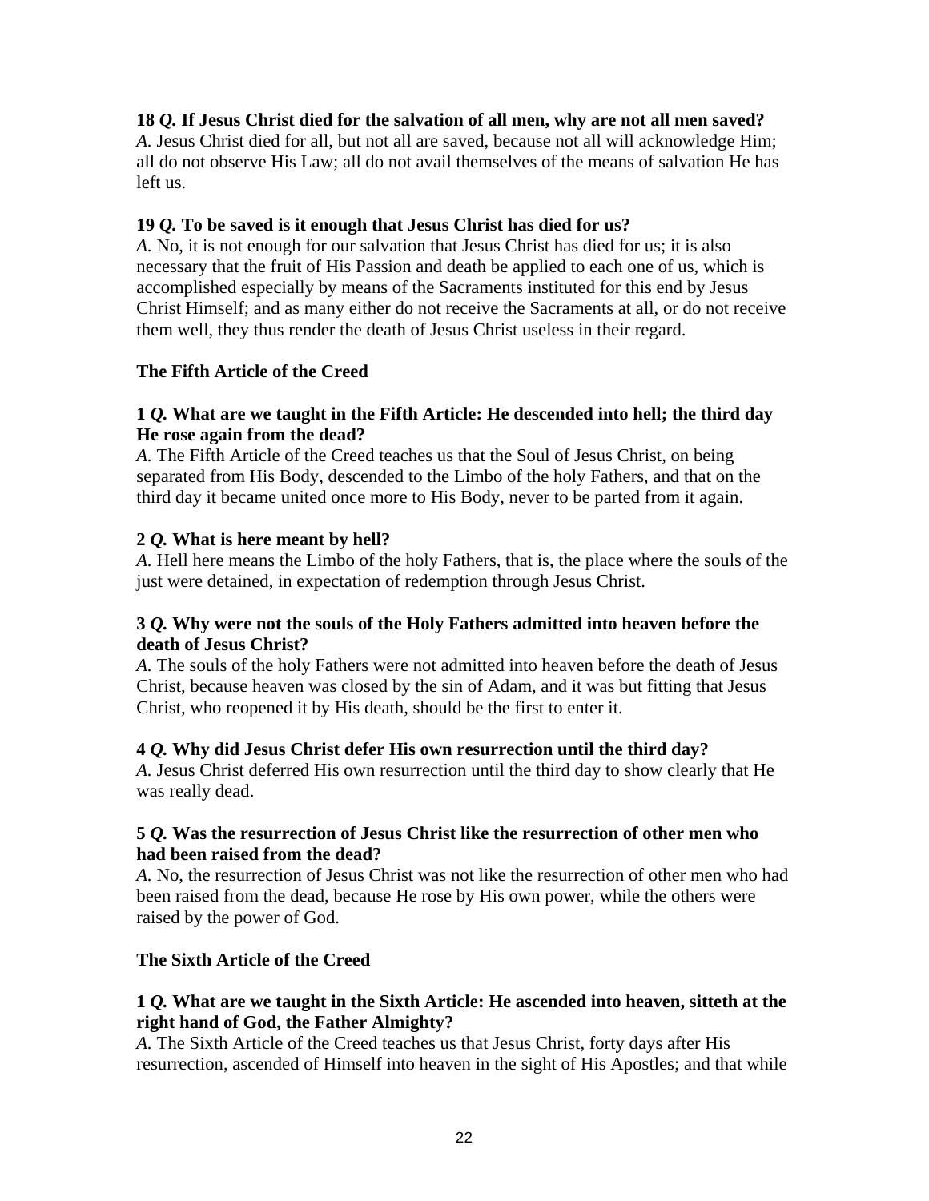**18 *Q.* If Jesus Christ died for the salvation of all men, why are not all men saved?**
*A.* Jesus Christ died for all, but not all are saved, because not all will acknowledge Him; all do not observe His Law; all do not avail themselves of the means of salvation He has left us.

**19 *Q.* To be saved is it enough that Jesus Christ has died for us?**
*A.* No, it is not enough for our salvation that Jesus Christ has died for us; it is also necessary that the fruit of His Passion and death be applied to each one of us, which is accomplished especially by means of the Sacraments instituted for this end by Jesus Christ Himself; and as many either do not receive the Sacraments at all, or do not receive them well, they thus render the death of Jesus Christ useless in their regard.

### The Fifth Article of the Creed

**1 *Q.* What are we taught in the Fifth Article: He descended into hell; the third day He rose again from the dead?**
*A.* The Fifth Article of the Creed teaches us that the Soul of Jesus Christ, on being separated from His Body, descended to the Limbo of the holy Fathers, and that on the third day it became united once more to His Body, never to be parted from it again.

**2 *Q.* What is here meant by hell?**
*A.* Hell here means the Limbo of the holy Fathers, that is, the place where the souls of the just were detained, in expectation of redemption through Jesus Christ.

**3 *Q.* Why were not the souls of the Holy Fathers admitted into heaven before the death of Jesus Christ?**
*A.* The souls of the holy Fathers were not admitted into heaven before the death of Jesus Christ, because heaven was closed by the sin of Adam, and it was but fitting that Jesus Christ, who reopened it by His death, should be the first to enter it.

**4 *Q.* Why did Jesus Christ defer His own resurrection until the third day?**
*A.* Jesus Christ deferred His own resurrection until the third day to show clearly that He was really dead.

**5 *Q.* Was the resurrection of Jesus Christ like the resurrection of other men who had been raised from the dead?**
*A.* No, the resurrection of Jesus Christ was not like the resurrection of other men who had been raised from the dead, because He rose by His own power, while the others were raised by the power of God.

### The Sixth Article of the Creed

**1 *Q.* What are we taught in the Sixth Article: He ascended into heaven, sitteth at the right hand of God, the Father Almighty?**
*A.* The Sixth Article of the Creed teaches us that Jesus Christ, forty days after His resurrection, ascended of Himself into heaven in the sight of His Apostles; and that while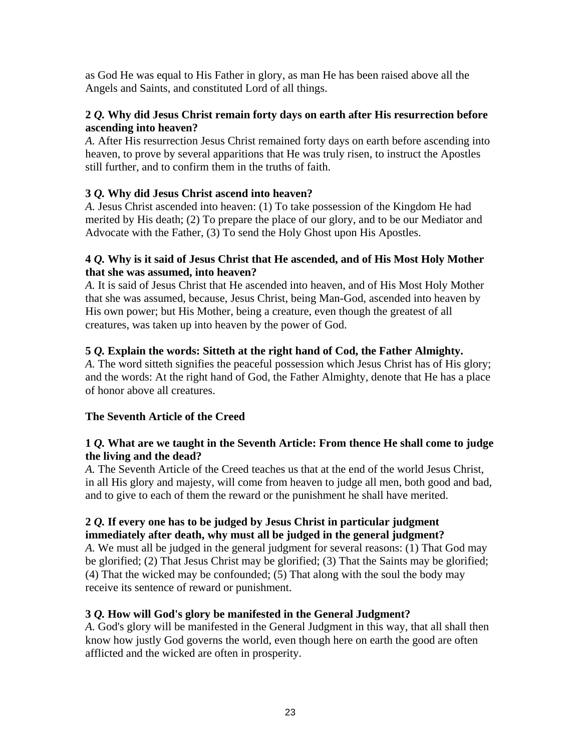as God He was equal to His Father in glory, as man He has been raised above all the Angels and Saints, and constituted Lord of all things.

**2 *Q.* Why did Jesus Christ remain forty days on earth after His resurrection before ascending into heaven?**
*A.* After His resurrection Jesus Christ remained forty days on earth before ascending into heaven, to prove by several apparitions that He was truly risen, to instruct the Apostles still further, and to confirm them in the truths of faith.

**3 *Q.* Why did Jesus Christ ascend into heaven?**
*A.* Jesus Christ ascended into heaven: (1) To take possession of the Kingdom He had merited by His death; (2) To prepare the place of our glory, and to be our Mediator and Advocate with the Father, (3) To send the Holy Ghost upon His Apostles.

**4 *Q.* Why is it said of Jesus Christ that He ascended, and of His Most Holy Mother that she was assumed, into heaven?**
*A.* It is said of Jesus Christ that He ascended into heaven, and of His Most Holy Mother that she was assumed, because, Jesus Christ, being Man-God, ascended into heaven by His own power; but His Mother, being a creature, even though the greatest of all creatures, was taken up into heaven by the power of God.

**5 *Q.* Explain the words: Sitteth at the right hand of Cod, the Father Almighty.**
*A.* The word sitteth signifies the peaceful possession which Jesus Christ has of His glory; and the words: At the right hand of God, the Father Almighty, denote that He has a place of honor above all creatures.

### The Seventh Article of the Creed

**1 *Q.* What are we taught in the Seventh Article: From thence He shall come to judge the living and the dead?**
*A.* The Seventh Article of the Creed teaches us that at the end of the world Jesus Christ, in all His glory and majesty, will come from heaven to judge all men, both good and bad, and to give to each of them the reward or the punishment he shall have merited.

**2 *Q.* If every one has to be judged by Jesus Christ in particular judgment immediately after death, why must all be judged in the general judgment?**
*A.* We must all be judged in the general judgment for several reasons: (1) That God may be glorified; (2) That Jesus Christ may be glorified; (3) That the Saints may be glorified; (4) That the wicked may be confounded; (5) That along with the soul the body may receive its sentence of reward or punishment.

**3 *Q.* How will God's glory be manifested in the General Judgment?**
*A.* God's glory will be manifested in the General Judgment in this way, that all shall then know how justly God governs the world, even though here on earth the good are often afflicted and the wicked are often in prosperity.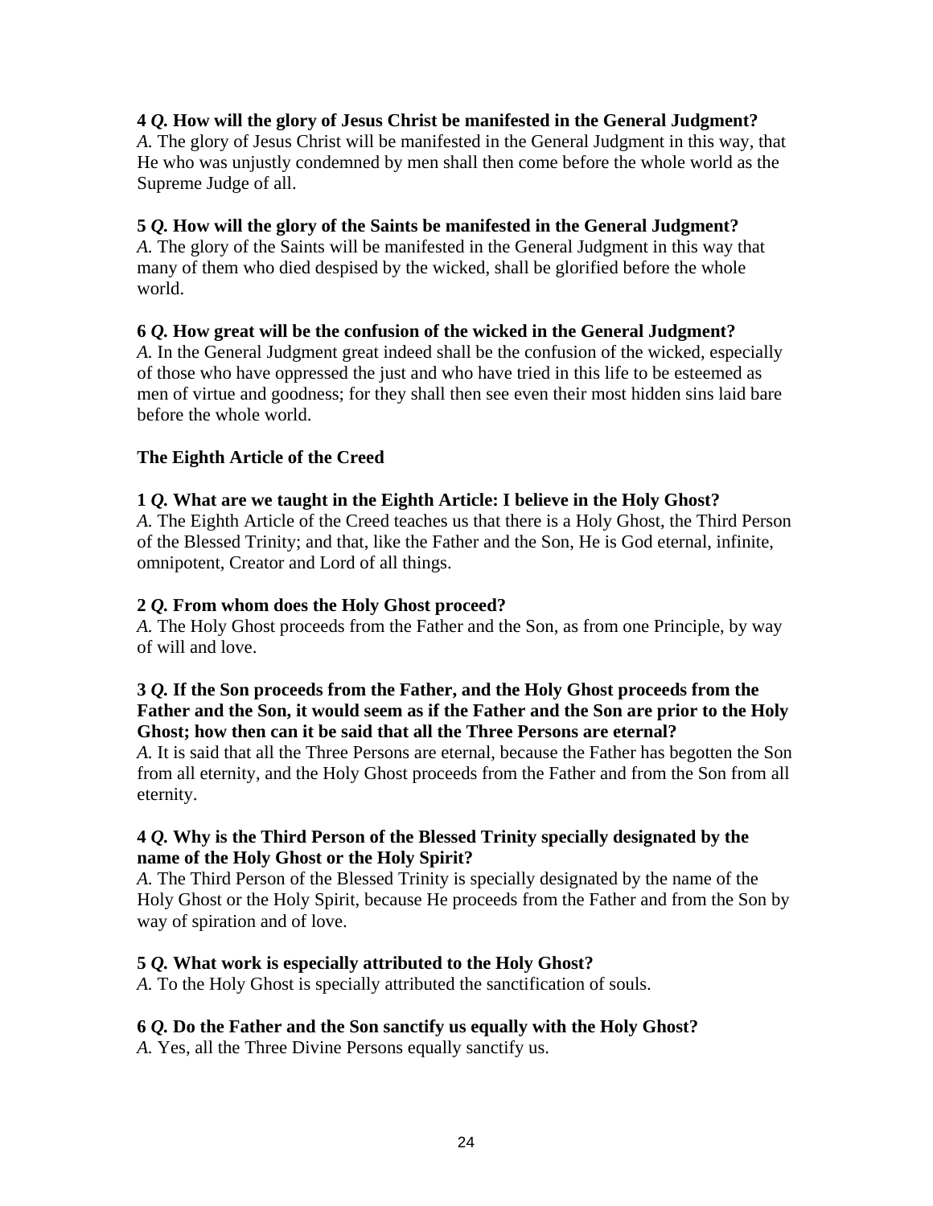**4** ***Q.*** **How will the glory of Jesus Christ be manifested in the General Judgment?**
*A.* The glory of Jesus Christ will be manifested in the General Judgment in this way, that He who was unjustly condemned by men shall then come before the whole world as the Supreme Judge of all.

**5** ***Q.*** **How will the glory of the Saints be manifested in the General Judgment?**
*A.* The glory of the Saints will be manifested in the General Judgment in this way that many of them who died despised by the wicked, shall be glorified before the whole world.

**6** ***Q.*** **How great will be the confusion of the wicked in the General Judgment?**
*A.* In the General Judgment great indeed shall be the confusion of the wicked, especially of those who have oppressed the just and who have tried in this life to be esteemed as men of virtue and goodness; for they shall then see even their most hidden sins laid bare before the whole world.

## The Eighth Article of the Creed

**1** ***Q.*** **What are we taught in the Eighth Article: I believe in the Holy Ghost?**
*A.* The Eighth Article of the Creed teaches us that there is a Holy Ghost, the Third Person of the Blessed Trinity; and that, like the Father and the Son, He is God eternal, infinite, omnipotent, Creator and Lord of all things.

**2** ***Q.*** **From whom does the Holy Ghost proceed?**
*A.* The Holy Ghost proceeds from the Father and the Son, as from one Principle, by way of will and love.

**3** ***Q.*** **If the Son proceeds from the Father, and the Holy Ghost proceeds from the Father and the Son, it would seem as if the Father and the Son are prior to the Holy Ghost; how then can it be said that all the Three Persons are eternal?**
*A.* It is said that all the Three Persons are eternal, because the Father has begotten the Son from all eternity, and the Holy Ghost proceeds from the Father and from the Son from all eternity.

**4** ***Q.*** **Why is the Third Person of the Blessed Trinity specially designated by the name of the Holy Ghost or the Holy Spirit?**
*A.* The Third Person of the Blessed Trinity is specially designated by the name of the Holy Ghost or the Holy Spirit, because He proceeds from the Father and from the Son by way of spiration and of love.

**5** ***Q.*** **What work is especially attributed to the Holy Ghost?**
*A.* To the Holy Ghost is specially attributed the sanctification of souls.

**6** ***Q.*** **Do the Father and the Son sanctify us equally with the Holy Ghost?**
*A.* Yes, all the Three Divine Persons equally sanctify us.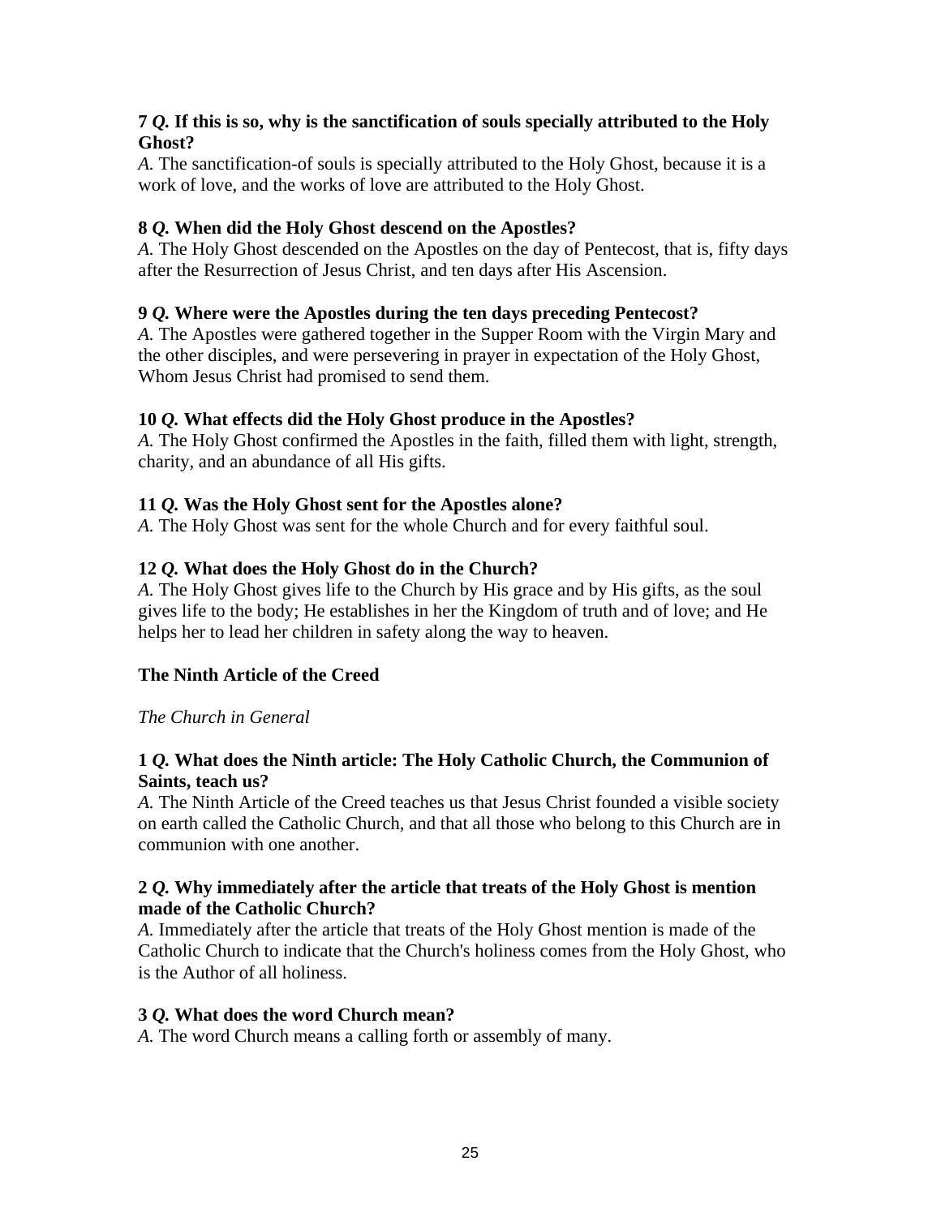**7** ***Q.*** **If this is so, why is the sanctification of souls specially attributed to the Holy Ghost?**
*A.* The sanctification-of souls is specially attributed to the Holy Ghost, because it is a work of love, and the works of love are attributed to the Holy Ghost.

**8** ***Q.*** **When did the Holy Ghost descend on the Apostles?**
*A.* The Holy Ghost descended on the Apostles on the day of Pentecost, that is, fifty days after the Resurrection of Jesus Christ, and ten days after His Ascension.

**9** ***Q.*** **Where were the Apostles during the ten days preceding Pentecost?**
*A.* The Apostles were gathered together in the Supper Room with the Virgin Mary and the other disciples, and were persevering in prayer in expectation of the Holy Ghost, Whom Jesus Christ had promised to send them.

**10** ***Q.*** **What effects did the Holy Ghost produce in the Apostles?**
*A.* The Holy Ghost confirmed the Apostles in the faith, filled them with light, strength, charity, and an abundance of all His gifts.

**11** ***Q.*** **Was the Holy Ghost sent for the Apostles alone?**
*A.* The Holy Ghost was sent for the whole Church and for every faithful soul.

**12** ***Q.*** **What does the Holy Ghost do in the Church?**
*A.* The Holy Ghost gives life to the Church by His grace and by His gifts, as the soul gives life to the body; He establishes in her the Kingdom of truth and of love; and He helps her to lead her children in safety along the way to heaven.

## The Ninth Article of the Creed

*The Church in General*

**1** ***Q.*** **What does the Ninth article: The Holy Catholic Church, the Communion of Saints, teach us?**
*A.* The Ninth Article of the Creed teaches us that Jesus Christ founded a visible society on earth called the Catholic Church, and that all those who belong to this Church are in communion with one another.

**2** ***Q.*** **Why immediately after the article that treats of the Holy Ghost is mention made of the Catholic Church?**
*A.* Immediately after the article that treats of the Holy Ghost mention is made of the Catholic Church to indicate that the Church's holiness comes from the Holy Ghost, who is the Author of all holiness.

**3** ***Q.*** **What does the word Church mean?**
*A.* The word Church means a calling forth or assembly of many.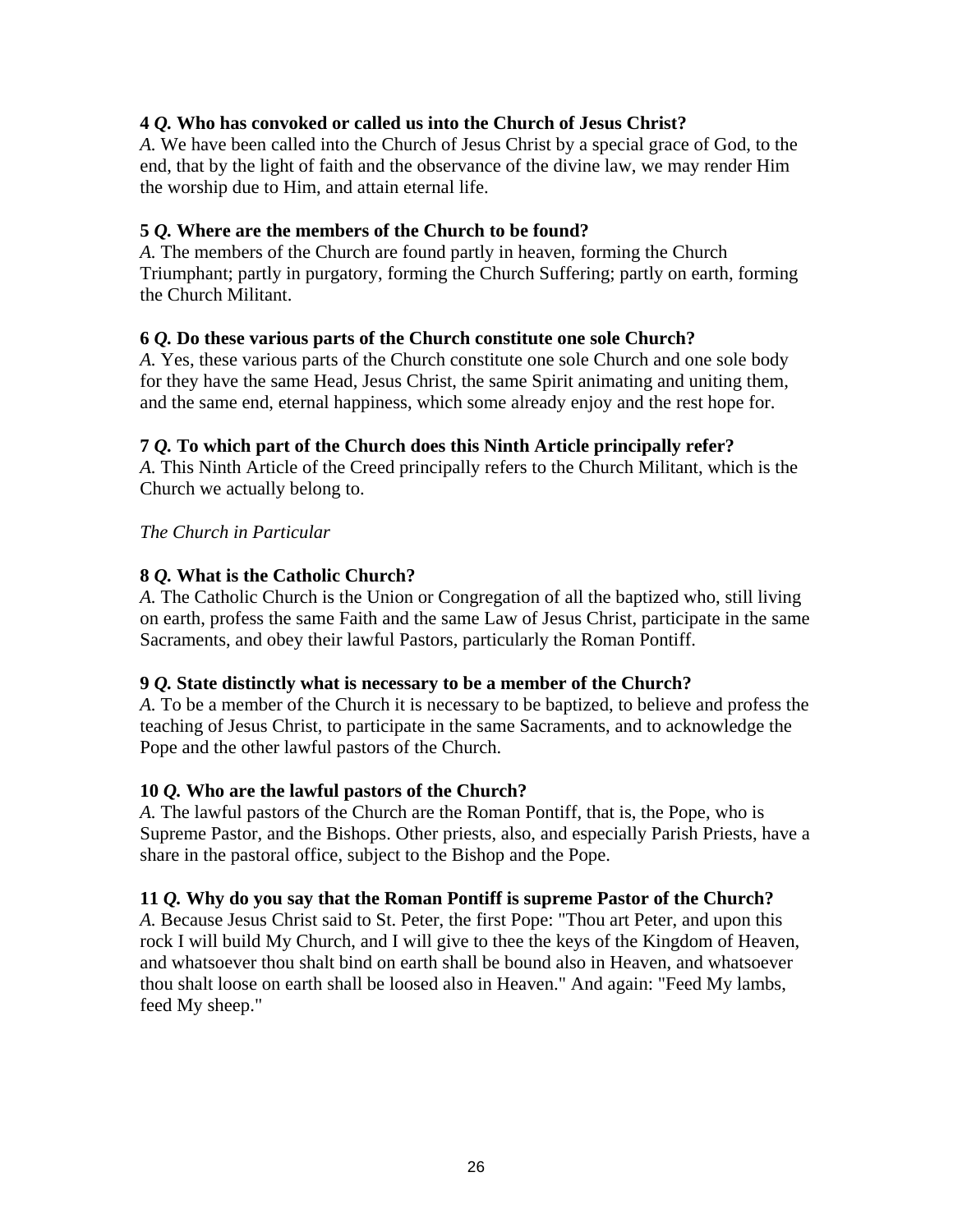**4** ***Q.*** **Who has convoked or called us into the Church of Jesus Christ?**
*A.* We have been called into the Church of Jesus Christ by a special grace of God, to the end, that by the light of faith and the observance of the divine law, we may render Him the worship due to Him, and attain eternal life.

**5** ***Q.*** **Where are the members of the Church to be found?**
*A.* The members of the Church are found partly in heaven, forming the Church Triumphant; partly in purgatory, forming the Church Suffering; partly on earth, forming the Church Militant.

**6** ***Q.*** **Do these various parts of the Church constitute one sole Church?**
*A.* Yes, these various parts of the Church constitute one sole Church and one sole body for they have the same Head, Jesus Christ, the same Spirit animating and uniting them, and the same end, eternal happiness, which some already enjoy and the rest hope for.

**7** ***Q.*** **To which part of the Church does this Ninth Article principally refer?**
*A.* This Ninth Article of the Creed principally refers to the Church Militant, which is the Church we actually belong to.

*The Church in Particular*

**8** ***Q.*** **What is the Catholic Church?**
*A.* The Catholic Church is the Union or Congregation of all the baptized who, still living on earth, profess the same Faith and the same Law of Jesus Christ, participate in the same Sacraments, and obey their lawful Pastors, particularly the Roman Pontiff.

**9** ***Q.*** **State distinctly what is necessary to be a member of the Church?**
*A.* To be a member of the Church it is necessary to be baptized, to believe and profess the teaching of Jesus Christ, to participate in the same Sacraments, and to acknowledge the Pope and the other lawful pastors of the Church.

**10** ***Q.*** **Who are the lawful pastors of the Church?**
*A.* The lawful pastors of the Church are the Roman Pontiff, that is, the Pope, who is Supreme Pastor, and the Bishops. Other priests, also, and especially Parish Priests, have a share in the pastoral office, subject to the Bishop and the Pope.

**11** ***Q.*** **Why do you say that the Roman Pontiff is supreme Pastor of the Church?**
*A.* Because Jesus Christ said to St. Peter, the first Pope: "Thou art Peter, and upon this rock I will build My Church, and I will give to thee the keys of the Kingdom of Heaven, and whatsoever thou shalt bind on earth shall be bound also in Heaven, and whatsoever thou shalt loose on earth shall be loosed also in Heaven." And again: "Feed My lambs, feed My sheep."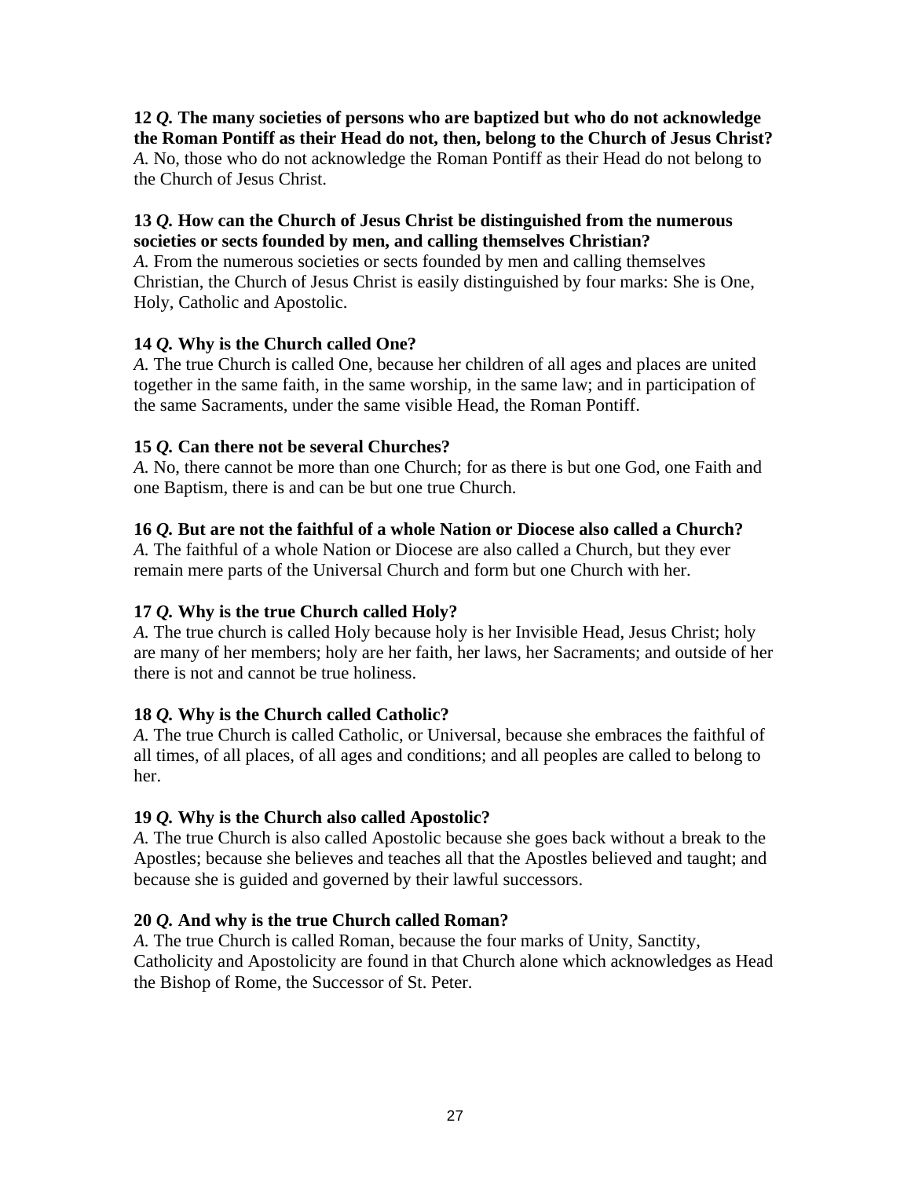**12** ***Q.*** **The many societies of persons who are baptized but who do not acknowledge the Roman Pontiff as their Head do not, then, belong to the Church of Jesus Christ?**
*A.* No, those who do not acknowledge the Roman Pontiff as their Head do not belong to the Church of Jesus Christ.

**13** ***Q.*** **How can the Church of Jesus Christ be distinguished from the numerous societies or sects founded by men, and calling themselves Christian?**
*A.* From the numerous societies or sects founded by men and calling themselves Christian, the Church of Jesus Christ is easily distinguished by four marks: She is One, Holy, Catholic and Apostolic.

**14** ***Q.*** **Why is the Church called One?**
*A.* The true Church is called One, because her children of all ages and places are united together in the same faith, in the same worship, in the same law; and in participation of the same Sacraments, under the same visible Head, the Roman Pontiff.

**15** ***Q.*** **Can there not be several Churches?**
*A.* No, there cannot be more than one Church; for as there is but one God, one Faith and one Baptism, there is and can be but one true Church.

**16** ***Q.*** **But are not the faithful of a whole Nation or Diocese also called a Church?**
*A.* The faithful of a whole Nation or Diocese are also called a Church, but they ever remain mere parts of the Universal Church and form but one Church with her.

**17** ***Q.*** **Why is the true Church called Holy?**
*A.* The true church is called Holy because holy is her Invisible Head, Jesus Christ; holy are many of her members; holy are her faith, her laws, her Sacraments; and outside of her there is not and cannot be true holiness.

**18** ***Q.*** **Why is the Church called Catholic?**
*A.* The true Church is called Catholic, or Universal, because she embraces the faithful of all times, of all places, of all ages and conditions; and all peoples are called to belong to her.

**19** ***Q.*** **Why is the Church also called Apostolic?**
*A.* The true Church is also called Apostolic because she goes back without a break to the Apostles; because she believes and teaches all that the Apostles believed and taught; and because she is guided and governed by their lawful successors.

**20** ***Q.*** **And why is the true Church called Roman?**
*A.* The true Church is called Roman, because the four marks of Unity, Sanctity, Catholicity and Apostolicity are found in that Church alone which acknowledges as Head the Bishop of Rome, the Successor of St. Peter.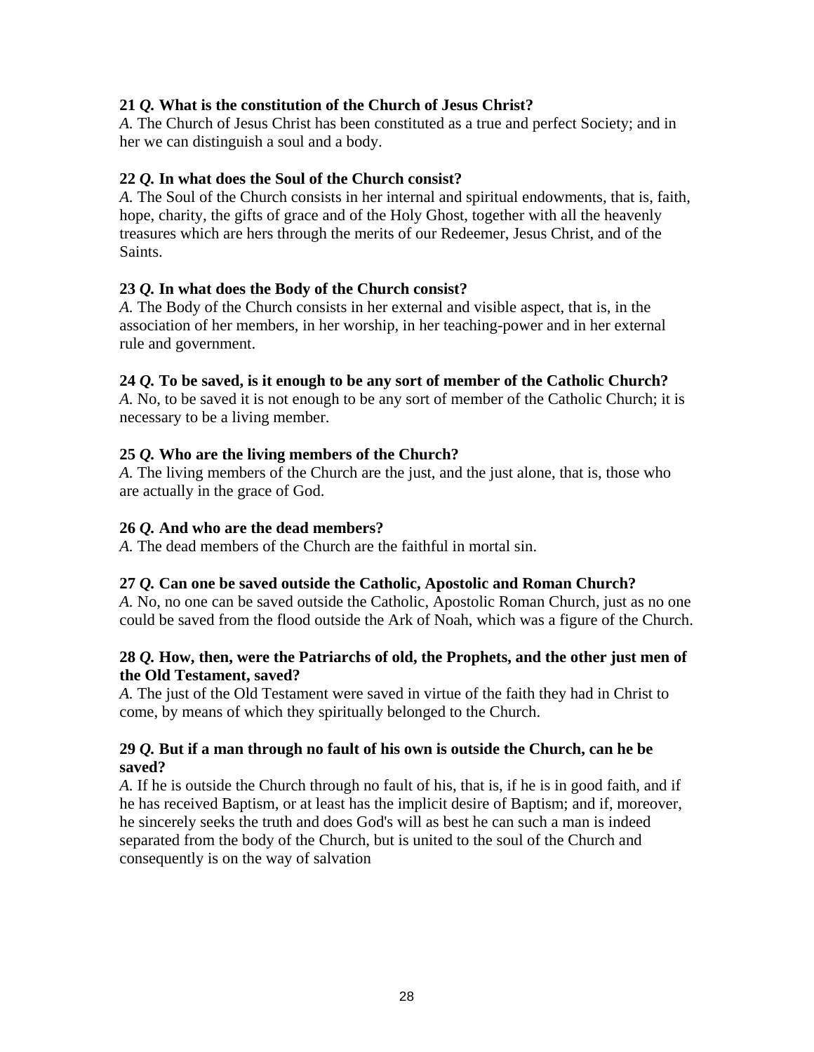**21** ***Q.*** **What is the constitution of the Church of Jesus Christ?**
*A.* The Church of Jesus Christ has been constituted as a true and perfect Society; and in her we can distinguish a soul and a body.

**22** ***Q.*** **In what does the Soul of the Church consist?**
*A.* The Soul of the Church consists in her internal and spiritual endowments, that is, faith, hope, charity, the gifts of grace and of the Holy Ghost, together with all the heavenly treasures which are hers through the merits of our Redeemer, Jesus Christ, and of the Saints.

**23** ***Q.*** **In what does the Body of the Church consist?**
*A.* The Body of the Church consists in her external and visible aspect, that is, in the association of her members, in her worship, in her teaching-power and in her external rule and government.

**24** ***Q.*** **To be saved, is it enough to be any sort of member of the Catholic Church?**
*A.* No, to be saved it is not enough to be any sort of member of the Catholic Church; it is necessary to be a living member.

**25** ***Q.*** **Who are the living members of the Church?**
*A.* The living members of the Church are the just, and the just alone, that is, those who are actually in the grace of God.

**26** ***Q.*** **And who are the dead members?**
*A.* The dead members of the Church are the faithful in mortal sin.

**27** ***Q.*** **Can one be saved outside the Catholic, Apostolic and Roman Church?**
*A.* No, no one can be saved outside the Catholic, Apostolic Roman Church, just as no one could be saved from the flood outside the Ark of Noah, which was a figure of the Church.

**28** ***Q.*** **How, then, were the Patriarchs of old, the Prophets, and the other just men of the Old Testament, saved?**
*A.* The just of the Old Testament were saved in virtue of the faith they had in Christ to come, by means of which they spiritually belonged to the Church.

**29** ***Q.*** **But if a man through no fault of his own is outside the Church, can he be saved?**
*A.* If he is outside the Church through no fault of his, that is, if he is in good faith, and if he has received Baptism, or at least has the implicit desire of Baptism; and if, moreover, he sincerely seeks the truth and does God's will as best he can such a man is indeed separated from the body of the Church, but is united to the soul of the Church and consequently is on the way of salvation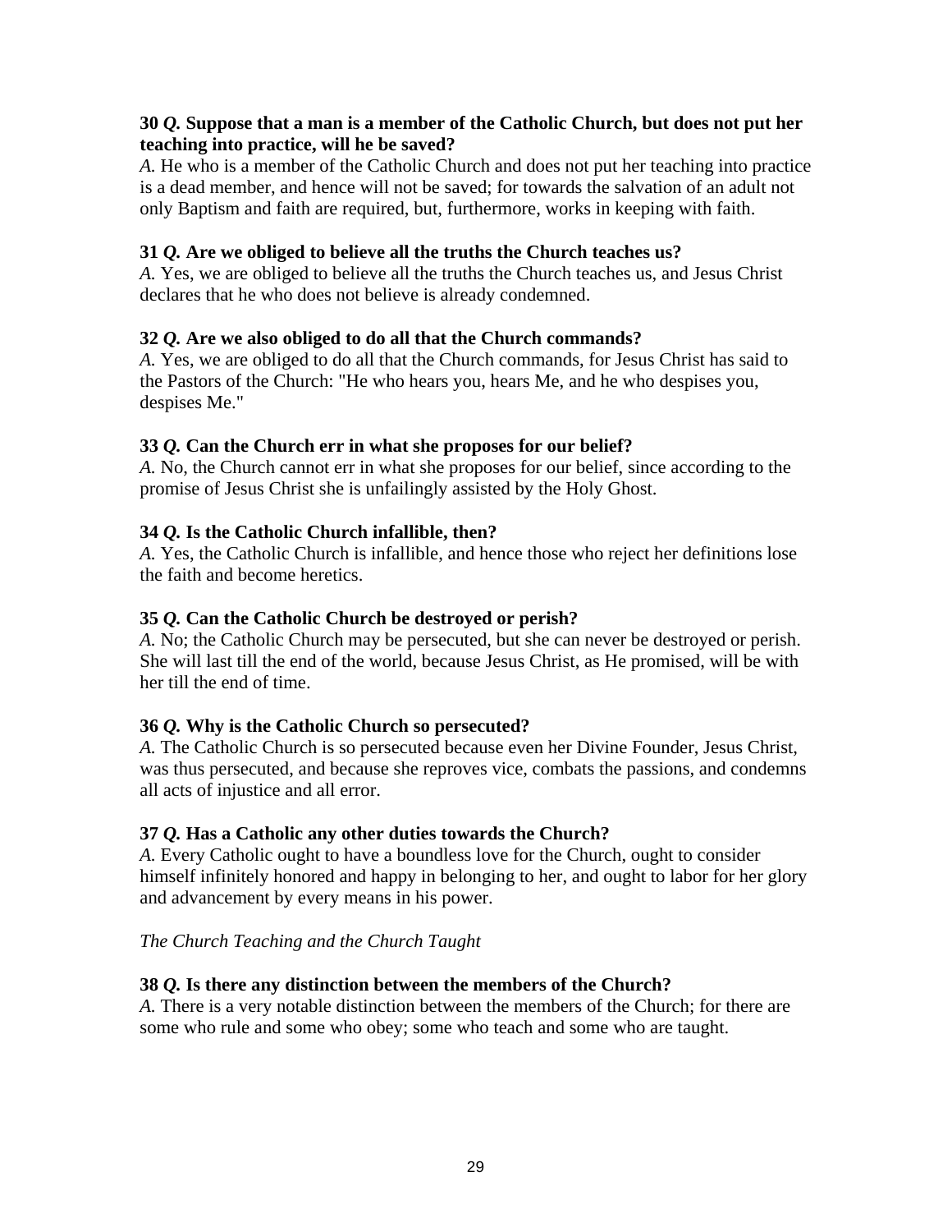**30 *Q.* Suppose that a man is a member of the Catholic Church, but does not put her teaching into practice, will he be saved?**
*A.* He who is a member of the Catholic Church and does not put her teaching into practice is a dead member, and hence will not be saved; for towards the salvation of an adult not only Baptism and faith are required, but, furthermore, works in keeping with faith.

**31 *Q.* Are we obliged to believe all the truths the Church teaches us?**
*A.* Yes, we are obliged to believe all the truths the Church teaches us, and Jesus Christ declares that he who does not believe is already condemned.

**32 *Q.* Are we also obliged to do all that the Church commands?**
*A.* Yes, we are obliged to do all that the Church commands, for Jesus Christ has said to the Pastors of the Church: "He who hears you, hears Me, and he who despises you, despises Me."

**33 *Q.* Can the Church err in what she proposes for our belief?**
*A.* No, the Church cannot err in what she proposes for our belief, since according to the promise of Jesus Christ she is unfailingly assisted by the Holy Ghost.

**34 *Q.* Is the Catholic Church infallible, then?**
*A.* Yes, the Catholic Church is infallible, and hence those who reject her definitions lose the faith and become heretics.

**35 *Q.* Can the Catholic Church be destroyed or perish?**
*A.* No; the Catholic Church may be persecuted, but she can never be destroyed or perish. She will last till the end of the world, because Jesus Christ, as He promised, will be with her till the end of time.

**36 *Q.* Why is the Catholic Church so persecuted?**
*A.* The Catholic Church is so persecuted because even her Divine Founder, Jesus Christ, was thus persecuted, and because she reproves vice, combats the passions, and condemns all acts of injustice and all error.

**37 *Q.* Has a Catholic any other duties towards the Church?**
*A.* Every Catholic ought to have a boundless love for the Church, ought to consider himself infinitely honored and happy in belonging to her, and ought to labor for her glory and advancement by every means in his power.

*The Church Teaching and the Church Taught*

**38 *Q.* Is there any distinction between the members of the Church?**
*A.* There is a very notable distinction between the members of the Church; for there are some who rule and some who obey; some who teach and some who are taught.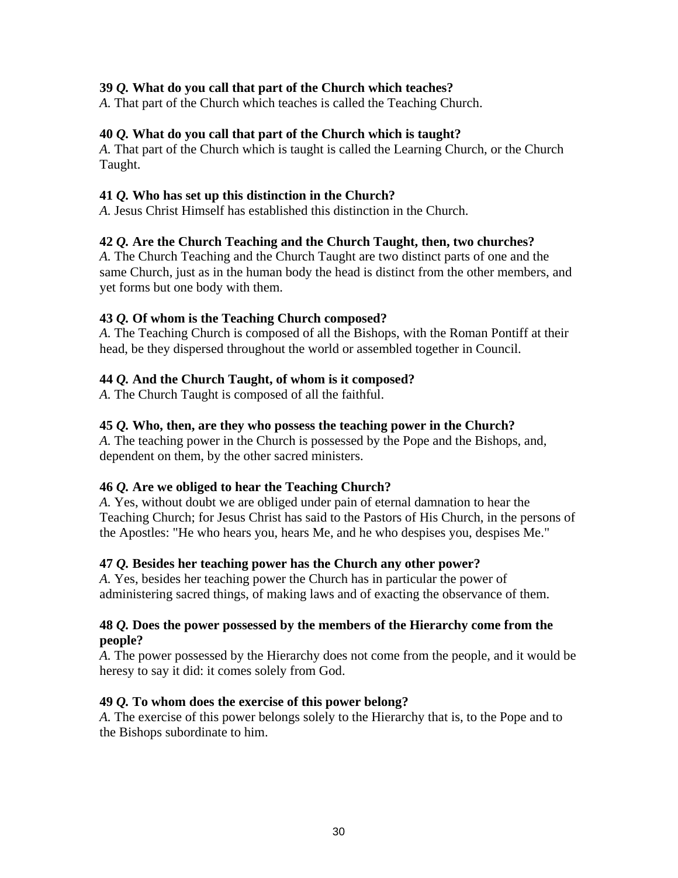**39** ***Q.*** **What do you call that part of the Church which teaches?**
*A.* That part of the Church which teaches is called the Teaching Church.

**40** ***Q.*** **What do you call that part of the Church which is taught?**
*A.* That part of the Church which is taught is called the Learning Church, or the Church Taught.

**41** ***Q.*** **Who has set up this distinction in the Church?**
*A.* Jesus Christ Himself has established this distinction in the Church.

**42** ***Q.*** **Are the Church Teaching and the Church Taught, then, two churches?**
*A.* The Church Teaching and the Church Taught are two distinct parts of one and the same Church, just as in the human body the head is distinct from the other members, and yet forms but one body with them.

**43** ***Q.*** **Of whom is the Teaching Church composed?**
*A.* The Teaching Church is composed of all the Bishops, with the Roman Pontiff at their head, be they dispersed throughout the world or assembled together in Council.

**44** ***Q.*** **And the Church Taught, of whom is it composed?**
*A.* The Church Taught is composed of all the faithful.

**45** ***Q.*** **Who, then, are they who possess the teaching power in the Church?**
*A.* The teaching power in the Church is possessed by the Pope and the Bishops, and, dependent on them, by the other sacred ministers.

**46** ***Q.*** **Are we obliged to hear the Teaching Church?**
*A.* Yes, without doubt we are obliged under pain of eternal damnation to hear the Teaching Church; for Jesus Christ has said to the Pastors of His Church, in the persons of the Apostles: "He who hears you, hears Me, and he who despises you, despises Me."

**47** ***Q.*** **Besides her teaching power has the Church any other power?**
*A.* Yes, besides her teaching power the Church has in particular the power of administering sacred things, of making laws and of exacting the observance of them.

**48** ***Q.*** **Does the power possessed by the members of the Hierarchy come from the people?**
*A.* The power possessed by the Hierarchy does not come from the people, and it would be heresy to say it did: it comes solely from God.

**49** ***Q.*** **To whom does the exercise of this power belong?**
*A.* The exercise of this power belongs solely to the Hierarchy that is, to the Pope and to the Bishops subordinate to him.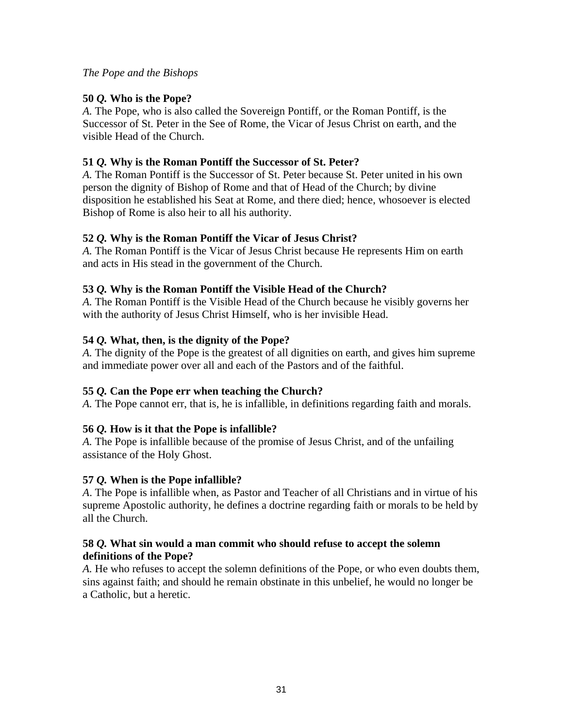*The Pope and the Bishops*

**50 *Q.* Who is the Pope?**
*A.* The Pope, who is also called the Sovereign Pontiff, or the Roman Pontiff, is the Successor of St. Peter in the See of Rome, the Vicar of Jesus Christ on earth, and the visible Head of the Church.

**51 *Q.* Why is the Roman Pontiff the Successor of St. Peter?**
*A.* The Roman Pontiff is the Successor of St. Peter because St. Peter united in his own person the dignity of Bishop of Rome and that of Head of the Church; by divine disposition he established his Seat at Rome, and there died; hence, whosoever is elected Bishop of Rome is also heir to all his authority.

**52 *Q.* Why is the Roman Pontiff the Vicar of Jesus Christ?**
*A.* The Roman Pontiff is the Vicar of Jesus Christ because He represents Him on earth and acts in His stead in the government of the Church.

**53 *Q.* Why is the Roman Pontiff the Visible Head of the Church?**
*A.* The Roman Pontiff is the Visible Head of the Church because he visibly governs her with the authority of Jesus Christ Himself, who is her invisible Head.

**54 *Q.* What, then, is the dignity of the Pope?**
*A.* The dignity of the Pope is the greatest of all dignities on earth, and gives him supreme and immediate power over all and each of the Pastors and of the faithful.

**55 *Q.* Can the Pope err when teaching the Church?**
*A.* The Pope cannot err, that is, he is infallible, in definitions regarding faith and morals.

**56 *Q.* How is it that the Pope is infallible?**
*A.* The Pope is infallible because of the promise of Jesus Christ, and of the unfailing assistance of the Holy Ghost.

**57 *Q.* When is the Pope infallible?**
*A*. The Pope is infallible when, as Pastor and Teacher of all Christians and in virtue of his supreme Apostolic authority, he defines a doctrine regarding faith or morals to be held by all the Church.

**58 *Q.* What sin would a man commit who should refuse to accept the solemn definitions of the Pope?**
*A.* He who refuses to accept the solemn definitions of the Pope, or who even doubts them, sins against faith; and should he remain obstinate in this unbelief, he would no longer be a Catholic, but a heretic.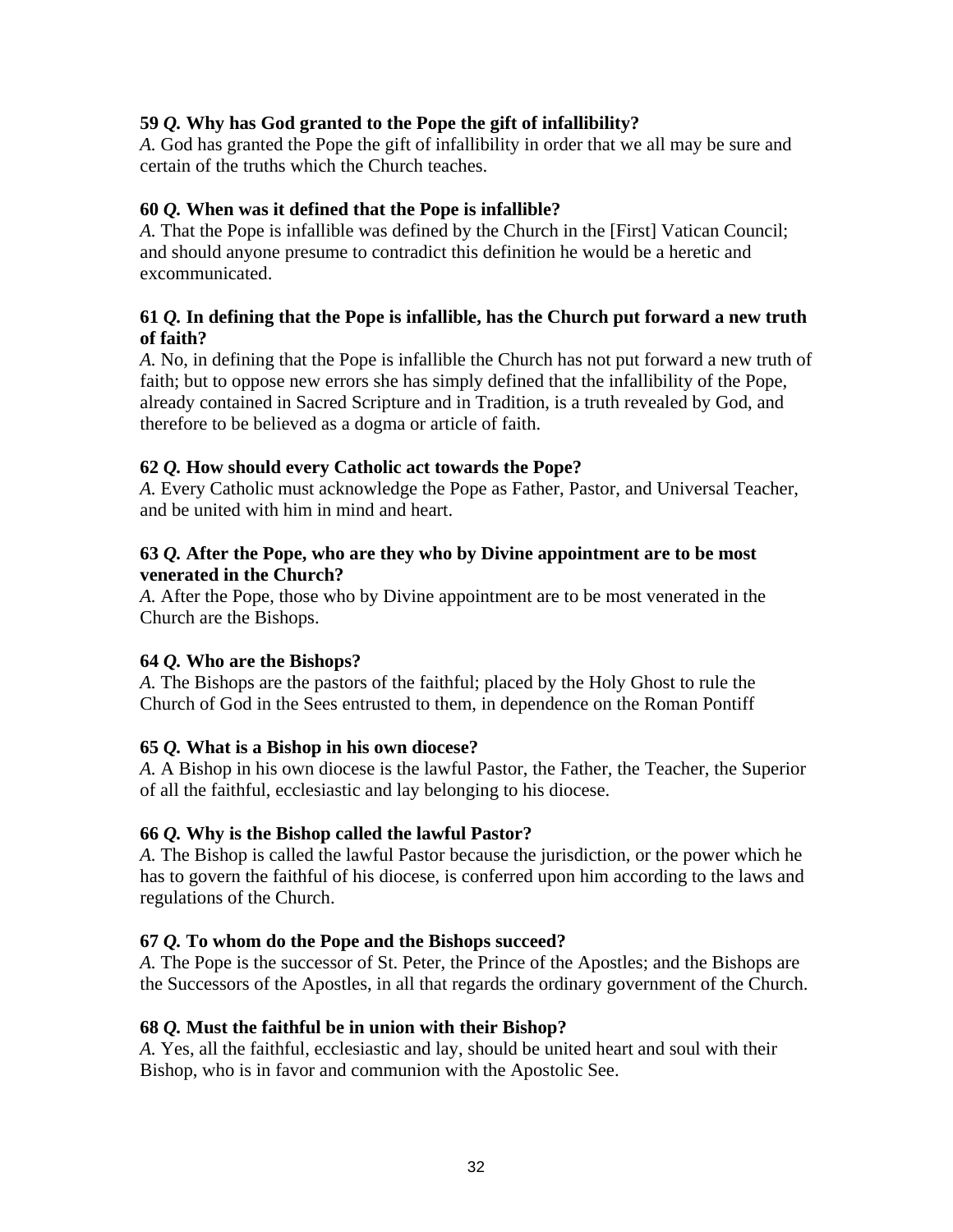**59 *Q.* Why has God granted to the Pope the gift of infallibility?**
*A.* God has granted the Pope the gift of infallibility in order that we all may be sure and certain of the truths which the Church teaches.

**60 *Q.* When was it defined that the Pope is infallible?**
*A.* That the Pope is infallible was defined by the Church in the [First] Vatican Council; and should anyone presume to contradict this definition he would be a heretic and excommunicated.

**61 *Q.* In defining that the Pope is infallible, has the Church put forward a new truth of faith?**
*A.* No, in defining that the Pope is infallible the Church has not put forward a new truth of faith; but to oppose new errors she has simply defined that the infallibility of the Pope, already contained in Sacred Scripture and in Tradition, is a truth revealed by God, and therefore to be believed as a dogma or article of faith.

**62 *Q.* How should every Catholic act towards the Pope?**
*A.* Every Catholic must acknowledge the Pope as Father, Pastor, and Universal Teacher, and be united with him in mind and heart.

**63 *Q.* After the Pope, who are they who by Divine appointment are to be most venerated in the Church?**
*A.* After the Pope, those who by Divine appointment are to be most venerated in the Church are the Bishops.

**64 *Q.* Who are the Bishops?**
*A.* The Bishops are the pastors of the faithful; placed by the Holy Ghost to rule the Church of God in the Sees entrusted to them, in dependence on the Roman Pontiff

**65 *Q.* What is a Bishop in his own diocese?**
*A.* A Bishop in his own diocese is the lawful Pastor, the Father, the Teacher, the Superior of all the faithful, ecclesiastic and lay belonging to his diocese.

**66 *Q.* Why is the Bishop called the lawful Pastor?**
*A.* The Bishop is called the lawful Pastor because the jurisdiction, or the power which he has to govern the faithful of his diocese, is conferred upon him according to the laws and regulations of the Church.

**67 *Q.* To whom do the Pope and the Bishops succeed?**
*A.* The Pope is the successor of St. Peter, the Prince of the Apostles; and the Bishops are the Successors of the Apostles, in all that regards the ordinary government of the Church.

**68 *Q.* Must the faithful be in union with their Bishop?**
*A.* Yes, all the faithful, ecclesiastic and lay, should be united heart and soul with their Bishop, who is in favor and communion with the Apostolic See.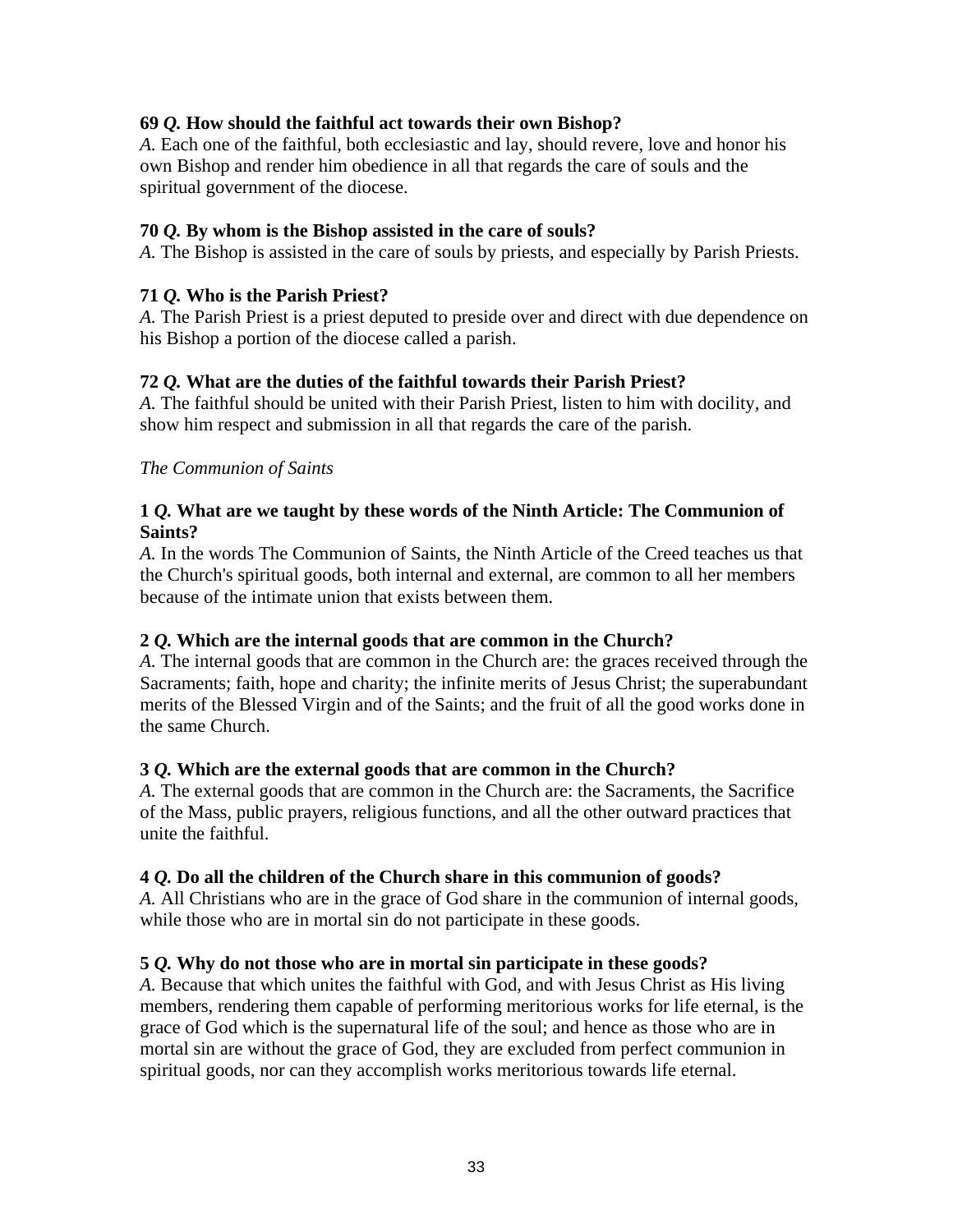**69 *Q.* How should the faithful act towards their own Bishop?**
*A.* Each one of the faithful, both ecclesiastic and lay, should revere, love and honor his own Bishop and render him obedience in all that regards the care of souls and the spiritual government of the diocese.

**70 *Q.* By whom is the Bishop assisted in the care of souls?**
*A.* The Bishop is assisted in the care of souls by priests, and especially by Parish Priests.

**71 *Q.* Who is the Parish Priest?**
*A.* The Parish Priest is a priest deputed to preside over and direct with due dependence on his Bishop a portion of the diocese called a parish.

**72 *Q.* What are the duties of the faithful towards their Parish Priest?**
*A.* The faithful should be united with their Parish Priest, listen to him with docility, and show him respect and submission in all that regards the care of the parish.

*The Communion of Saints*

**1 *Q.* What are we taught by these words of the Ninth Article: The Communion of Saints?**
*A.* In the words The Communion of Saints, the Ninth Article of the Creed teaches us that the Church's spiritual goods, both internal and external, are common to all her members because of the intimate union that exists between them.

**2 *Q.* Which are the internal goods that are common in the Church?**
*A.* The internal goods that are common in the Church are: the graces received through the Sacraments; faith, hope and charity; the infinite merits of Jesus Christ; the superabundant merits of the Blessed Virgin and of the Saints; and the fruit of all the good works done in the same Church.

**3 *Q.* Which are the external goods that are common in the Church?**
*A.* The external goods that are common in the Church are: the Sacraments, the Sacrifice of the Mass, public prayers, religious functions, and all the other outward practices that unite the faithful.

**4 *Q.* Do all the children of the Church share in this communion of goods?**
*A.* All Christians who are in the grace of God share in the communion of internal goods, while those who are in mortal sin do not participate in these goods.

**5 *Q.* Why do not those who are in mortal sin participate in these goods?**
*A.* Because that which unites the faithful with God, and with Jesus Christ as His living members, rendering them capable of performing meritorious works for life eternal, is the grace of God which is the supernatural life of the soul; and hence as those who are in mortal sin are without the grace of God, they are excluded from perfect communion in spiritual goods, nor can they accomplish works meritorious towards life eternal.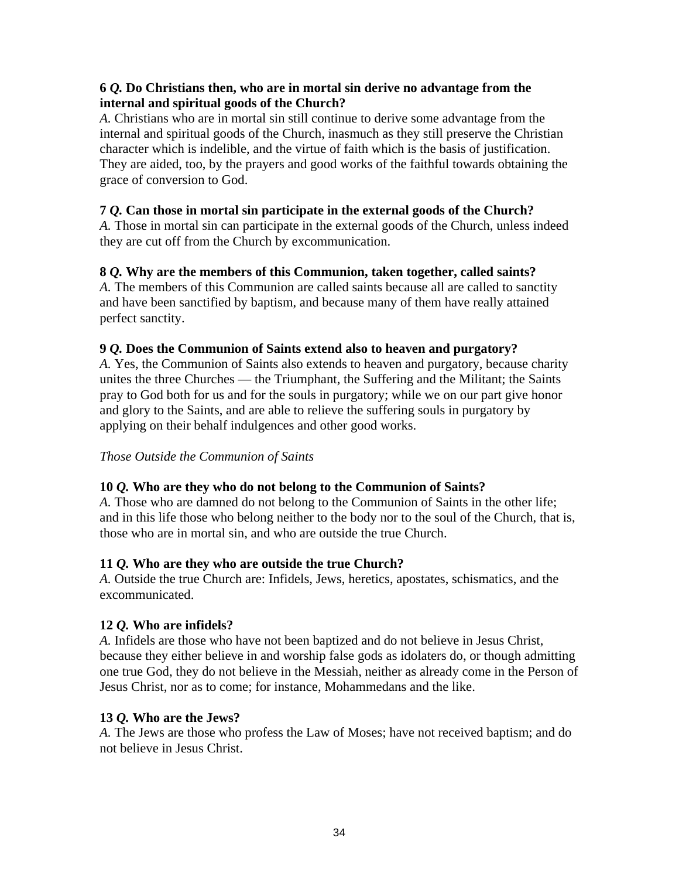**6** ***Q.*** **Do Christians then, who are in mortal sin derive no advantage from the internal and spiritual goods of the Church?**
*A.* Christians who are in mortal sin still continue to derive some advantage from the internal and spiritual goods of the Church, inasmuch as they still preserve the Christian character which is indelible, and the virtue of faith which is the basis of justification. They are aided, too, by the prayers and good works of the faithful towards obtaining the grace of conversion to God.

**7** ***Q.*** **Can those in mortal sin participate in the external goods of the Church?**
*A.* Those in mortal sin can participate in the external goods of the Church, unless indeed they are cut off from the Church by excommunication.

**8** ***Q.*** **Why are the members of this Communion, taken together, called saints?**
*A.* The members of this Communion are called saints because all are called to sanctity and have been sanctified by baptism, and because many of them have really attained perfect sanctity.

**9** ***Q.*** **Does the Communion of Saints extend also to heaven and purgatory?**
*A.* Yes, the Communion of Saints also extends to heaven and purgatory, because charity unites the three Churches — the Triumphant, the Suffering and the Militant; the Saints pray to God both for us and for the souls in purgatory; while we on our part give honor and glory to the Saints, and are able to relieve the suffering souls in purgatory by applying on their behalf indulgences and other good works.

*Those Outside the Communion of Saints*

**10** ***Q.*** **Who are they who do not belong to the Communion of Saints?**
*A.* Those who are damned do not belong to the Communion of Saints in the other life; and in this life those who belong neither to the body nor to the soul of the Church, that is, those who are in mortal sin, and who are outside the true Church.

**11** ***Q.*** **Who are they who are outside the true Church?**
*A.* Outside the true Church are: Infidels, Jews, heretics, apostates, schismatics, and the excommunicated.

**12** ***Q.*** **Who are infidels?**
*A.* Infidels are those who have not been baptized and do not believe in Jesus Christ, because they either believe in and worship false gods as idolaters do, or though admitting one true God, they do not believe in the Messiah, neither as already come in the Person of Jesus Christ, nor as to come; for instance, Mohammedans and the like.

**13** ***Q.*** **Who are the Jews?**
*A.* The Jews are those who profess the Law of Moses; have not received baptism; and do not believe in Jesus Christ.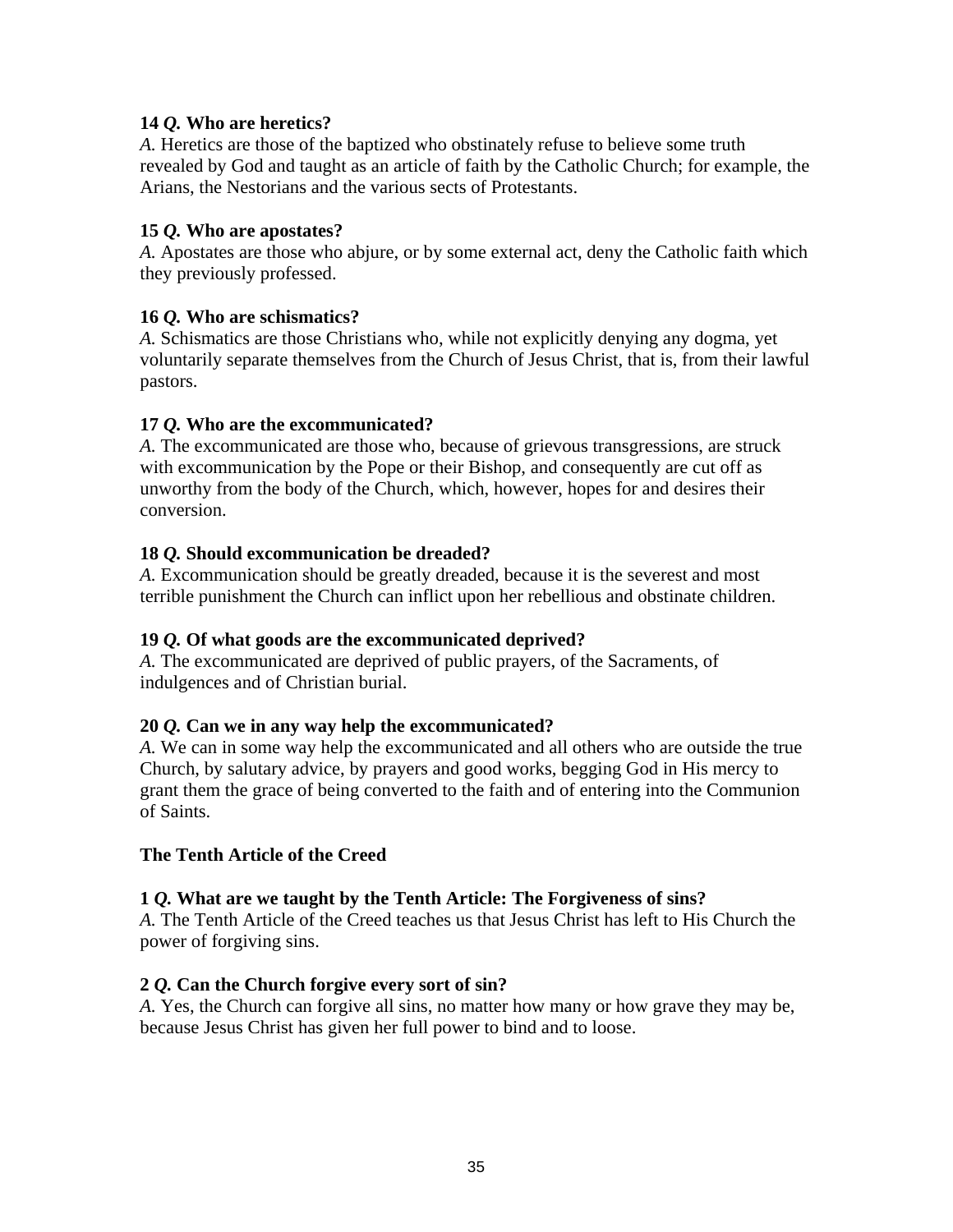**14 *Q.* Who are heretics?**
*A.* Heretics are those of the baptized who obstinately refuse to believe some truth revealed by God and taught as an article of faith by the Catholic Church; for example, the Arians, the Nestorians and the various sects of Protestants.

**15 *Q.* Who are apostates?**
*A.* Apostates are those who abjure, or by some external act, deny the Catholic faith which they previously professed.

**16 *Q.* Who are schismatics?**
*A.* Schismatics are those Christians who, while not explicitly denying any dogma, yet voluntarily separate themselves from the Church of Jesus Christ, that is, from their lawful pastors.

**17 *Q.* Who are the excommunicated?**
*A.* The excommunicated are those who, because of grievous transgressions, are struck with excommunication by the Pope or their Bishop, and consequently are cut off as unworthy from the body of the Church, which, however, hopes for and desires their conversion.

**18 *Q.* Should excommunication be dreaded?**
*A.* Excommunication should be greatly dreaded, because it is the severest and most terrible punishment the Church can inflict upon her rebellious and obstinate children.

**19 *Q.* Of what goods are the excommunicated deprived?**
*A.* The excommunicated are deprived of public prayers, of the Sacraments, of indulgences and of Christian burial.

**20 *Q.* Can we in any way help the excommunicated?**
*A.* We can in some way help the excommunicated and all others who are outside the true Church, by salutary advice, by prayers and good works, begging God in His mercy to grant them the grace of being converted to the faith and of entering into the Communion of Saints.

## The Tenth Article of the Creed

**1 *Q.* What are we taught by the Tenth Article: The Forgiveness of sins?**
*A.* The Tenth Article of the Creed teaches us that Jesus Christ has left to His Church the power of forgiving sins.

**2 *Q.* Can the Church forgive every sort of sin?**
*A.* Yes, the Church can forgive all sins, no matter how many or how grave they may be, because Jesus Christ has given her full power to bind and to loose.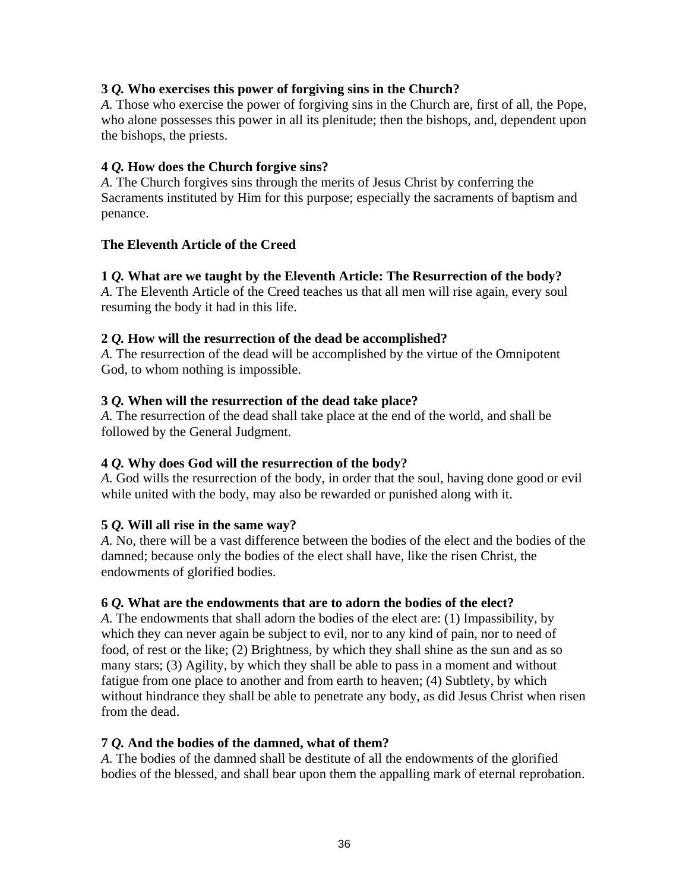**3** ***Q.*** **Who exercises this power of forgiving sins in the Church?**
*A.* Those who exercise the power of forgiving sins in the Church are, first of all, the Pope, who alone possesses this power in all its plenitude; then the bishops, and, dependent upon the bishops, the priests.

**4** ***Q.*** **How does the Church forgive sins?**
*A.* The Church forgives sins through the merits of Jesus Christ by conferring the Sacraments instituted by Him for this purpose; especially the sacraments of baptism and penance.

**The Eleventh Article of the Creed**

**1** ***Q.*** **What are we taught by the Eleventh Article: The Resurrection of the body?**
*A.* The Eleventh Article of the Creed teaches us that all men will rise again, every soul resuming the body it had in this life.

**2** ***Q.*** **How will the resurrection of the dead be accomplished?**
*A.* The resurrection of the dead will be accomplished by the virtue of the Omnipotent God, to whom nothing is impossible.

**3** ***Q.*** **When will the resurrection of the dead take place?**
*A.* The resurrection of the dead shall take place at the end of the world, and shall be followed by the General Judgment.

**4** ***Q.*** **Why does God will the resurrection of the body?**
*A.* God wills the resurrection of the body, in order that the soul, having done good or evil while united with the body, may also be rewarded or punished along with it.

**5** ***Q.*** **Will all rise in the same way?**
*A.* No, there will be a vast difference between the bodies of the elect and the bodies of the damned; because only the bodies of the elect shall have, like the risen Christ, the endowments of glorified bodies.

**6** ***Q.*** **What are the endowments that are to adorn the bodies of the elect?**
*A.* The endowments that shall adorn the bodies of the elect are: (1) Impassibility, by which they can never again be subject to evil, nor to any kind of pain, nor to need of food, of rest or the like; (2) Brightness, by which they shall shine as the sun and as so many stars; (3) Agility, by which they shall be able to pass in a moment and without fatigue from one place to another and from earth to heaven; (4) Subtlety, by which without hindrance they shall be able to penetrate any body, as did Jesus Christ when risen from the dead.

**7** ***Q.*** **And the bodies of the damned, what of them?**
*A.* The bodies of the damned shall be destitute of all the endowments of the glorified bodies of the blessed, and shall bear upon them the appalling mark of eternal reprobation.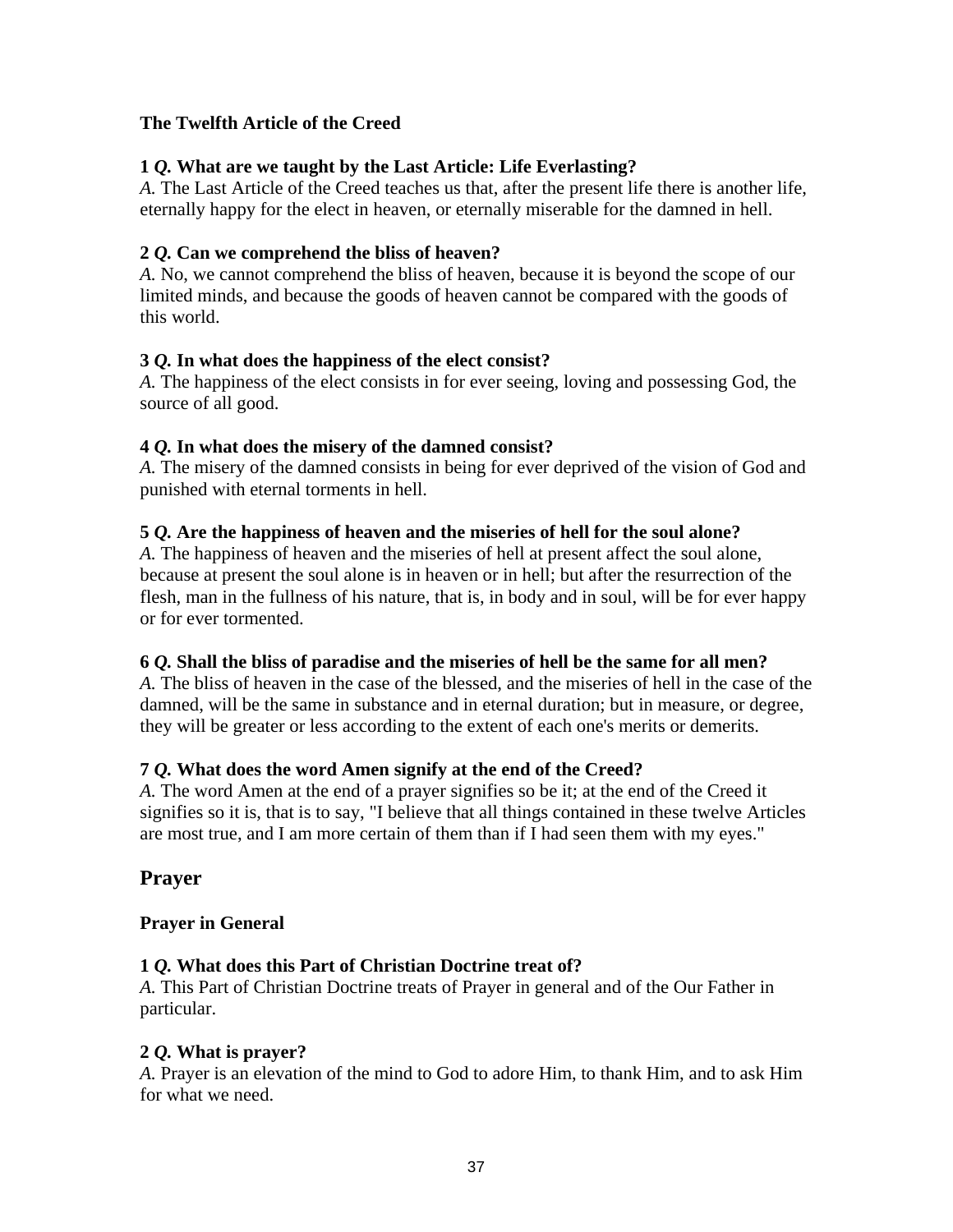### The Twelfth Article of the Creed

**1 *Q.* What are we taught by the Last Article: Life Everlasting?**
*A.* The Last Article of the Creed teaches us that, after the present life there is another life, eternally happy for the elect in heaven, or eternally miserable for the damned in hell.

**2 *Q.* Can we comprehend the bliss of heaven?**
*A.* No, we cannot comprehend the bliss of heaven, because it is beyond the scope of our limited minds, and because the goods of heaven cannot be compared with the goods of this world.

**3 *Q.* In what does the happiness of the elect consist?**
*A.* The happiness of the elect consists in for ever seeing, loving and possessing God, the source of all good.

**4 *Q.* In what does the misery of the damned consist?**
*A.* The misery of the damned consists in being for ever deprived of the vision of God and punished with eternal torments in hell.

**5 *Q.* Are the happiness of heaven and the miseries of hell for the soul alone?**
*A.* The happiness of heaven and the miseries of hell at present affect the soul alone, because at present the soul alone is in heaven or in hell; but after the resurrection of the flesh, man in the fullness of his nature, that is, in body and in soul, will be for ever happy or for ever tormented.

**6 *Q.* Shall the bliss of paradise and the miseries of hell be the same for all men?**
*A.* The bliss of heaven in the case of the blessed, and the miseries of hell in the case of the damned, will be the same in substance and in eternal duration; but in measure, or degree, they will be greater or less according to the extent of each one's merits or demerits.

**7 *Q.* What does the word Amen signify at the end of the Creed?**
*A.* The word Amen at the end of a prayer signifies so be it; at the end of the Creed it signifies so it is, that is to say, "I believe that all things contained in these twelve Articles are most true, and I am more certain of them than if I had seen them with my eyes."

## Prayer

### Prayer in General

**1 *Q.* What does this Part of Christian Doctrine treat of?**
*A.* This Part of Christian Doctrine treats of Prayer in general and of the Our Father in particular.

**2 *Q.* What is prayer?**
*A.* Prayer is an elevation of the mind to God to adore Him, to thank Him, and to ask Him for what we need.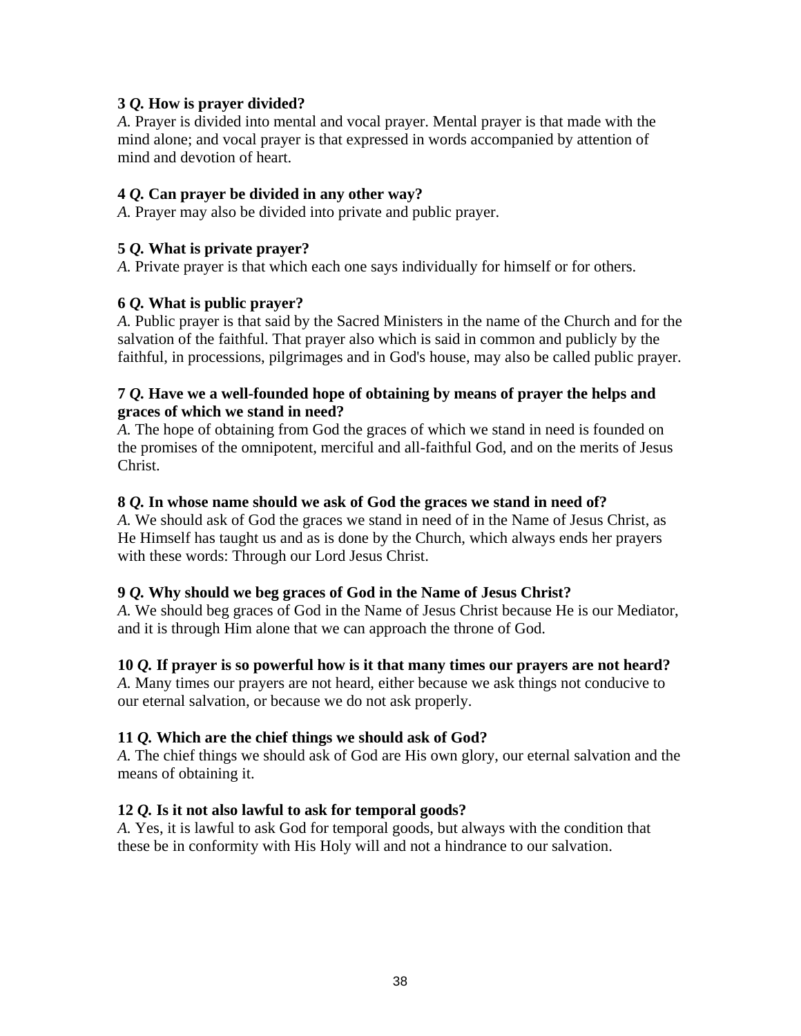**3** ***Q.*** **How is prayer divided?**
*A.* Prayer is divided into mental and vocal prayer. Mental prayer is that made with the mind alone; and vocal prayer is that expressed in words accompanied by attention of mind and devotion of heart.

**4** ***Q.*** **Can prayer be divided in any other way?**
*A.* Prayer may also be divided into private and public prayer.

**5** ***Q.*** **What is private prayer?**
*A.* Private prayer is that which each one says individually for himself or for others.

**6** ***Q.*** **What is public prayer?**
*A.* Public prayer is that said by the Sacred Ministers in the name of the Church and for the salvation of the faithful. That prayer also which is said in common and publicly by the faithful, in processions, pilgrimages and in God's house, may also be called public prayer.

**7** ***Q.*** **Have we a well-founded hope of obtaining by means of prayer the helps and graces of which we stand in need?**
*A.* The hope of obtaining from God the graces of which we stand in need is founded on the promises of the omnipotent, merciful and all-faithful God, and on the merits of Jesus Christ.

**8** ***Q.*** **In whose name should we ask of God the graces we stand in need of?**
*A.* We should ask of God the graces we stand in need of in the Name of Jesus Christ, as He Himself has taught us and as is done by the Church, which always ends her prayers with these words: Through our Lord Jesus Christ.

**9** ***Q.*** **Why should we beg graces of God in the Name of Jesus Christ?**
*A.* We should beg graces of God in the Name of Jesus Christ because He is our Mediator, and it is through Him alone that we can approach the throne of God.

**10** ***Q.*** **If prayer is so powerful how is it that many times our prayers are not heard?**
*A.* Many times our prayers are not heard, either because we ask things not conducive to our eternal salvation, or because we do not ask properly.

**11** ***Q.*** **Which are the chief things we should ask of God?**
*A.* The chief things we should ask of God are His own glory, our eternal salvation and the means of obtaining it.

**12** ***Q.*** **Is it not also lawful to ask for temporal goods?**
*A.* Yes, it is lawful to ask God for temporal goods, but always with the condition that these be in conformity with His Holy will and not a hindrance to our salvation.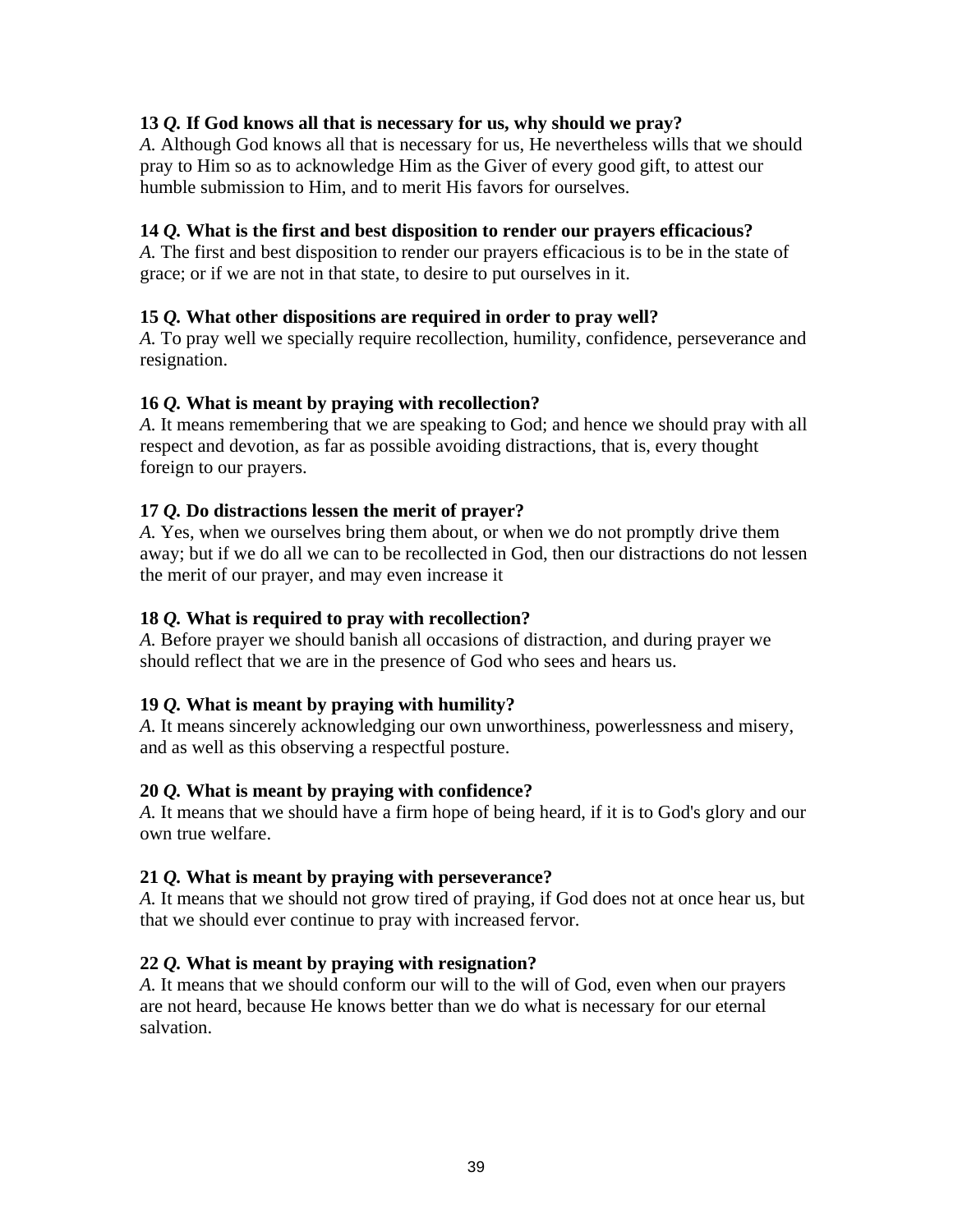**13** ***Q.*** **If God knows all that is necessary for us, why should we pray?**
*A.* Although God knows all that is necessary for us, He nevertheless wills that we should pray to Him so as to acknowledge Him as the Giver of every good gift, to attest our humble submission to Him, and to merit His favors for ourselves.

**14** ***Q.*** **What is the first and best disposition to render our prayers efficacious?**
*A.* The first and best disposition to render our prayers efficacious is to be in the state of grace; or if we are not in that state, to desire to put ourselves in it.

**15** ***Q.*** **What other dispositions are required in order to pray well?**
*A.* To pray well we specially require recollection, humility, confidence, perseverance and resignation.

**16** ***Q.*** **What is meant by praying with recollection?**
*A.* It means remembering that we are speaking to God; and hence we should pray with all respect and devotion, as far as possible avoiding distractions, that is, every thought foreign to our prayers.

**17** ***Q.*** **Do distractions lessen the merit of prayer?**
*A.* Yes, when we ourselves bring them about, or when we do not promptly drive them away; but if we do all we can to be recollected in God, then our distractions do not lessen the merit of our prayer, and may even increase it

**18** ***Q.*** **What is required to pray with recollection?**
*A.* Before prayer we should banish all occasions of distraction, and during prayer we should reflect that we are in the presence of God who sees and hears us.

**19** ***Q.*** **What is meant by praying with humility?**
*A.* It means sincerely acknowledging our own unworthiness, powerlessness and misery, and as well as this observing a respectful posture.

**20** ***Q.*** **What is meant by praying with confidence?**
*A.* It means that we should have a firm hope of being heard, if it is to God's glory and our own true welfare.

**21** ***Q.*** **What is meant by praying with perseverance?**
*A.* It means that we should not grow tired of praying, if God does not at once hear us, but that we should ever continue to pray with increased fervor.

**22** ***Q.*** **What is meant by praying with resignation?**
*A.* It means that we should conform our will to the will of God, even when our prayers are not heard, because He knows better than we do what is necessary for our eternal salvation.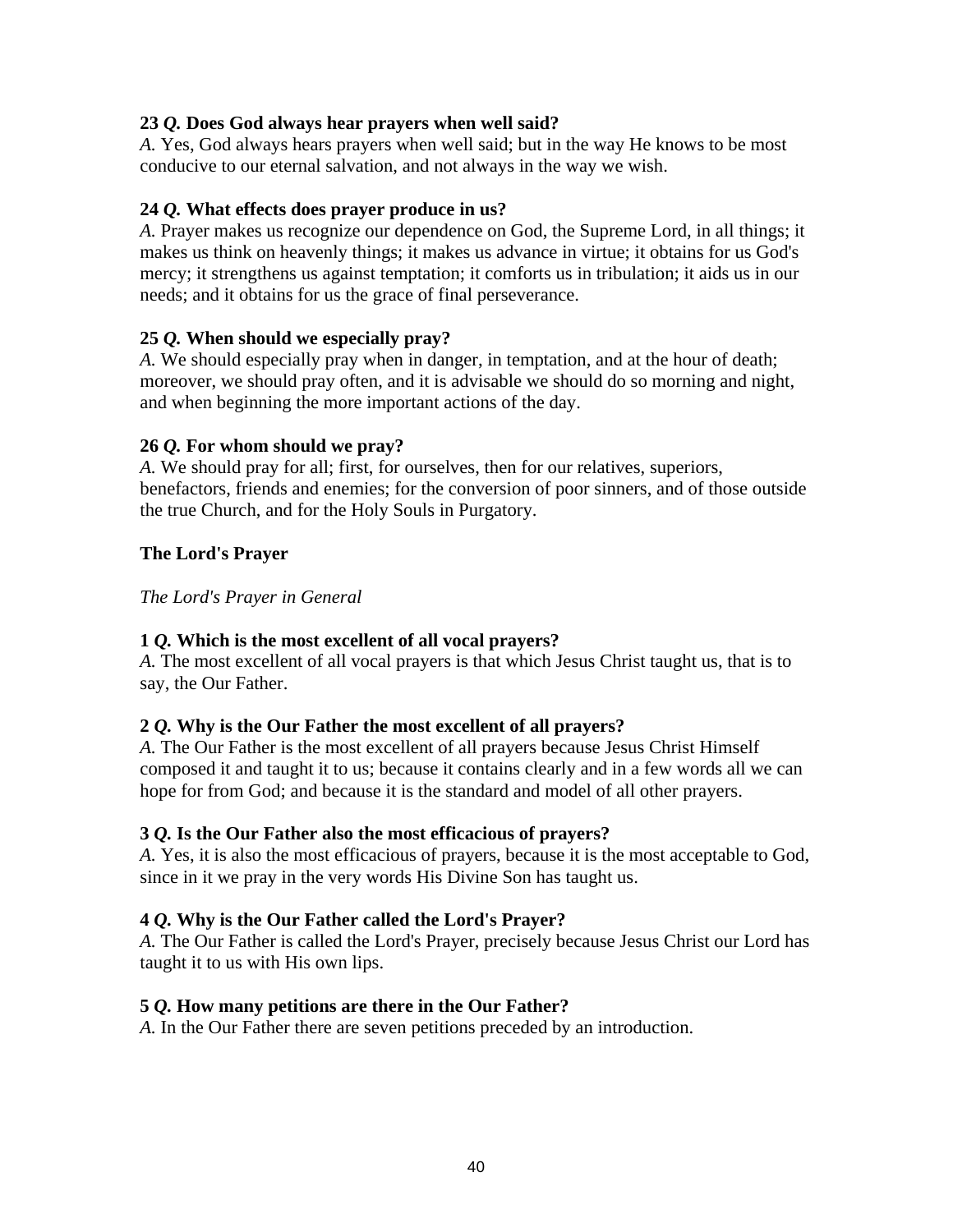**23** ***Q.*** **Does God always hear prayers when well said?**
*A.* Yes, God always hears prayers when well said; but in the way He knows to be most conducive to our eternal salvation, and not always in the way we wish.

**24** ***Q.*** **What effects does prayer produce in us?**
*A.* Prayer makes us recognize our dependence on God, the Supreme Lord, in all things; it makes us think on heavenly things; it makes us advance in virtue; it obtains for us God's mercy; it strengthens us against temptation; it comforts us in tribulation; it aids us in our needs; and it obtains for us the grace of final perseverance.

**25** ***Q.*** **When should we especially pray?**
*A.* We should especially pray when in danger, in temptation, and at the hour of death; moreover, we should pray often, and it is advisable we should do so morning and night, and when beginning the more important actions of the day.

**26** ***Q.*** **For whom should we pray?**
*A.* We should pray for all; first, for ourselves, then for our relatives, superiors, benefactors, friends and enemies; for the conversion of poor sinners, and of those outside the true Church, and for the Holy Souls in Purgatory.

## The Lord's Prayer

*The Lord's Prayer in General*

**1** ***Q.*** **Which is the most excellent of all vocal prayers?**
*A.* The most excellent of all vocal prayers is that which Jesus Christ taught us, that is to say, the Our Father.

**2** ***Q.*** **Why is the Our Father the most excellent of all prayers?**
*A.* The Our Father is the most excellent of all prayers because Jesus Christ Himself composed it and taught it to us; because it contains clearly and in a few words all we can hope for from God; and because it is the standard and model of all other prayers.

**3** ***Q.*** **Is the Our Father also the most efficacious of prayers?**
*A.* Yes, it is also the most efficacious of prayers, because it is the most acceptable to God, since in it we pray in the very words His Divine Son has taught us.

**4** ***Q.*** **Why is the Our Father called the Lord's Prayer?**
*A.* The Our Father is called the Lord's Prayer, precisely because Jesus Christ our Lord has taught it to us with His own lips.

**5** ***Q.*** **How many petitions are there in the Our Father?**
*A.* In the Our Father there are seven petitions preceded by an introduction.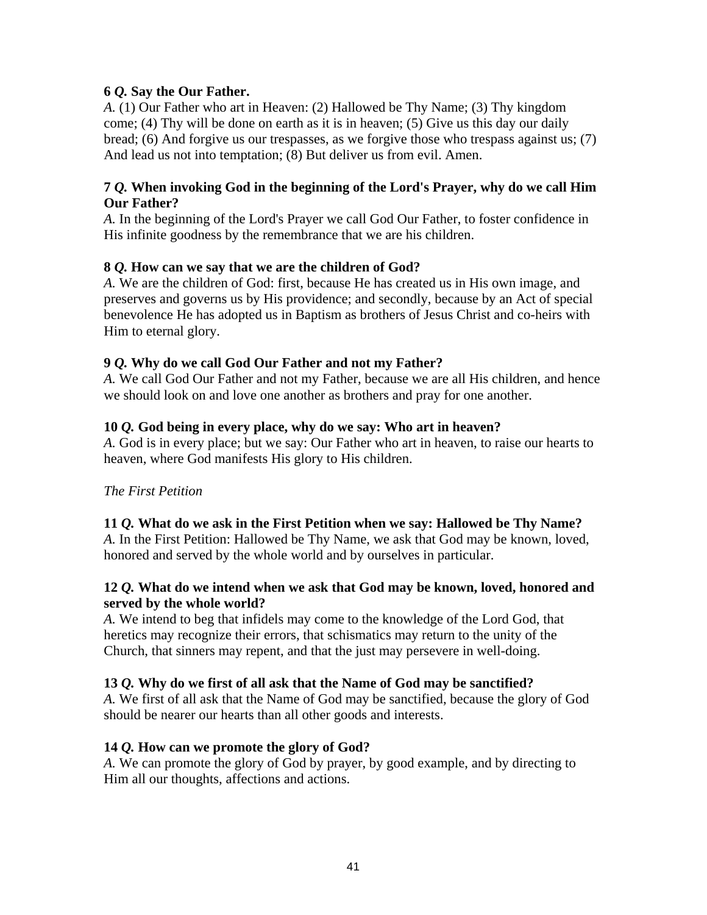**6 *Q.* Say the Our Father.**
*A.* (1) Our Father who art in Heaven: (2) Hallowed be Thy Name; (3) Thy kingdom come; (4) Thy will be done on earth as it is in heaven; (5) Give us this day our daily bread; (6) And forgive us our trespasses, as we forgive those who trespass against us; (7) And lead us not into temptation; (8) But deliver us from evil. Amen.

**7 *Q.* When invoking God in the beginning of the Lord's Prayer, why do we call Him Our Father?**
*A.* In the beginning of the Lord's Prayer we call God Our Father, to foster confidence in His infinite goodness by the remembrance that we are his children.

**8 *Q.* How can we say that we are the children of God?**
*A.* We are the children of God: first, because He has created us in His own image, and preserves and governs us by His providence; and secondly, because by an Act of special benevolence He has adopted us in Baptism as brothers of Jesus Christ and co-heirs with Him to eternal glory.

**9 *Q.* Why do we call God Our Father and not my Father?**
*A.* We call God Our Father and not my Father, because we are all His children, and hence we should look on and love one another as brothers and pray for one another.

**10 *Q.* God being in every place, why do we say: Who art in heaven?**
*A.* God is in every place; but we say: Our Father who art in heaven, to raise our hearts to heaven, where God manifests His glory to His children.

*The First Petition*

**11 *Q.* What do we ask in the First Petition when we say: Hallowed be Thy Name?**
*A.* In the First Petition: Hallowed be Thy Name, we ask that God may be known, loved, honored and served by the whole world and by ourselves in particular.

**12 *Q.* What do we intend when we ask that God may be known, loved, honored and served by the whole world?**
*A.* We intend to beg that infidels may come to the knowledge of the Lord God, that heretics may recognize their errors, that schismatics may return to the unity of the Church, that sinners may repent, and that the just may persevere in well-doing.

**13 *Q.* Why do we first of all ask that the Name of God may be sanctified?**
*A.* We first of all ask that the Name of God may be sanctified, because the glory of God should be nearer our hearts than all other goods and interests.

**14 *Q.* How can we promote the glory of God?**
*A.* We can promote the glory of God by prayer, by good example, and by directing to Him all our thoughts, affections and actions.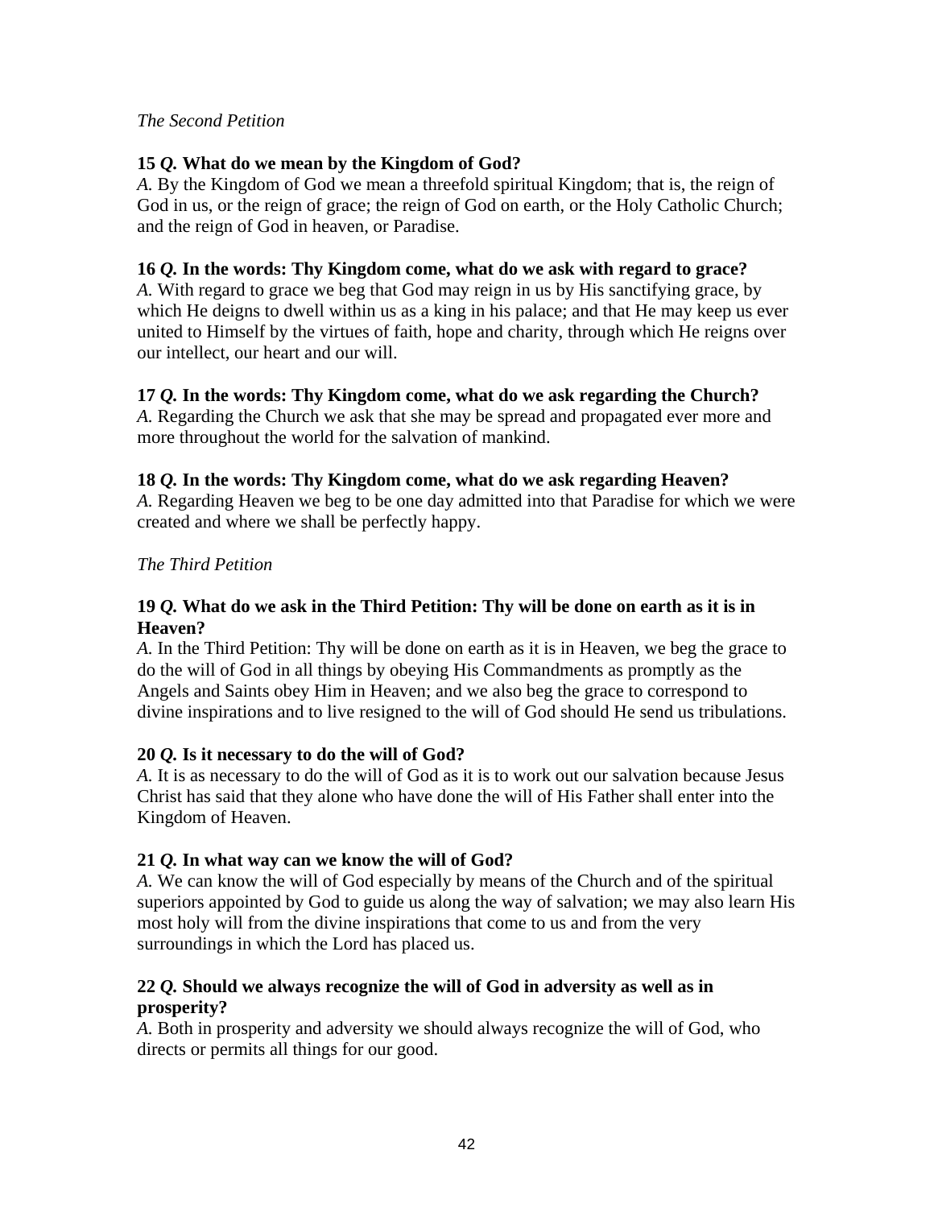*The Second Petition*

**15** ***Q.*** **What do we mean by the Kingdom of God?**
*A.* By the Kingdom of God we mean a threefold spiritual Kingdom; that is, the reign of God in us, or the reign of grace; the reign of God on earth, or the Holy Catholic Church; and the reign of God in heaven, or Paradise.

**16** ***Q.*** **In the words: Thy Kingdom come, what do we ask with regard to grace?**
*A.* With regard to grace we beg that God may reign in us by His sanctifying grace, by which He deigns to dwell within us as a king in his palace; and that He may keep us ever united to Himself by the virtues of faith, hope and charity, through which He reigns over our intellect, our heart and our will.

**17** ***Q.*** **In the words: Thy Kingdom come, what do we ask regarding the Church?**
*A.* Regarding the Church we ask that she may be spread and propagated ever more and more throughout the world for the salvation of mankind.

**18** ***Q.*** **In the words: Thy Kingdom come, what do we ask regarding Heaven?**
*A.* Regarding Heaven we beg to be one day admitted into that Paradise for which we were created and where we shall be perfectly happy.

*The Third Petition*

**19** ***Q.*** **What do we ask in the Third Petition: Thy will be done on earth as it is in Heaven?**
*A.* In the Third Petition: Thy will be done on earth as it is in Heaven, we beg the grace to do the will of God in all things by obeying His Commandments as promptly as the Angels and Saints obey Him in Heaven; and we also beg the grace to correspond to divine inspirations and to live resigned to the will of God should He send us tribulations.

**20** ***Q.*** **Is it necessary to do the will of God?**
*A.* It is as necessary to do the will of God as it is to work out our salvation because Jesus Christ has said that they alone who have done the will of His Father shall enter into the Kingdom of Heaven.

**21** ***Q.*** **In what way can we know the will of God?**
*A.* We can know the will of God especially by means of the Church and of the spiritual superiors appointed by God to guide us along the way of salvation; we may also learn His most holy will from the divine inspirations that come to us and from the very surroundings in which the Lord has placed us.

**22** ***Q.*** **Should we always recognize the will of God in adversity as well as in prosperity?**
*A.* Both in prosperity and adversity we should always recognize the will of God, who directs or permits all things for our good.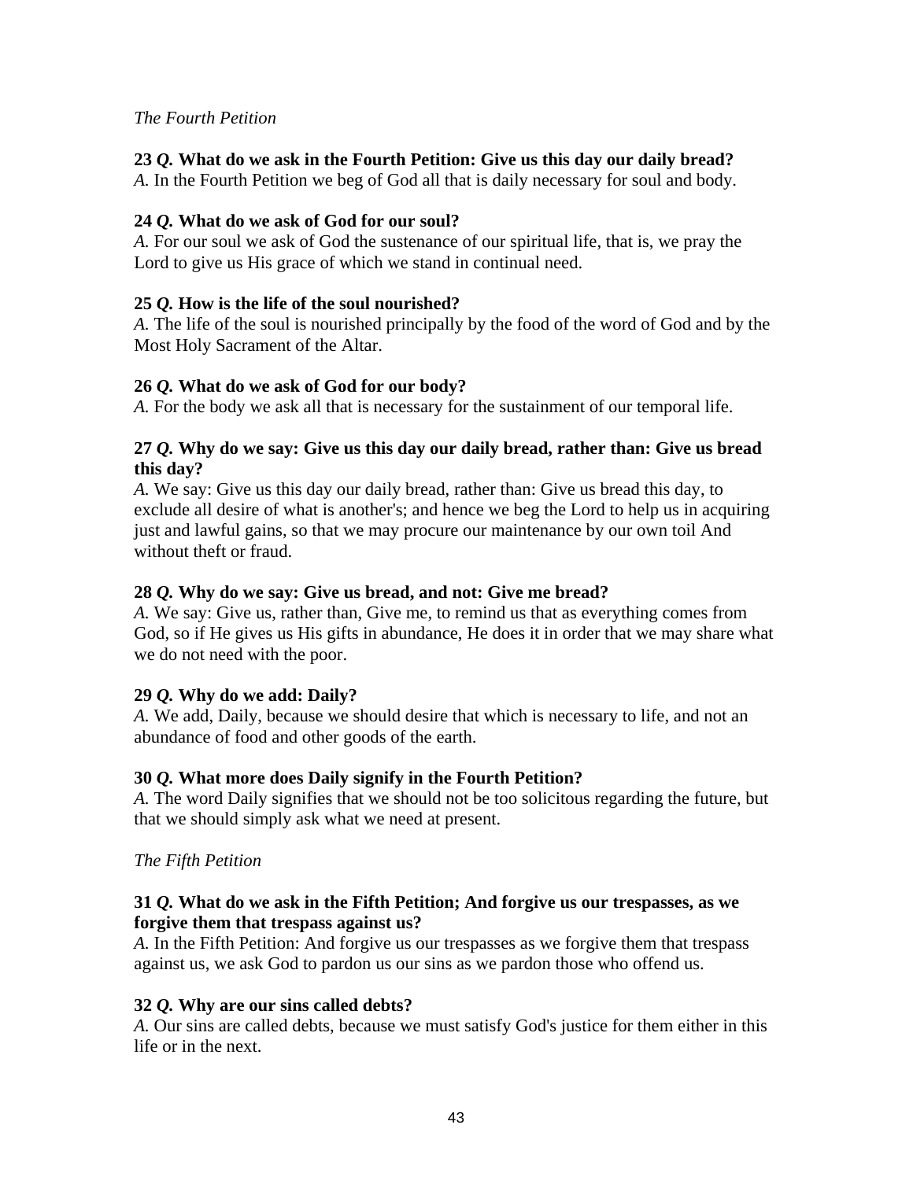*The Fourth Petition*

**23 *Q.* What do we ask in the Fourth Petition: Give us this day our daily bread?**
*A.* In the Fourth Petition we beg of God all that is daily necessary for soul and body.

**24 *Q.* What do we ask of God for our soul?**
*A.* For our soul we ask of God the sustenance of our spiritual life, that is, we pray the Lord to give us His grace of which we stand in continual need.

**25 *Q.* How is the life of the soul nourished?**
*A.* The life of the soul is nourished principally by the food of the word of God and by the Most Holy Sacrament of the Altar.

**26 *Q.* What do we ask of God for our body?**
*A.* For the body we ask all that is necessary for the sustainment of our temporal life.

**27 *Q.* Why do we say: Give us this day our daily bread, rather than: Give us bread this day?**
*A.* We say: Give us this day our daily bread, rather than: Give us bread this day, to exclude all desire of what is another's; and hence we beg the Lord to help us in acquiring just and lawful gains, so that we may procure our maintenance by our own toil And without theft or fraud.

**28 *Q.* Why do we say: Give us bread, and not: Give me bread?**
*A.* We say: Give us, rather than, Give me, to remind us that as everything comes from God, so if He gives us His gifts in abundance, He does it in order that we may share what we do not need with the poor.

**29 *Q.* Why do we add: Daily?**
*A.* We add, Daily, because we should desire that which is necessary to life, and not an abundance of food and other goods of the earth.

**30 *Q.* What more does Daily signify in the Fourth Petition?**
*A.* The word Daily signifies that we should not be too solicitous regarding the future, but that we should simply ask what we need at present.

*The Fifth Petition*

**31 *Q.* What do we ask in the Fifth Petition; And forgive us our trespasses, as we forgive them that trespass against us?**
*A.* In the Fifth Petition: And forgive us our trespasses as we forgive them that trespass against us, we ask God to pardon us our sins as we pardon those who offend us.

**32 *Q.* Why are our sins called debts?**
*A.* Our sins are called debts, because we must satisfy God's justice for them either in this life or in the next.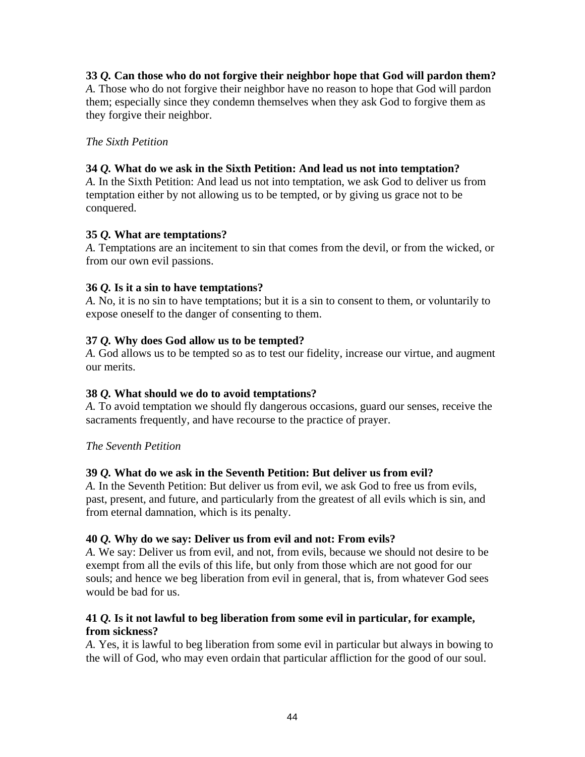**33** ***Q.*** **Can those who do not forgive their neighbor hope that God will pardon them?**
*A.* Those who do not forgive their neighbor have no reason to hope that God will pardon them; especially since they condemn themselves when they ask God to forgive them as they forgive their neighbor.

*The Sixth Petition*

**34** ***Q.*** **What do we ask in the Sixth Petition: And lead us not into temptation?**
*A.* In the Sixth Petition: And lead us not into temptation, we ask God to deliver us from temptation either by not allowing us to be tempted, or by giving us grace not to be conquered.

**35** ***Q.*** **What are temptations?**
*A.* Temptations are an incitement to sin that comes from the devil, or from the wicked, or from our own evil passions.

**36** ***Q.*** **Is it a sin to have temptations?**
*A.* No, it is no sin to have temptations; but it is a sin to consent to them, or voluntarily to expose oneself to the danger of consenting to them.

**37** ***Q.*** **Why does God allow us to be tempted?**
*A.* God allows us to be tempted so as to test our fidelity, increase our virtue, and augment our merits.

**38** ***Q.*** **What should we do to avoid temptations?**
*A.* To avoid temptation we should fly dangerous occasions, guard our senses, receive the sacraments frequently, and have recourse to the practice of prayer.

*The Seventh Petition*

**39** ***Q.*** **What do we ask in the Seventh Petition: But deliver us from evil?**
*A.* In the Seventh Petition: But deliver us from evil, we ask God to free us from evils, past, present, and future, and particularly from the greatest of all evils which is sin, and from eternal damnation, which is its penalty.

**40** ***Q.*** **Why do we say: Deliver us from evil and not: From evils?**
*A.* We say: Deliver us from evil, and not, from evils, because we should not desire to be exempt from all the evils of this life, but only from those which are not good for our souls; and hence we beg liberation from evil in general, that is, from whatever God sees would be bad for us.

**41** ***Q.*** **Is it not lawful to beg liberation from some evil in particular, for example, from sickness?**
*A.* Yes, it is lawful to beg liberation from some evil in particular but always in bowing to the will of God, who may even ordain that particular affliction for the good of our soul.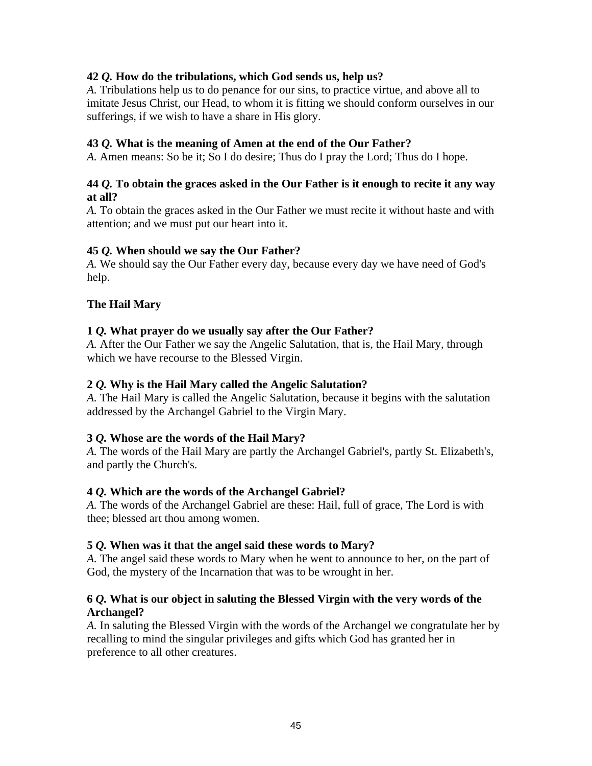**42 *Q.* How do the tribulations, which God sends us, help us?**
*A.* Tribulations help us to do penance for our sins, to practice virtue, and above all to imitate Jesus Christ, our Head, to whom it is fitting we should conform ourselves in our sufferings, if we wish to have a share in His glory.

**43 *Q.* What is the meaning of Amen at the end of the Our Father?**
*A.* Amen means: So be it; So I do desire; Thus do I pray the Lord; Thus do I hope.

**44 *Q.* To obtain the graces asked in the Our Father is it enough to recite it any way at all?**
*A.* To obtain the graces asked in the Our Father we must recite it without haste and with attention; and we must put our heart into it.

**45 *Q.* When should we say the Our Father?**
*A.* We should say the Our Father every day, because every day we have need of God's help.

**The Hail Mary**

**1 *Q.* What prayer do we usually say after the Our Father?**
*A.* After the Our Father we say the Angelic Salutation, that is, the Hail Mary, through which we have recourse to the Blessed Virgin.

**2 *Q.* Why is the Hail Mary called the Angelic Salutation?**
*A.* The Hail Mary is called the Angelic Salutation, because it begins with the salutation addressed by the Archangel Gabriel to the Virgin Mary.

**3 *Q.* Whose are the words of the Hail Mary?**
*A.* The words of the Hail Mary are partly the Archangel Gabriel's, partly St. Elizabeth's, and partly the Church's.

**4 *Q.* Which are the words of the Archangel Gabriel?**
*A.* The words of the Archangel Gabriel are these: Hail, full of grace, The Lord is with thee; blessed art thou among women.

**5 *Q.* When was it that the angel said these words to Mary?**
*A.* The angel said these words to Mary when he went to announce to her, on the part of God, the mystery of the Incarnation that was to be wrought in her.

**6 *Q.* What is our object in saluting the Blessed Virgin with the very words of the Archangel?**
*A.* In saluting the Blessed Virgin with the words of the Archangel we congratulate her by recalling to mind the singular privileges and gifts which God has granted her in preference to all other creatures.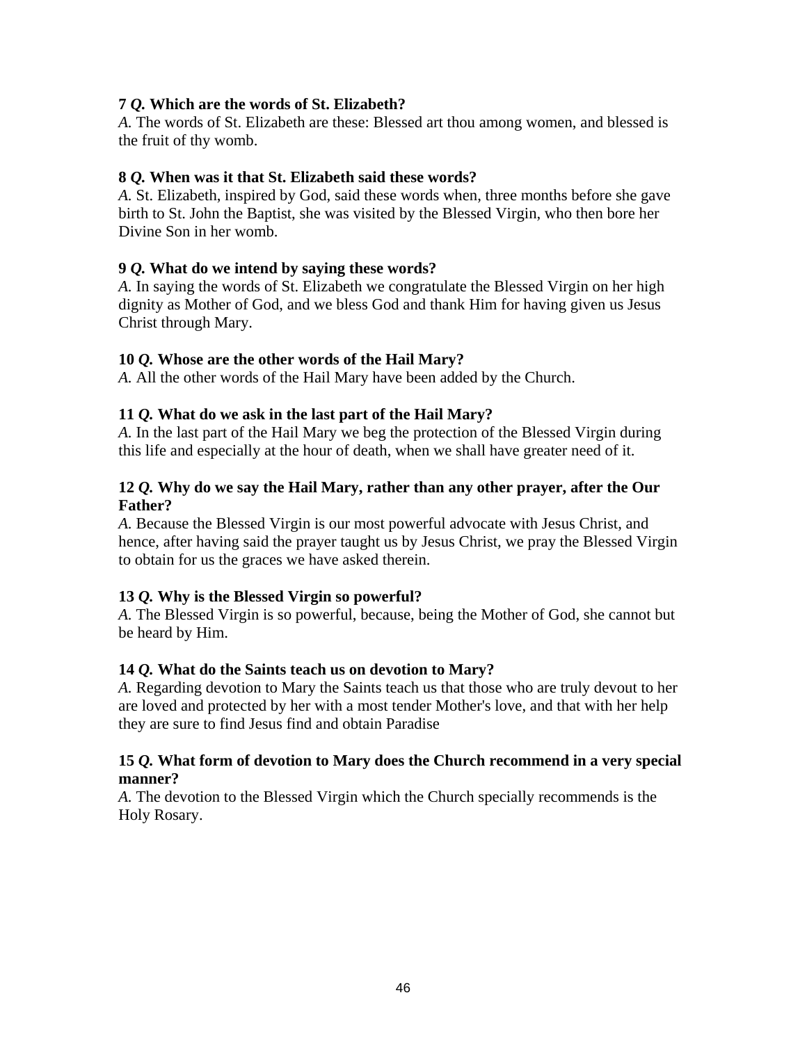**7 *Q.* Which are the words of St. Elizabeth?**
*A.* The words of St. Elizabeth are these: Blessed art thou among women, and blessed is the fruit of thy womb.

**8 *Q.* When was it that St. Elizabeth said these words?**
*A.* St. Elizabeth, inspired by God, said these words when, three months before she gave birth to St. John the Baptist, she was visited by the Blessed Virgin, who then bore her Divine Son in her womb.

**9 *Q.* What do we intend by saying these words?**
*A.* In saying the words of St. Elizabeth we congratulate the Blessed Virgin on her high dignity as Mother of God, and we bless God and thank Him for having given us Jesus Christ through Mary.

**10 *Q.* Whose are the other words of the Hail Mary?**
*A.* All the other words of the Hail Mary have been added by the Church.

**11 *Q.* What do we ask in the last part of the Hail Mary?**
*A.* In the last part of the Hail Mary we beg the protection of the Blessed Virgin during this life and especially at the hour of death, when we shall have greater need of it.

**12 *Q.* Why do we say the Hail Mary, rather than any other prayer, after the Our Father?**
*A.* Because the Blessed Virgin is our most powerful advocate with Jesus Christ, and hence, after having said the prayer taught us by Jesus Christ, we pray the Blessed Virgin to obtain for us the graces we have asked therein.

**13 *Q.* Why is the Blessed Virgin so powerful?**
*A.* The Blessed Virgin is so powerful, because, being the Mother of God, she cannot but be heard by Him.

**14 *Q.* What do the Saints teach us on devotion to Mary?**
*A.* Regarding devotion to Mary the Saints teach us that those who are truly devout to her are loved and protected by her with a most tender Mother's love, and that with her help they are sure to find Jesus find and obtain Paradise

**15 *Q.* What form of devotion to Mary does the Church recommend in a very special manner?**
*A.* The devotion to the Blessed Virgin which the Church specially recommends is the Holy Rosary.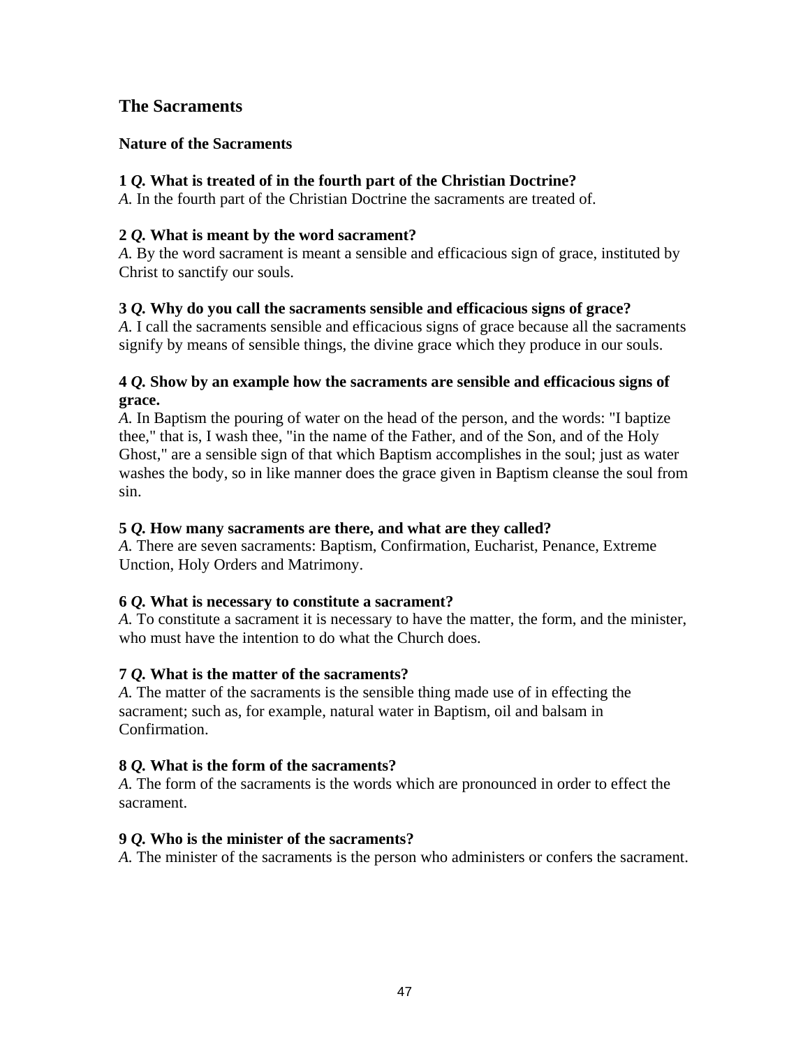## The Sacraments

### Nature of the Sacraments

**1 *Q.* What is treated of in the fourth part of the Christian Doctrine?**
*A.* In the fourth part of the Christian Doctrine the sacraments are treated of.

**2 *Q.* What is meant by the word sacrament?**
*A.* By the word sacrament is meant a sensible and efficacious sign of grace, instituted by Christ to sanctify our souls.

**3 *Q.* Why do you call the sacraments sensible and efficacious signs of grace?**
*A.* I call the sacraments sensible and efficacious signs of grace because all the sacraments signify by means of sensible things, the divine grace which they produce in our souls.

**4 *Q.* Show by an example how the sacraments are sensible and efficacious signs of grace.**
*A.* In Baptism the pouring of water on the head of the person, and the words: "I baptize thee," that is, I wash thee, "in the name of the Father, and of the Son, and of the Holy Ghost," are a sensible sign of that which Baptism accomplishes in the soul; just as water washes the body, so in like manner does the grace given in Baptism cleanse the soul from sin.

**5 *Q.* How many sacraments are there, and what are they called?**
*A.* There are seven sacraments: Baptism, Confirmation, Eucharist, Penance, Extreme Unction, Holy Orders and Matrimony.

**6 *Q.* What is necessary to constitute a sacrament?**
*A.* To constitute a sacrament it is necessary to have the matter, the form, and the minister, who must have the intention to do what the Church does.

**7 *Q.* What is the matter of the sacraments?**
*A.* The matter of the sacraments is the sensible thing made use of in effecting the sacrament; such as, for example, natural water in Baptism, oil and balsam in Confirmation.

**8 *Q.* What is the form of the sacraments?**
*A.* The form of the sacraments is the words which are pronounced in order to effect the sacrament.

**9 *Q.* Who is the minister of the sacraments?**
*A.* The minister of the sacraments is the person who administers or confers the sacrament.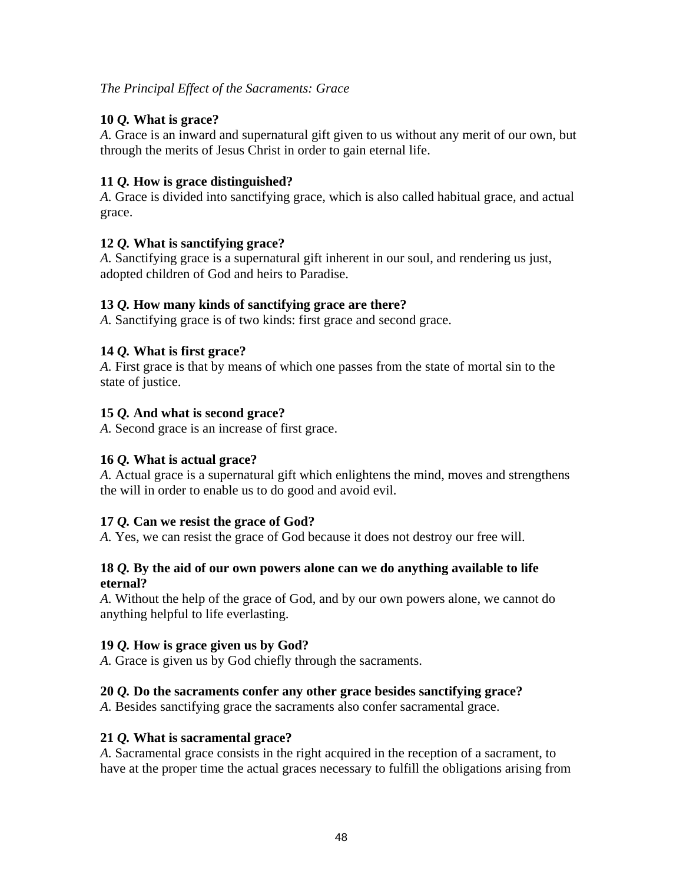*The Principal Effect of the Sacraments: Grace*

**10 *Q.* What is grace?**
*A.* Grace is an inward and supernatural gift given to us without any merit of our own, but through the merits of Jesus Christ in order to gain eternal life.

**11 *Q.* How is grace distinguished?**
*A.* Grace is divided into sanctifying grace, which is also called habitual grace, and actual grace.

**12 *Q.* What is sanctifying grace?**
*A.* Sanctifying grace is a supernatural gift inherent in our soul, and rendering us just, adopted children of God and heirs to Paradise.

**13 *Q.* How many kinds of sanctifying grace are there?**
*A.* Sanctifying grace is of two kinds: first grace and second grace.

**14 *Q.* What is first grace?**
*A.* First grace is that by means of which one passes from the state of mortal sin to the state of justice.

**15 *Q.* And what is second grace?**
*A.* Second grace is an increase of first grace.

**16 *Q.* What is actual grace?**
*A.* Actual grace is a supernatural gift which enlightens the mind, moves and strengthens the will in order to enable us to do good and avoid evil.

**17 *Q.* Can we resist the grace of God?**
*A.* Yes, we can resist the grace of God because it does not destroy our free will.

**18 *Q.* By the aid of our own powers alone can we do anything available to life eternal?**
*A.* Without the help of the grace of God, and by our own powers alone, we cannot do anything helpful to life everlasting.

**19 *Q.* How is grace given us by God?**
*A.* Grace is given us by God chiefly through the sacraments.

**20 *Q.* Do the sacraments confer any other grace besides sanctifying grace?**
*A.* Besides sanctifying grace the sacraments also confer sacramental grace.

**21 *Q.* What is sacramental grace?**
*A.* Sacramental grace consists in the right acquired in the reception of a sacrament, to have at the proper time the actual graces necessary to fulfill the obligations arising from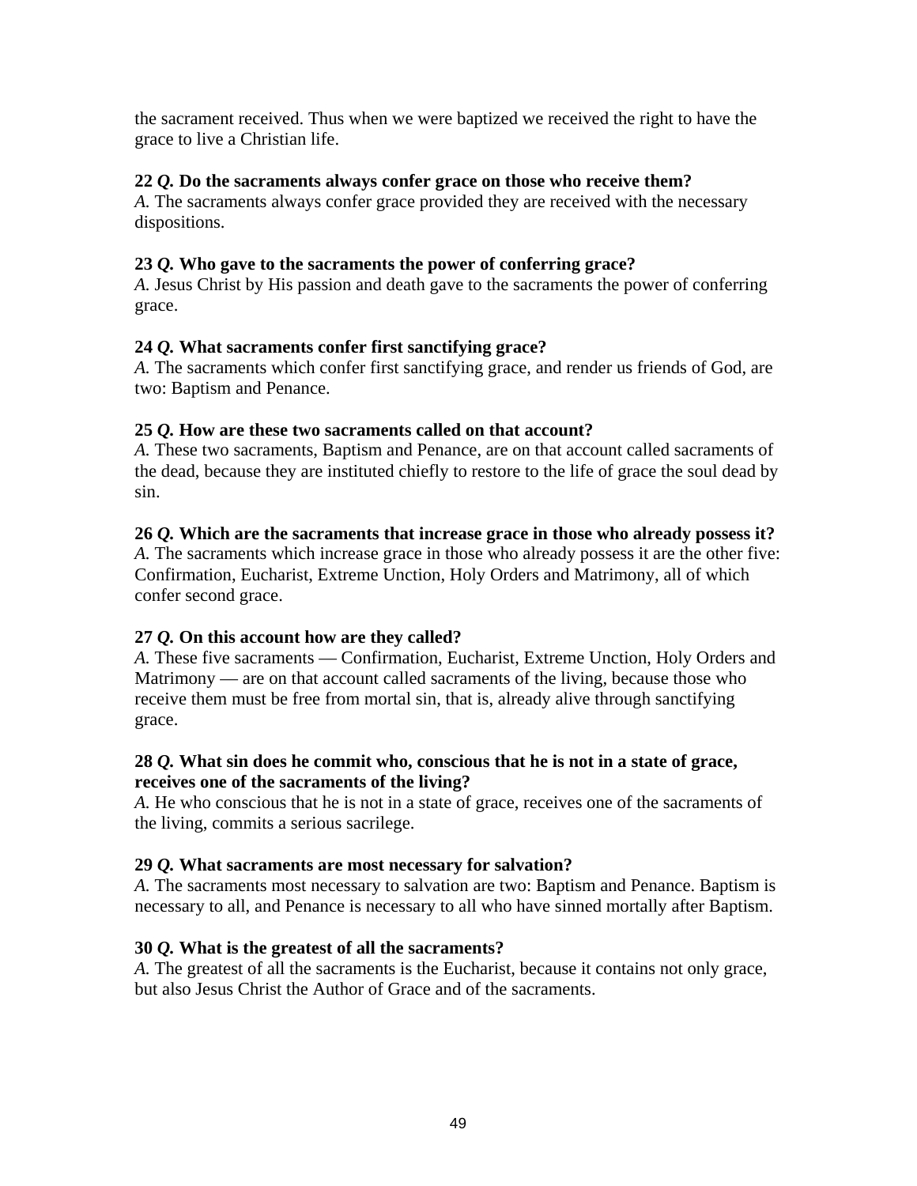the sacrament received. Thus when we were baptized we received the right to have the grace to live a Christian life.

**22 *Q.* Do the sacraments always confer grace on those who receive them?**
*A.* The sacraments always confer grace provided they are received with the necessary dispositions.

**23 *Q.* Who gave to the sacraments the power of conferring grace?**
*A.* Jesus Christ by His passion and death gave to the sacraments the power of conferring grace.

**24 *Q.* What sacraments confer first sanctifying grace?**
*A.* The sacraments which confer first sanctifying grace, and render us friends of God, are two: Baptism and Penance.

**25 *Q.* How are these two sacraments called on that account?**
*A.* These two sacraments, Baptism and Penance, are on that account called sacraments of the dead, because they are instituted chiefly to restore to the life of grace the soul dead by sin.

**26 *Q.* Which are the sacraments that increase grace in those who already possess it?**
*A.* The sacraments which increase grace in those who already possess it are the other five: Confirmation, Eucharist, Extreme Unction, Holy Orders and Matrimony, all of which confer second grace.

**27 *Q.* On this account how are they called?**
*A.* These five sacraments — Confirmation, Eucharist, Extreme Unction, Holy Orders and Matrimony — are on that account called sacraments of the living, because those who receive them must be free from mortal sin, that is, already alive through sanctifying grace.

**28 *Q.* What sin does he commit who, conscious that he is not in a state of grace, receives one of the sacraments of the living?**
*A.* He who conscious that he is not in a state of grace, receives one of the sacraments of the living, commits a serious sacrilege.

**29 *Q.* What sacraments are most necessary for salvation?**
*A.* The sacraments most necessary to salvation are two: Baptism and Penance. Baptism is necessary to all, and Penance is necessary to all who have sinned mortally after Baptism.

**30 *Q.* What is the greatest of all the sacraments?**
*A.* The greatest of all the sacraments is the Eucharist, because it contains not only grace, but also Jesus Christ the Author of Grace and of the sacraments.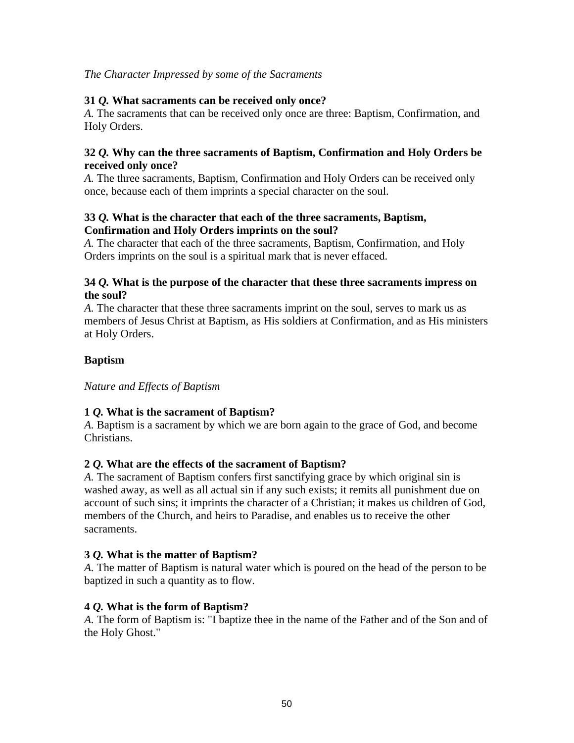*The Character Impressed by some of the Sacraments*

**31 *Q.* What sacraments can be received only once?**
*A.* The sacraments that can be received only once are three: Baptism, Confirmation, and Holy Orders.

**32 *Q.* Why can the three sacraments of Baptism, Confirmation and Holy Orders be received only once?**
*A.* The three sacraments, Baptism, Confirmation and Holy Orders can be received only once, because each of them imprints a special character on the soul.

**33 *Q.* What is the character that each of the three sacraments, Baptism, Confirmation and Holy Orders imprints on the soul?**
*A.* The character that each of the three sacraments, Baptism, Confirmation, and Holy Orders imprints on the soul is a spiritual mark that is never effaced.

**34 *Q.* What is the purpose of the character that these three sacraments impress on the soul?**
*A.* The character that these three sacraments imprint on the soul, serves to mark us as members of Jesus Christ at Baptism, as His soldiers at Confirmation, and as His ministers at Holy Orders.

## Baptism

*Nature and Effects of Baptism*

**1 *Q.* What is the sacrament of Baptism?**
*A.* Baptism is a sacrament by which we are born again to the grace of God, and become Christians.

**2 *Q.* What are the effects of the sacrament of Baptism?**
*A.* The sacrament of Baptism confers first sanctifying grace by which original sin is washed away, as well as all actual sin if any such exists; it remits all punishment due on account of such sins; it imprints the character of a Christian; it makes us children of God, members of the Church, and heirs to Paradise, and enables us to receive the other sacraments.

**3 *Q.* What is the matter of Baptism?**
*A.* The matter of Baptism is natural water which is poured on the head of the person to be baptized in such a quantity as to flow.

**4 *Q.* What is the form of Baptism?**
*A.* The form of Baptism is: "I baptize thee in the name of the Father and of the Son and of the Holy Ghost."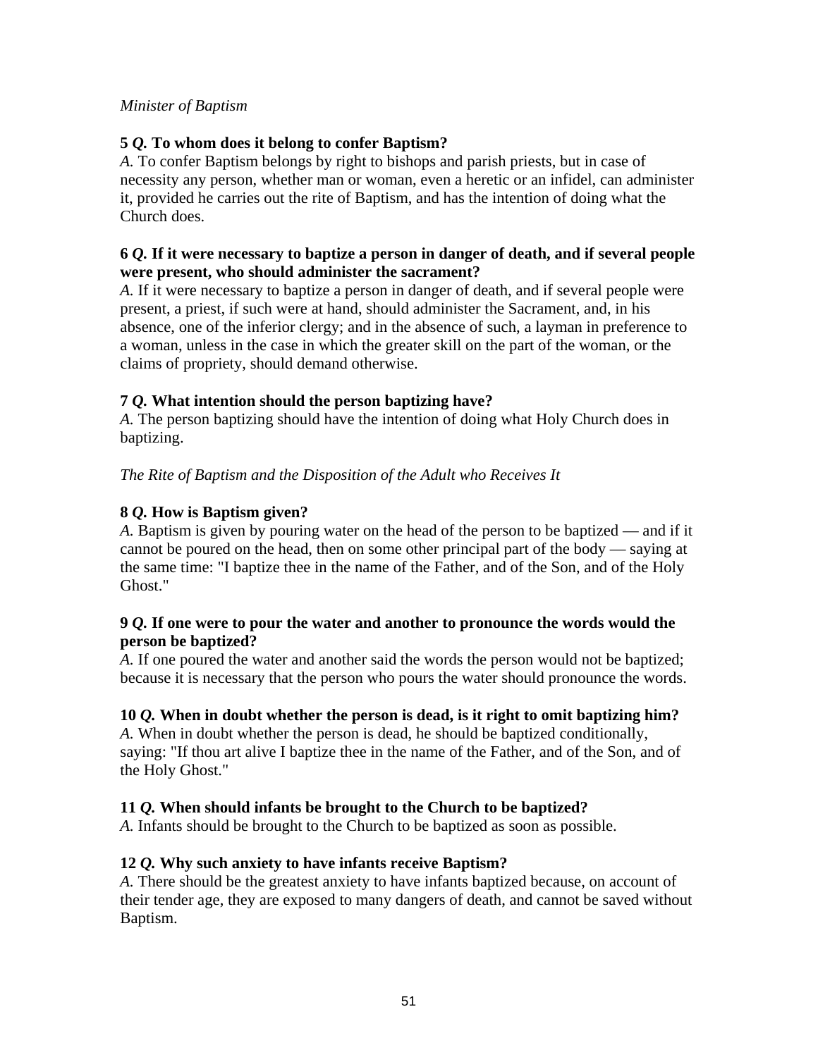*Minister of Baptism*

**5** ***Q.*** **To whom does it belong to confer Baptism?**
*A.* To confer Baptism belongs by right to bishops and parish priests, but in case of necessity any person, whether man or woman, even a heretic or an infidel, can administer it, provided he carries out the rite of Baptism, and has the intention of doing what the Church does.

**6** ***Q.*** **If it were necessary to baptize a person in danger of death, and if several people were present, who should administer the sacrament?**
*A.* If it were necessary to baptize a person in danger of death, and if several people were present, a priest, if such were at hand, should administer the Sacrament, and, in his absence, one of the inferior clergy; and in the absence of such, a layman in preference to a woman, unless in the case in which the greater skill on the part of the woman, or the claims of propriety, should demand otherwise.

**7** ***Q.*** **What intention should the person baptizing have?**
*A.* The person baptizing should have the intention of doing what Holy Church does in baptizing.

*The Rite of Baptism and the Disposition of the Adult who Receives It*

**8** ***Q.*** **How is Baptism given?**
*A.* Baptism is given by pouring water on the head of the person to be baptized — and if it cannot be poured on the head, then on some other principal part of the body — saying at the same time: "I baptize thee in the name of the Father, and of the Son, and of the Holy Ghost."

**9** ***Q.*** **If one were to pour the water and another to pronounce the words would the person be baptized?**
*A.* If one poured the water and another said the words the person would not be baptized; because it is necessary that the person who pours the water should pronounce the words.

**10** ***Q.*** **When in doubt whether the person is dead, is it right to omit baptizing him?**
*A.* When in doubt whether the person is dead, he should be baptized conditionally, saying: "If thou art alive I baptize thee in the name of the Father, and of the Son, and of the Holy Ghost."

**11** ***Q.*** **When should infants be brought to the Church to be baptized?**
*A.* Infants should be brought to the Church to be baptized as soon as possible.

**12** ***Q.*** **Why such anxiety to have infants receive Baptism?**
*A.* There should be the greatest anxiety to have infants baptized because, on account of their tender age, they are exposed to many dangers of death, and cannot be saved without Baptism.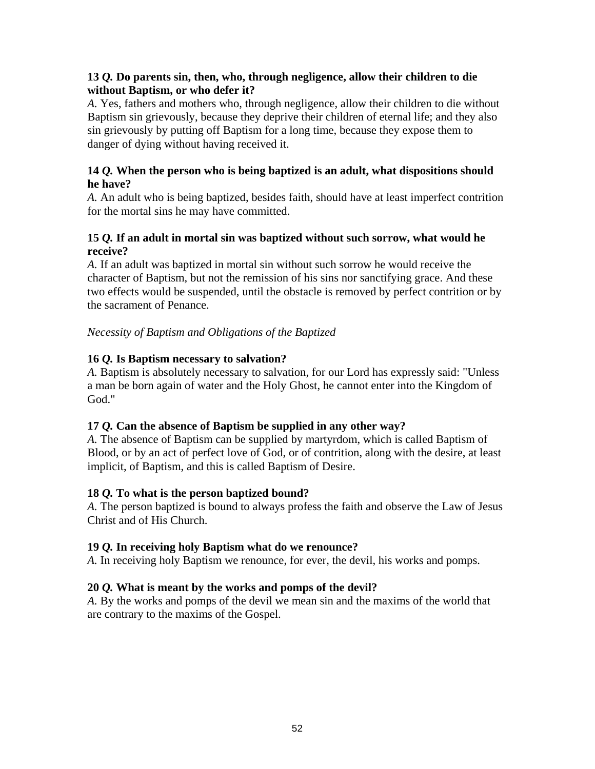**13 *Q.* Do parents sin, then, who, through negligence, allow their children to die without Baptism, or who defer it?**
*A.* Yes, fathers and mothers who, through negligence, allow their children to die without Baptism sin grievously, because they deprive their children of eternal life; and they also sin grievously by putting off Baptism for a long time, because they expose them to danger of dying without having received it.

**14 *Q.* When the person who is being baptized is an adult, what dispositions should he have?**
*A.* An adult who is being baptized, besides faith, should have at least imperfect contrition for the mortal sins he may have committed.

**15 *Q.* If an adult in mortal sin was baptized without such sorrow, what would he receive?**
*A.* If an adult was baptized in mortal sin without such sorrow he would receive the character of Baptism, but not the remission of his sins nor sanctifying grace. And these two effects would be suspended, until the obstacle is removed by perfect contrition or by the sacrament of Penance.

*Necessity of Baptism and Obligations of the Baptized*

**16 *Q.* Is Baptism necessary to salvation?**
*A.* Baptism is absolutely necessary to salvation, for our Lord has expressly said: "Unless a man be born again of water and the Holy Ghost, he cannot enter into the Kingdom of God."

**17 *Q.* Can the absence of Baptism be supplied in any other way?**
*A.* The absence of Baptism can be supplied by martyrdom, which is called Baptism of Blood, or by an act of perfect love of God, or of contrition, along with the desire, at least implicit, of Baptism, and this is called Baptism of Desire.

**18 *Q.* To what is the person baptized bound?**
*A.* The person baptized is bound to always profess the faith and observe the Law of Jesus Christ and of His Church.

**19 *Q.* In receiving holy Baptism what do we renounce?**
*A.* In receiving holy Baptism we renounce, for ever, the devil, his works and pomps.

**20 *Q.* What is meant by the works and pomps of the devil?**
*A.* By the works and pomps of the devil we mean sin and the maxims of the world that are contrary to the maxims of the Gospel.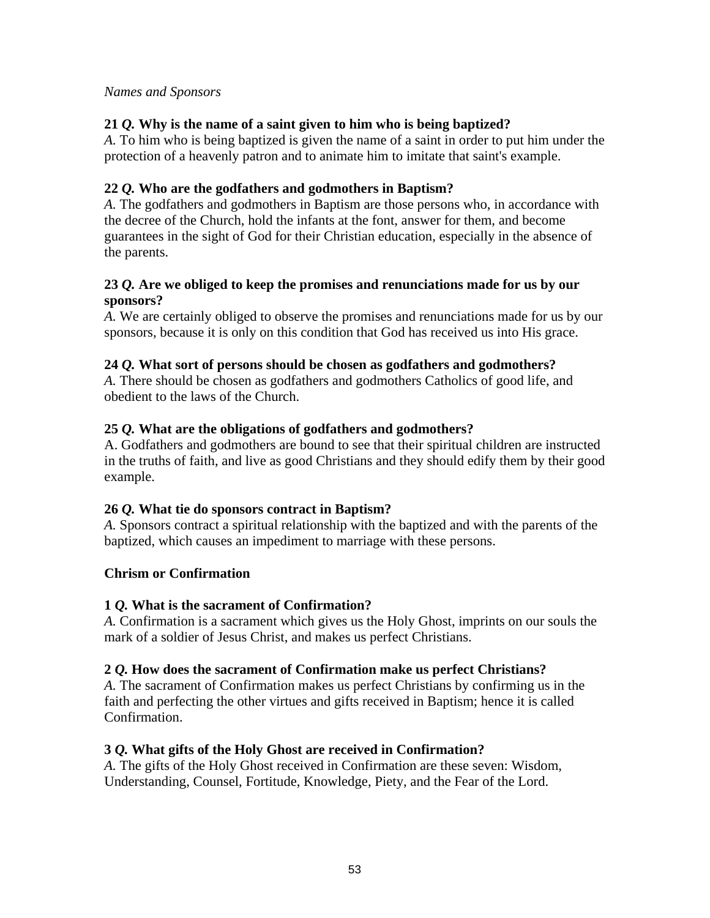*Names and Sponsors*

**21 *Q.* Why is the name of a saint given to him who is being baptized?**
*A.* To him who is being baptized is given the name of a saint in order to put him under the protection of a heavenly patron and to animate him to imitate that saint's example.

**22 *Q.* Who are the godfathers and godmothers in Baptism?**
*A.* The godfathers and godmothers in Baptism are those persons who, in accordance with the decree of the Church, hold the infants at the font, answer for them, and become guarantees in the sight of God for their Christian education, especially in the absence of the parents.

**23 *Q.* Are we obliged to keep the promises and renunciations made for us by our sponsors?**
*A.* We are certainly obliged to observe the promises and renunciations made for us by our sponsors, because it is only on this condition that God has received us into His grace.

**24 *Q.* What sort of persons should be chosen as godfathers and godmothers?**
*A.* There should be chosen as godfathers and godmothers Catholics of good life, and obedient to the laws of the Church.

**25 *Q.* What are the obligations of godfathers and godmothers?**
A. Godfathers and godmothers are bound to see that their spiritual children are instructed in the truths of faith, and live as good Christians and they should edify them by their good example.

**26 *Q.* What tie do sponsors contract in Baptism?**
*A.* Sponsors contract a spiritual relationship with the baptized and with the parents of the baptized, which causes an impediment to marriage with these persons.

**Chrism or Confirmation**

**1 *Q.* What is the sacrament of Confirmation?**
*A.* Confirmation is a sacrament which gives us the Holy Ghost, imprints on our souls the mark of a soldier of Jesus Christ, and makes us perfect Christians.

**2 *Q.* How does the sacrament of Confirmation make us perfect Christians?**
*A.* The sacrament of Confirmation makes us perfect Christians by confirming us in the faith and perfecting the other virtues and gifts received in Baptism; hence it is called Confirmation.

**3 *Q.* What gifts of the Holy Ghost are received in Confirmation?**
*A.* The gifts of the Holy Ghost received in Confirmation are these seven: Wisdom, Understanding, Counsel, Fortitude, Knowledge, Piety, and the Fear of the Lord.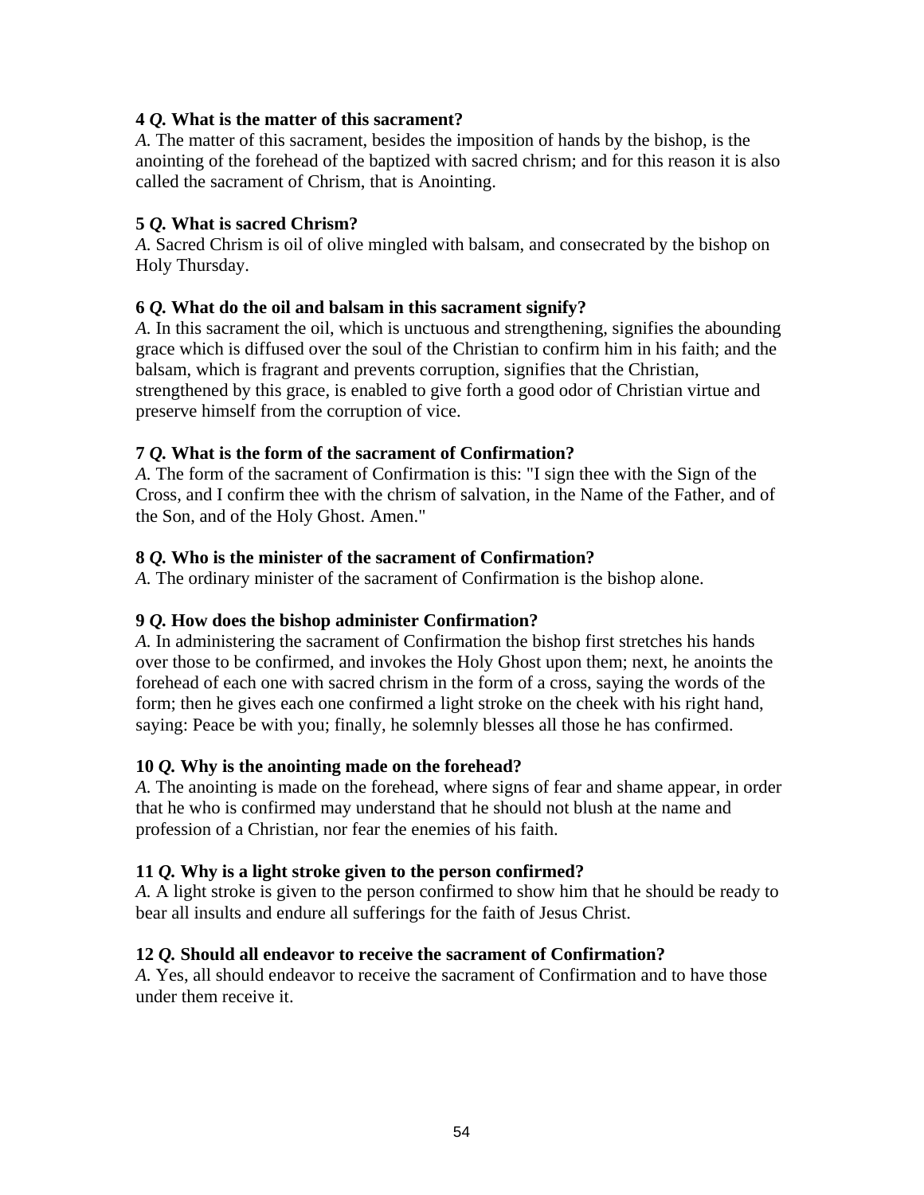**4 *Q.* What is the matter of this sacrament?**
*A.* The matter of this sacrament, besides the imposition of hands by the bishop, is the anointing of the forehead of the baptized with sacred chrism; and for this reason it is also called the sacrament of Chrism, that is Anointing.

**5 *Q.* What is sacred Chrism?**
*A.* Sacred Chrism is oil of olive mingled with balsam, and consecrated by the bishop on Holy Thursday.

**6 *Q.* What do the oil and balsam in this sacrament signify?**
*A.* In this sacrament the oil, which is unctuous and strengthening, signifies the abounding grace which is diffused over the soul of the Christian to confirm him in his faith; and the balsam, which is fragrant and prevents corruption, signifies that the Christian, strengthened by this grace, is enabled to give forth a good odor of Christian virtue and preserve himself from the corruption of vice.

**7 *Q.* What is the form of the sacrament of Confirmation?**
*A.* The form of the sacrament of Confirmation is this: "I sign thee with the Sign of the Cross, and I confirm thee with the chrism of salvation, in the Name of the Father, and of the Son, and of the Holy Ghost. Amen."

**8 *Q.* Who is the minister of the sacrament of Confirmation?**
*A.* The ordinary minister of the sacrament of Confirmation is the bishop alone.

**9 *Q.* How does the bishop administer Confirmation?**
*A.* In administering the sacrament of Confirmation the bishop first stretches his hands over those to be confirmed, and invokes the Holy Ghost upon them; next, he anoints the forehead of each one with sacred chrism in the form of a cross, saying the words of the form; then he gives each one confirmed a light stroke on the cheek with his right hand, saying: Peace be with you; finally, he solemnly blesses all those he has confirmed.

**10 *Q.* Why is the anointing made on the forehead?**
*A.* The anointing is made on the forehead, where signs of fear and shame appear, in order that he who is confirmed may understand that he should not blush at the name and profession of a Christian, nor fear the enemies of his faith.

**11 *Q.* Why is a light stroke given to the person confirmed?**
*A.* A light stroke is given to the person confirmed to show him that he should be ready to bear all insults and endure all sufferings for the faith of Jesus Christ.

**12 *Q.* Should all endeavor to receive the sacrament of Confirmation?**
*A.* Yes, all should endeavor to receive the sacrament of Confirmation and to have those under them receive it.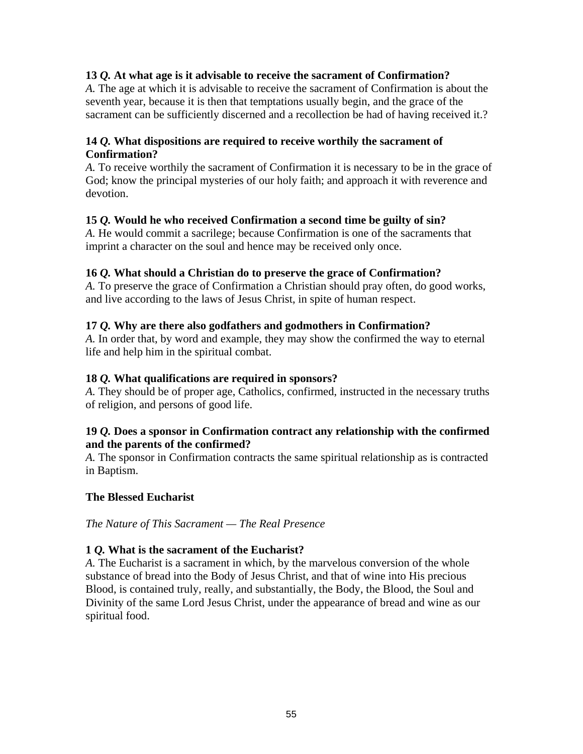**13 *Q.* At what age is it advisable to receive the sacrament of Confirmation?**
*A.* The age at which it is advisable to receive the sacrament of Confirmation is about the seventh year, because it is then that temptations usually begin, and the grace of the sacrament can be sufficiently discerned and a recollection be had of having received it.?

**14 *Q.* What dispositions are required to receive worthily the sacrament of Confirmation?**
*A.* To receive worthily the sacrament of Confirmation it is necessary to be in the grace of God; know the principal mysteries of our holy faith; and approach it with reverence and devotion.

**15 *Q.* Would he who received Confirmation a second time be guilty of sin?**
*A.* He would commit a sacrilege; because Confirmation is one of the sacraments that imprint a character on the soul and hence may be received only once.

**16 *Q.* What should a Christian do to preserve the grace of Confirmation?**
*A.* To preserve the grace of Confirmation a Christian should pray often, do good works, and live according to the laws of Jesus Christ, in spite of human respect.

**17 *Q.* Why are there also godfathers and godmothers in Confirmation?**
*A.* In order that, by word and example, they may show the confirmed the way to eternal life and help him in the spiritual combat.

**18 *Q.* What qualifications are required in sponsors?**
*A.* They should be of proper age, Catholics, confirmed, instructed in the necessary truths of religion, and persons of good life.

**19 *Q.* Does a sponsor in Confirmation contract any relationship with the confirmed and the parents of the confirmed?**
*A.* The sponsor in Confirmation contracts the same spiritual relationship as is contracted in Baptism.

## The Blessed Eucharist

*The Nature of This Sacrament — The Real Presence*

**1 *Q.* What is the sacrament of the Eucharist?**
*A.* The Eucharist is a sacrament in which, by the marvelous conversion of the whole substance of bread into the Body of Jesus Christ, and that of wine into His precious Blood, is contained truly, really, and substantially, the Body, the Blood, the Soul and Divinity of the same Lord Jesus Christ, under the appearance of bread and wine as our spiritual food.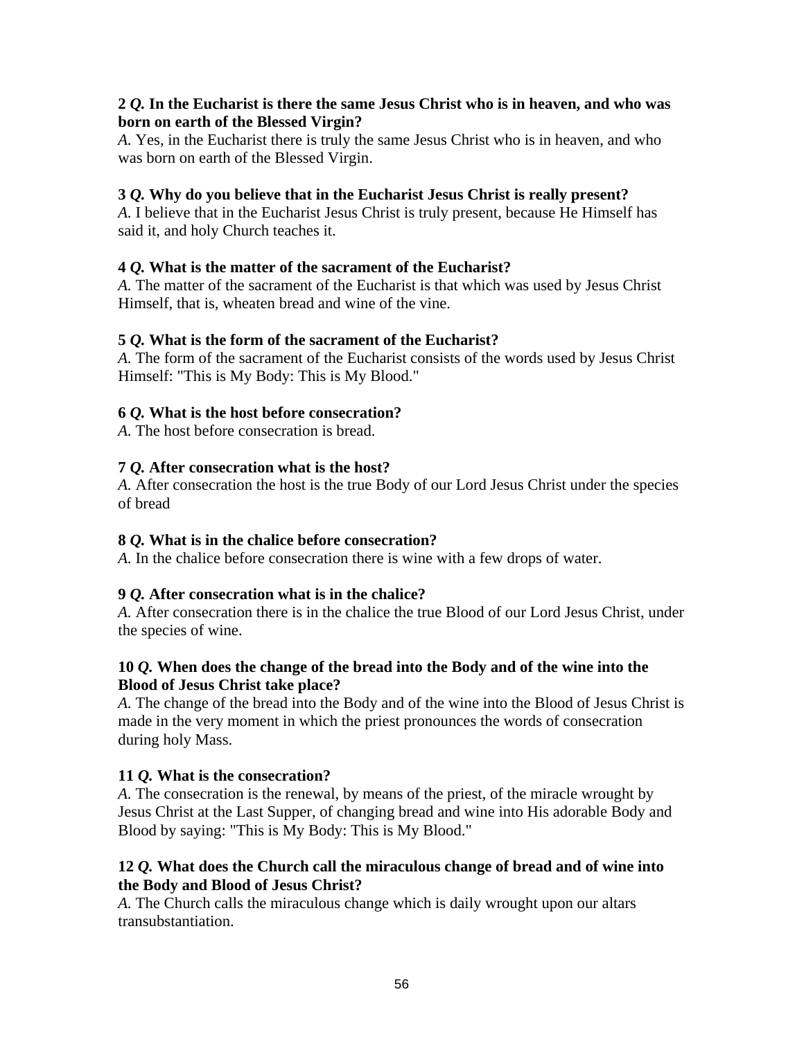**2 *Q.* In the Eucharist is there the same Jesus Christ who is in heaven, and who was born on earth of the Blessed Virgin?**
*A.* Yes, in the Eucharist there is truly the same Jesus Christ who is in heaven, and who was born on earth of the Blessed Virgin.

**3 *Q.* Why do you believe that in the Eucharist Jesus Christ is really present?**
*A.* I believe that in the Eucharist Jesus Christ is truly present, because He Himself has said it, and holy Church teaches it.

**4 *Q.* What is the matter of the sacrament of the Eucharist?**
*A.* The matter of the sacrament of the Eucharist is that which was used by Jesus Christ Himself, that is, wheaten bread and wine of the vine.

**5 *Q.* What is the form of the sacrament of the Eucharist?**
*A.* The form of the sacrament of the Eucharist consists of the words used by Jesus Christ Himself: "This is My Body: This is My Blood."

**6 *Q.* What is the host before consecration?**
*A.* The host before consecration is bread.

**7 *Q.* After consecration what is the host?**
*A.* After consecration the host is the true Body of our Lord Jesus Christ under the species of bread

**8 *Q.* What is in the chalice before consecration?**
*A.* In the chalice before consecration there is wine with a few drops of water.

**9 *Q.* After consecration what is in the chalice?**
*A.* After consecration there is in the chalice the true Blood of our Lord Jesus Christ, under the species of wine.

**10 *Q.* When does the change of the bread into the Body and of the wine into the Blood of Jesus Christ take place?**
*A.* The change of the bread into the Body and of the wine into the Blood of Jesus Christ is made in the very moment in which the priest pronounces the words of consecration during holy Mass.

**11 *Q.* What is the consecration?**
*A.* The consecration is the renewal, by means of the priest, of the miracle wrought by Jesus Christ at the Last Supper, of changing bread and wine into His adorable Body and Blood by saying: "This is My Body: This is My Blood."

**12 *Q.* What does the Church call the miraculous change of bread and of wine into the Body and Blood of Jesus Christ?**
*A.* The Church calls the miraculous change which is daily wrought upon our altars transubstantiation.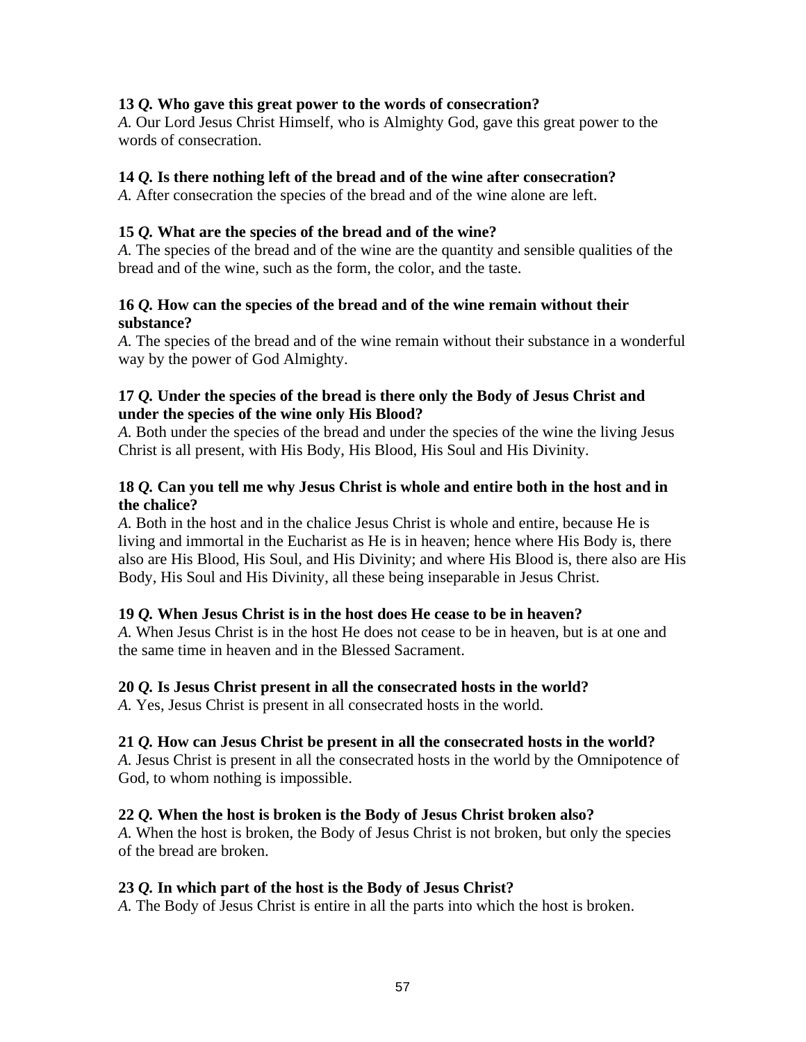**13 *Q.* Who gave this great power to the words of consecration?**
*A.* Our Lord Jesus Christ Himself, who is Almighty God, gave this great power to the words of consecration.

**14 *Q.* Is there nothing left of the bread and of the wine after consecration?**
*A.* After consecration the species of the bread and of the wine alone are left.

**15 *Q.* What are the species of the bread and of the wine?**
*A.* The species of the bread and of the wine are the quantity and sensible qualities of the bread and of the wine, such as the form, the color, and the taste.

**16 *Q.* How can the species of the bread and of the wine remain without their substance?**
*A.* The species of the bread and of the wine remain without their substance in a wonderful way by the power of God Almighty.

**17 *Q.* Under the species of the bread is there only the Body of Jesus Christ and under the species of the wine only His Blood?**
*A.* Both under the species of the bread and under the species of the wine the living Jesus Christ is all present, with His Body, His Blood, His Soul and His Divinity.

**18 *Q.* Can you tell me why Jesus Christ is whole and entire both in the host and in the chalice?**
*A.* Both in the host and in the chalice Jesus Christ is whole and entire, because He is living and immortal in the Eucharist as He is in heaven; hence where His Body is, there also are His Blood, His Soul, and His Divinity; and where His Blood is, there also are His Body, His Soul and His Divinity, all these being inseparable in Jesus Christ.

**19 *Q.* When Jesus Christ is in the host does He cease to be in heaven?**
*A.* When Jesus Christ is in the host He does not cease to be in heaven, but is at one and the same time in heaven and in the Blessed Sacrament.

**20 *Q.* Is Jesus Christ present in all the consecrated hosts in the world?**
*A.* Yes, Jesus Christ is present in all consecrated hosts in the world.

**21 *Q.* How can Jesus Christ be present in all the consecrated hosts in the world?**
*A.* Jesus Christ is present in all the consecrated hosts in the world by the Omnipotence of God, to whom nothing is impossible.

**22 *Q.* When the host is broken is the Body of Jesus Christ broken also?**
*A.* When the host is broken, the Body of Jesus Christ is not broken, but only the species of the bread are broken.

**23 *Q.* In which part of the host is the Body of Jesus Christ?**
*A.* The Body of Jesus Christ is entire in all the parts into which the host is broken.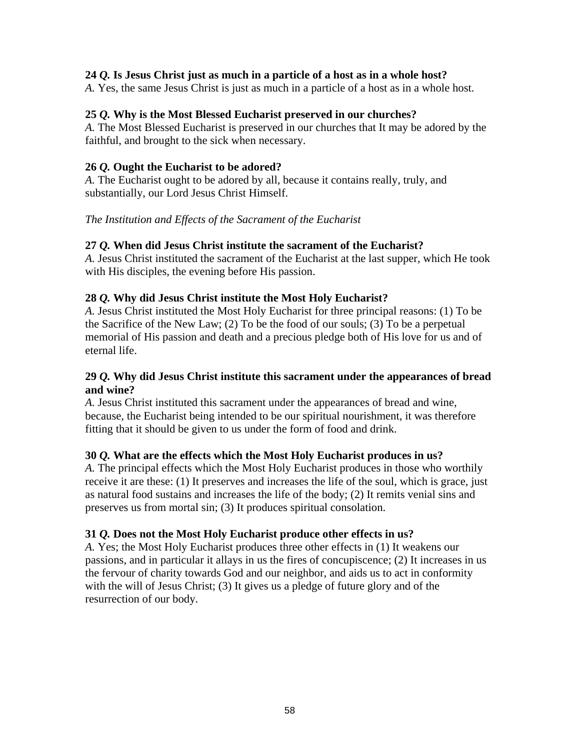**24 *Q.* Is Jesus Christ just as much in a particle of a host as in a whole host?**
*A.* Yes, the same Jesus Christ is just as much in a particle of a host as in a whole host.

**25 *Q.* Why is the Most Blessed Eucharist preserved in our churches?**
*A.* The Most Blessed Eucharist is preserved in our churches that It may be adored by the faithful, and brought to the sick when necessary.

**26 *Q.* Ought the Eucharist to be adored?**
*A.* The Eucharist ought to be adored by all, because it contains really, truly, and substantially, our Lord Jesus Christ Himself.

*The Institution and Effects of the Sacrament of the Eucharist*

**27 *Q.* When did Jesus Christ institute the sacrament of the Eucharist?**
*A.* Jesus Christ instituted the sacrament of the Eucharist at the last supper, which He took with His disciples, the evening before His passion.

**28 *Q.* Why did Jesus Christ institute the Most Holy Eucharist?**
*A.* Jesus Christ instituted the Most Holy Eucharist for three principal reasons: (1) To be the Sacrifice of the New Law; (2) To be the food of our souls; (3) To be a perpetual memorial of His passion and death and a precious pledge both of His love for us and of eternal life.

**29 *Q.* Why did Jesus Christ institute this sacrament under the appearances of bread and wine?**
*A.* Jesus Christ instituted this sacrament under the appearances of bread and wine, because, the Eucharist being intended to be our spiritual nourishment, it was therefore fitting that it should be given to us under the form of food and drink.

**30 *Q.* What are the effects which the Most Holy Eucharist produces in us?**
*A.* The principal effects which the Most Holy Eucharist produces in those who worthily receive it are these: (1) It preserves and increases the life of the soul, which is grace, just as natural food sustains and increases the life of the body; (2) It remits venial sins and preserves us from mortal sin; (3) It produces spiritual consolation.

**31 *Q.* Does not the Most Holy Eucharist produce other effects in us?**
*A.* Yes; the Most Holy Eucharist produces three other effects in (1) It weakens our passions, and in particular it allays in us the fires of concupiscence; (2) It increases in us the fervour of charity towards God and our neighbor, and aids us to act in conformity with the will of Jesus Christ; (3) It gives us a pledge of future glory and of the resurrection of our body.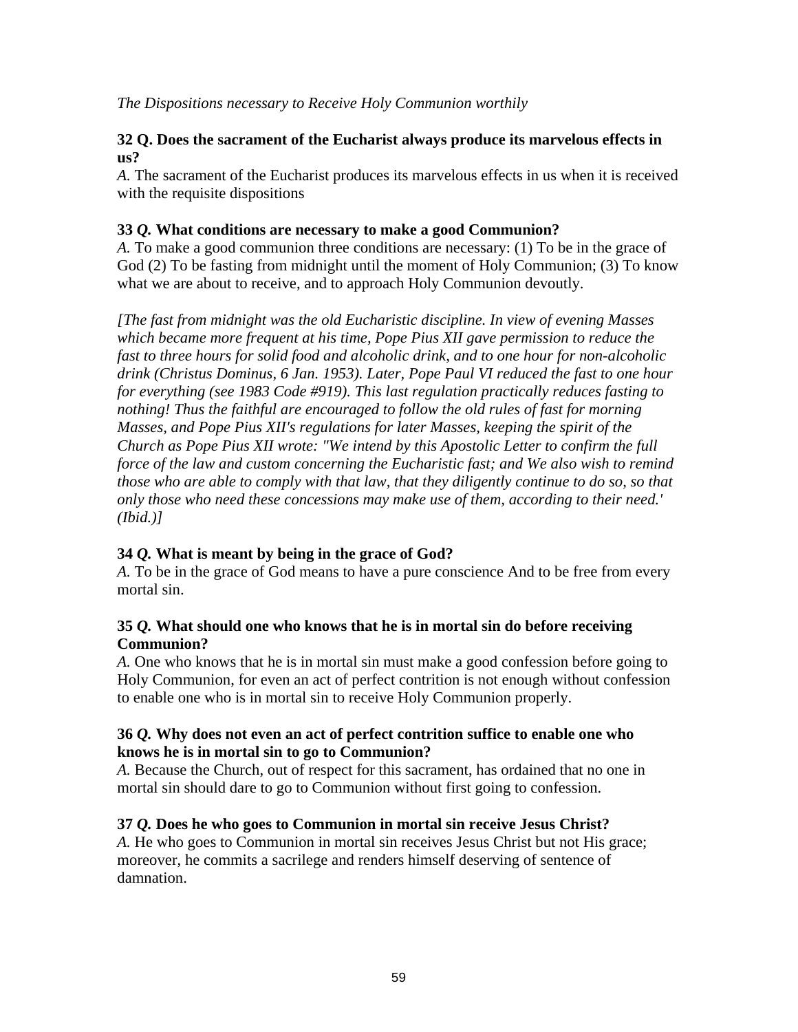*The Dispositions necessary to Receive Holy Communion worthily*

**32 Q. Does the sacrament of the Eucharist always produce its marvelous effects in us?**
*A.* The sacrament of the Eucharist produces its marvelous effects in us when it is received with the requisite dispositions

**33 *Q.* What conditions are necessary to make a good Communion?**
*A.* To make a good communion three conditions are necessary: (1) To be in the grace of God (2) To be fasting from midnight until the moment of Holy Communion; (3) To know what we are about to receive, and to approach Holy Communion devoutly.

*[The fast from midnight was the old Eucharistic discipline. In view of evening Masses which became more frequent at his time, Pope Pius XII gave permission to reduce the fast to three hours for solid food and alcoholic drink, and to one hour for non-alcoholic drink (Christus Dominus, 6 Jan. 1953). Later, Pope Paul VI reduced the fast to one hour for everything (see 1983 Code #919). This last regulation practically reduces fasting to nothing! Thus the faithful are encouraged to follow the old rules of fast for morning Masses, and Pope Pius XII's regulations for later Masses, keeping the spirit of the Church as Pope Pius XII wrote: "We intend by this Apostolic Letter to confirm the full force of the law and custom concerning the Eucharistic fast; and We also wish to remind those who are able to comply with that law, that they diligently continue to do so, so that only those who need these concessions may make use of them, according to their need.' (Ibid.)]*

**34 *Q.* What is meant by being in the grace of God?**
*A.* To be in the grace of God means to have a pure conscience And to be free from every mortal sin.

**35 *Q.* What should one who knows that he is in mortal sin do before receiving Communion?**
*A.* One who knows that he is in mortal sin must make a good confession before going to Holy Communion, for even an act of perfect contrition is not enough without confession to enable one who is in mortal sin to receive Holy Communion properly.

**36 *Q.* Why does not even an act of perfect contrition suffice to enable one who knows he is in mortal sin to go to Communion?**
*A.* Because the Church, out of respect for this sacrament, has ordained that no one in mortal sin should dare to go to Communion without first going to confession.

**37 *Q.* Does he who goes to Communion in mortal sin receive Jesus Christ?**
*A.* He who goes to Communion in mortal sin receives Jesus Christ but not His grace; moreover, he commits a sacrilege and renders himself deserving of sentence of damnation.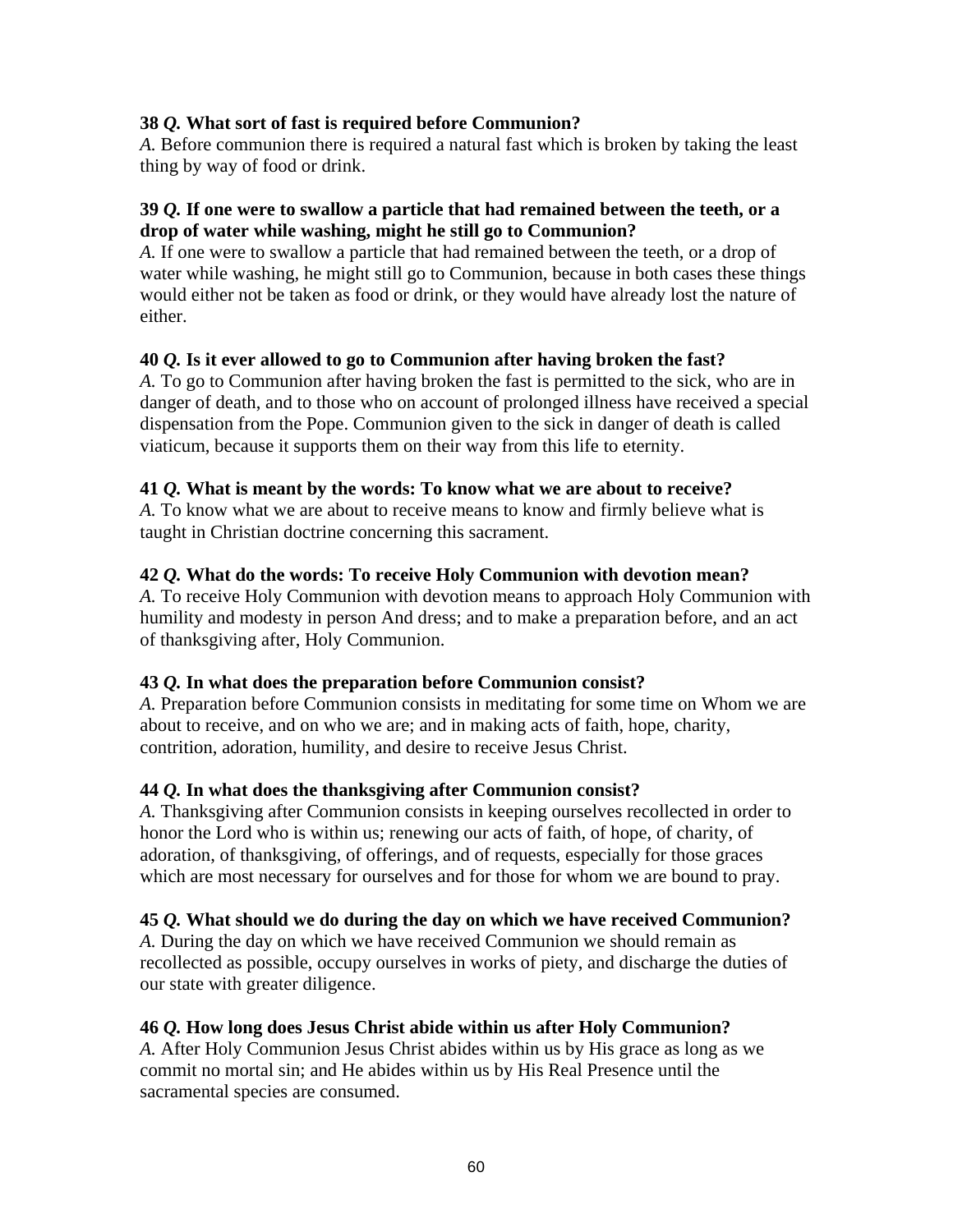**38 *Q.* What sort of fast is required before Communion?**
*A.* Before communion there is required a natural fast which is broken by taking the least thing by way of food or drink.

**39 *Q.* If one were to swallow a particle that had remained between the teeth, or a drop of water while washing, might he still go to Communion?**
*A.* If one were to swallow a particle that had remained between the teeth, or a drop of water while washing, he might still go to Communion, because in both cases these things would either not be taken as food or drink, or they would have already lost the nature of either.

**40 *Q.* Is it ever allowed to go to Communion after having broken the fast?**
*A.* To go to Communion after having broken the fast is permitted to the sick, who are in danger of death, and to those who on account of prolonged illness have received a special dispensation from the Pope. Communion given to the sick in danger of death is called viaticum, because it supports them on their way from this life to eternity.

**41 *Q.* What is meant by the words: To know what we are about to receive?**
*A.* To know what we are about to receive means to know and firmly believe what is taught in Christian doctrine concerning this sacrament.

**42 *Q.* What do the words: To receive Holy Communion with devotion mean?**
*A.* To receive Holy Communion with devotion means to approach Holy Communion with humility and modesty in person And dress; and to make a preparation before, and an act of thanksgiving after, Holy Communion.

**43 *Q.* In what does the preparation before Communion consist?**
*A.* Preparation before Communion consists in meditating for some time on Whom we are about to receive, and on who we are; and in making acts of faith, hope, charity, contrition, adoration, humility, and desire to receive Jesus Christ.

**44 *Q.* In what does the thanksgiving after Communion consist?**
*A.* Thanksgiving after Communion consists in keeping ourselves recollected in order to honor the Lord who is within us; renewing our acts of faith, of hope, of charity, of adoration, of thanksgiving, of offerings, and of requests, especially for those graces which are most necessary for ourselves and for those for whom we are bound to pray.

**45 *Q.* What should we do during the day on which we have received Communion?**
*A.* During the day on which we have received Communion we should remain as recollected as possible, occupy ourselves in works of piety, and discharge the duties of our state with greater diligence.

**46 *Q.* How long does Jesus Christ abide within us after Holy Communion?**
*A.* After Holy Communion Jesus Christ abides within us by His grace as long as we commit no mortal sin; and He abides within us by His Real Presence until the sacramental species are consumed.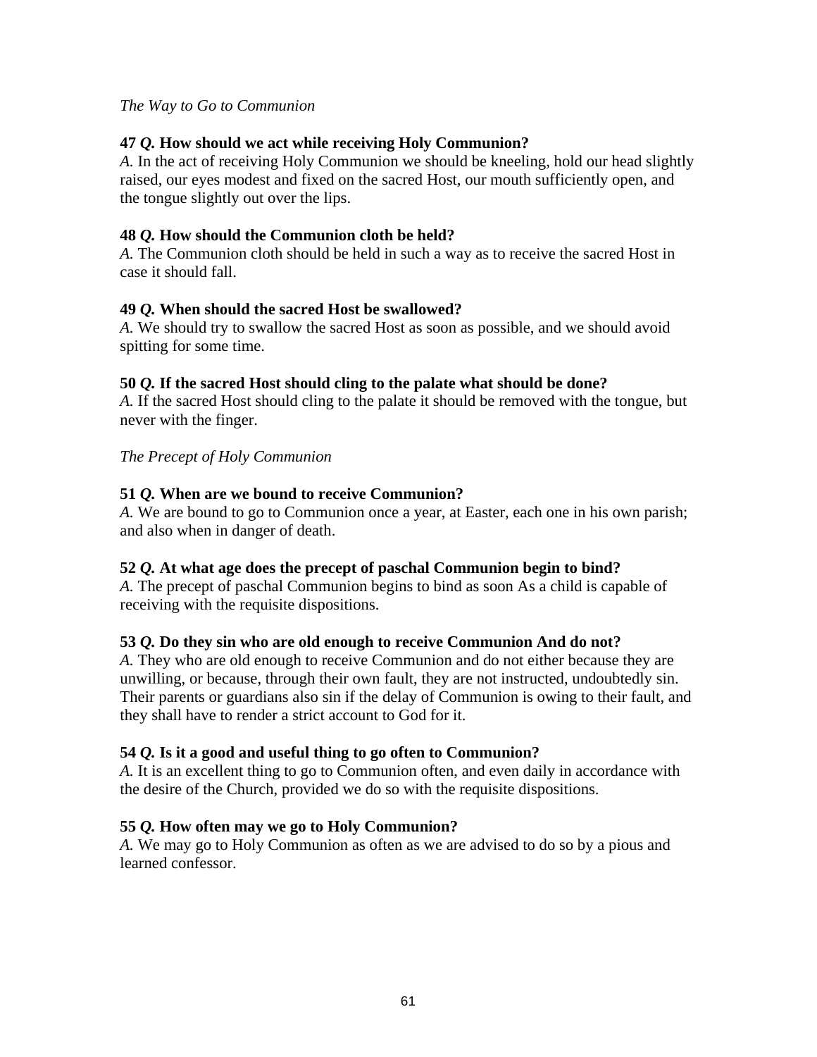*The Way to Go to Communion*

**47** ***Q.*** **How should we act while receiving Holy Communion?**
*A.* In the act of receiving Holy Communion we should be kneeling, hold our head slightly raised, our eyes modest and fixed on the sacred Host, our mouth sufficiently open, and the tongue slightly out over the lips.

**48** ***Q.*** **How should the Communion cloth be held?**
*A.* The Communion cloth should be held in such a way as to receive the sacred Host in case it should fall.

**49** ***Q.*** **When should the sacred Host be swallowed?**
*A.* We should try to swallow the sacred Host as soon as possible, and we should avoid spitting for some time.

**50** ***Q.*** **If the sacred Host should cling to the palate what should be done?**
*A.* If the sacred Host should cling to the palate it should be removed with the tongue, but never with the finger.

*The Precept of Holy Communion*

**51** ***Q.*** **When are we bound to receive Communion?**
*A.* We are bound to go to Communion once a year, at Easter, each one in his own parish; and also when in danger of death.

**52** ***Q.*** **At what age does the precept of paschal Communion begin to bind?**
*A.* The precept of paschal Communion begins to bind as soon As a child is capable of receiving with the requisite dispositions.

**53** ***Q.*** **Do they sin who are old enough to receive Communion And do not?**
*A.* They who are old enough to receive Communion and do not either because they are unwilling, or because, through their own fault, they are not instructed, undoubtedly sin. Their parents or guardians also sin if the delay of Communion is owing to their fault, and they shall have to render a strict account to God for it.

**54** ***Q.*** **Is it a good and useful thing to go often to Communion?**
*A.* It is an excellent thing to go to Communion often, and even daily in accordance with the desire of the Church, provided we do so with the requisite dispositions.

**55** ***Q.*** **How often may we go to Holy Communion?**
*A.* We may go to Holy Communion as often as we are advised to do so by a pious and learned confessor.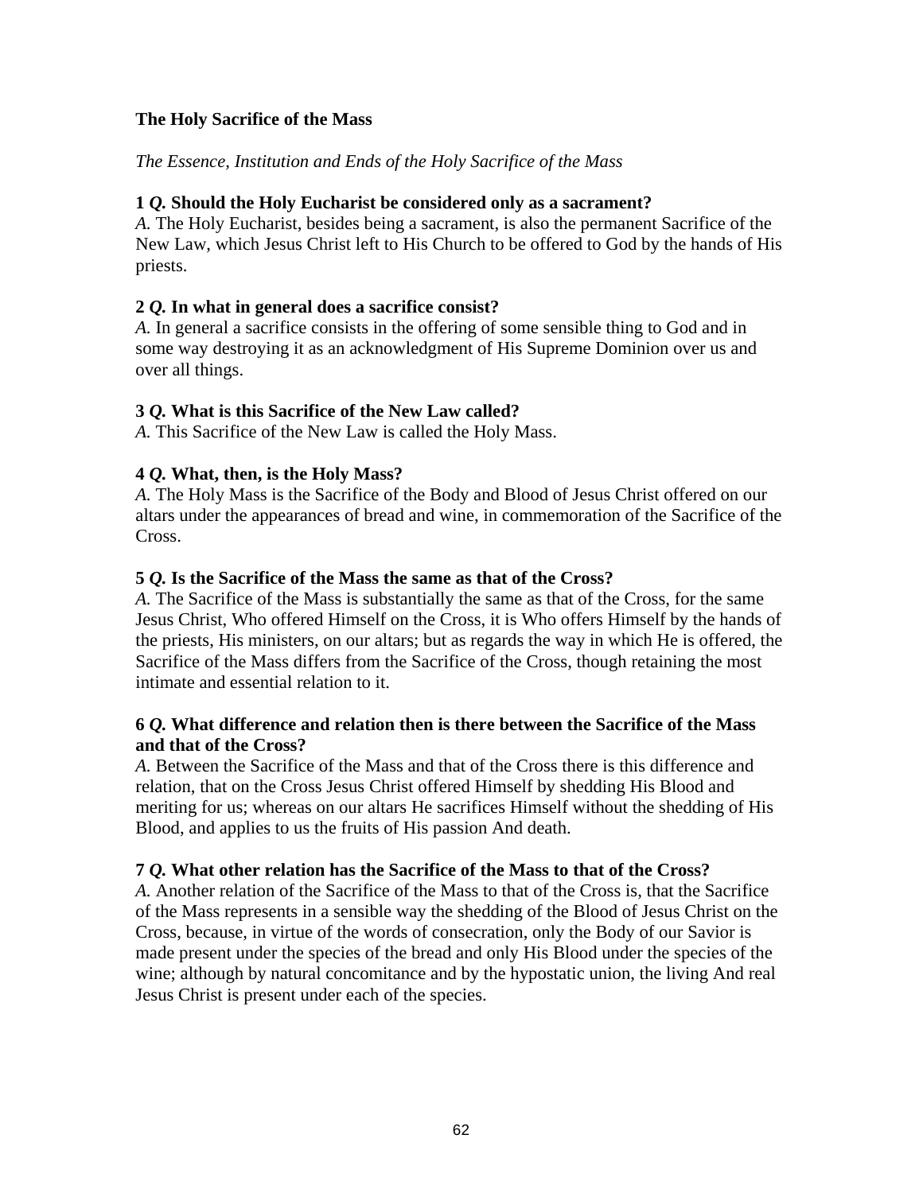**The Holy Sacrifice of the Mass**

*The Essence, Institution and Ends of the Holy Sacrifice of the Mass*

**1 *Q.* Should the Holy Eucharist be considered only as a sacrament?**
*A.* The Holy Eucharist, besides being a sacrament, is also the permanent Sacrifice of the New Law, which Jesus Christ left to His Church to be offered to God by the hands of His priests.

**2 *Q.* In what in general does a sacrifice consist?**
*A.* In general a sacrifice consists in the offering of some sensible thing to God and in some way destroying it as an acknowledgment of His Supreme Dominion over us and over all things.

**3 *Q.* What is this Sacrifice of the New Law called?**
*A.* This Sacrifice of the New Law is called the Holy Mass.

**4 *Q.* What, then, is the Holy Mass?**
*A.* The Holy Mass is the Sacrifice of the Body and Blood of Jesus Christ offered on our altars under the appearances of bread and wine, in commemoration of the Sacrifice of the Cross.

**5 *Q.* Is the Sacrifice of the Mass the same as that of the Cross?**
*A.* The Sacrifice of the Mass is substantially the same as that of the Cross, for the same Jesus Christ, Who offered Himself on the Cross, it is Who offers Himself by the hands of the priests, His ministers, on our altars; but as regards the way in which He is offered, the Sacrifice of the Mass differs from the Sacrifice of the Cross, though retaining the most intimate and essential relation to it.

**6 *Q.* What difference and relation then is there between the Sacrifice of the Mass and that of the Cross?**
*A.* Between the Sacrifice of the Mass and that of the Cross there is this difference and relation, that on the Cross Jesus Christ offered Himself by shedding His Blood and meriting for us; whereas on our altars He sacrifices Himself without the shedding of His Blood, and applies to us the fruits of His passion And death.

**7 *Q.* What other relation has the Sacrifice of the Mass to that of the Cross?**
*A.* Another relation of the Sacrifice of the Mass to that of the Cross is, that the Sacrifice of the Mass represents in a sensible way the shedding of the Blood of Jesus Christ on the Cross, because, in virtue of the words of consecration, only the Body of our Savior is made present under the species of the bread and only His Blood under the species of the wine; although by natural concomitance and by the hypostatic union, the living And real Jesus Christ is present under each of the species.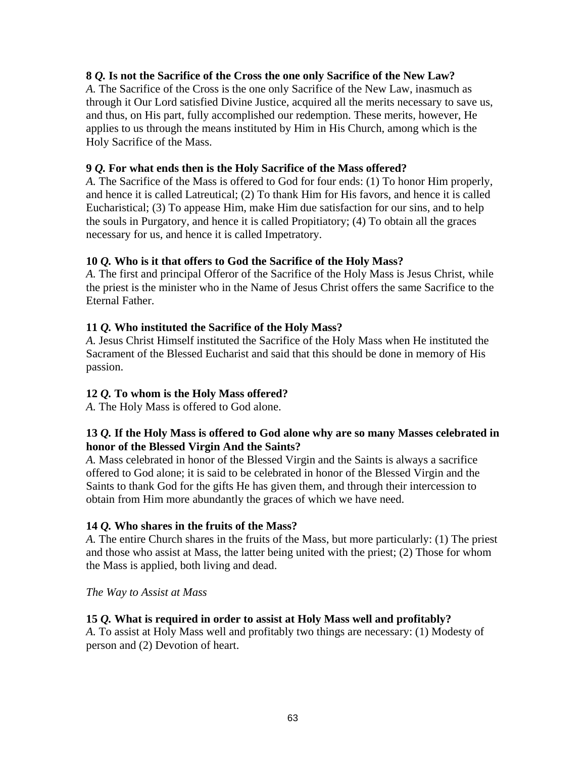**8 *Q.* Is not the Sacrifice of the Cross the one only Sacrifice of the New Law?**
*A.* The Sacrifice of the Cross is the one only Sacrifice of the New Law, inasmuch as through it Our Lord satisfied Divine Justice, acquired all the merits necessary to save us, and thus, on His part, fully accomplished our redemption. These merits, however, He applies to us through the means instituted by Him in His Church, among which is the Holy Sacrifice of the Mass.

**9 *Q.* For what ends then is the Holy Sacrifice of the Mass offered?**
*A.* The Sacrifice of the Mass is offered to God for four ends: (1) To honor Him properly, and hence it is called Latreutical; (2) To thank Him for His favors, and hence it is called Eucharistical; (3) To appease Him, make Him due satisfaction for our sins, and to help the souls in Purgatory, and hence it is called Propitiatory; (4) To obtain all the graces necessary for us, and hence it is called Impetratory.

**10 *Q.* Who is it that offers to God the Sacrifice of the Holy Mass?**
*A.* The first and principal Offeror of the Sacrifice of the Holy Mass is Jesus Christ, while the priest is the minister who in the Name of Jesus Christ offers the same Sacrifice to the Eternal Father.

**11 *Q.* Who instituted the Sacrifice of the Holy Mass?**
*A.* Jesus Christ Himself instituted the Sacrifice of the Holy Mass when He instituted the Sacrament of the Blessed Eucharist and said that this should be done in memory of His passion.

**12 *Q.* To whom is the Holy Mass offered?**
*A.* The Holy Mass is offered to God alone.

**13 *Q.* If the Holy Mass is offered to God alone why are so many Masses celebrated in honor of the Blessed Virgin And the Saints?**
*A.* Mass celebrated in honor of the Blessed Virgin and the Saints is always a sacrifice offered to God alone; it is said to be celebrated in honor of the Blessed Virgin and the Saints to thank God for the gifts He has given them, and through their intercession to obtain from Him more abundantly the graces of which we have need.

**14 *Q.* Who shares in the fruits of the Mass?**
*A.* The entire Church shares in the fruits of the Mass, but more particularly: (1) The priest and those who assist at Mass, the latter being united with the priest; (2) Those for whom the Mass is applied, both living and dead.

*The Way to Assist at Mass*

**15 *Q.* What is required in order to assist at Holy Mass well and profitably?**
*A.* To assist at Holy Mass well and profitably two things are necessary: (1) Modesty of person and (2) Devotion of heart.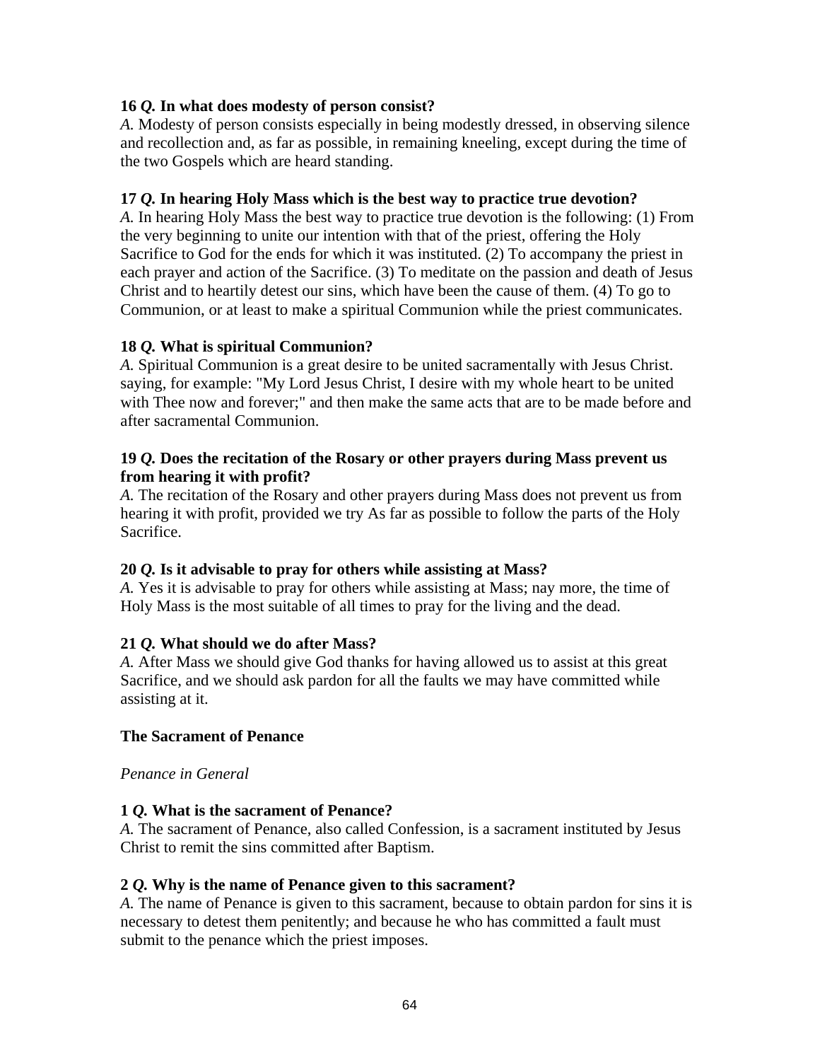**16 *Q.* In what does modesty of person consist?**
*A.* Modesty of person consists especially in being modestly dressed, in observing silence and recollection and, as far as possible, in remaining kneeling, except during the time of the two Gospels which are heard standing.

**17 *Q.* In hearing Holy Mass which is the best way to practice true devotion?**
*A.* In hearing Holy Mass the best way to practice true devotion is the following: (1) From the very beginning to unite our intention with that of the priest, offering the Holy Sacrifice to God for the ends for which it was instituted. (2) To accompany the priest in each prayer and action of the Sacrifice. (3) To meditate on the passion and death of Jesus Christ and to heartily detest our sins, which have been the cause of them. (4) To go to Communion, or at least to make a spiritual Communion while the priest communicates.

**18 *Q.* What is spiritual Communion?**
*A.* Spiritual Communion is a great desire to be united sacramentally with Jesus Christ. saying, for example: "My Lord Jesus Christ, I desire with my whole heart to be united with Thee now and forever;" and then make the same acts that are to be made before and after sacramental Communion.

**19 *Q.* Does the recitation of the Rosary or other prayers during Mass prevent us from hearing it with profit?**
*A.* The recitation of the Rosary and other prayers during Mass does not prevent us from hearing it with profit, provided we try As far as possible to follow the parts of the Holy Sacrifice.

**20 *Q.* Is it advisable to pray for others while assisting at Mass?**
*A.* Yes it is advisable to pray for others while assisting at Mass; nay more, the time of Holy Mass is the most suitable of all times to pray for the living and the dead.

**21 *Q.* What should we do after Mass?**
*A.* After Mass we should give God thanks for having allowed us to assist at this great Sacrifice, and we should ask pardon for all the faults we may have committed while assisting at it.

## The Sacrament of Penance

*Penance in General*

**1 *Q.* What is the sacrament of Penance?**
*A.* The sacrament of Penance, also called Confession, is a sacrament instituted by Jesus Christ to remit the sins committed after Baptism.

**2 *Q.* Why is the name of Penance given to this sacrament?**
*A.* The name of Penance is given to this sacrament, because to obtain pardon for sins it is necessary to detest them penitently; and because he who has committed a fault must submit to the penance which the priest imposes.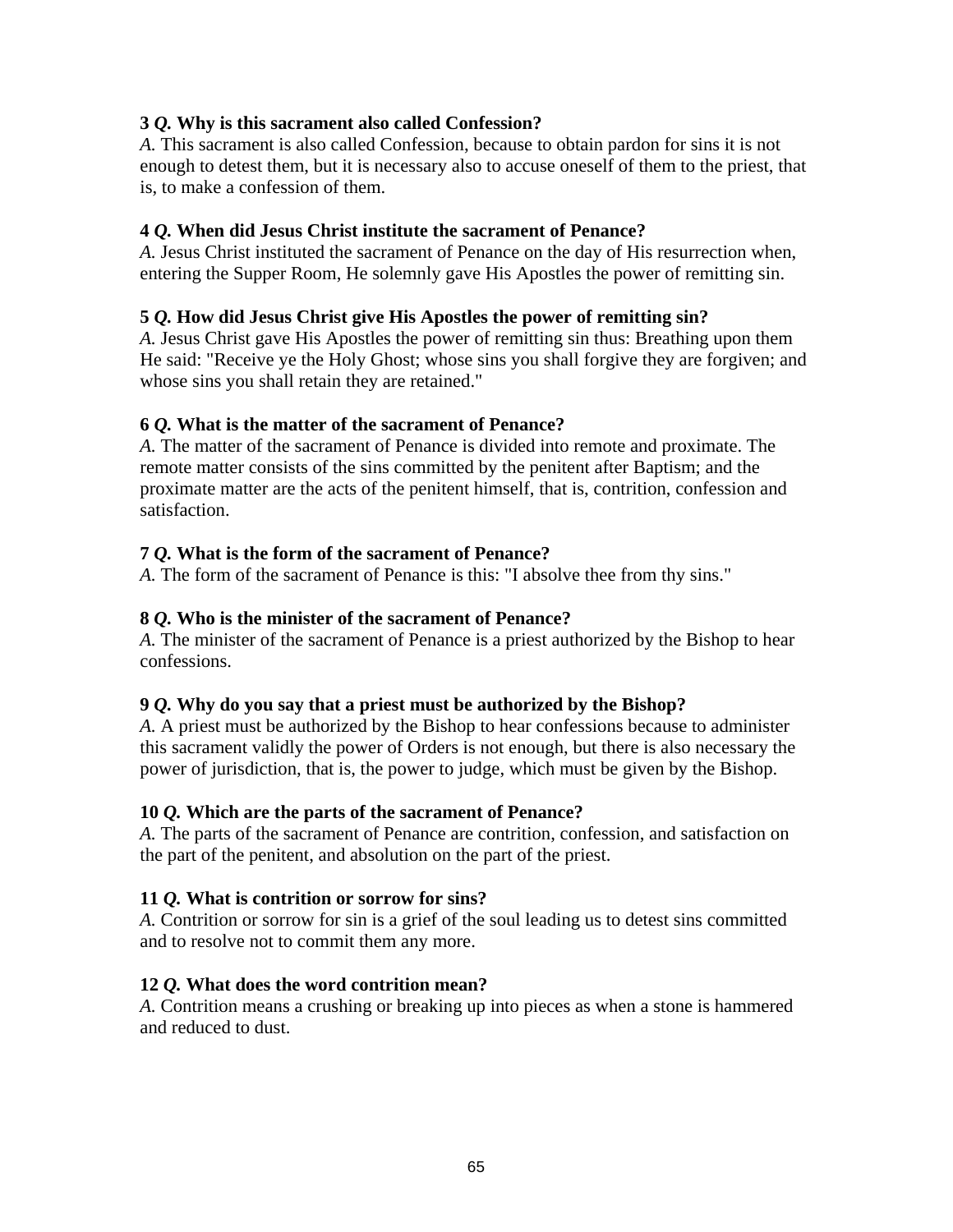**3 *Q.* Why is this sacrament also called Confession?**
*A.* This sacrament is also called Confession, because to obtain pardon for sins it is not enough to detest them, but it is necessary also to accuse oneself of them to the priest, that is, to make a confession of them.

**4 *Q.* When did Jesus Christ institute the sacrament of Penance?**
*A.* Jesus Christ instituted the sacrament of Penance on the day of His resurrection when, entering the Supper Room, He solemnly gave His Apostles the power of remitting sin.

**5 *Q.* How did Jesus Christ give His Apostles the power of remitting sin?**
*A.* Jesus Christ gave His Apostles the power of remitting sin thus: Breathing upon them He said: "Receive ye the Holy Ghost; whose sins you shall forgive they are forgiven; and whose sins you shall retain they are retained."

**6 *Q.* What is the matter of the sacrament of Penance?**
*A.* The matter of the sacrament of Penance is divided into remote and proximate. The remote matter consists of the sins committed by the penitent after Baptism; and the proximate matter are the acts of the penitent himself, that is, contrition, confession and satisfaction.

**7 *Q.* What is the form of the sacrament of Penance?**
*A.* The form of the sacrament of Penance is this: "I absolve thee from thy sins."

**8 *Q.* Who is the minister of the sacrament of Penance?**
*A.* The minister of the sacrament of Penance is a priest authorized by the Bishop to hear confessions.

**9 *Q.* Why do you say that a priest must be authorized by the Bishop?**
*A.* A priest must be authorized by the Bishop to hear confessions because to administer this sacrament validly the power of Orders is not enough, but there is also necessary the power of jurisdiction, that is, the power to judge, which must be given by the Bishop.

**10 *Q.* Which are the parts of the sacrament of Penance?**
*A.* The parts of the sacrament of Penance are contrition, confession, and satisfaction on the part of the penitent, and absolution on the part of the priest.

**11 *Q.* What is contrition or sorrow for sins?**
*A.* Contrition or sorrow for sin is a grief of the soul leading us to detest sins committed and to resolve not to commit them any more.

**12 *Q.* What does the word contrition mean?**
*A.* Contrition means a crushing or breaking up into pieces as when a stone is hammered and reduced to dust.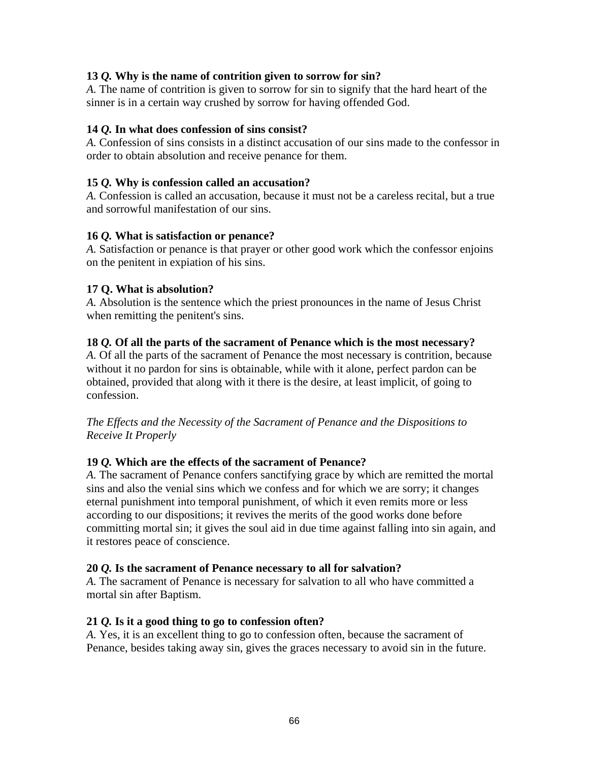**13 *Q.* Why is the name of contrition given to sorrow for sin?**
*A.* The name of contrition is given to sorrow for sin to signify that the hard heart of the sinner is in a certain way crushed by sorrow for having offended God.

**14 *Q.* In what does confession of sins consist?**
*A.* Confession of sins consists in a distinct accusation of our sins made to the confessor in order to obtain absolution and receive penance for them.

**15 *Q.* Why is confession called an accusation?**
*A.* Confession is called an accusation, because it must not be a careless recital, but a true and sorrowful manifestation of our sins.

**16 *Q.* What is satisfaction or penance?**
*A.* Satisfaction or penance is that prayer or other good work which the confessor enjoins on the penitent in expiation of his sins.

**17 Q. What is absolution?**
*A.* Absolution is the sentence which the priest pronounces in the name of Jesus Christ when remitting the penitent's sins.

**18 *Q.* Of all the parts of the sacrament of Penance which is the most necessary?**
*A.* Of all the parts of the sacrament of Penance the most necessary is contrition, because without it no pardon for sins is obtainable, while with it alone, perfect pardon can be obtained, provided that along with it there is the desire, at least implicit, of going to confession.

*The Effects and the Necessity of the Sacrament of Penance and the Dispositions to Receive It Properly*

**19 *Q.* Which are the effects of the sacrament of Penance?**
*A.* The sacrament of Penance confers sanctifying grace by which are remitted the mortal sins and also the venial sins which we confess and for which we are sorry; it changes eternal punishment into temporal punishment, of which it even remits more or less according to our dispositions; it revives the merits of the good works done before committing mortal sin; it gives the soul aid in due time against falling into sin again, and it restores peace of conscience.

**20 *Q.* Is the sacrament of Penance necessary to all for salvation?**
*A.* The sacrament of Penance is necessary for salvation to all who have committed a mortal sin after Baptism.

**21 *Q.* Is it a good thing to go to confession often?**
*A.* Yes, it is an excellent thing to go to confession often, because the sacrament of Penance, besides taking away sin, gives the graces necessary to avoid sin in the future.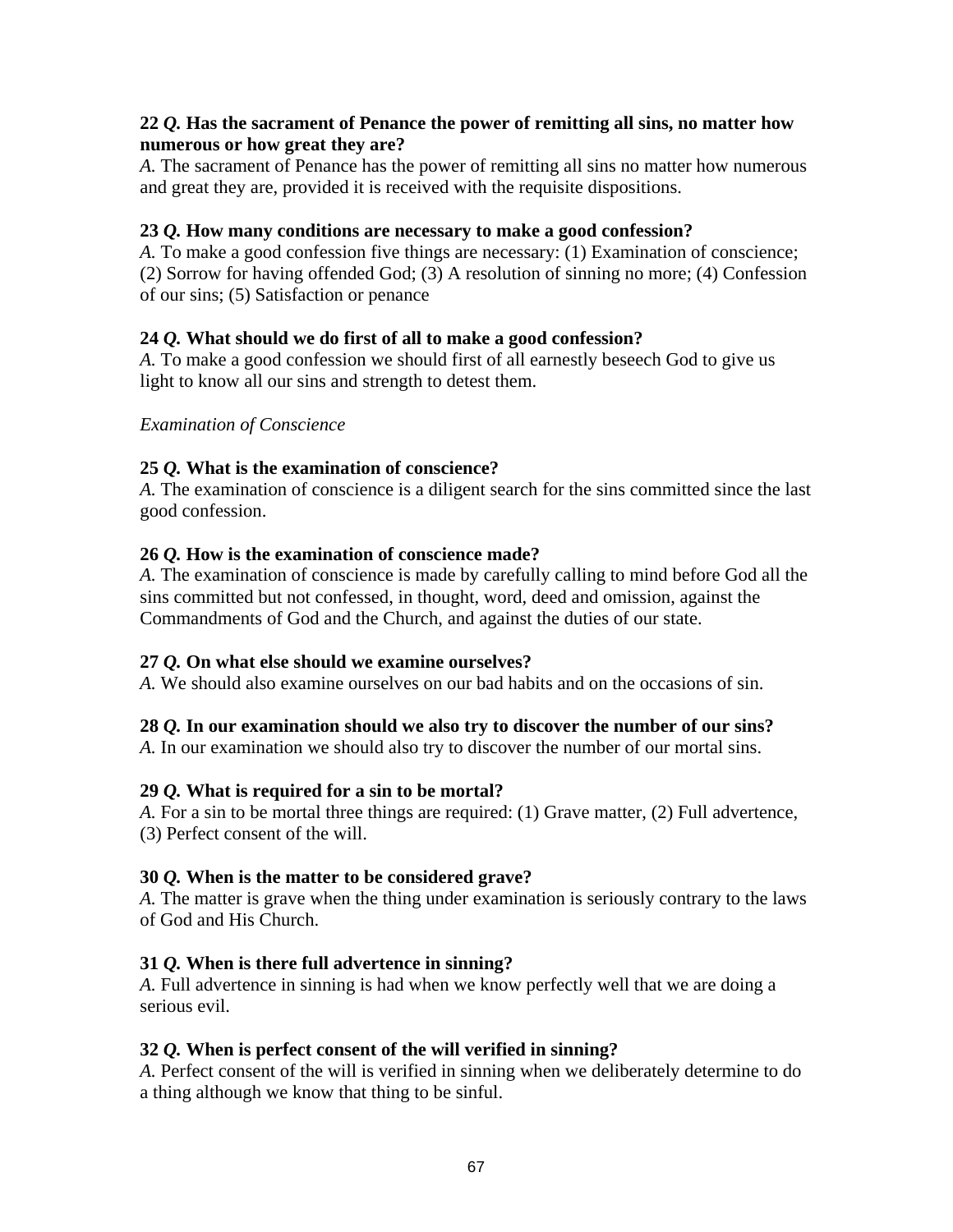**22 *Q.* Has the sacrament of Penance the power of remitting all sins, no matter how numerous or how great they are?**
*A.* The sacrament of Penance has the power of remitting all sins no matter how numerous and great they are, provided it is received with the requisite dispositions.

**23 *Q.* How many conditions are necessary to make a good confession?**
*A.* To make a good confession five things are necessary: (1) Examination of conscience; (2) Sorrow for having offended God; (3) A resolution of sinning no more; (4) Confession of our sins; (5) Satisfaction or penance

**24 *Q.* What should we do first of all to make a good confession?**
*A.* To make a good confession we should first of all earnestly beseech God to give us light to know all our sins and strength to detest them.

*Examination of Conscience*

**25 *Q.* What is the examination of conscience?**
*A.* The examination of conscience is a diligent search for the sins committed since the last good confession.

**26 *Q.* How is the examination of conscience made?**
*A.* The examination of conscience is made by carefully calling to mind before God all the sins committed but not confessed, in thought, word, deed and omission, against the Commandments of God and the Church, and against the duties of our state.

**27 *Q.* On what else should we examine ourselves?**
*A.* We should also examine ourselves on our bad habits and on the occasions of sin.

**28 *Q.* In our examination should we also try to discover the number of our sins?**
*A.* In our examination we should also try to discover the number of our mortal sins.

**29 *Q.* What is required for a sin to be mortal?**
*A.* For a sin to be mortal three things are required: (1) Grave matter, (2) Full advertence, (3) Perfect consent of the will.

**30 *Q.* When is the matter to be considered grave?**
*A.* The matter is grave when the thing under examination is seriously contrary to the laws of God and His Church.

**31 *Q.* When is there full advertence in sinning?**
*A.* Full advertence in sinning is had when we know perfectly well that we are doing a serious evil.

**32 *Q.* When is perfect consent of the will verified in sinning?**
*A.* Perfect consent of the will is verified in sinning when we deliberately determine to do a thing although we know that thing to be sinful.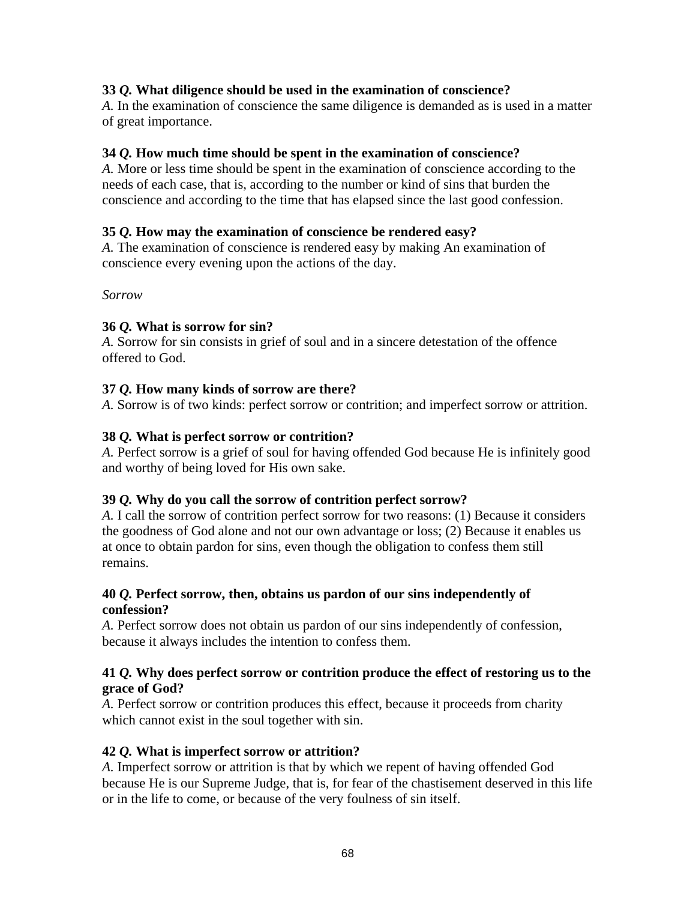**33 *Q.* What diligence should be used in the examination of conscience?**
*A.* In the examination of conscience the same diligence is demanded as is used in a matter of great importance.

**34 *Q.* How much time should be spent in the examination of conscience?**
*A.* More or less time should be spent in the examination of conscience according to the needs of each case, that is, according to the number or kind of sins that burden the conscience and according to the time that has elapsed since the last good confession.

**35 *Q.* How may the examination of conscience be rendered easy?**
*A.* The examination of conscience is rendered easy by making An examination of conscience every evening upon the actions of the day.

*Sorrow*

**36 *Q.* What is sorrow for sin?**
*A.* Sorrow for sin consists in grief of soul and in a sincere detestation of the offence offered to God.

**37 *Q.* How many kinds of sorrow are there?**
*A.* Sorrow is of two kinds: perfect sorrow or contrition; and imperfect sorrow or attrition.

**38 *Q.* What is perfect sorrow or contrition?**
*A.* Perfect sorrow is a grief of soul for having offended God because He is infinitely good and worthy of being loved for His own sake.

**39 *Q.* Why do you call the sorrow of contrition perfect sorrow?**
*A.* I call the sorrow of contrition perfect sorrow for two reasons: (1) Because it considers the goodness of God alone and not our own advantage or loss; (2) Because it enables us at once to obtain pardon for sins, even though the obligation to confess them still remains.

**40 *Q.* Perfect sorrow, then, obtains us pardon of our sins independently of confession?**
*A.* Perfect sorrow does not obtain us pardon of our sins independently of confession, because it always includes the intention to confess them.

**41 *Q.* Why does perfect sorrow or contrition produce the effect of restoring us to the grace of God?**
*A.* Perfect sorrow or contrition produces this effect, because it proceeds from charity which cannot exist in the soul together with sin.

**42 *Q.* What is imperfect sorrow or attrition?**
*A.* Imperfect sorrow or attrition is that by which we repent of having offended God because He is our Supreme Judge, that is, for fear of the chastisement deserved in this life or in the life to come, or because of the very foulness of sin itself.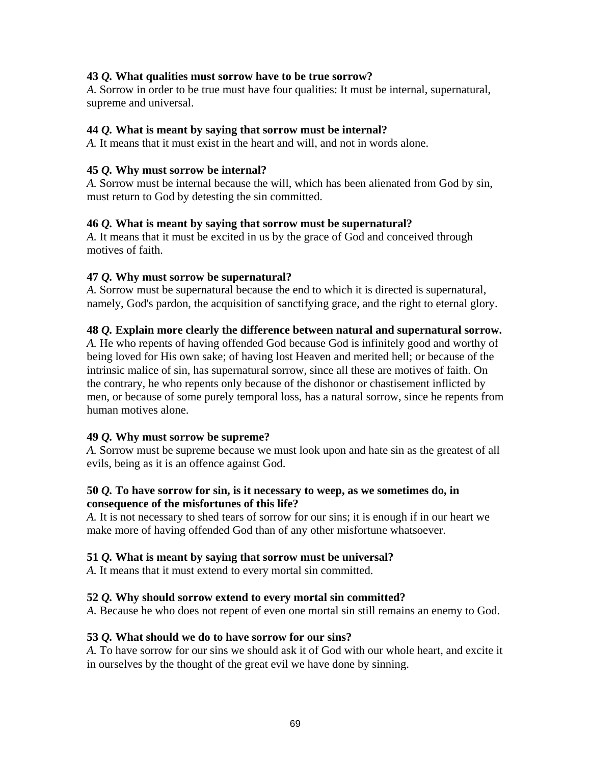**43** ***Q.*** **What qualities must sorrow have to be true sorrow?**
*A.* Sorrow in order to be true must have four qualities: It must be internal, supernatural, supreme and universal.

**44** ***Q.*** **What is meant by saying that sorrow must be internal?**
*A.* It means that it must exist in the heart and will, and not in words alone.

**45** ***Q.*** **Why must sorrow be internal?**
*A.* Sorrow must be internal because the will, which has been alienated from God by sin, must return to God by detesting the sin committed.

**46** ***Q.*** **What is meant by saying that sorrow must be supernatural?**
*A.* It means that it must be excited in us by the grace of God and conceived through motives of faith.

**47** ***Q.*** **Why must sorrow be supernatural?**
*A.* Sorrow must be supernatural because the end to which it is directed is supernatural, namely, God's pardon, the acquisition of sanctifying grace, and the right to eternal glory.

**48** ***Q.*** **Explain more clearly the difference between natural and supernatural sorrow.**
*A.* He who repents of having offended God because God is infinitely good and worthy of being loved for His own sake; of having lost Heaven and merited hell; or because of the intrinsic malice of sin, has supernatural sorrow, since all these are motives of faith. On the contrary, he who repents only because of the dishonor or chastisement inflicted by men, or because of some purely temporal loss, has a natural sorrow, since he repents from human motives alone.

**49** ***Q.*** **Why must sorrow be supreme?**
*A.* Sorrow must be supreme because we must look upon and hate sin as the greatest of all evils, being as it is an offence against God.

**50** ***Q.*** **To have sorrow for sin, is it necessary to weep, as we sometimes do, in consequence of the misfortunes of this life?**
*A.* It is not necessary to shed tears of sorrow for our sins; it is enough if in our heart we make more of having offended God than of any other misfortune whatsoever.

**51** ***Q.*** **What is meant by saying that sorrow must be universal?**
*A.* It means that it must extend to every mortal sin committed.

**52** ***Q.*** **Why should sorrow extend to every mortal sin committed?**
*A.* Because he who does not repent of even one mortal sin still remains an enemy to God.

**53** ***Q.*** **What should we do to have sorrow for our sins?**
*A.* To have sorrow for our sins we should ask it of God with our whole heart, and excite it in ourselves by the thought of the great evil we have done by sinning.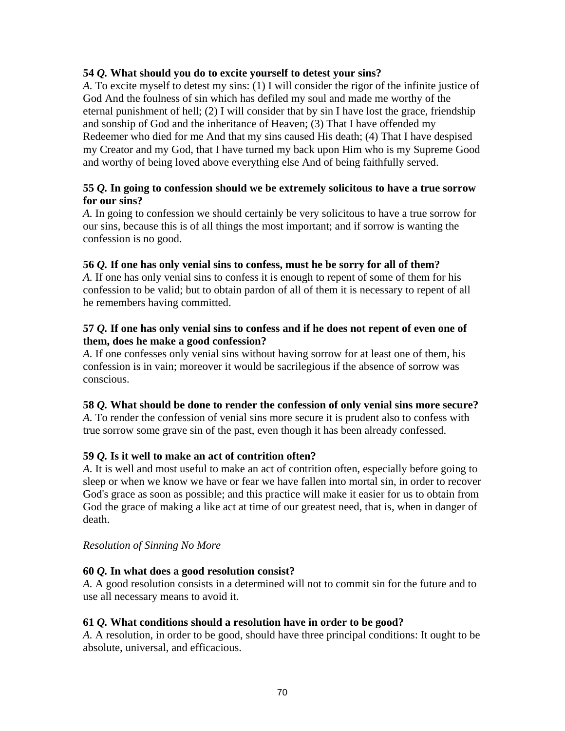**54** ***Q.*** **What should you do to excite yourself to detest your sins?**
*A.* To excite myself to detest my sins: (1) I will consider the rigor of the infinite justice of God And the foulness of sin which has defiled my soul and made me worthy of the eternal punishment of hell; (2) I will consider that by sin I have lost the grace, friendship and sonship of God and the inheritance of Heaven; (3) That I have offended my Redeemer who died for me And that my sins caused His death; (4) That I have despised my Creator and my God, that I have turned my back upon Him who is my Supreme Good and worthy of being loved above everything else And of being faithfully served.

**55** ***Q.*** **In going to confession should we be extremely solicitous to have a true sorrow for our sins?**
*A.* In going to confession we should certainly be very solicitous to have a true sorrow for our sins, because this is of all things the most important; and if sorrow is wanting the confession is no good.

**56** ***Q.*** **If one has only venial sins to confess, must he be sorry for all of them?**
*A.* If one has only venial sins to confess it is enough to repent of some of them for his confession to be valid; but to obtain pardon of all of them it is necessary to repent of all he remembers having committed.

**57** ***Q.*** **If one has only venial sins to confess and if he does not repent of even one of them, does he make a good confession?**
*A.* If one confesses only venial sins without having sorrow for at least one of them, his confession is in vain; moreover it would be sacrilegious if the absence of sorrow was conscious.

**58** ***Q.*** **What should be done to render the confession of only venial sins more secure?**
*A.* To render the confession of venial sins more secure it is prudent also to confess with true sorrow some grave sin of the past, even though it has been already confessed.

**59** ***Q.*** **Is it well to make an act of contrition often?**
*A.* It is well and most useful to make an act of contrition often, especially before going to sleep or when we know we have or fear we have fallen into mortal sin, in order to recover God's grace as soon as possible; and this practice will make it easier for us to obtain from God the grace of making a like act at time of our greatest need, that is, when in danger of death.

*Resolution of Sinning No More*

**60** ***Q.*** **In what does a good resolution consist?**
*A.* A good resolution consists in a determined will not to commit sin for the future and to use all necessary means to avoid it.

**61** ***Q.*** **What conditions should a resolution have in order to be good?**
*A.* A resolution, in order to be good, should have three principal conditions: It ought to be absolute, universal, and efficacious.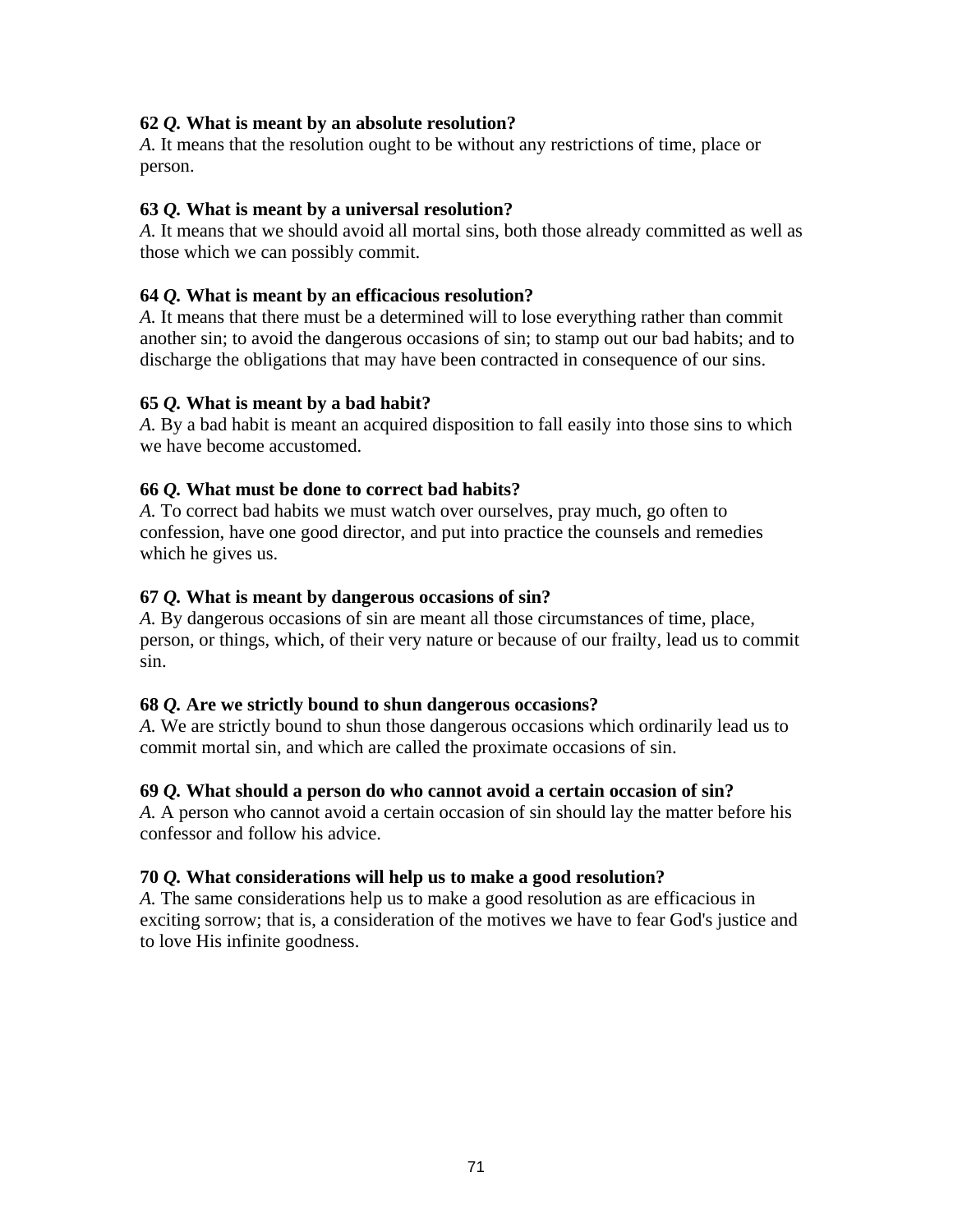**62** ***Q.*** **What is meant by an absolute resolution?**
*A.* It means that the resolution ought to be without any restrictions of time, place or person.

**63** ***Q.*** **What is meant by a universal resolution?**
*A.* It means that we should avoid all mortal sins, both those already committed as well as those which we can possibly commit.

**64** ***Q.*** **What is meant by an efficacious resolution?**
*A.* It means that there must be a determined will to lose everything rather than commit another sin; to avoid the dangerous occasions of sin; to stamp out our bad habits; and to discharge the obligations that may have been contracted in consequence of our sins.

**65** ***Q.*** **What is meant by a bad habit?**
*A.* By a bad habit is meant an acquired disposition to fall easily into those sins to which we have become accustomed.

**66** ***Q.*** **What must be done to correct bad habits?**
*A.* To correct bad habits we must watch over ourselves, pray much, go often to confession, have one good director, and put into practice the counsels and remedies which he gives us.

**67** ***Q.*** **What is meant by dangerous occasions of sin?**
*A.* By dangerous occasions of sin are meant all those circumstances of time, place, person, or things, which, of their very nature or because of our frailty, lead us to commit sin.

**68** ***Q.*** **Are we strictly bound to shun dangerous occasions?**
*A.* We are strictly bound to shun those dangerous occasions which ordinarily lead us to commit mortal sin, and which are called the proximate occasions of sin.

**69** ***Q.*** **What should a person do who cannot avoid a certain occasion of sin?**
*A.* A person who cannot avoid a certain occasion of sin should lay the matter before his confessor and follow his advice.

**70** ***Q.*** **What considerations will help us to make a good resolution?**
*A.* The same considerations help us to make a good resolution as are efficacious in exciting sorrow; that is, a consideration of the motives we have to fear God's justice and to love His infinite goodness.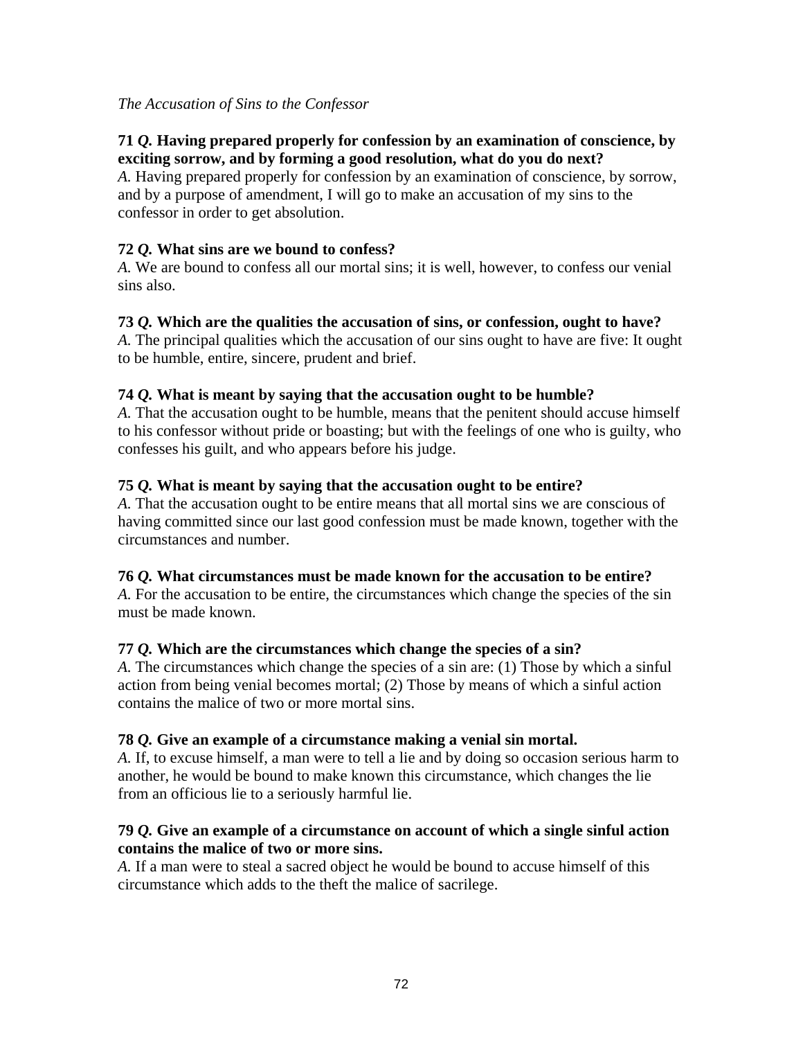*The Accusation of Sins to the Confessor*

**71** ***Q.*** **Having prepared properly for confession by an examination of conscience, by exciting sorrow, and by forming a good resolution, what do you do next?**
*A.* Having prepared properly for confession by an examination of conscience, by sorrow, and by a purpose of amendment, I will go to make an accusation of my sins to the confessor in order to get absolution.

**72** ***Q.*** **What sins are we bound to confess?**
*A.* We are bound to confess all our mortal sins; it is well, however, to confess our venial sins also.

**73** ***Q.*** **Which are the qualities the accusation of sins, or confession, ought to have?**
*A.* The principal qualities which the accusation of our sins ought to have are five: It ought to be humble, entire, sincere, prudent and brief.

**74** ***Q.*** **What is meant by saying that the accusation ought to be humble?**
*A.* That the accusation ought to be humble, means that the penitent should accuse himself to his confessor without pride or boasting; but with the feelings of one who is guilty, who confesses his guilt, and who appears before his judge.

**75** ***Q.*** **What is meant by saying that the accusation ought to be entire?**
*A.* That the accusation ought to be entire means that all mortal sins we are conscious of having committed since our last good confession must be made known, together with the circumstances and number.

**76** ***Q.*** **What circumstances must be made known for the accusation to be entire?**
*A.* For the accusation to be entire, the circumstances which change the species of the sin must be made known.

**77** ***Q.*** **Which are the circumstances which change the species of a sin?**
*A.* The circumstances which change the species of a sin are: (1) Those by which a sinful action from being venial becomes mortal; (2) Those by means of which a sinful action contains the malice of two or more mortal sins.

**78** ***Q.*** **Give an example of a circumstance making a venial sin mortal.**
*A.* If, to excuse himself, a man were to tell a lie and by doing so occasion serious harm to another, he would be bound to make known this circumstance, which changes the lie from an officious lie to a seriously harmful lie.

**79** ***Q.*** **Give an example of a circumstance on account of which a single sinful action contains the malice of two or more sins.**
*A.* If a man were to steal a sacred object he would be bound to accuse himself of this circumstance which adds to the theft the malice of sacrilege.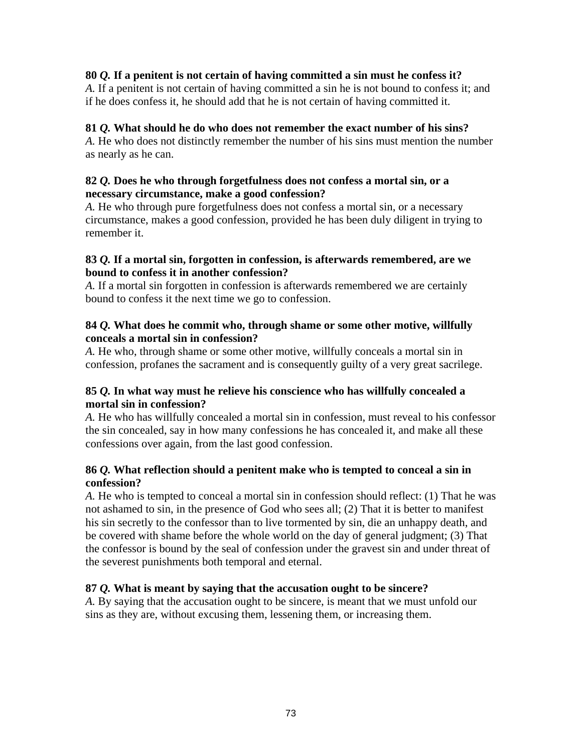**80 *Q.* If a penitent is not certain of having committed a sin must he confess it?**
*A.* If a penitent is not certain of having committed a sin he is not bound to confess it; and if he does confess it, he should add that he is not certain of having committed it.

**81 *Q.* What should he do who does not remember the exact number of his sins?**
*A.* He who does not distinctly remember the number of his sins must mention the number as nearly as he can.

**82 *Q.* Does he who through forgetfulness does not confess a mortal sin, or a necessary circumstance, make a good confession?**
*A.* He who through pure forgetfulness does not confess a mortal sin, or a necessary circumstance, makes a good confession, provided he has been duly diligent in trying to remember it.

**83 *Q.* If a mortal sin, forgotten in confession, is afterwards remembered, are we bound to confess it in another confession?**
*A.* If a mortal sin forgotten in confession is afterwards remembered we are certainly bound to confess it the next time we go to confession.

**84 *Q.* What does he commit who, through shame or some other motive, willfully conceals a mortal sin in confession?**
*A.* He who, through shame or some other motive, willfully conceals a mortal sin in confession, profanes the sacrament and is consequently guilty of a very great sacrilege.

**85 *Q.* In what way must he relieve his conscience who has willfully concealed a mortal sin in confession?**
*A.* He who has willfully concealed a mortal sin in confession, must reveal to his confessor the sin concealed, say in how many confessions he has concealed it, and make all these confessions over again, from the last good confession.

**86 *Q.* What reflection should a penitent make who is tempted to conceal a sin in confession?**
*A.* He who is tempted to conceal a mortal sin in confession should reflect: (1) That he was not ashamed to sin, in the presence of God who sees all; (2) That it is better to manifest his sin secretly to the confessor than to live tormented by sin, die an unhappy death, and be covered with shame before the whole world on the day of general judgment; (3) That the confessor is bound by the seal of confession under the gravest sin and under threat of the severest punishments both temporal and eternal.

**87 *Q.* What is meant by saying that the accusation ought to be sincere?**
*A.* By saying that the accusation ought to be sincere, is meant that we must unfold our sins as they are, without excusing them, lessening them, or increasing them.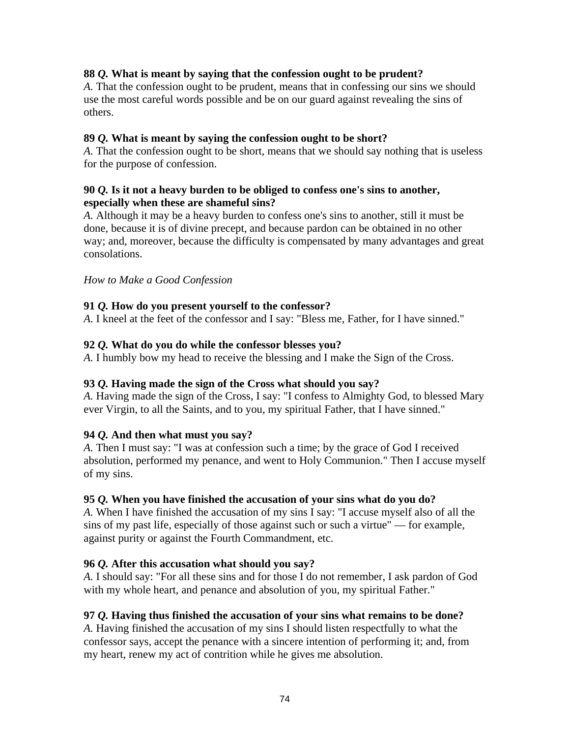**88 *Q.* What is meant by saying that the confession ought to be prudent?**
*A.* That the confession ought to be prudent, means that in confessing our sins we should use the most careful words possible and be on our guard against revealing the sins of others.

**89 *Q.* What is meant by saying the confession ought to be short?**
*A.* That the confession ought to be short, means that we should say nothing that is useless for the purpose of confession.

**90 *Q.* Is it not a heavy burden to be obliged to confess one's sins to another, especially when these are shameful sins?**
*A.* Although it may be a heavy burden to confess one's sins to another, still it must be done, because it is of divine precept, and because pardon can be obtained in no other way; and, moreover, because the difficulty is compensated by many advantages and great consolations.

*How to Make a Good Confession*

**91 *Q.* How do you present yourself to the confessor?**
*A.* I kneel at the feet of the confessor and I say: "Bless me, Father, for I have sinned."

**92 *Q.* What do you do while the confessor blesses you?**
*A.* I humbly bow my head to receive the blessing and I make the Sign of the Cross.

**93 *Q.* Having made the sign of the Cross what should you say?**
*A.* Having made the sign of the Cross, I say: "I confess to Almighty God, to blessed Mary ever Virgin, to all the Saints, and to you, my spiritual Father, that I have sinned."

**94 *Q.* And then what must you say?**
*A.* Then I must say: "I was at confession such a time; by the grace of God I received absolution, performed my penance, and went to Holy Communion." Then I accuse myself of my sins.

**95 *Q.* When you have finished the accusation of your sins what do you do?**
*A.* When I have finished the accusation of my sins I say: "I accuse myself also of all the sins of my past life, especially of those against such or such a virtue" — for example, against purity or against the Fourth Commandment, etc.

**96 *Q.* After this accusation what should you say?**
*A.* I should say: "For all these sins and for those I do not remember, I ask pardon of God with my whole heart, and penance and absolution of you, my spiritual Father."

**97 *Q.* Having thus finished the accusation of your sins what remains to be done?**
*A.* Having finished the accusation of my sins I should listen respectfully to what the confessor says, accept the penance with a sincere intention of performing it; and, from my heart, renew my act of contrition while he gives me absolution.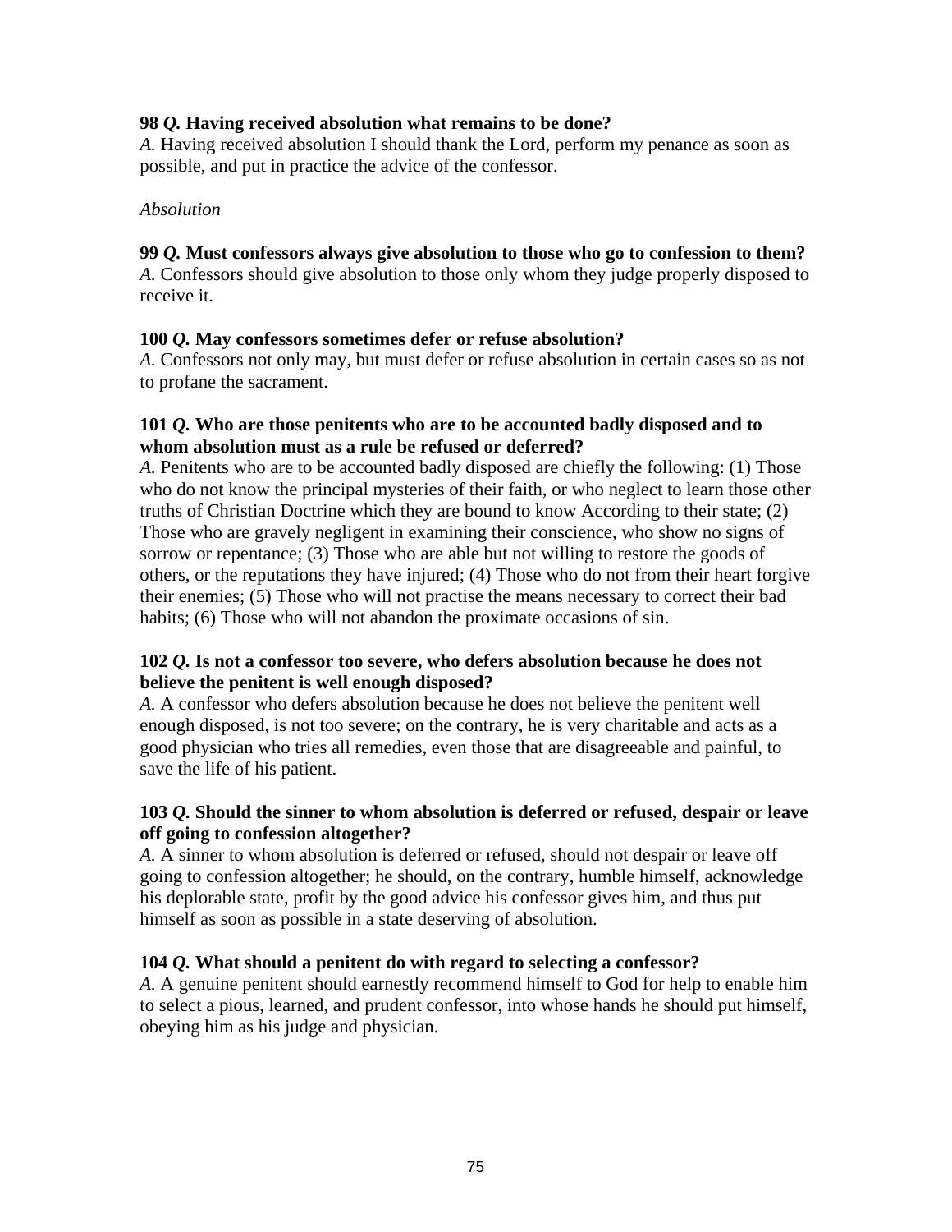**98** ***Q.*** **Having received absolution what remains to be done?**
*A.* Having received absolution I should thank the Lord, perform my penance as soon as possible, and put in practice the advice of the confessor.

*Absolution*

**99** ***Q.*** **Must confessors always give absolution to those who go to confession to them?**
*A.* Confessors should give absolution to those only whom they judge properly disposed to receive it.

**100** ***Q.*** **May confessors sometimes defer or refuse absolution?**
*A.* Confessors not only may, but must defer or refuse absolution in certain cases so as not to profane the sacrament.

**101** ***Q.*** **Who are those penitents who are to be accounted badly disposed and to whom absolution must as a rule be refused or deferred?**
*A.* Penitents who are to be accounted badly disposed are chiefly the following: (1) Those who do not know the principal mysteries of their faith, or who neglect to learn those other truths of Christian Doctrine which they are bound to know According to their state; (2) Those who are gravely negligent in examining their conscience, who show no signs of sorrow or repentance; (3) Those who are able but not willing to restore the goods of others, or the reputations they have injured; (4) Those who do not from their heart forgive their enemies; (5) Those who will not practise the means necessary to correct their bad habits; (6) Those who will not abandon the proximate occasions of sin.

**102** ***Q.*** **Is not a confessor too severe, who defers absolution because he does not believe the penitent is well enough disposed?**
*A.* A confessor who defers absolution because he does not believe the penitent well enough disposed, is not too severe; on the contrary, he is very charitable and acts as a good physician who tries all remedies, even those that are disagreeable and painful, to save the life of his patient.

**103** ***Q.*** **Should the sinner to whom absolution is deferred or refused, despair or leave off going to confession altogether?**
*A.* A sinner to whom absolution is deferred or refused, should not despair or leave off going to confession altogether; he should, on the contrary, humble himself, acknowledge his deplorable state, profit by the good advice his confessor gives him, and thus put himself as soon as possible in a state deserving of absolution.

**104** ***Q.*** **What should a penitent do with regard to selecting a confessor?**
*A.* A genuine penitent should earnestly recommend himself to God for help to enable him to select a pious, learned, and prudent confessor, into whose hands he should put himself, obeying him as his judge and physician.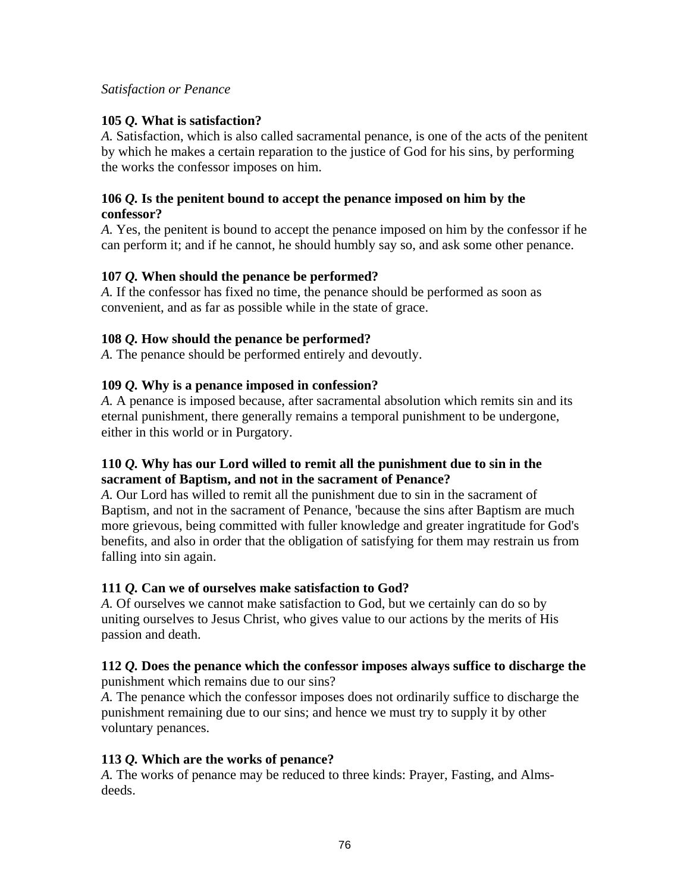*Satisfaction or Penance*

**105** ***Q.*** **What is satisfaction?**
*A.* Satisfaction, which is also called sacramental penance, is one of the acts of the penitent by which he makes a certain reparation to the justice of God for his sins, by performing the works the confessor imposes on him.

**106** ***Q.*** **Is the penitent bound to accept the penance imposed on him by the confessor?**
*A.* Yes, the penitent is bound to accept the penance imposed on him by the confessor if he can perform it; and if he cannot, he should humbly say so, and ask some other penance.

**107** ***Q.*** **When should the penance be performed?**
*A.* If the confessor has fixed no time, the penance should be performed as soon as convenient, and as far as possible while in the state of grace.

**108** ***Q.*** **How should the penance be performed?**
*A.* The penance should be performed entirely and devoutly.

**109** ***Q.*** **Why is a penance imposed in confession?**
*A.* A penance is imposed because, after sacramental absolution which remits sin and its eternal punishment, there generally remains a temporal punishment to be undergone, either in this world or in Purgatory.

**110** ***Q.*** **Why has our Lord willed to remit all the punishment due to sin in the sacrament of Baptism, and not in the sacrament of Penance?**
*A.* Our Lord has willed to remit all the punishment due to sin in the sacrament of Baptism, and not in the sacrament of Penance, 'because the sins after Baptism are much more grievous, being committed with fuller knowledge and greater ingratitude for God's benefits, and also in order that the obligation of satisfying for them may restrain us from falling into sin again.

**111** ***Q.*** **Can we of ourselves make satisfaction to God?**
*A.* Of ourselves we cannot make satisfaction to God, but we certainly can do so by uniting ourselves to Jesus Christ, who gives value to our actions by the merits of His passion and death.

**112** ***Q.*** **Does the penance which the confessor imposes always suffice to discharge the** punishment which remains due to our sins?
*A.* The penance which the confessor imposes does not ordinarily suffice to discharge the punishment remaining due to our sins; and hence we must try to supply it by other voluntary penances.

**113** ***Q.*** **Which are the works of penance?**
*A.* The works of penance may be reduced to three kinds: Prayer, Fasting, and Alms-deeds.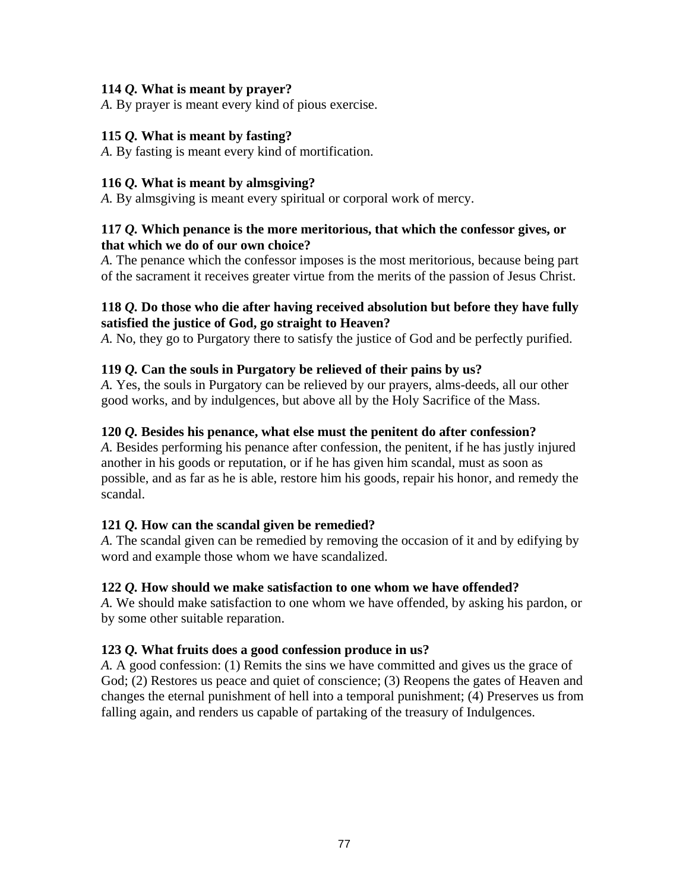**114** ***Q.*** **What is meant by prayer?**
*A.* By prayer is meant every kind of pious exercise.

**115** ***Q.*** **What is meant by fasting?**
*A.* By fasting is meant every kind of mortification.

**116** ***Q.*** **What is meant by almsgiving?**
*A.* By almsgiving is meant every spiritual or corporal work of mercy.

**117** ***Q.*** **Which penance is the more meritorious, that which the confessor gives, or that which we do of our own choice?**
*A.* The penance which the confessor imposes is the most meritorious, because being part of the sacrament it receives greater virtue from the merits of the passion of Jesus Christ.

**118** ***Q.*** **Do those who die after having received absolution but before they have fully satisfied the justice of God, go straight to Heaven?**
*A.* No, they go to Purgatory there to satisfy the justice of God and be perfectly purified.

**119** ***Q.*** **Can the souls in Purgatory be relieved of their pains by us?**
*A.* Yes, the souls in Purgatory can be relieved by our prayers, alms-deeds, all our other good works, and by indulgences, but above all by the Holy Sacrifice of the Mass.

**120** ***Q.*** **Besides his penance, what else must the penitent do after confession?**
*A.* Besides performing his penance after confession, the penitent, if he has justly injured another in his goods or reputation, or if he has given him scandal, must as soon as possible, and as far as he is able, restore him his goods, repair his honor, and remedy the scandal.

**121** ***Q.*** **How can the scandal given be remedied?**
*A.* The scandal given can be remedied by removing the occasion of it and by edifying by word and example those whom we have scandalized.

**122** ***Q.*** **How should we make satisfaction to one whom we have offended?**
*A.* We should make satisfaction to one whom we have offended, by asking his pardon, or by some other suitable reparation.

**123** ***Q.*** **What fruits does a good confession produce in us?**
*A.* A good confession: (1) Remits the sins we have committed and gives us the grace of God; (2) Restores us peace and quiet of conscience; (3) Reopens the gates of Heaven and changes the eternal punishment of hell into a temporal punishment; (4) Preserves us from falling again, and renders us capable of partaking of the treasury of Indulgences.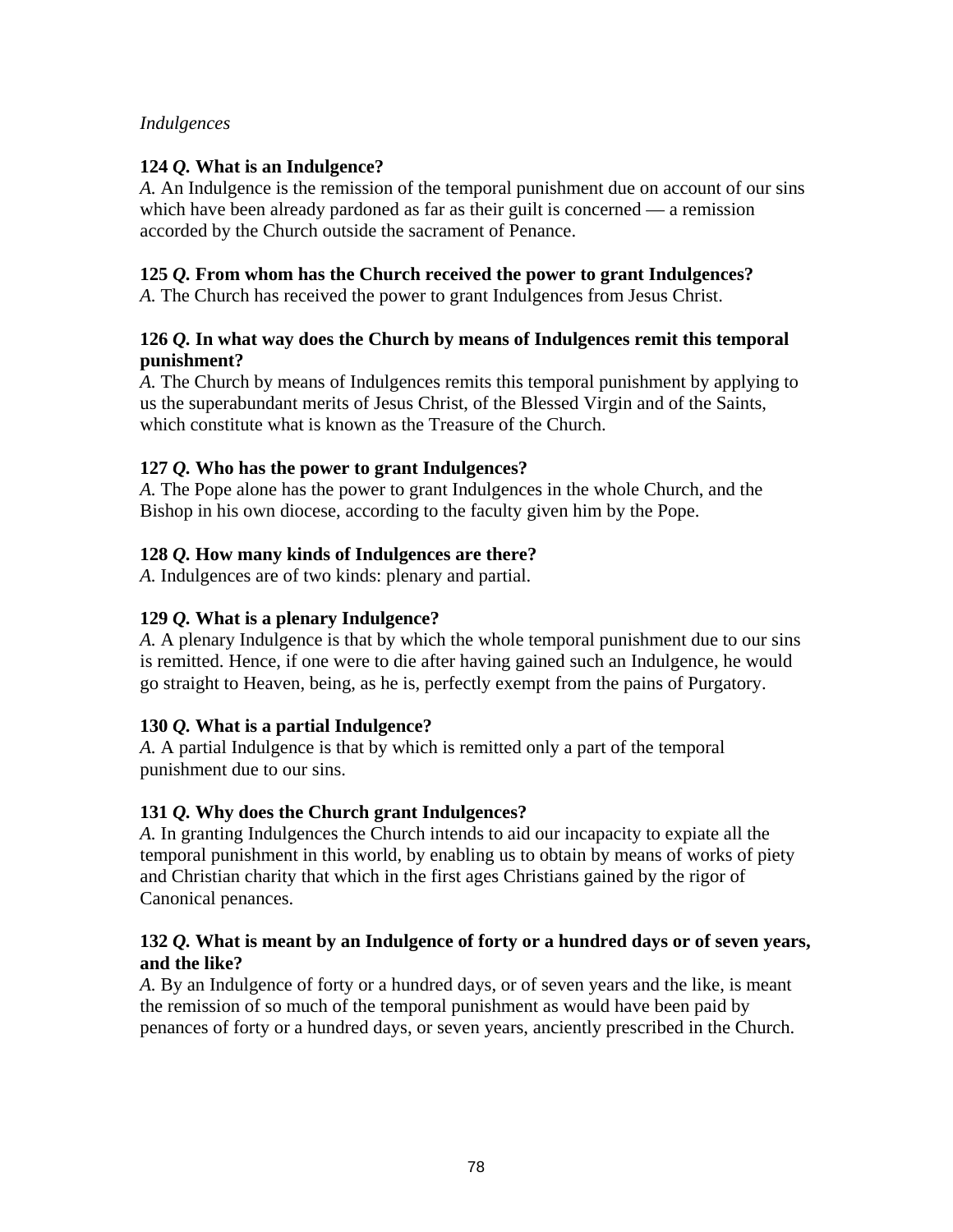*Indulgences*

**124 *Q.* What is an Indulgence?**
*A.* An Indulgence is the remission of the temporal punishment due on account of our sins which have been already pardoned as far as their guilt is concerned — a remission accorded by the Church outside the sacrament of Penance.

**125 *Q.* From whom has the Church received the power to grant Indulgences?**
*A.* The Church has received the power to grant Indulgences from Jesus Christ.

**126 *Q.* In what way does the Church by means of Indulgences remit this temporal punishment?**
*A.* The Church by means of Indulgences remits this temporal punishment by applying to us the superabundant merits of Jesus Christ, of the Blessed Virgin and of the Saints, which constitute what is known as the Treasure of the Church.

**127 *Q.* Who has the power to grant Indulgences?**
*A.* The Pope alone has the power to grant Indulgences in the whole Church, and the Bishop in his own diocese, according to the faculty given him by the Pope.

**128 *Q.* How many kinds of Indulgences are there?**
*A.* Indulgences are of two kinds: plenary and partial.

**129 *Q.* What is a plenary Indulgence?**
*A.* A plenary Indulgence is that by which the whole temporal punishment due to our sins is remitted. Hence, if one were to die after having gained such an Indulgence, he would go straight to Heaven, being, as he is, perfectly exempt from the pains of Purgatory.

**130 *Q.* What is a partial Indulgence?**
*A.* A partial Indulgence is that by which is remitted only a part of the temporal punishment due to our sins.

**131 *Q.* Why does the Church grant Indulgences?**
*A.* In granting Indulgences the Church intends to aid our incapacity to expiate all the temporal punishment in this world, by enabling us to obtain by means of works of piety and Christian charity that which in the first ages Christians gained by the rigor of Canonical penances.

**132 *Q.* What is meant by an Indulgence of forty or a hundred days or of seven years, and the like?**
*A.* By an Indulgence of forty or a hundred days, or of seven years and the like, is meant the remission of so much of the temporal punishment as would have been paid by penances of forty or a hundred days, or seven years, anciently prescribed in the Church.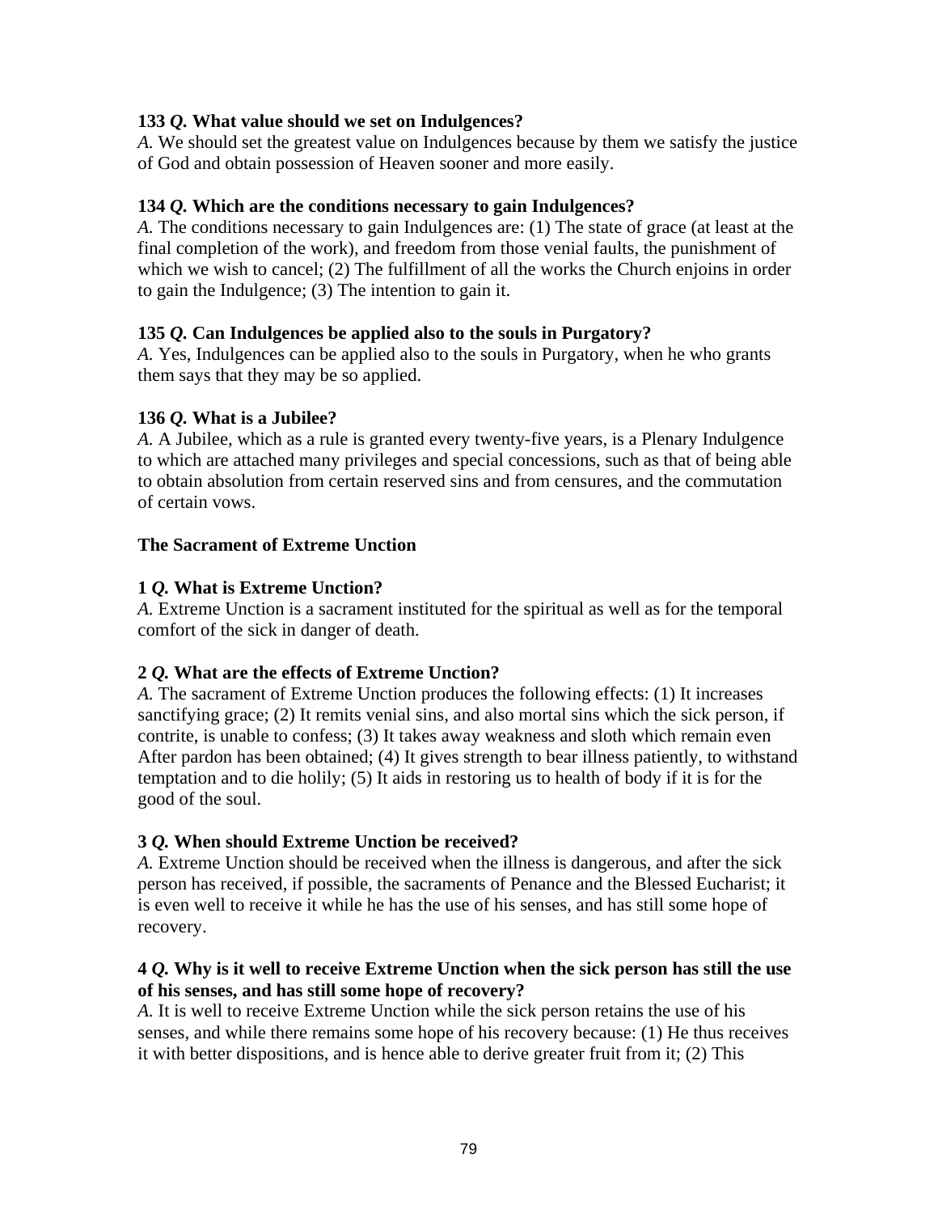**133 *Q.* What value should we set on Indulgences?**
*A.* We should set the greatest value on Indulgences because by them we satisfy the justice of God and obtain possession of Heaven sooner and more easily.

**134 *Q.* Which are the conditions necessary to gain Indulgences?**
*A.* The conditions necessary to gain Indulgences are: (1) The state of grace (at least at the final completion of the work), and freedom from those venial faults, the punishment of which we wish to cancel; (2) The fulfillment of all the works the Church enjoins in order to gain the Indulgence; (3) The intention to gain it.

**135 *Q.* Can Indulgences be applied also to the souls in Purgatory?**
*A.* Yes, Indulgences can be applied also to the souls in Purgatory, when he who grants them says that they may be so applied.

**136 *Q.* What is a Jubilee?**
*A.* A Jubilee, which as a rule is granted every twenty-five years, is a Plenary Indulgence to which are attached many privileges and special concessions, such as that of being able to obtain absolution from certain reserved sins and from censures, and the commutation of certain vows.

## The Sacrament of Extreme Unction

**1 *Q.* What is Extreme Unction?**
*A.* Extreme Unction is a sacrament instituted for the spiritual as well as for the temporal comfort of the sick in danger of death.

**2 *Q.* What are the effects of Extreme Unction?**
*A.* The sacrament of Extreme Unction produces the following effects: (1) It increases sanctifying grace; (2) It remits venial sins, and also mortal sins which the sick person, if contrite, is unable to confess; (3) It takes away weakness and sloth which remain even After pardon has been obtained; (4) It gives strength to bear illness patiently, to withstand temptation and to die holily; (5) It aids in restoring us to health of body if it is for the good of the soul.

**3 *Q.* When should Extreme Unction be received?**
*A.* Extreme Unction should be received when the illness is dangerous, and after the sick person has received, if possible, the sacraments of Penance and the Blessed Eucharist; it is even well to receive it while he has the use of his senses, and has still some hope of recovery.

**4 *Q.* Why is it well to receive Extreme Unction when the sick person has still the use of his senses, and has still some hope of recovery?**
*A.* It is well to receive Extreme Unction while the sick person retains the use of his senses, and while there remains some hope of his recovery because: (1) He thus receives it with better dispositions, and is hence able to derive greater fruit from it; (2) This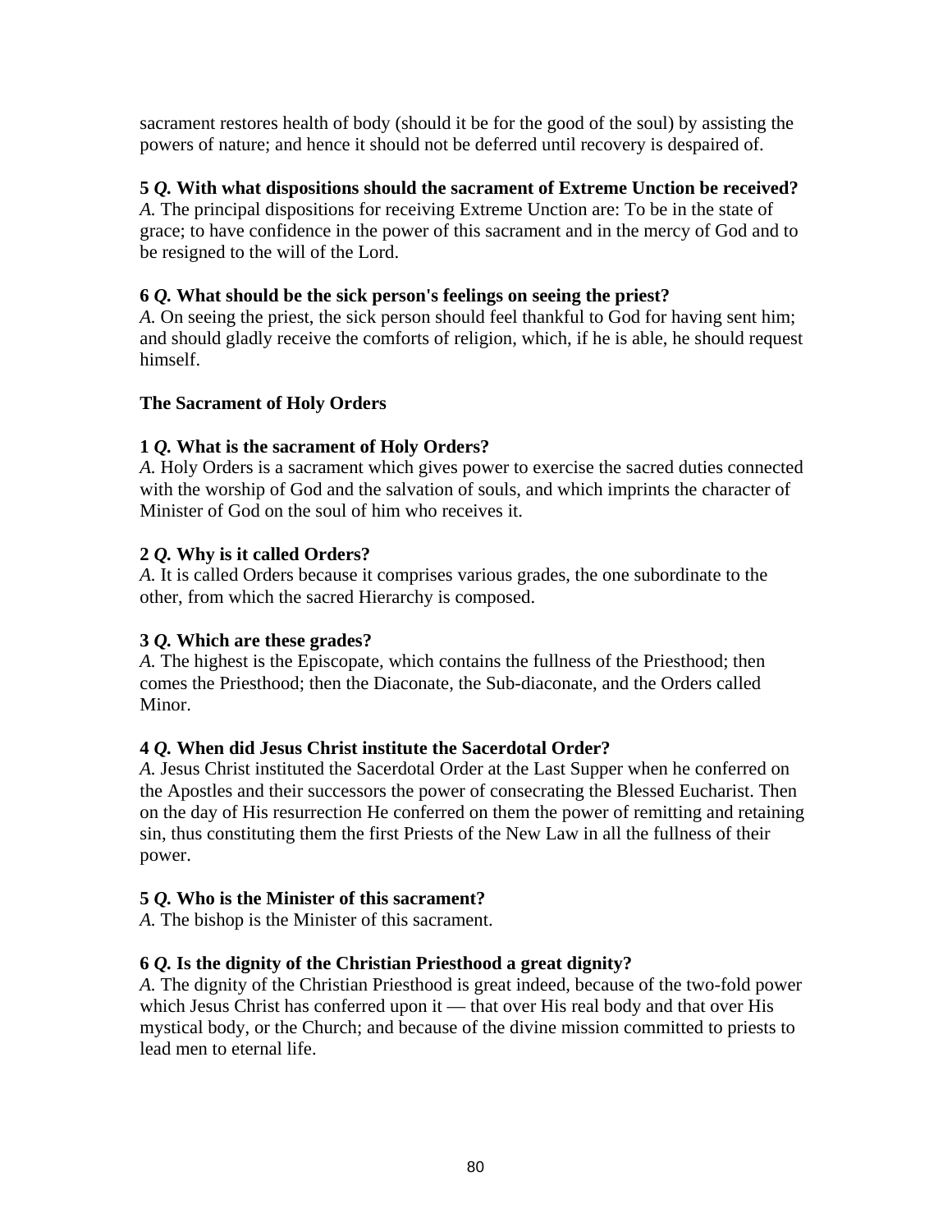sacrament restores health of body (should it be for the good of the soul) by assisting the powers of nature; and hence it should not be deferred until recovery is despaired of.

**5** ***Q.*** **With what dispositions should the sacrament of Extreme Unction be received?**
*A.* The principal dispositions for receiving Extreme Unction are: To be in the state of grace; to have confidence in the power of this sacrament and in the mercy of God and to be resigned to the will of the Lord.

**6** ***Q.*** **What should be the sick person's feelings on seeing the priest?**
*A.* On seeing the priest, the sick person should feel thankful to God for having sent him; and should gladly receive the comforts of religion, which, if he is able, he should request himself.

### The Sacrament of Holy Orders

**1** ***Q.*** **What is the sacrament of Holy Orders?**
*A.* Holy Orders is a sacrament which gives power to exercise the sacred duties connected with the worship of God and the salvation of souls, and which imprints the character of Minister of God on the soul of him who receives it.

**2** ***Q.*** **Why is it called Orders?**
*A.* It is called Orders because it comprises various grades, the one subordinate to the other, from which the sacred Hierarchy is composed.

**3** ***Q.*** **Which are these grades?**
*A.* The highest is the Episcopate, which contains the fullness of the Priesthood; then comes the Priesthood; then the Diaconate, the Sub-diaconate, and the Orders called Minor.

**4** ***Q.*** **When did Jesus Christ institute the Sacerdotal Order?**
*A.* Jesus Christ instituted the Sacerdotal Order at the Last Supper when he conferred on the Apostles and their successors the power of consecrating the Blessed Eucharist. Then on the day of His resurrection He conferred on them the power of remitting and retaining sin, thus constituting them the first Priests of the New Law in all the fullness of their power.

**5** ***Q.*** **Who is the Minister of this sacrament?**
*A.* The bishop is the Minister of this sacrament.

**6** ***Q.*** **Is the dignity of the Christian Priesthood a great dignity?**
*A.* The dignity of the Christian Priesthood is great indeed, because of the two-fold power which Jesus Christ has conferred upon it — that over His real body and that over His mystical body, or the Church; and because of the divine mission committed to priests to lead men to eternal life.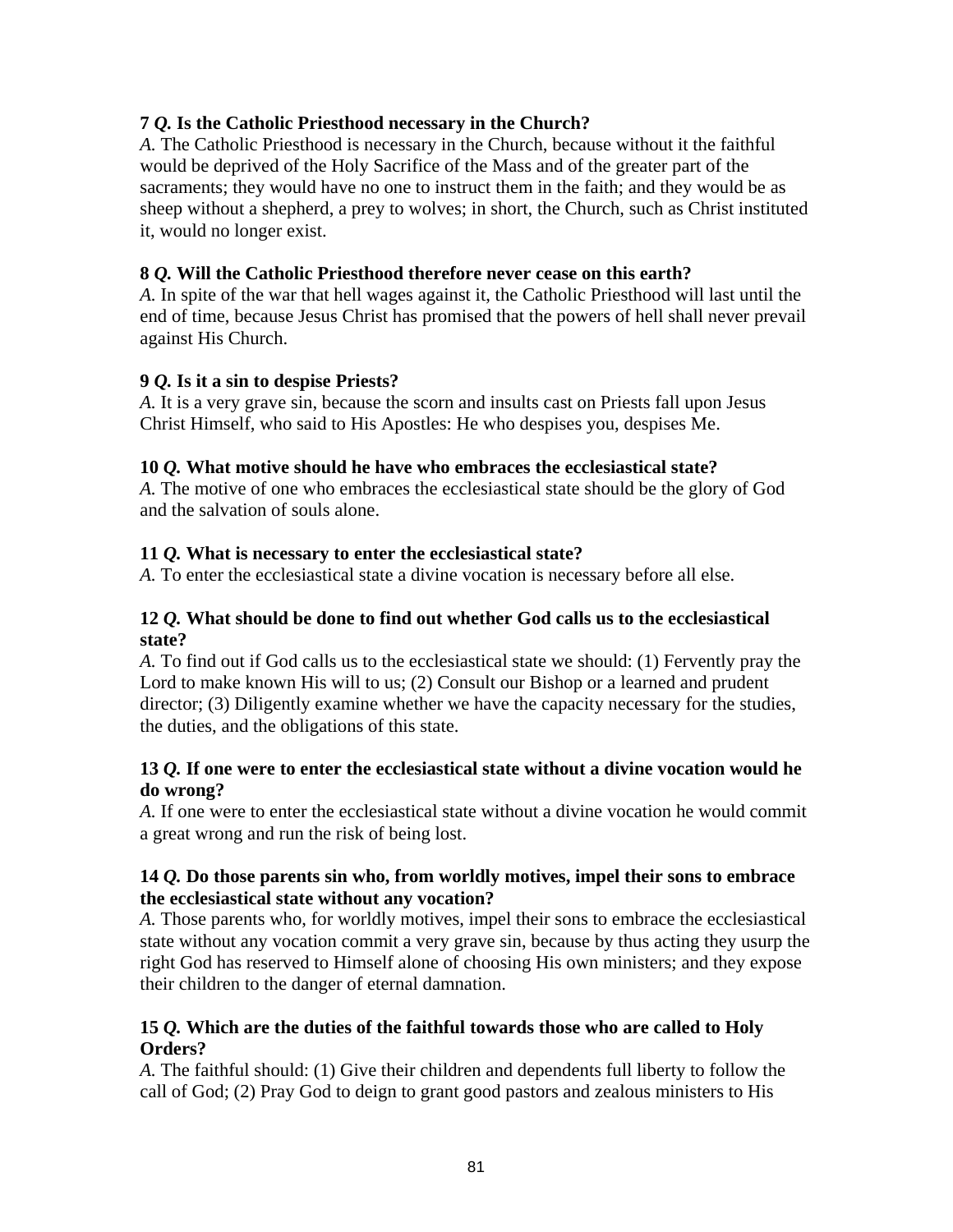**7 *Q.* Is the Catholic Priesthood necessary in the Church?**
*A.* The Catholic Priesthood is necessary in the Church, because without it the faithful would be deprived of the Holy Sacrifice of the Mass and of the greater part of the sacraments; they would have no one to instruct them in the faith; and they would be as sheep without a shepherd, a prey to wolves; in short, the Church, such as Christ instituted it, would no longer exist.

**8 *Q.* Will the Catholic Priesthood therefore never cease on this earth?**
*A.* In spite of the war that hell wages against it, the Catholic Priesthood will last until the end of time, because Jesus Christ has promised that the powers of hell shall never prevail against His Church.

**9 *Q.* Is it a sin to despise Priests?**
*A.* It is a very grave sin, because the scorn and insults cast on Priests fall upon Jesus Christ Himself, who said to His Apostles: He who despises you, despises Me.

**10 *Q.* What motive should he have who embraces the ecclesiastical state?**
*A.* The motive of one who embraces the ecclesiastical state should be the glory of God and the salvation of souls alone.

**11 *Q.* What is necessary to enter the ecclesiastical state?**
*A.* To enter the ecclesiastical state a divine vocation is necessary before all else.

**12 *Q.* What should be done to find out whether God calls us to the ecclesiastical state?**
*A.* To find out if God calls us to the ecclesiastical state we should: (1) Fervently pray the Lord to make known His will to us; (2) Consult our Bishop or a learned and prudent director; (3) Diligently examine whether we have the capacity necessary for the studies, the duties, and the obligations of this state.

**13 *Q.* If one were to enter the ecclesiastical state without a divine vocation would he do wrong?**
*A.* If one were to enter the ecclesiastical state without a divine vocation he would commit a great wrong and run the risk of being lost.

**14 *Q.* Do those parents sin who, from worldly motives, impel their sons to embrace the ecclesiastical state without any vocation?**
*A.* Those parents who, for worldly motives, impel their sons to embrace the ecclesiastical state without any vocation commit a very grave sin, because by thus acting they usurp the right God has reserved to Himself alone of choosing His own ministers; and they expose their children to the danger of eternal damnation.

**15 *Q.* Which are the duties of the faithful towards those who are called to Holy Orders?**
*A.* The faithful should: (1) Give their children and dependents full liberty to follow the call of God; (2) Pray God to deign to grant good pastors and zealous ministers to His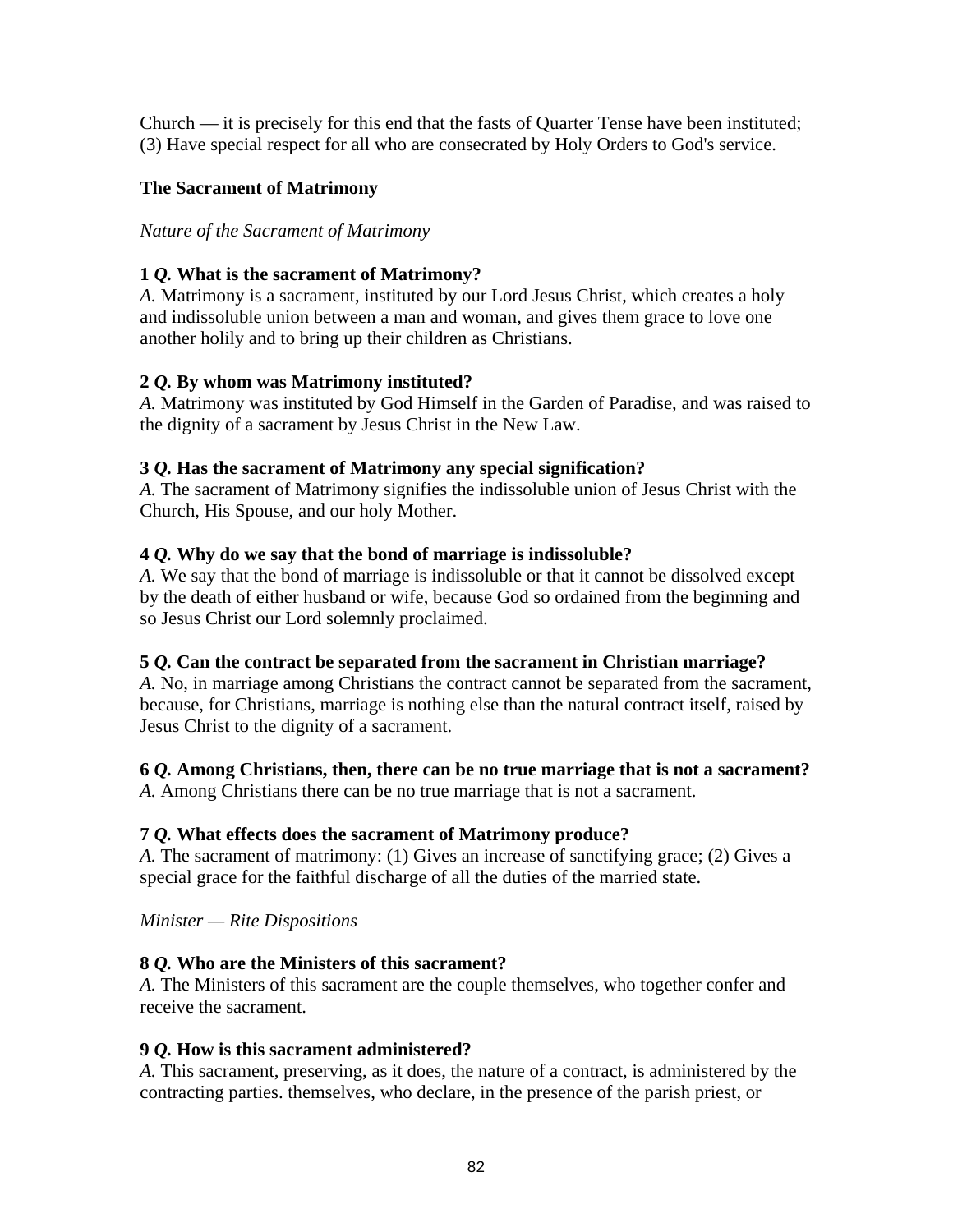Church — it is precisely for this end that the fasts of Quarter Tense have been instituted; (3) Have special respect for all who are consecrated by Holy Orders to God's service.

### The Sacrament of Matrimony

*Nature of the Sacrament of Matrimony*

**1 *Q.* What is the sacrament of Matrimony?**
*A.* Matrimony is a sacrament, instituted by our Lord Jesus Christ, which creates a holy and indissoluble union between a man and woman, and gives them grace to love one another holily and to bring up their children as Christians.

**2 *Q.* By whom was Matrimony instituted?**
*A.* Matrimony was instituted by God Himself in the Garden of Paradise, and was raised to the dignity of a sacrament by Jesus Christ in the New Law.

**3 *Q.* Has the sacrament of Matrimony any special signification?**
*A.* The sacrament of Matrimony signifies the indissoluble union of Jesus Christ with the Church, His Spouse, and our holy Mother.

**4 *Q.* Why do we say that the bond of marriage is indissoluble?**
*A.* We say that the bond of marriage is indissoluble or that it cannot be dissolved except by the death of either husband or wife, because God so ordained from the beginning and so Jesus Christ our Lord solemnly proclaimed.

**5 *Q.* Can the contract be separated from the sacrament in Christian marriage?**
*A.* No, in marriage among Christians the contract cannot be separated from the sacrament, because, for Christians, marriage is nothing else than the natural contract itself, raised by Jesus Christ to the dignity of a sacrament.

**6 *Q.* Among Christians, then, there can be no true marriage that is not a sacrament?**
*A.* Among Christians there can be no true marriage that is not a sacrament.

**7 *Q.* What effects does the sacrament of Matrimony produce?**
*A.* The sacrament of matrimony: (1) Gives an increase of sanctifying grace; (2) Gives a special grace for the faithful discharge of all the duties of the married state.

*Minister — Rite Dispositions*

**8 *Q.* Who are the Ministers of this sacrament?**
*A.* The Ministers of this sacrament are the couple themselves, who together confer and receive the sacrament.

**9 *Q.* How is this sacrament administered?**
*A.* This sacrament, preserving, as it does, the nature of a contract, is administered by the contracting parties. themselves, who declare, in the presence of the parish priest, or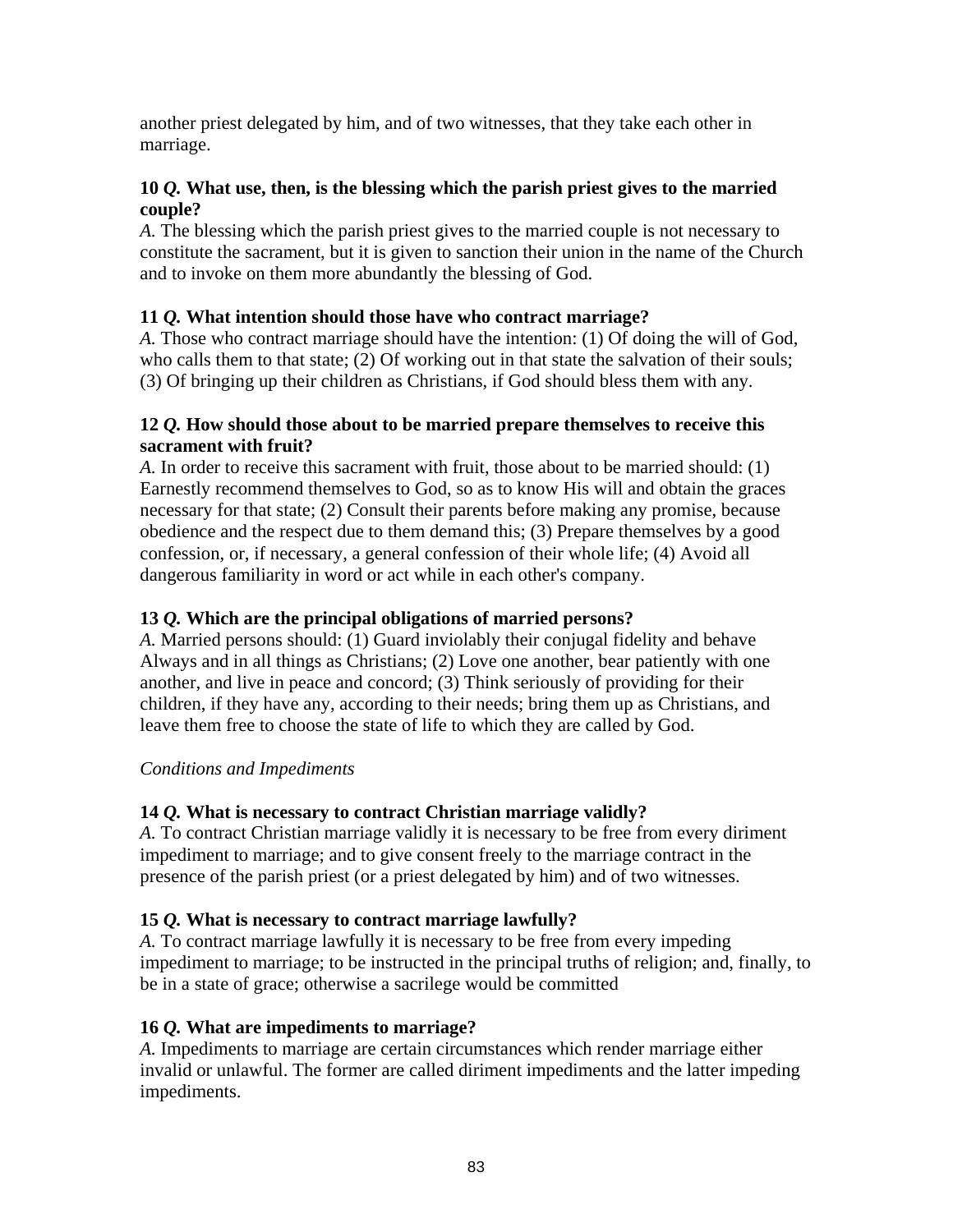another priest delegated by him, and of two witnesses, that they take each other in marriage.

**10** ***Q.*** **What use, then, is the blessing which the parish priest gives to the married couple?**
*A.* The blessing which the parish priest gives to the married couple is not necessary to constitute the sacrament, but it is given to sanction their union in the name of the Church and to invoke on them more abundantly the blessing of God.

**11** ***Q.*** **What intention should those have who contract marriage?**
*A.* Those who contract marriage should have the intention: (1) Of doing the will of God, who calls them to that state; (2) Of working out in that state the salvation of their souls; (3) Of bringing up their children as Christians, if God should bless them with any.

**12** ***Q.*** **How should those about to be married prepare themselves to receive this sacrament with fruit?**
*A.* In order to receive this sacrament with fruit, those about to be married should: (1) Earnestly recommend themselves to God, so as to know His will and obtain the graces necessary for that state; (2) Consult their parents before making any promise, because obedience and the respect due to them demand this; (3) Prepare themselves by a good confession, or, if necessary, a general confession of their whole life; (4) Avoid all dangerous familiarity in word or act while in each other's company.

**13** ***Q.*** **Which are the principal obligations of married persons?**
*A.* Married persons should: (1) Guard inviolably their conjugal fidelity and behave Always and in all things as Christians; (2) Love one another, bear patiently with one another, and live in peace and concord; (3) Think seriously of providing for their children, if they have any, according to their needs; bring them up as Christians, and leave them free to choose the state of life to which they are called by God.

*Conditions and Impediments*

**14** ***Q.*** **What is necessary to contract Christian marriage validly?**
*A.* To contract Christian marriage validly it is necessary to be free from every diriment impediment to marriage; and to give consent freely to the marriage contract in the presence of the parish priest (or a priest delegated by him) and of two witnesses.

**15** ***Q.*** **What is necessary to contract marriage lawfully?**
*A.* To contract marriage lawfully it is necessary to be free from every impeding impediment to marriage; to be instructed in the principal truths of religion; and, finally, to be in a state of grace; otherwise a sacrilege would be committed

**16** ***Q.*** **What are impediments to marriage?**
*A.* Impediments to marriage are certain circumstances which render marriage either invalid or unlawful. The former are called diriment impediments and the latter impeding impediments.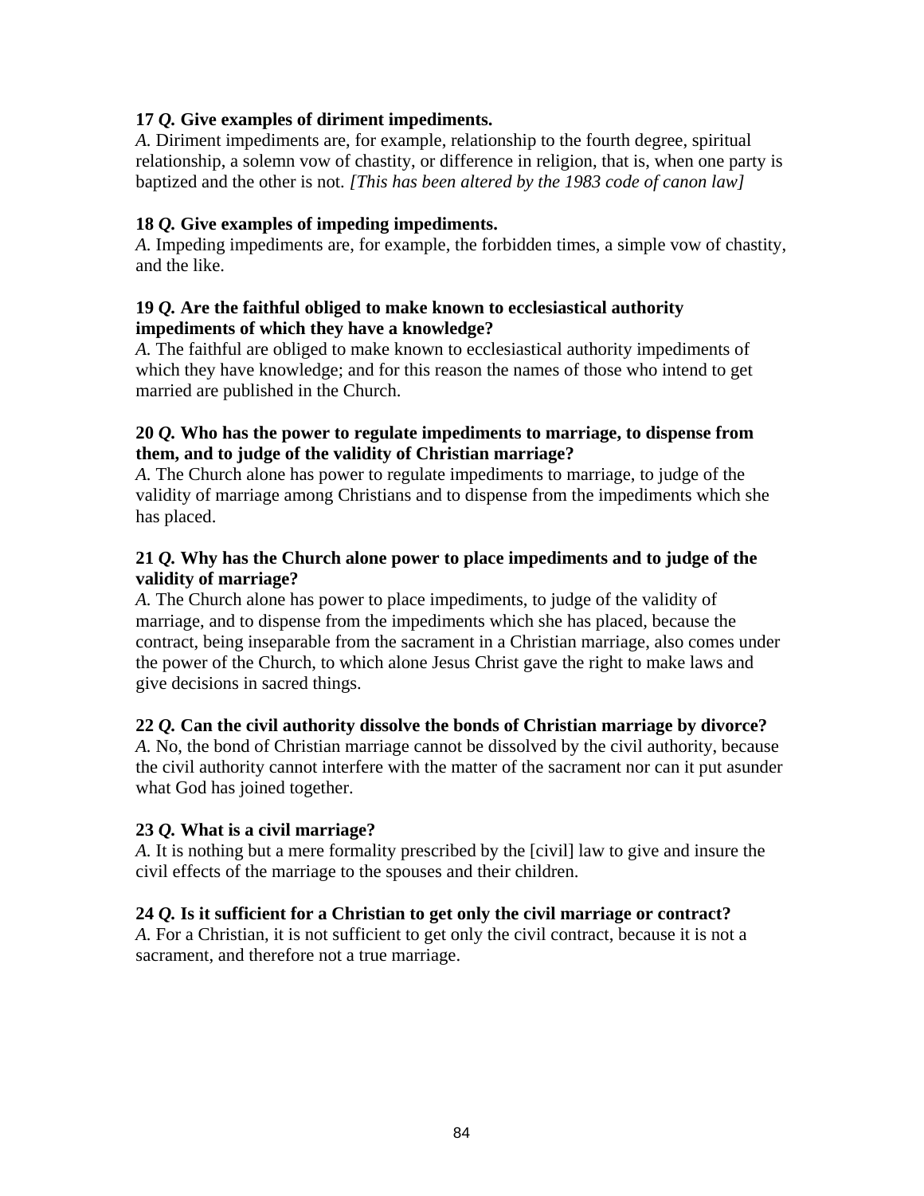**17 *Q.* Give examples of diriment impediments.**
*A.* Diriment impediments are, for example, relationship to the fourth degree, spiritual relationship, a solemn vow of chastity, or difference in religion, that is, when one party is baptized and the other is not. *[This has been altered by the 1983 code of canon law]*

**18 *Q.* Give examples of impeding impediments.**
*A.* Impeding impediments are, for example, the forbidden times, a simple vow of chastity, and the like.

**19 *Q.* Are the faithful obliged to make known to ecclesiastical authority impediments of which they have a knowledge?**
*A.* The faithful are obliged to make known to ecclesiastical authority impediments of which they have knowledge; and for this reason the names of those who intend to get married are published in the Church.

**20 *Q.* Who has the power to regulate impediments to marriage, to dispense from them, and to judge of the validity of Christian marriage?**
*A.* The Church alone has power to regulate impediments to marriage, to judge of the validity of marriage among Christians and to dispense from the impediments which she has placed.

**21 *Q.* Why has the Church alone power to place impediments and to judge of the validity of marriage?**
*A.* The Church alone has power to place impediments, to judge of the validity of marriage, and to dispense from the impediments which she has placed, because the contract, being inseparable from the sacrament in a Christian marriage, also comes under the power of the Church, to which alone Jesus Christ gave the right to make laws and give decisions in sacred things.

**22 *Q.* Can the civil authority dissolve the bonds of Christian marriage by divorce?**
*A.* No, the bond of Christian marriage cannot be dissolved by the civil authority, because the civil authority cannot interfere with the matter of the sacrament nor can it put asunder what God has joined together.

**23 *Q.* What is a civil marriage?**
*A.* It is nothing but a mere formality prescribed by the [civil] law to give and insure the civil effects of the marriage to the spouses and their children.

**24 *Q.* Is it sufficient for a Christian to get only the civil marriage or contract?**
*A.* For a Christian, it is not sufficient to get only the civil contract, because it is not a sacrament, and therefore not a true marriage.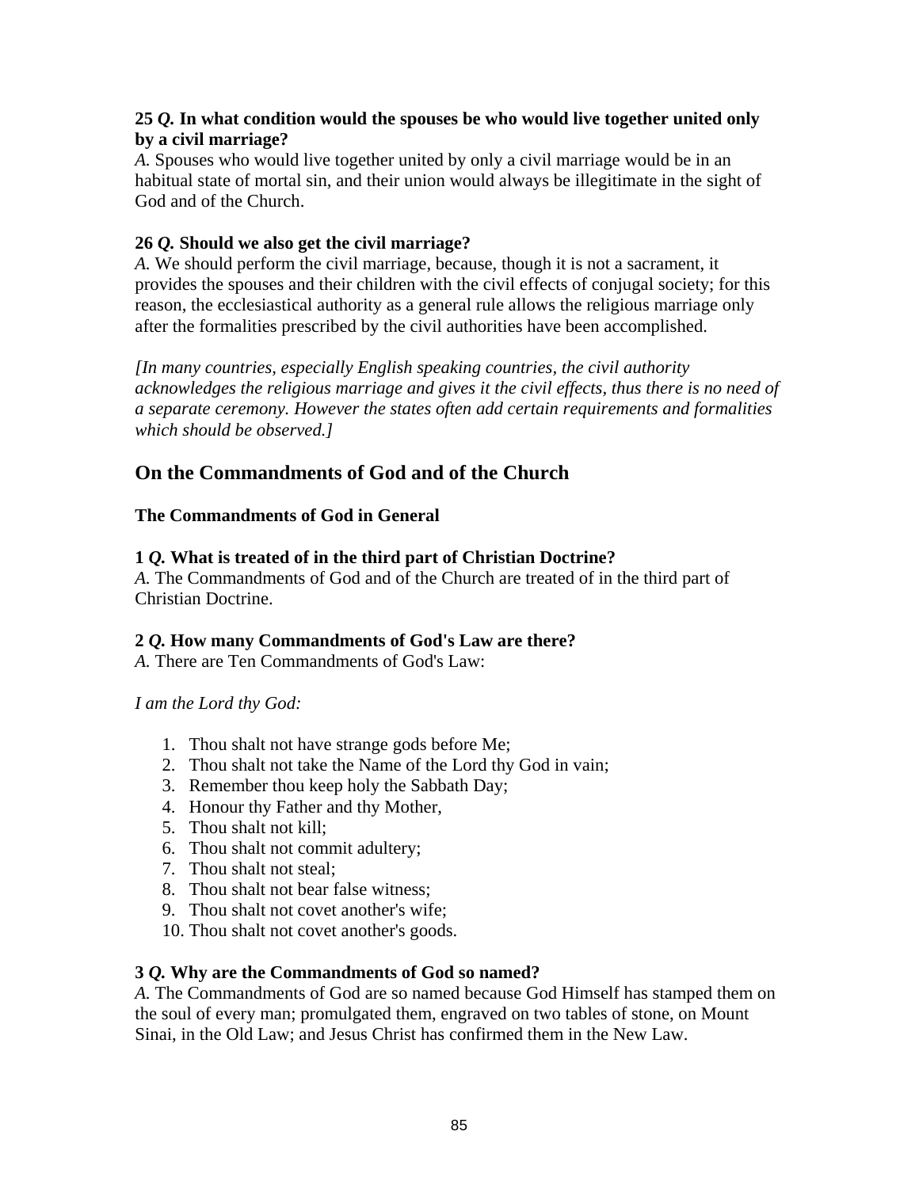**25 *Q.* In what condition would the spouses be who would live together united only by a civil marriage?**
*A.* Spouses who would live together united by only a civil marriage would be in an habitual state of mortal sin, and their union would always be illegitimate in the sight of God and of the Church.

**26 *Q.* Should we also get the civil marriage?**
*A.* We should perform the civil marriage, because, though it is not a sacrament, it provides the spouses and their children with the civil effects of conjugal society; for this reason, the ecclesiastical authority as a general rule allows the religious marriage only after the formalities prescribed by the civil authorities have been accomplished.

*[In many countries, especially English speaking countries, the civil authority acknowledges the religious marriage and gives it the civil effects, thus there is no need of a separate ceremony. However the states often add certain requirements and formalities which should be observed.]*

## On the Commandments of God and of the Church

### The Commandments of God in General

**1 *Q.* What is treated of in the third part of Christian Doctrine?**
*A.* The Commandments of God and of the Church are treated of in the third part of Christian Doctrine.

**2 *Q.* How many Commandments of God's Law are there?**
*A.* There are Ten Commandments of God's Law:

*I am the Lord thy God:*

1. Thou shalt not have strange gods before Me;
2. Thou shalt not take the Name of the Lord thy God in vain;
3. Remember thou keep holy the Sabbath Day;
4. Honour thy Father and thy Mother,
5. Thou shalt not kill;
6. Thou shalt not commit adultery;
7. Thou shalt not steal;
8. Thou shalt not bear false witness;
9. Thou shalt not covet another's wife;
10. Thou shalt not covet another's goods.

**3 *Q.* Why are the Commandments of God so named?**
*A.* The Commandments of God are so named because God Himself has stamped them on the soul of every man; promulgated them, engraved on two tables of stone, on Mount Sinai, in the Old Law; and Jesus Christ has confirmed them in the New Law.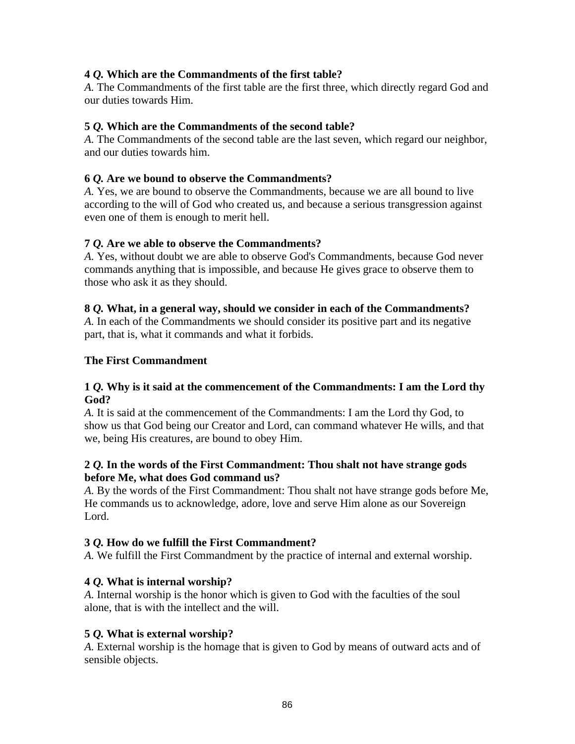**4** ***Q.*** **Which are the Commandments of the first table?**
*A.* The Commandments of the first table are the first three, which directly regard God and our duties towards Him.

**5** ***Q.*** **Which are the Commandments of the second table?**
*A.* The Commandments of the second table are the last seven, which regard our neighbor, and our duties towards him.

**6** ***Q.*** **Are we bound to observe the Commandments?**
*A.* Yes, we are bound to observe the Commandments, because we are all bound to live according to the will of God who created us, and because a serious transgression against even one of them is enough to merit hell.

**7** ***Q.*** **Are we able to observe the Commandments?**
*A.* Yes, without doubt we are able to observe God's Commandments, because God never commands anything that is impossible, and because He gives grace to observe them to those who ask it as they should.

**8** ***Q.*** **What, in a general way, should we consider in each of the Commandments?**
*A.* In each of the Commandments we should consider its positive part and its negative part, that is, what it commands and what it forbids.

**The First Commandment**

**1** ***Q.*** **Why is it said at the commencement of the Commandments: I am the Lord thy God?**
*A.* It is said at the commencement of the Commandments: I am the Lord thy God, to show us that God being our Creator and Lord, can command whatever He wills, and that we, being His creatures, are bound to obey Him.

**2** ***Q.*** **In the words of the First Commandment: Thou shalt not have strange gods before Me, what does God command us?**
*A.* By the words of the First Commandment: Thou shalt not have strange gods before Me, He commands us to acknowledge, adore, love and serve Him alone as our Sovereign Lord.

**3** ***Q.*** **How do we fulfill the First Commandment?**
*A.* We fulfill the First Commandment by the practice of internal and external worship.

**4** ***Q.*** **What is internal worship?**
*A.* Internal worship is the honor which is given to God with the faculties of the soul alone, that is with the intellect and the will.

**5** ***Q.*** **What is external worship?**
*A.* External worship is the homage that is given to God by means of outward acts and of sensible objects.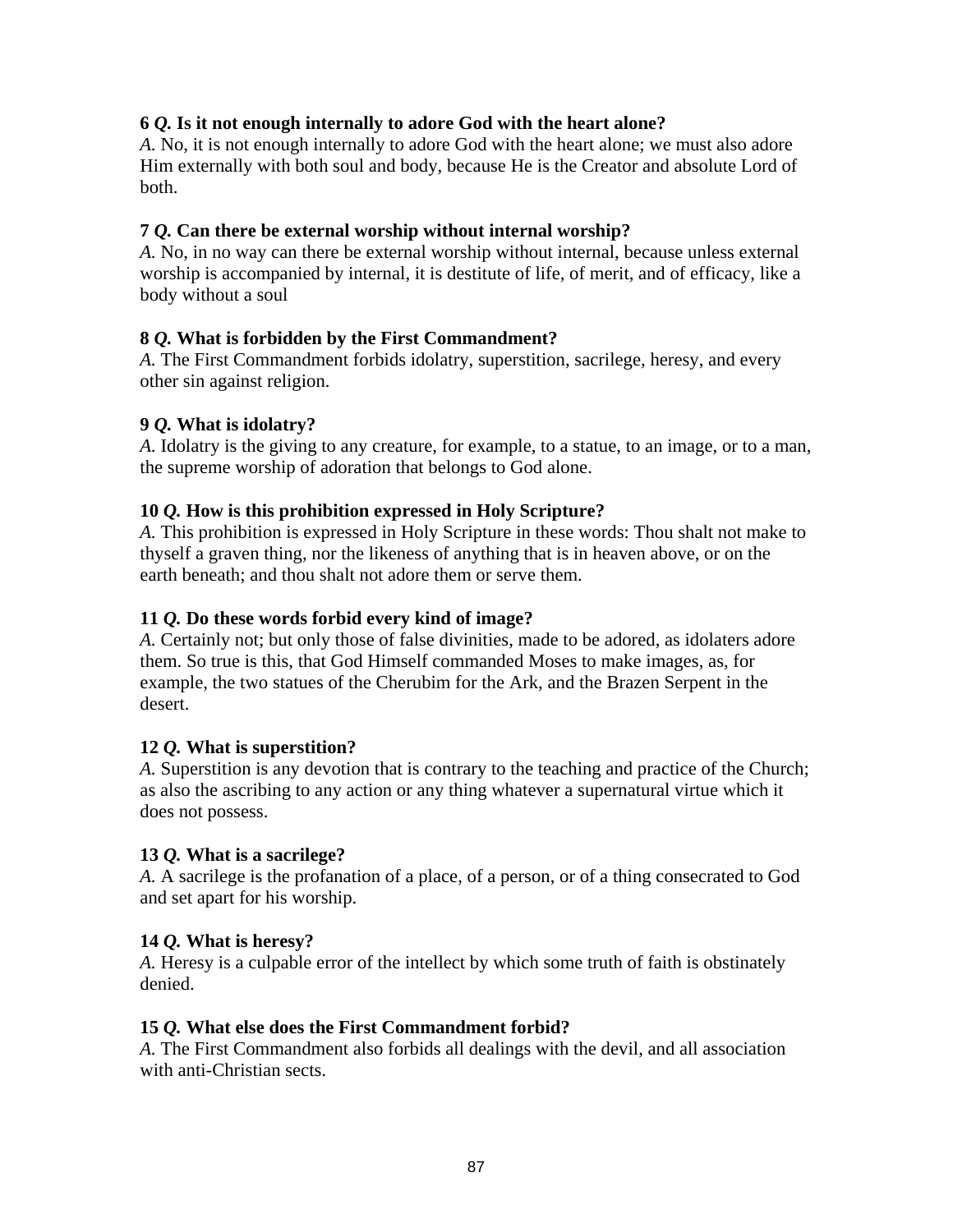**6 *Q.* Is it not enough internally to adore God with the heart alone?**
*A.* No, it is not enough internally to adore God with the heart alone; we must also adore Him externally with both soul and body, because He is the Creator and absolute Lord of both.

**7 *Q.* Can there be external worship without internal worship?**
*A.* No, in no way can there be external worship without internal, because unless external worship is accompanied by internal, it is destitute of life, of merit, and of efficacy, like a body without a soul

**8 *Q.* What is forbidden by the First Commandment?**
*A.* The First Commandment forbids idolatry, superstition, sacrilege, heresy, and every other sin against religion.

**9 *Q.* What is idolatry?**
*A.* Idolatry is the giving to any creature, for example, to a statue, to an image, or to a man, the supreme worship of adoration that belongs to God alone.

**10 *Q.* How is this prohibition expressed in Holy Scripture?**
*A.* This prohibition is expressed in Holy Scripture in these words: Thou shalt not make to thyself a graven thing, nor the likeness of anything that is in heaven above, or on the earth beneath; and thou shalt not adore them or serve them.

**11 *Q.* Do these words forbid every kind of image?**
*A.* Certainly not; but only those of false divinities, made to be adored, as idolaters adore them. So true is this, that God Himself commanded Moses to make images, as, for example, the two statues of the Cherubim for the Ark, and the Brazen Serpent in the desert.

**12 *Q.* What is superstition?**
*A.* Superstition is any devotion that is contrary to the teaching and practice of the Church; as also the ascribing to any action or any thing whatever a supernatural virtue which it does not possess.

**13 *Q.* What is a sacrilege?**
*A.* A sacrilege is the profanation of a place, of a person, or of a thing consecrated to God and set apart for his worship.

**14 *Q.* What is heresy?**
*A.* Heresy is a culpable error of the intellect by which some truth of faith is obstinately denied.

**15 *Q.* What else does the First Commandment forbid?**
*A.* The First Commandment also forbids all dealings with the devil, and all association with anti-Christian sects.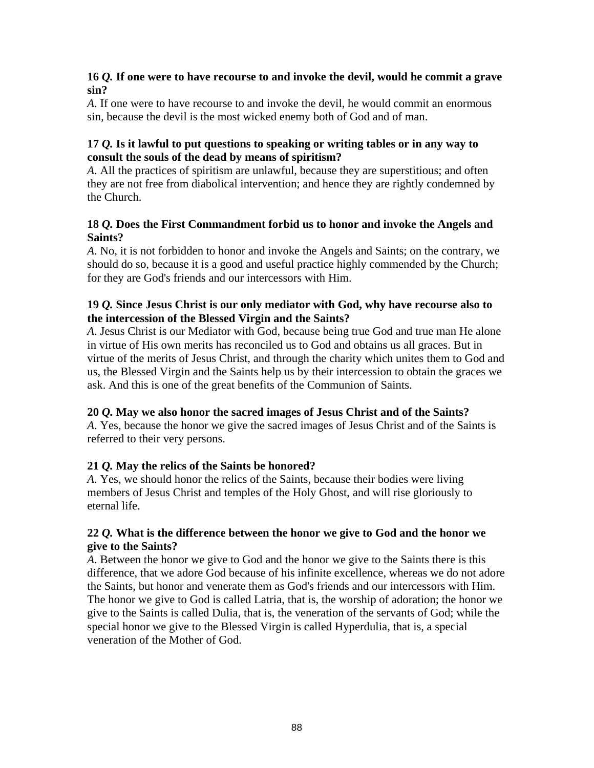**16 *Q.* If one were to have recourse to and invoke the devil, would he commit a grave sin?**
*A.* If one were to have recourse to and invoke the devil, he would commit an enormous sin, because the devil is the most wicked enemy both of God and of man.

**17 *Q.* Is it lawful to put questions to speaking or writing tables or in any way to consult the souls of the dead by means of spiritism?**
*A.* All the practices of spiritism are unlawful, because they are superstitious; and often they are not free from diabolical intervention; and hence they are rightly condemned by the Church.

**18 *Q.* Does the First Commandment forbid us to honor and invoke the Angels and Saints?**
*A.* No, it is not forbidden to honor and invoke the Angels and Saints; on the contrary, we should do so, because it is a good and useful practice highly commended by the Church; for they are God's friends and our intercessors with Him.

**19 *Q.* Since Jesus Christ is our only mediator with God, why have recourse also to the intercession of the Blessed Virgin and the Saints?**
*A.* Jesus Christ is our Mediator with God, because being true God and true man He alone in virtue of His own merits has reconciled us to God and obtains us all graces. But in virtue of the merits of Jesus Christ, and through the charity which unites them to God and us, the Blessed Virgin and the Saints help us by their intercession to obtain the graces we ask. And this is one of the great benefits of the Communion of Saints.

**20 *Q.* May we also honor the sacred images of Jesus Christ and of the Saints?**
*A.* Yes, because the honor we give the sacred images of Jesus Christ and of the Saints is referred to their very persons.

**21 *Q.* May the relics of the Saints be honored?**
*A.* Yes, we should honor the relics of the Saints, because their bodies were living members of Jesus Christ and temples of the Holy Ghost, and will rise gloriously to eternal life.

**22 *Q.* What is the difference between the honor we give to God and the honor we give to the Saints?**
*A.* Between the honor we give to God and the honor we give to the Saints there is this difference, that we adore God because of his infinite excellence, whereas we do not adore the Saints, but honor and venerate them as God's friends and our intercessors with Him. The honor we give to God is called Latria, that is, the worship of adoration; the honor we give to the Saints is called Dulia, that is, the veneration of the servants of God; while the special honor we give to the Blessed Virgin is called Hyperdulia, that is, a special veneration of the Mother of God.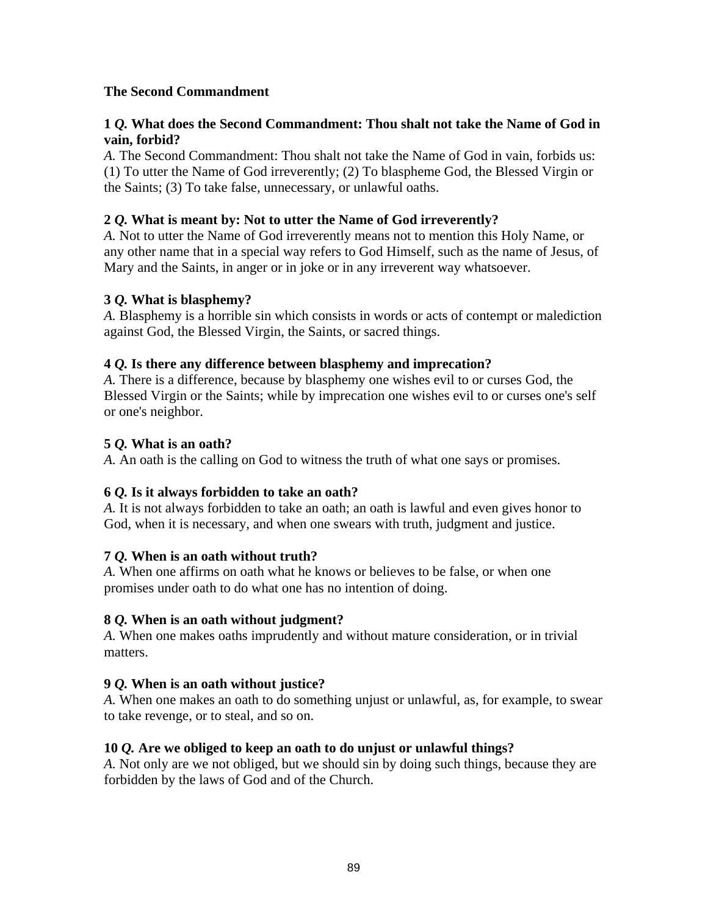**The Second Commandment**

**1 *Q.* What does the Second Commandment: Thou shalt not take the Name of God in vain, forbid?**
*A.* The Second Commandment: Thou shalt not take the Name of God in vain, forbids us: (1) To utter the Name of God irreverently; (2) To blaspheme God, the Blessed Virgin or the Saints; (3) To take false, unnecessary, or unlawful oaths.

**2 *Q.* What is meant by: Not to utter the Name of God irreverently?**
*A.* Not to utter the Name of God irreverently means not to mention this Holy Name, or any other name that in a special way refers to God Himself, such as the name of Jesus, of Mary and the Saints, in anger or in joke or in any irreverent way whatsoever.

**3 *Q.* What is blasphemy?**
*A.* Blasphemy is a horrible sin which consists in words or acts of contempt or malediction against God, the Blessed Virgin, the Saints, or sacred things.

**4 *Q.* Is there any difference between blasphemy and imprecation?**
*A.* There is a difference, because by blasphemy one wishes evil to or curses God, the Blessed Virgin or the Saints; while by imprecation one wishes evil to or curses one's self or one's neighbor.

**5 *Q.* What is an oath?**
*A.* An oath is the calling on God to witness the truth of what one says or promises.

**6 *Q.* Is it always forbidden to take an oath?**
*A.* It is not always forbidden to take an oath; an oath is lawful and even gives honor to God, when it is necessary, and when one swears with truth, judgment and justice.

**7 *Q.* When is an oath without truth?**
*A.* When one affirms on oath what he knows or believes to be false, or when one promises under oath to do what one has no intention of doing.

**8 *Q.* When is an oath without judgment?**
*A.* When one makes oaths imprudently and without mature consideration, or in trivial matters.

**9 *Q.* When is an oath without justice?**
*A.* When one makes an oath to do something unjust or unlawful, as, for example, to swear to take revenge, or to steal, and so on.

**10 *Q.* Are we obliged to keep an oath to do unjust or unlawful things?**
*A.* Not only are we not obliged, but we should sin by doing such things, because they are forbidden by the laws of God and of the Church.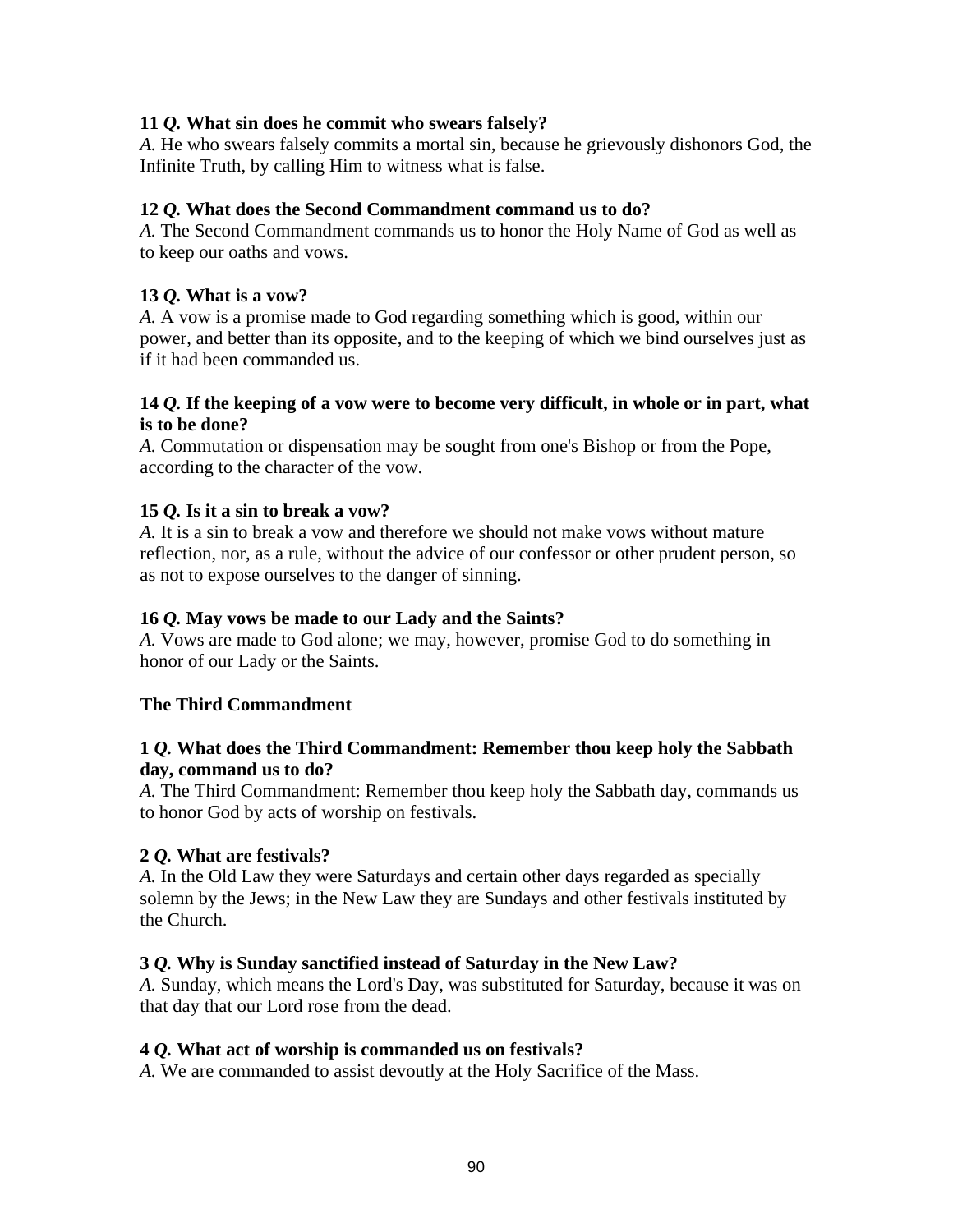**11 *Q.* What sin does he commit who swears falsely?**
*A.* He who swears falsely commits a mortal sin, because he grievously dishonors God, the Infinite Truth, by calling Him to witness what is false.

**12 *Q.* What does the Second Commandment command us to do?**
*A.* The Second Commandment commands us to honor the Holy Name of God as well as to keep our oaths and vows.

**13 *Q.* What is a vow?**
*A.* A vow is a promise made to God regarding something which is good, within our power, and better than its opposite, and to the keeping of which we bind ourselves just as if it had been commanded us.

**14 *Q.* If the keeping of a vow were to become very difficult, in whole or in part, what is to be done?**
*A.* Commutation or dispensation may be sought from one's Bishop or from the Pope, according to the character of the vow.

**15 *Q.* Is it a sin to break a vow?**
*A.* It is a sin to break a vow and therefore we should not make vows without mature reflection, nor, as a rule, without the advice of our confessor or other prudent person, so as not to expose ourselves to the danger of sinning.

**16 *Q.* May vows be made to our Lady and the Saints?**
*A.* Vows are made to God alone; we may, however, promise God to do something in honor of our Lady or the Saints.

## The Third Commandment

**1 *Q.* What does the Third Commandment: Remember thou keep holy the Sabbath day, command us to do?**
*A.* The Third Commandment: Remember thou keep holy the Sabbath day, commands us to honor God by acts of worship on festivals.

**2 *Q.* What are festivals?**
*A.* In the Old Law they were Saturdays and certain other days regarded as specially solemn by the Jews; in the New Law they are Sundays and other festivals instituted by the Church.

**3 *Q.* Why is Sunday sanctified instead of Saturday in the New Law?**
*A.* Sunday, which means the Lord's Day, was substituted for Saturday, because it was on that day that our Lord rose from the dead.

**4 *Q.* What act of worship is commanded us on festivals?**
*A.* We are commanded to assist devoutly at the Holy Sacrifice of the Mass.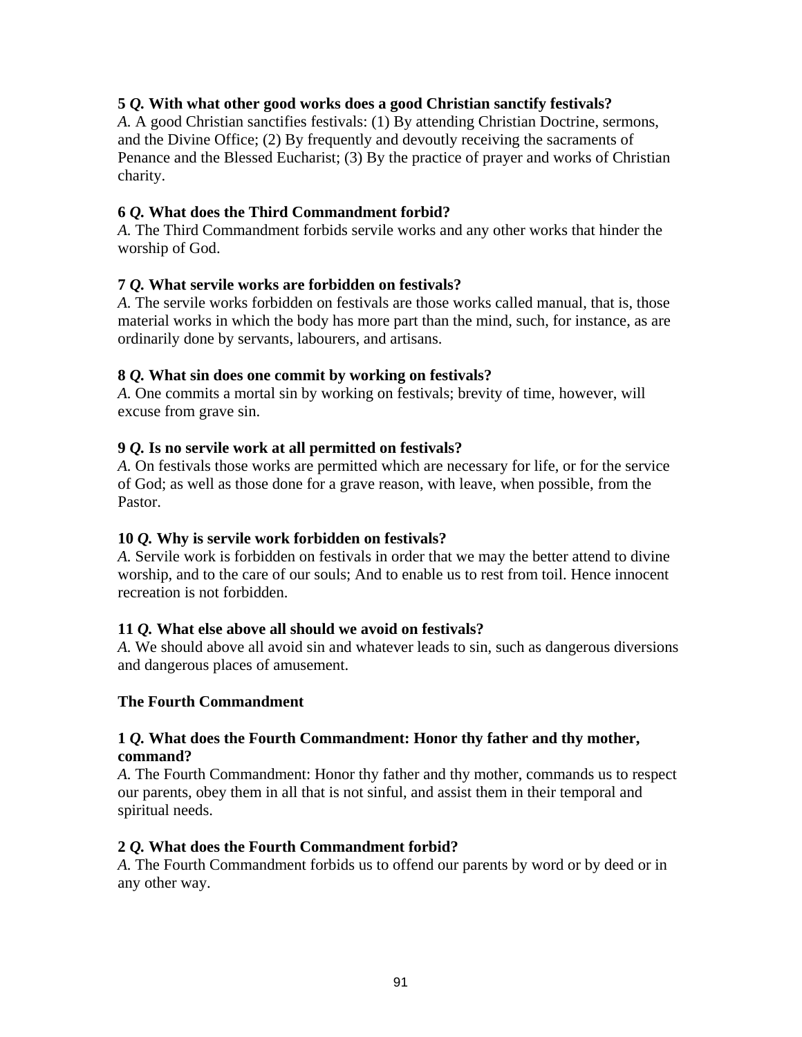**5 *Q.* With what other good works does a good Christian sanctify festivals?**
*A.* A good Christian sanctifies festivals: (1) By attending Christian Doctrine, sermons, and the Divine Office; (2) By frequently and devoutly receiving the sacraments of Penance and the Blessed Eucharist; (3) By the practice of prayer and works of Christian charity.

**6 *Q.* What does the Third Commandment forbid?**
*A.* The Third Commandment forbids servile works and any other works that hinder the worship of God.

**7 *Q.* What servile works are forbidden on festivals?**
*A.* The servile works forbidden on festivals are those works called manual, that is, those material works in which the body has more part than the mind, such, for instance, as are ordinarily done by servants, labourers, and artisans.

**8 *Q.* What sin does one commit by working on festivals?**
*A.* One commits a mortal sin by working on festivals; brevity of time, however, will excuse from grave sin.

**9 *Q.* Is no servile work at all permitted on festivals?**
*A.* On festivals those works are permitted which are necessary for life, or for the service of God; as well as those done for a grave reason, with leave, when possible, from the Pastor.

**10 *Q.* Why is servile work forbidden on festivals?**
*A.* Servile work is forbidden on festivals in order that we may the better attend to divine worship, and to the care of our souls; And to enable us to rest from toil. Hence innocent recreation is not forbidden.

**11 *Q.* What else above all should we avoid on festivals?**
*A.* We should above all avoid sin and whatever leads to sin, such as dangerous diversions and dangerous places of amusement.

### The Fourth Commandment

**1 *Q.* What does the Fourth Commandment: Honor thy father and thy mother, command?**
*A.* The Fourth Commandment: Honor thy father and thy mother, commands us to respect our parents, obey them in all that is not sinful, and assist them in their temporal and spiritual needs.

**2 *Q.* What does the Fourth Commandment forbid?**
*A.* The Fourth Commandment forbids us to offend our parents by word or by deed or in any other way.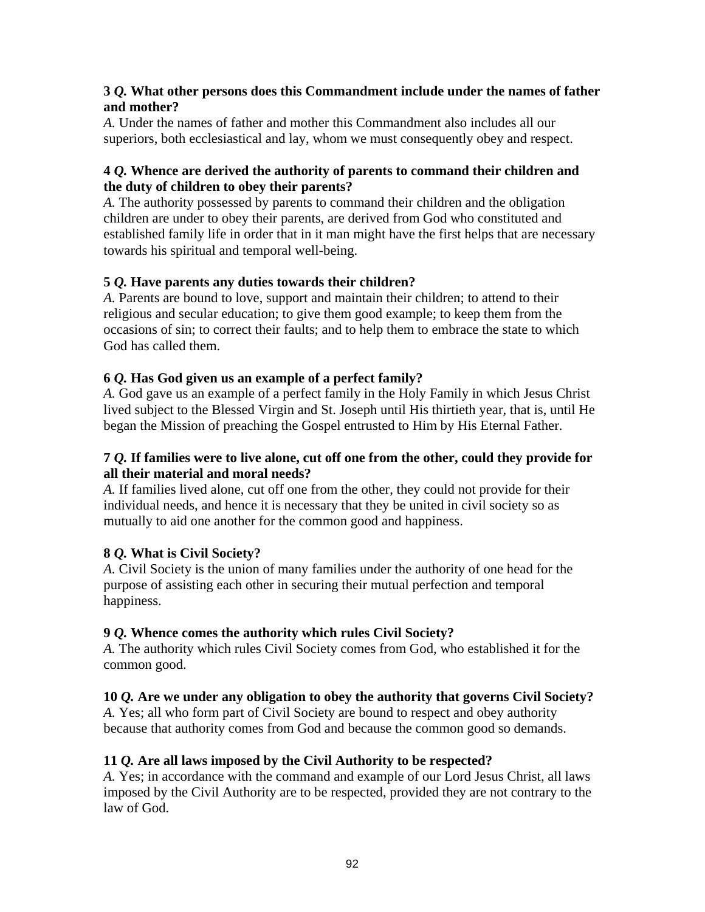**3 *Q.* What other persons does this Commandment include under the names of father and mother?**
*A.* Under the names of father and mother this Commandment also includes all our superiors, both ecclesiastical and lay, whom we must consequently obey and respect.

**4 *Q.* Whence are derived the authority of parents to command their children and the duty of children to obey their parents?**
*A.* The authority possessed by parents to command their children and the obligation children are under to obey their parents, are derived from God who constituted and established family life in order that in it man might have the first helps that are necessary towards his spiritual and temporal well-being.

**5 *Q.* Have parents any duties towards their children?**
*A.* Parents are bound to love, support and maintain their children; to attend to their religious and secular education; to give them good example; to keep them from the occasions of sin; to correct their faults; and to help them to embrace the state to which God has called them.

**6 *Q.* Has God given us an example of a perfect family?**
*A.* God gave us an example of a perfect family in the Holy Family in which Jesus Christ lived subject to the Blessed Virgin and St. Joseph until His thirtieth year, that is, until He began the Mission of preaching the Gospel entrusted to Him by His Eternal Father.

**7 *Q.* If families were to live alone, cut off one from the other, could they provide for all their material and moral needs?**
*A.* If families lived alone, cut off one from the other, they could not provide for their individual needs, and hence it is necessary that they be united in civil society so as mutually to aid one another for the common good and happiness.

**8 *Q.* What is Civil Society?**
*A.* Civil Society is the union of many families under the authority of one head for the purpose of assisting each other in securing their mutual perfection and temporal happiness.

**9 *Q.* Whence comes the authority which rules Civil Society?**
*A.* The authority which rules Civil Society comes from God, who established it for the common good.

**10 *Q.* Are we under any obligation to obey the authority that governs Civil Society?**
*A.* Yes; all who form part of Civil Society are bound to respect and obey authority because that authority comes from God and because the common good so demands.

**11 *Q.* Are all laws imposed by the Civil Authority to be respected?**
*A.* Yes; in accordance with the command and example of our Lord Jesus Christ, all laws imposed by the Civil Authority are to be respected, provided they are not contrary to the law of God.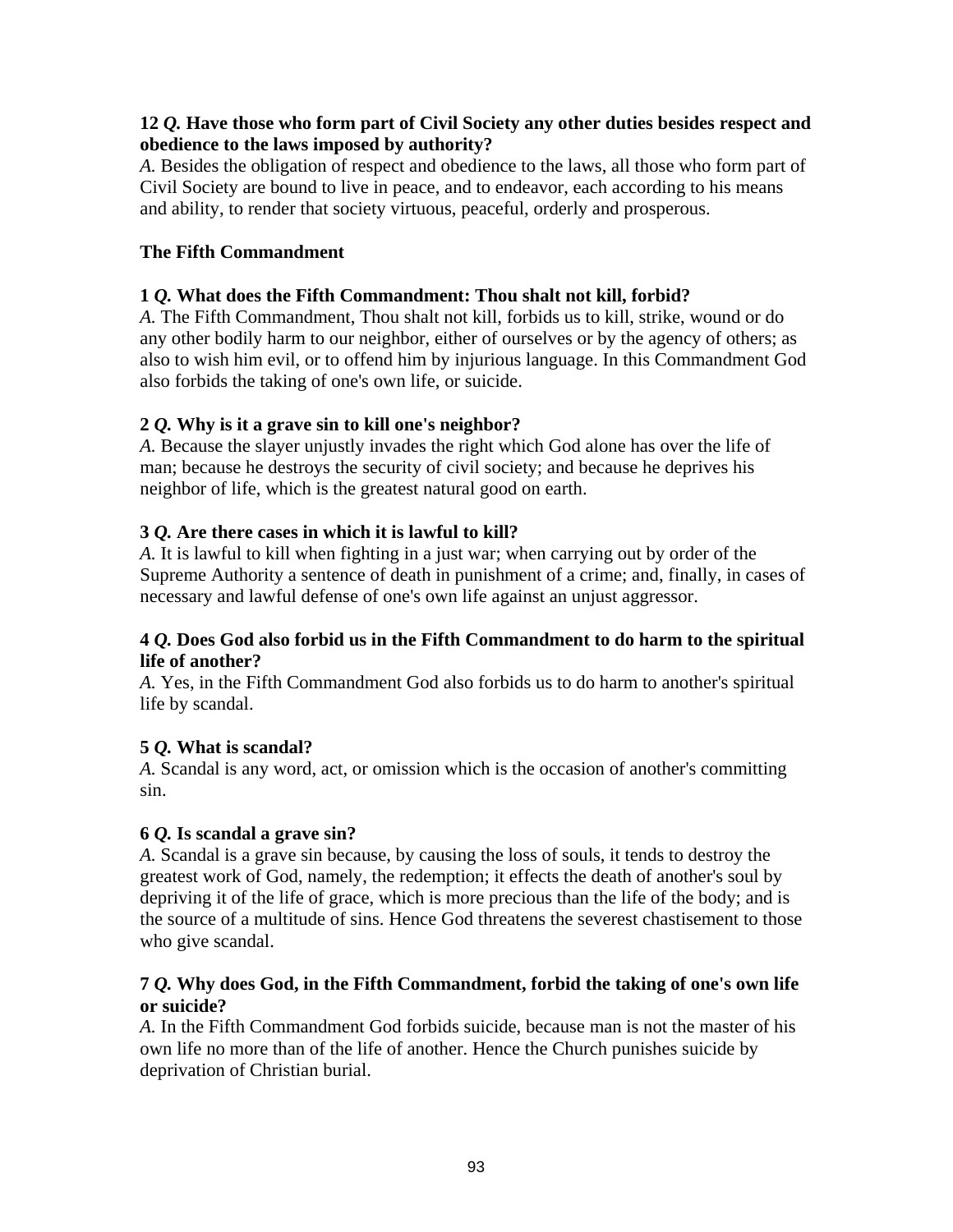**12 *Q.* Have those who form part of Civil Society any other duties besides respect and obedience to the laws imposed by authority?**
*A.* Besides the obligation of respect and obedience to the laws, all those who form part of Civil Society are bound to live in peace, and to endeavor, each according to his means and ability, to render that society virtuous, peaceful, orderly and prosperous.

**The Fifth Commandment**

**1 *Q.* What does the Fifth Commandment: Thou shalt not kill, forbid?**
*A.* The Fifth Commandment, Thou shalt not kill, forbids us to kill, strike, wound or do any other bodily harm to our neighbor, either of ourselves or by the agency of others; as also to wish him evil, or to offend him by injurious language. In this Commandment God also forbids the taking of one's own life, or suicide.

**2 *Q.* Why is it a grave sin to kill one's neighbor?**
*A.* Because the slayer unjustly invades the right which God alone has over the life of man; because he destroys the security of civil society; and because he deprives his neighbor of life, which is the greatest natural good on earth.

**3 *Q.* Are there cases in which it is lawful to kill?**
*A.* It is lawful to kill when fighting in a just war; when carrying out by order of the Supreme Authority a sentence of death in punishment of a crime; and, finally, in cases of necessary and lawful defense of one's own life against an unjust aggressor.

**4 *Q.* Does God also forbid us in the Fifth Commandment to do harm to the spiritual life of another?**
*A.* Yes, in the Fifth Commandment God also forbids us to do harm to another's spiritual life by scandal.

**5 *Q.* What is scandal?**
*A.* Scandal is any word, act, or omission which is the occasion of another's committing sin.

**6 *Q.* Is scandal a grave sin?**
*A.* Scandal is a grave sin because, by causing the loss of souls, it tends to destroy the greatest work of God, namely, the redemption; it effects the death of another's soul by depriving it of the life of grace, which is more precious than the life of the body; and is the source of a multitude of sins. Hence God threatens the severest chastisement to those who give scandal.

**7 *Q.* Why does God, in the Fifth Commandment, forbid the taking of one's own life or suicide?**
*A.* In the Fifth Commandment God forbids suicide, because man is not the master of his own life no more than of the life of another. Hence the Church punishes suicide by deprivation of Christian burial.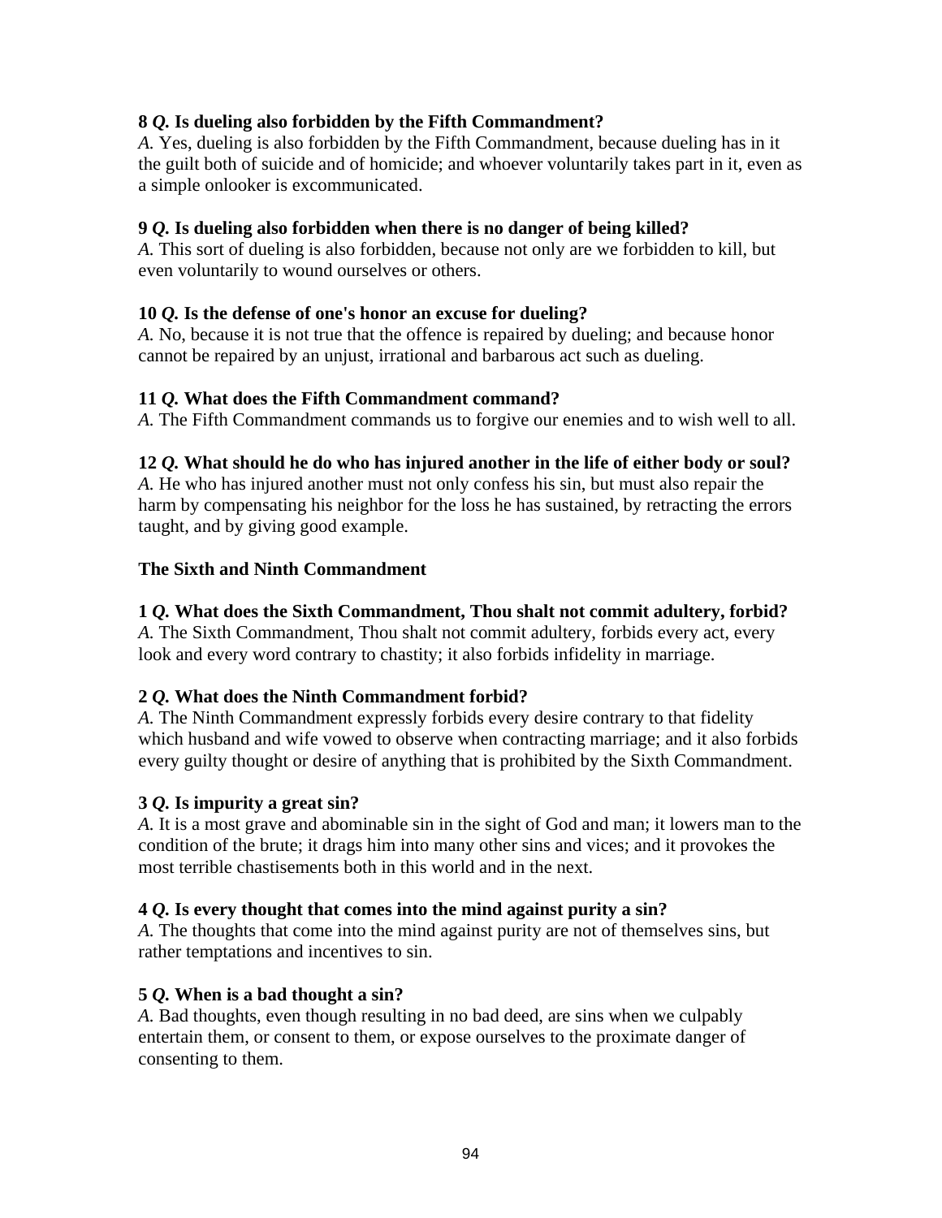**8 *Q.* Is dueling also forbidden by the Fifth Commandment?**
*A.* Yes, dueling is also forbidden by the Fifth Commandment, because dueling has in it the guilt both of suicide and of homicide; and whoever voluntarily takes part in it, even as a simple onlooker is excommunicated.

**9 *Q.* Is dueling also forbidden when there is no danger of being killed?**
*A.* This sort of dueling is also forbidden, because not only are we forbidden to kill, but even voluntarily to wound ourselves or others.

**10 *Q.* Is the defense of one's honor an excuse for dueling?**
*A.* No, because it is not true that the offence is repaired by dueling; and because honor cannot be repaired by an unjust, irrational and barbarous act such as dueling.

**11 *Q.* What does the Fifth Commandment command?**
*A.* The Fifth Commandment commands us to forgive our enemies and to wish well to all.

**12 *Q.* What should he do who has injured another in the life of either body or soul?**
*A.* He who has injured another must not only confess his sin, but must also repair the harm by compensating his neighbor for the loss he has sustained, by retracting the errors taught, and by giving good example.

### The Sixth and Ninth Commandment

**1 *Q.* What does the Sixth Commandment, Thou shalt not commit adultery, forbid?**
*A.* The Sixth Commandment, Thou shalt not commit adultery, forbids every act, every look and every word contrary to chastity; it also forbids infidelity in marriage.

**2 *Q.* What does the Ninth Commandment forbid?**
*A.* The Ninth Commandment expressly forbids every desire contrary to that fidelity which husband and wife vowed to observe when contracting marriage; and it also forbids every guilty thought or desire of anything that is prohibited by the Sixth Commandment.

**3 *Q.* Is impurity a great sin?**
*A.* It is a most grave and abominable sin in the sight of God and man; it lowers man to the condition of the brute; it drags him into many other sins and vices; and it provokes the most terrible chastisements both in this world and in the next.

**4 *Q.* Is every thought that comes into the mind against purity a sin?**
*A.* The thoughts that come into the mind against purity are not of themselves sins, but rather temptations and incentives to sin.

**5 *Q.* When is a bad thought a sin?**
*A.* Bad thoughts, even though resulting in no bad deed, are sins when we culpably entertain them, or consent to them, or expose ourselves to the proximate danger of consenting to them.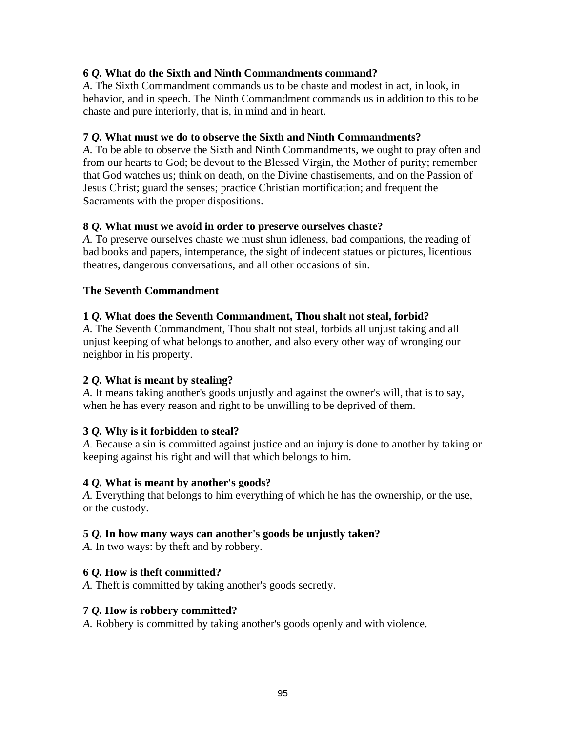**6 *Q.* What do the Sixth and Ninth Commandments command?**
*A.* The Sixth Commandment commands us to be chaste and modest in act, in look, in behavior, and in speech. The Ninth Commandment commands us in addition to this to be chaste and pure interiorly, that is, in mind and in heart.

**7 *Q.* What must we do to observe the Sixth and Ninth Commandments?**
*A.* To be able to observe the Sixth and Ninth Commandments, we ought to pray often and from our hearts to God; be devout to the Blessed Virgin, the Mother of purity; remember that God watches us; think on death, on the Divine chastisements, and on the Passion of Jesus Christ; guard the senses; practice Christian mortification; and frequent the Sacraments with the proper dispositions.

**8 *Q.* What must we avoid in order to preserve ourselves chaste?**
*A.* To preserve ourselves chaste we must shun idleness, bad companions, the reading of bad books and papers, intemperance, the sight of indecent statues or pictures, licentious theatres, dangerous conversations, and all other occasions of sin.

**The Seventh Commandment**

**1 *Q.* What does the Seventh Commandment, Thou shalt not steal, forbid?**
*A.* The Seventh Commandment, Thou shalt not steal, forbids all unjust taking and all unjust keeping of what belongs to another, and also every other way of wronging our neighbor in his property.

**2 *Q.* What is meant by stealing?**
*A.* It means taking another's goods unjustly and against the owner's will, that is to say, when he has every reason and right to be unwilling to be deprived of them.

**3 *Q.* Why is it forbidden to steal?**
*A.* Because a sin is committed against justice and an injury is done to another by taking or keeping against his right and will that which belongs to him.

**4 *Q.* What is meant by another's goods?**
*A.* Everything that belongs to him everything of which he has the ownership, or the use, or the custody.

**5 *Q.* In how many ways can another's goods be unjustly taken?**
*A.* In two ways: by theft and by robbery.

**6 *Q.* How is theft committed?**
*A.* Theft is committed by taking another's goods secretly.

**7 *Q.* How is robbery committed?**
*A.* Robbery is committed by taking another's goods openly and with violence.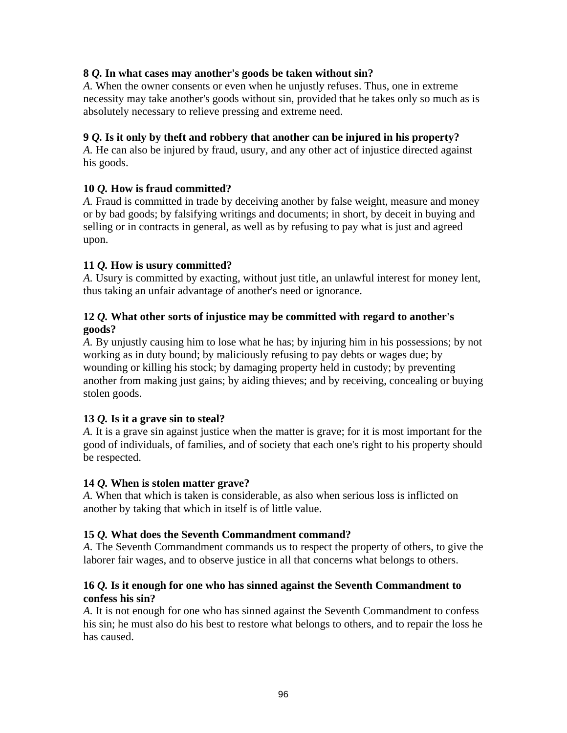**8 *Q.* In what cases may another's goods be taken without sin?**
*A.* When the owner consents or even when he unjustly refuses. Thus, one in extreme necessity may take another's goods without sin, provided that he takes only so much as is absolutely necessary to relieve pressing and extreme need.

**9 *Q.* Is it only by theft and robbery that another can be injured in his property?**
*A.* He can also be injured by fraud, usury, and any other act of injustice directed against his goods.

**10 *Q.* How is fraud committed?**
*A.* Fraud is committed in trade by deceiving another by false weight, measure and money or by bad goods; by falsifying writings and documents; in short, by deceit in buying and selling or in contracts in general, as well as by refusing to pay what is just and agreed upon.

**11 *Q.* How is usury committed?**
*A.* Usury is committed by exacting, without just title, an unlawful interest for money lent, thus taking an unfair advantage of another's need or ignorance.

**12 *Q.* What other sorts of injustice may be committed with regard to another's goods?**
*A.* By unjustly causing him to lose what he has; by injuring him in his possessions; by not working as in duty bound; by maliciously refusing to pay debts or wages due; by wounding or killing his stock; by damaging property held in custody; by preventing another from making just gains; by aiding thieves; and by receiving, concealing or buying stolen goods.

**13 *Q.* Is it a grave sin to steal?**
*A.* It is a grave sin against justice when the matter is grave; for it is most important for the good of individuals, of families, and of society that each one's right to his property should be respected.

**14 *Q.* When is stolen matter grave?**
*A.* When that which is taken is considerable, as also when serious loss is inflicted on another by taking that which in itself is of little value.

**15 *Q.* What does the Seventh Commandment command?**
*A.* The Seventh Commandment commands us to respect the property of others, to give the laborer fair wages, and to observe justice in all that concerns what belongs to others.

**16 *Q.* Is it enough for one who has sinned against the Seventh Commandment to confess his sin?**
*A.* It is not enough for one who has sinned against the Seventh Commandment to confess his sin; he must also do his best to restore what belongs to others, and to repair the loss he has caused.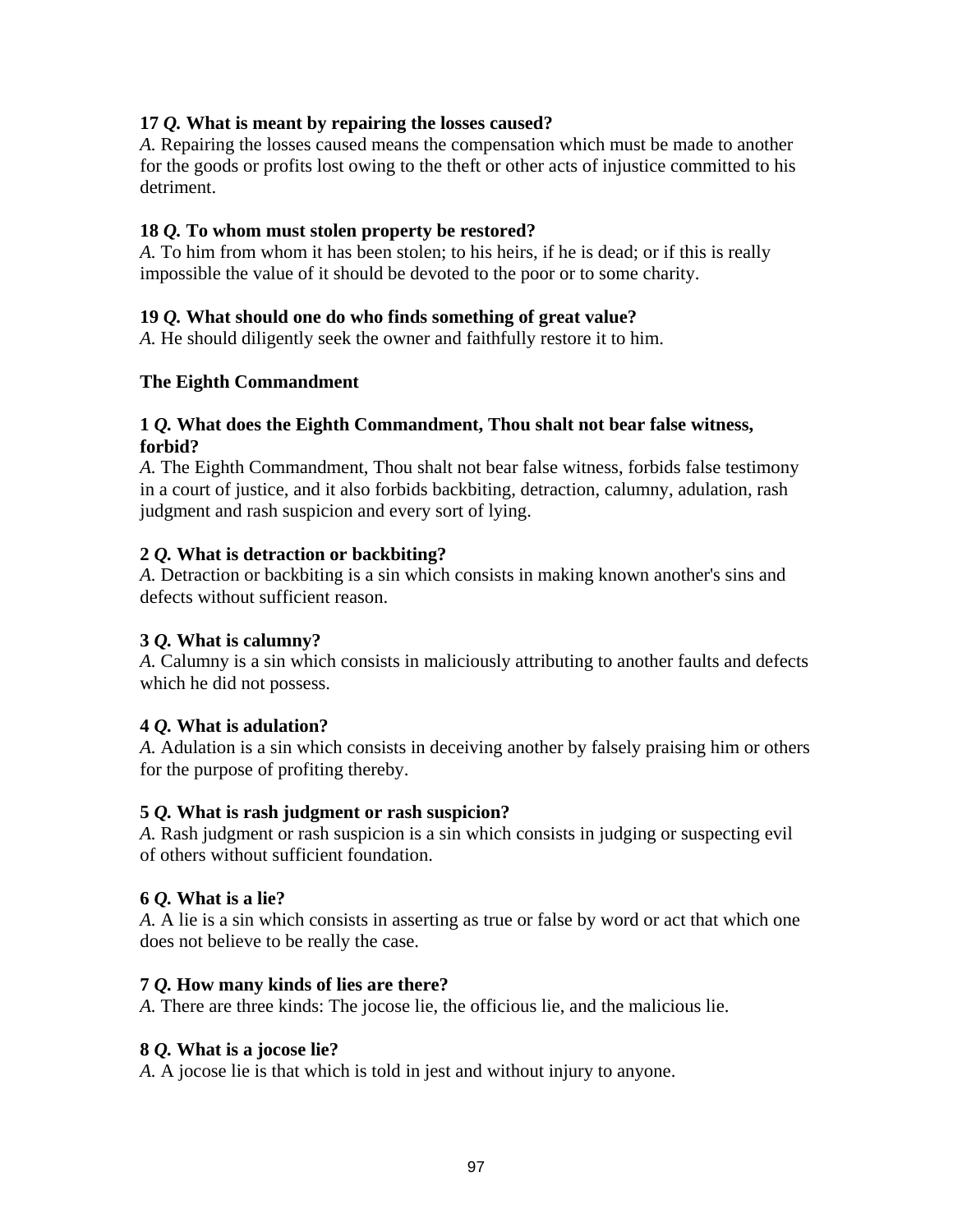**17 *Q.* What is meant by repairing the losses caused?**
*A.* Repairing the losses caused means the compensation which must be made to another for the goods or profits lost owing to the theft or other acts of injustice committed to his detriment.

**18 *Q.* To whom must stolen property be restored?**
*A.* To him from whom it has been stolen; to his heirs, if he is dead; or if this is really impossible the value of it should be devoted to the poor or to some charity.

**19 *Q.* What should one do who finds something of great value?**
*A.* He should diligently seek the owner and faithfully restore it to him.

**The Eighth Commandment**

**1 *Q.* What does the Eighth Commandment, Thou shalt not bear false witness, forbid?**
*A.* The Eighth Commandment, Thou shalt not bear false witness, forbids false testimony in a court of justice, and it also forbids backbiting, detraction, calumny, adulation, rash judgment and rash suspicion and every sort of lying.

**2 *Q.* What is detraction or backbiting?**
*A.* Detraction or backbiting is a sin which consists in making known another's sins and defects without sufficient reason.

**3 *Q.* What is calumny?**
*A.* Calumny is a sin which consists in maliciously attributing to another faults and defects which he did not possess.

**4 *Q.* What is adulation?**
*A.* Adulation is a sin which consists in deceiving another by falsely praising him or others for the purpose of profiting thereby.

**5 *Q.* What is rash judgment or rash suspicion?**
*A.* Rash judgment or rash suspicion is a sin which consists in judging or suspecting evil of others without sufficient foundation.

**6 *Q.* What is a lie?**
*A.* A lie is a sin which consists in asserting as true or false by word or act that which one does not believe to be really the case.

**7 *Q.* How many kinds of lies are there?**
*A.* There are three kinds: The jocose lie, the officious lie, and the malicious lie.

**8 *Q.* What is a jocose lie?**
*A.* A jocose lie is that which is told in jest and without injury to anyone.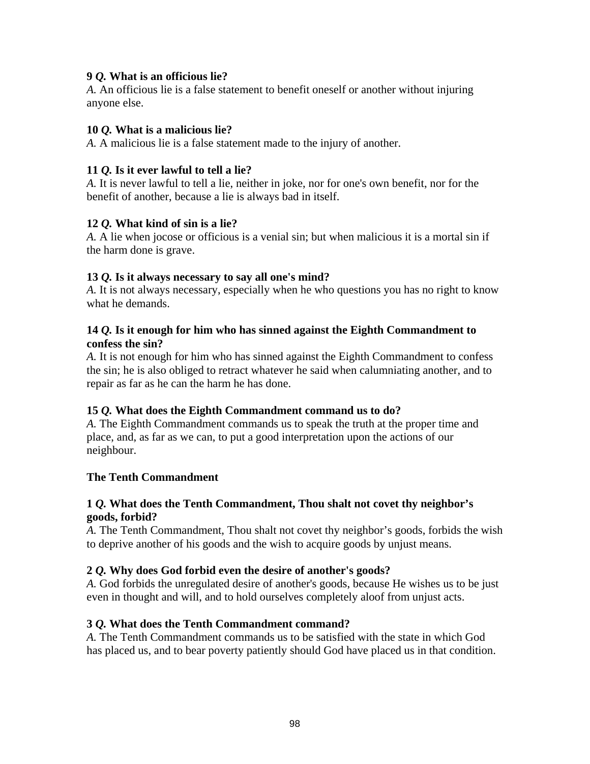**9 *Q.* What is an officious lie?**
*A.* An officious lie is a false statement to benefit oneself or another without injuring anyone else.

**10 *Q.* What is a malicious lie?**
*A.* A malicious lie is a false statement made to the injury of another.

**11 *Q.* Is it ever lawful to tell a lie?**
*A.* It is never lawful to tell a lie, neither in joke, nor for one's own benefit, nor for the benefit of another, because a lie is always bad in itself.

**12 *Q.* What kind of sin is a lie?**
*A.* A lie when jocose or officious is a venial sin; but when malicious it is a mortal sin if the harm done is grave.

**13 *Q.* Is it always necessary to say all one's mind?**
*A.* It is not always necessary, especially when he who questions you has no right to know what he demands.

**14 *Q.* Is it enough for him who has sinned against the Eighth Commandment to confess the sin?**
*A.* It is not enough for him who has sinned against the Eighth Commandment to confess the sin; he is also obliged to retract whatever he said when calumniating another, and to repair as far as he can the harm he has done.

**15 *Q.* What does the Eighth Commandment command us to do?**
*A.* The Eighth Commandment commands us to speak the truth at the proper time and place, and, as far as we can, to put a good interpretation upon the actions of our neighbour.

## The Tenth Commandment

**1 *Q.* What does the Tenth Commandment, Thou shalt not covet thy neighbor's goods, forbid?**
*A.* The Tenth Commandment, Thou shalt not covet thy neighbor's goods, forbids the wish to deprive another of his goods and the wish to acquire goods by unjust means.

**2 *Q.* Why does God forbid even the desire of another's goods?**
*A.* God forbids the unregulated desire of another's goods, because He wishes us to be just even in thought and will, and to hold ourselves completely aloof from unjust acts.

**3 *Q.* What does the Tenth Commandment command?**
*A.* The Tenth Commandment commands us to be satisfied with the state in which God has placed us, and to bear poverty patiently should God have placed us in that condition.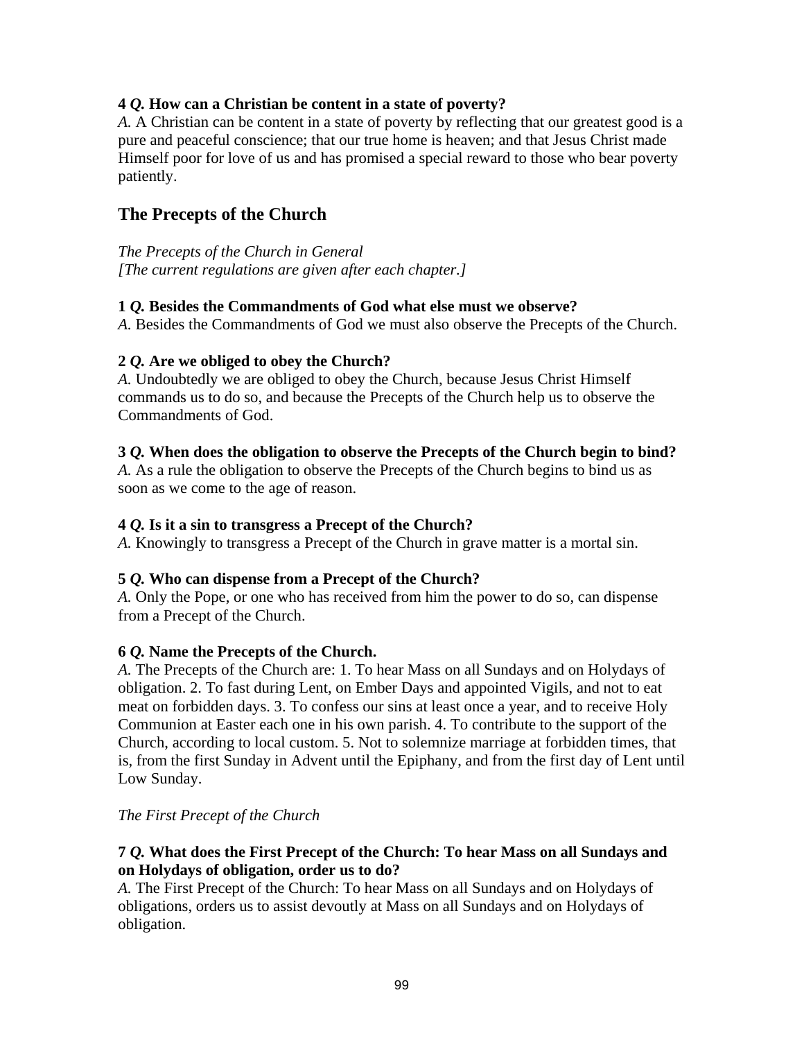**4 *Q.* How can a Christian be content in a state of poverty?**
*A.* A Christian can be content in a state of poverty by reflecting that our greatest good is a pure and peaceful conscience; that our true home is heaven; and that Jesus Christ made Himself poor for love of us and has promised a special reward to those who bear poverty patiently.

## The Precepts of the Church

*The Precepts of the Church in General*
*[The current regulations are given after each chapter.]*

**1 *Q.* Besides the Commandments of God what else must we observe?**
*A.* Besides the Commandments of God we must also observe the Precepts of the Church.

**2 *Q.* Are we obliged to obey the Church?**
*A.* Undoubtedly we are obliged to obey the Church, because Jesus Christ Himself commands us to do so, and because the Precepts of the Church help us to observe the Commandments of God.

**3 *Q.* When does the obligation to observe the Precepts of the Church begin to bind?**
*A.* As a rule the obligation to observe the Precepts of the Church begins to bind us as soon as we come to the age of reason.

**4 *Q.* Is it a sin to transgress a Precept of the Church?**
*A.* Knowingly to transgress a Precept of the Church in grave matter is a mortal sin.

**5 *Q.* Who can dispense from a Precept of the Church?**
*A.* Only the Pope, or one who has received from him the power to do so, can dispense from a Precept of the Church.

**6 *Q.* Name the Precepts of the Church.**
*A.* The Precepts of the Church are: 1. To hear Mass on all Sundays and on Holydays of obligation. 2. To fast during Lent, on Ember Days and appointed Vigils, and not to eat meat on forbidden days. 3. To confess our sins at least once a year, and to receive Holy Communion at Easter each one in his own parish. 4. To contribute to the support of the Church, according to local custom. 5. Not to solemnize marriage at forbidden times, that is, from the first Sunday in Advent until the Epiphany, and from the first day of Lent until Low Sunday.

*The First Precept of the Church*

**7 *Q.* What does the First Precept of the Church: To hear Mass on all Sundays and on Holydays of obligation, order us to do?**
*A.* The First Precept of the Church: To hear Mass on all Sundays and on Holydays of obligations, orders us to assist devoutly at Mass on all Sundays and on Holydays of obligation.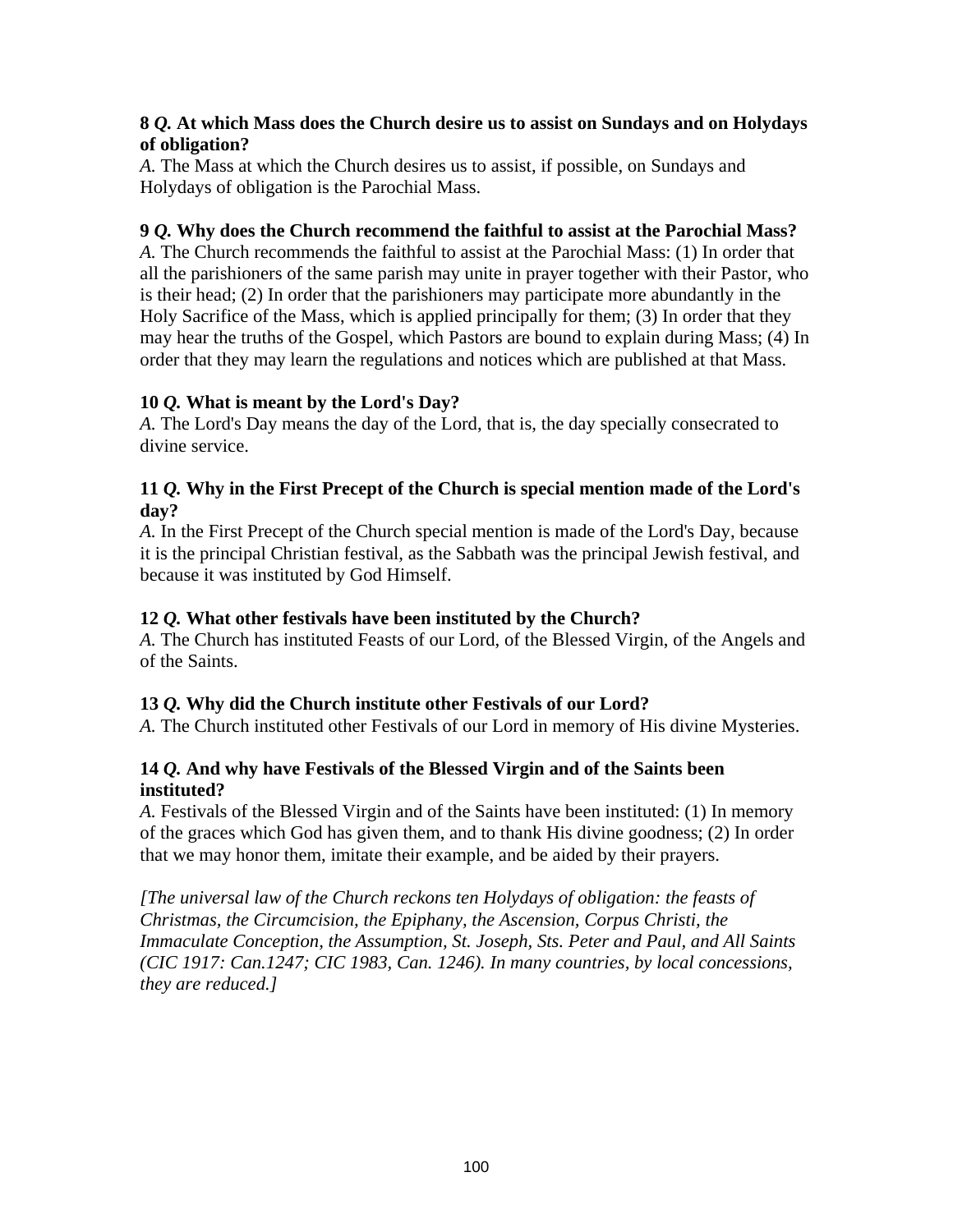**8 *Q.* At which Mass does the Church desire us to assist on Sundays and on Holydays of obligation?**
*A.* The Mass at which the Church desires us to assist, if possible, on Sundays and Holydays of obligation is the Parochial Mass.

**9 *Q.* Why does the Church recommend the faithful to assist at the Parochial Mass?**
*A.* The Church recommends the faithful to assist at the Parochial Mass: (1) In order that all the parishioners of the same parish may unite in prayer together with their Pastor, who is their head; (2) In order that the parishioners may participate more abundantly in the Holy Sacrifice of the Mass, which is applied principally for them; (3) In order that they may hear the truths of the Gospel, which Pastors are bound to explain during Mass; (4) In order that they may learn the regulations and notices which are published at that Mass.

**10 *Q.* What is meant by the Lord's Day?**
*A.* The Lord's Day means the day of the Lord, that is, the day specially consecrated to divine service.

**11 *Q.* Why in the First Precept of the Church is special mention made of the Lord's day?**
*A.* In the First Precept of the Church special mention is made of the Lord's Day, because it is the principal Christian festival, as the Sabbath was the principal Jewish festival, and because it was instituted by God Himself.

**12 *Q.* What other festivals have been instituted by the Church?**
*A.* The Church has instituted Feasts of our Lord, of the Blessed Virgin, of the Angels and of the Saints.

**13 *Q.* Why did the Church institute other Festivals of our Lord?**
*A.* The Church instituted other Festivals of our Lord in memory of His divine Mysteries.

**14 *Q.* And why have Festivals of the Blessed Virgin and of the Saints been instituted?**
*A.* Festivals of the Blessed Virgin and of the Saints have been instituted: (1) In memory of the graces which God has given them, and to thank His divine goodness; (2) In order that we may honor them, imitate their example, and be aided by their prayers.

*[The universal law of the Church reckons ten Holydays of obligation: the feasts of Christmas, the Circumcision, the Epiphany, the Ascension, Corpus Christi, the Immaculate Conception, the Assumption, St. Joseph, Sts. Peter and Paul, and All Saints (CIC 1917: Can.1247; CIC 1983, Can. 1246). In many countries, by local concessions, they are reduced.]*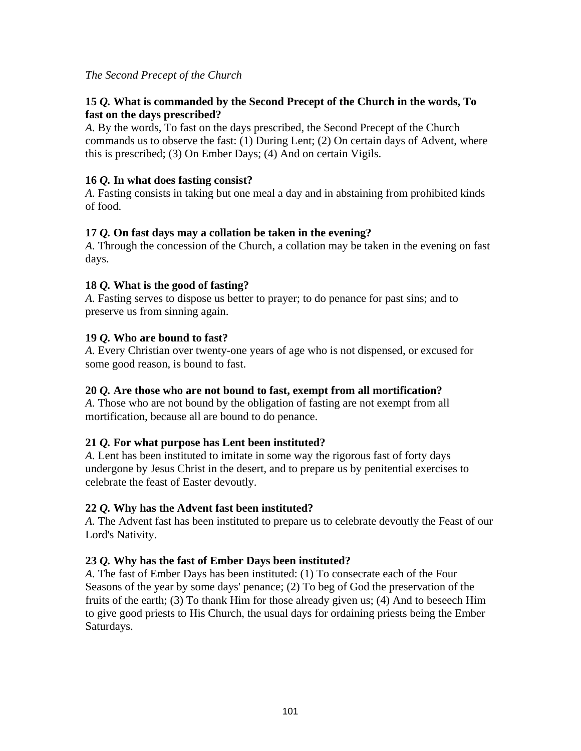*The Second Precept of the Church*

**15 *Q.* What is commanded by the Second Precept of the Church in the words, To fast on the days prescribed?**
*A.* By the words, To fast on the days prescribed, the Second Precept of the Church commands us to observe the fast: (1) During Lent; (2) On certain days of Advent, where this is prescribed; (3) On Ember Days; (4) And on certain Vigils.

**16 *Q.* In what does fasting consist?**
*A.* Fasting consists in taking but one meal a day and in abstaining from prohibited kinds of food.

**17 *Q.* On fast days may a collation be taken in the evening?**
*A.* Through the concession of the Church, a collation may be taken in the evening on fast days.

**18 *Q.* What is the good of fasting?**
*A.* Fasting serves to dispose us better to prayer; to do penance for past sins; and to preserve us from sinning again.

**19 *Q.* Who are bound to fast?**
*A.* Every Christian over twenty-one years of age who is not dispensed, or excused for some good reason, is bound to fast.

**20 *Q.* Are those who are not bound to fast, exempt from all mortification?**
*A.* Those who are not bound by the obligation of fasting are not exempt from all mortification, because all are bound to do penance.

**21 *Q.* For what purpose has Lent been instituted?**
*A.* Lent has been instituted to imitate in some way the rigorous fast of forty days undergone by Jesus Christ in the desert, and to prepare us by penitential exercises to celebrate the feast of Easter devoutly.

**22 *Q.* Why has the Advent fast been instituted?**
*A.* The Advent fast has been instituted to prepare us to celebrate devoutly the Feast of our Lord's Nativity.

**23 *Q.* Why has the fast of Ember Days been instituted?**
*A.* The fast of Ember Days has been instituted: (1) To consecrate each of the Four Seasons of the year by some days' penance; (2) To beg of God the preservation of the fruits of the earth; (3) To thank Him for those already given us; (4) And to beseech Him to give good priests to His Church, the usual days for ordaining priests being the Ember Saturdays.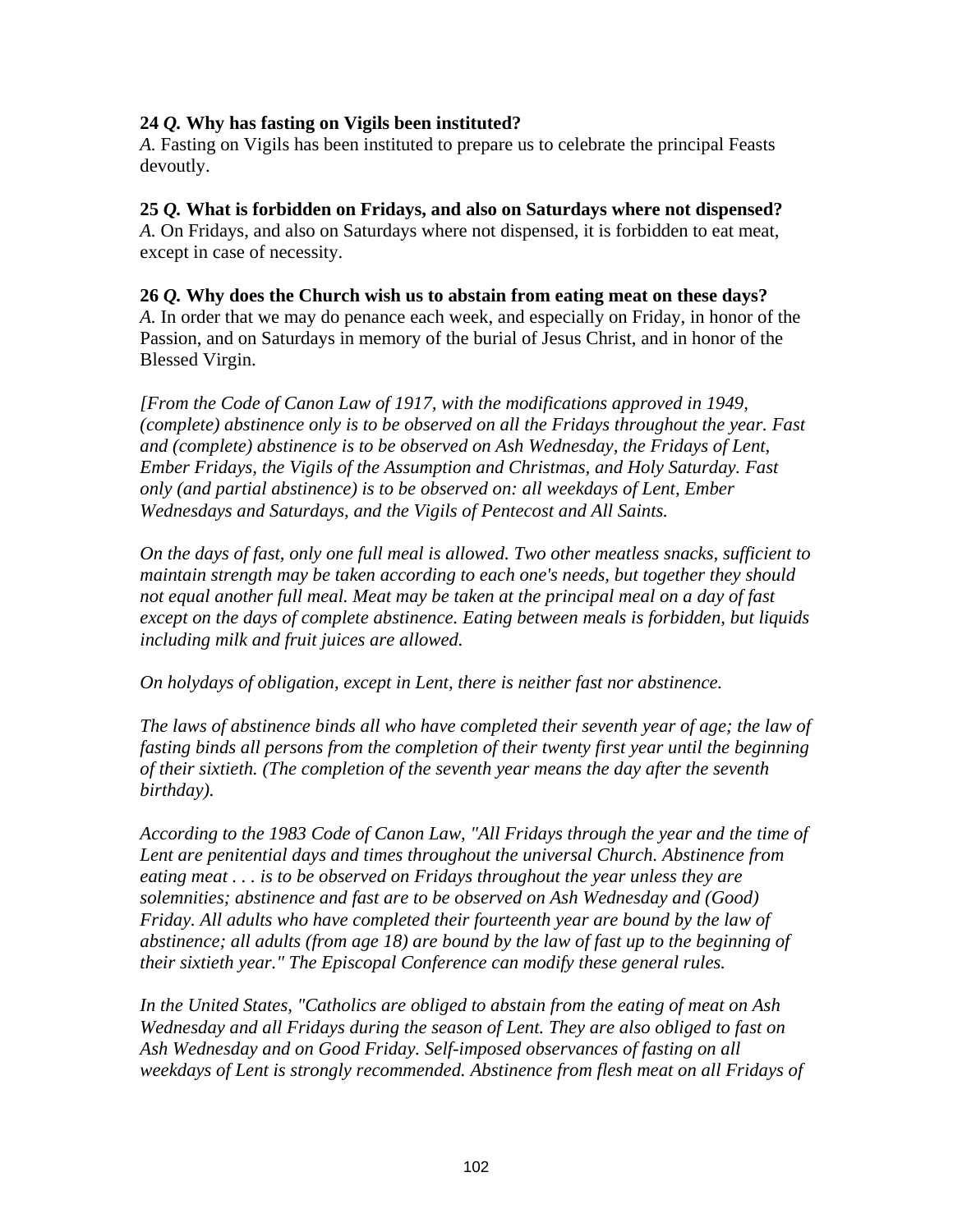**24 *Q.* Why has fasting on Vigils been instituted?**
*A.* Fasting on Vigils has been instituted to prepare us to celebrate the principal Feasts devoutly.

**25 *Q.* What is forbidden on Fridays, and also on Saturdays where not dispensed?**
*A.* On Fridays, and also on Saturdays where not dispensed, it is forbidden to eat meat, except in case of necessity.

**26 *Q.* Why does the Church wish us to abstain from eating meat on these days?**
*A.* In order that we may do penance each week, and especially on Friday, in honor of the Passion, and on Saturdays in memory of the burial of Jesus Christ, and in honor of the Blessed Virgin.

*[From the Code of Canon Law of 1917, with the modifications approved in 1949, (complete) abstinence only is to be observed on all the Fridays throughout the year. Fast and (complete) abstinence is to be observed on Ash Wednesday, the Fridays of Lent, Ember Fridays, the Vigils of the Assumption and Christmas, and Holy Saturday. Fast only (and partial abstinence) is to be observed on: all weekdays of Lent, Ember Wednesdays and Saturdays, and the Vigils of Pentecost and All Saints.*

*On the days of fast, only one full meal is allowed. Two other meatless snacks, sufficient to maintain strength may be taken according to each one's needs, but together they should not equal another full meal. Meat may be taken at the principal meal on a day of fast except on the days of complete abstinence. Eating between meals is forbidden, but liquids including milk and fruit juices are allowed.*

*On holydays of obligation, except in Lent, there is neither fast nor abstinence.*

*The laws of abstinence binds all who have completed their seventh year of age; the law of fasting binds all persons from the completion of their twenty first year until the beginning of their sixtieth. (The completion of the seventh year means the day after the seventh birthday).*

*According to the 1983 Code of Canon Law, "All Fridays through the year and the time of Lent are penitential days and times throughout the universal Church. Abstinence from eating meat . . . is to be observed on Fridays throughout the year unless they are solemnities; abstinence and fast are to be observed on Ash Wednesday and (Good) Friday. All adults who have completed their fourteenth year are bound by the law of abstinence; all adults (from age 18) are bound by the law of fast up to the beginning of their sixtieth year." The Episcopal Conference can modify these general rules.*

*In the United States, "Catholics are obliged to abstain from the eating of meat on Ash Wednesday and all Fridays during the season of Lent. They are also obliged to fast on Ash Wednesday and on Good Friday. Self-imposed observances of fasting on all weekdays of Lent is strongly recommended. Abstinence from flesh meat on all Fridays of*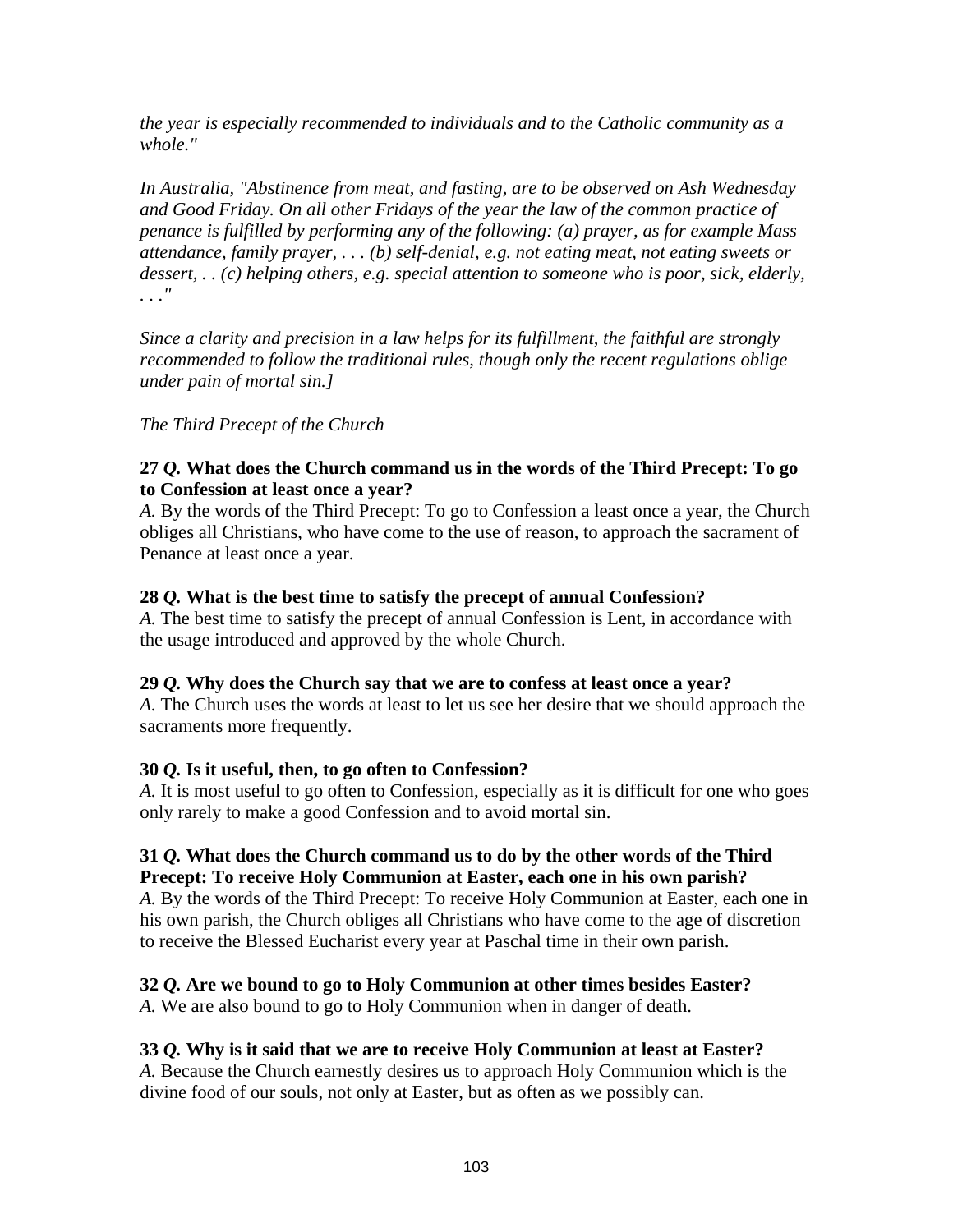*the year is especially recommended to individuals and to the Catholic community as a whole."*

*In Australia, "Abstinence from meat, and fasting, are to be observed on Ash Wednesday and Good Friday. On all other Fridays of the year the law of the common practice of penance is fulfilled by performing any of the following: (a) prayer, as for example Mass attendance, family prayer, . . . (b) self-denial, e.g. not eating meat, not eating sweets or dessert, . . (c) helping others, e.g. special attention to someone who is poor, sick, elderly, . . ."*

*Since a clarity and precision in a law helps for its fulfillment, the faithful are strongly recommended to follow the traditional rules, though only the recent regulations oblige under pain of mortal sin.]*

*The Third Precept of the Church*

**27** ***Q.*** **What does the Church command us in the words of the Third Precept: To go to Confession at least once a year?**
*A.* By the words of the Third Precept: To go to Confession a least once a year, the Church obliges all Christians, who have come to the use of reason, to approach the sacrament of Penance at least once a year.

**28** ***Q.*** **What is the best time to satisfy the precept of annual Confession?**
*A.* The best time to satisfy the precept of annual Confession is Lent, in accordance with the usage introduced and approved by the whole Church.

**29** ***Q.*** **Why does the Church say that we are to confess at least once a year?**
*A.* The Church uses the words at least to let us see her desire that we should approach the sacraments more frequently.

**30** ***Q.*** **Is it useful, then, to go often to Confession?**
*A.* It is most useful to go often to Confession, especially as it is difficult for one who goes only rarely to make a good Confession and to avoid mortal sin.

**31** ***Q.*** **What does the Church command us to do by the other words of the Third Precept: To receive Holy Communion at Easter, each one in his own parish?**
*A.* By the words of the Third Precept: To receive Holy Communion at Easter, each one in his own parish, the Church obliges all Christians who have come to the age of discretion to receive the Blessed Eucharist every year at Paschal time in their own parish.

**32** ***Q.*** **Are we bound to go to Holy Communion at other times besides Easter?**
*A.* We are also bound to go to Holy Communion when in danger of death.

**33** ***Q.*** **Why is it said that we are to receive Holy Communion at least at Easter?**
*A.* Because the Church earnestly desires us to approach Holy Communion which is the divine food of our souls, not only at Easter, but as often as we possibly can.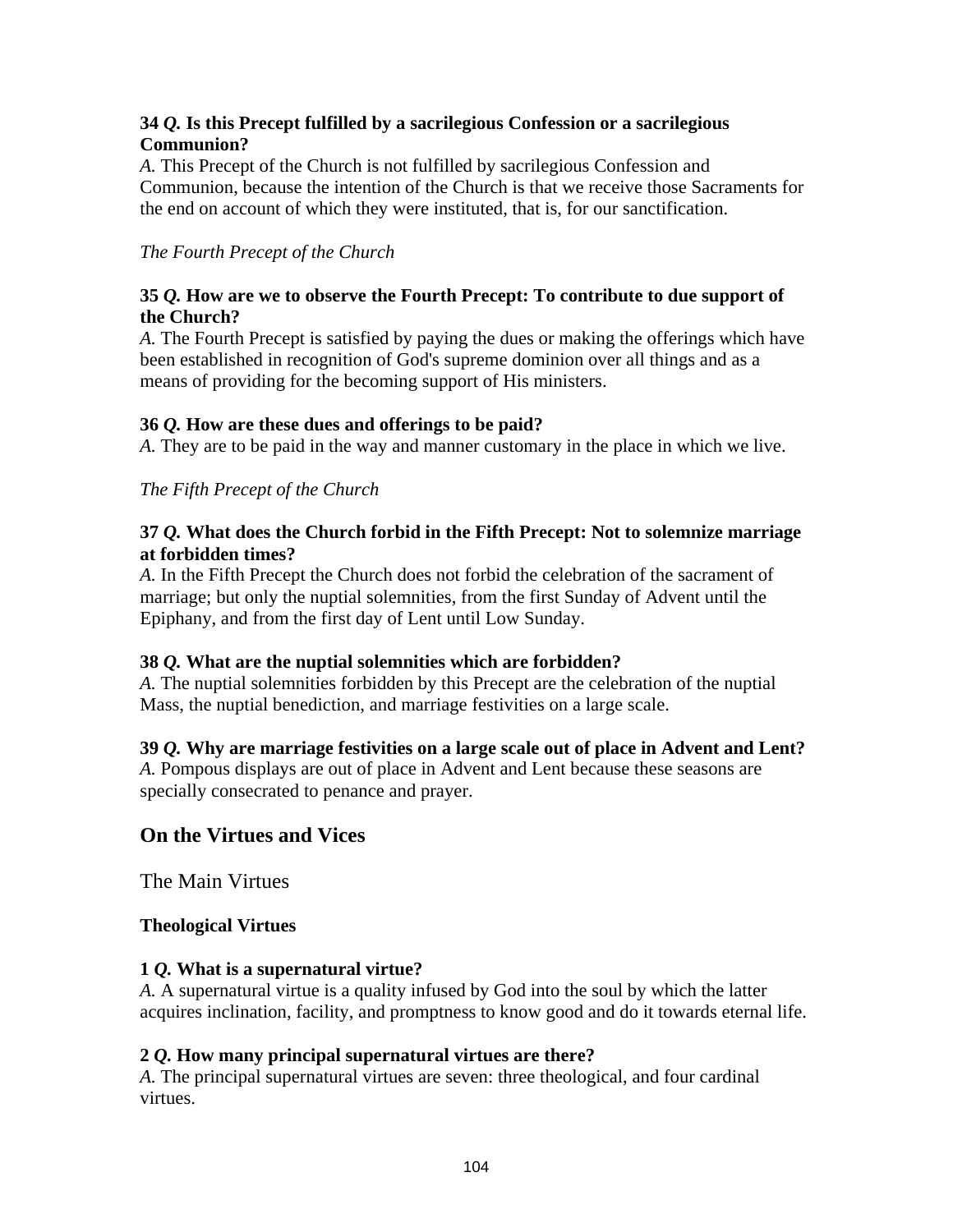**34** ***Q.*** **Is this Precept fulfilled by a sacrilegious Confession or a sacrilegious Communion?**
*A.* This Precept of the Church is not fulfilled by sacrilegious Confession and Communion, because the intention of the Church is that we receive those Sacraments for the end on account of which they were instituted, that is, for our sanctification.

*The Fourth Precept of the Church*

**35** ***Q.*** **How are we to observe the Fourth Precept: To contribute to due support of the Church?**
*A.* The Fourth Precept is satisfied by paying the dues or making the offerings which have been established in recognition of God's supreme dominion over all things and as a means of providing for the becoming support of His ministers.

**36** ***Q.*** **How are these dues and offerings to be paid?**
*A.* They are to be paid in the way and manner customary in the place in which we live.

*The Fifth Precept of the Church*

**37** ***Q.*** **What does the Church forbid in the Fifth Precept: Not to solemnize marriage at forbidden times?**
*A.* In the Fifth Precept the Church does not forbid the celebration of the sacrament of marriage; but only the nuptial solemnities, from the first Sunday of Advent until the Epiphany, and from the first day of Lent until Low Sunday.

**38** ***Q.*** **What are the nuptial solemnities which are forbidden?**
*A.* The nuptial solemnities forbidden by this Precept are the celebration of the nuptial Mass, the nuptial benediction, and marriage festivities on a large scale.

**39** ***Q.*** **Why are marriage festivities on a large scale out of place in Advent and Lent?**
*A.* Pompous displays are out of place in Advent and Lent because these seasons are specially consecrated to penance and prayer.

## On the Virtues and Vices

### The Main Virtues

#### Theological Virtues

**1** ***Q.*** **What is a supernatural virtue?**
*A.* A supernatural virtue is a quality infused by God into the soul by which the latter acquires inclination, facility, and promptness to know good and do it towards eternal life.

**2** ***Q.*** **How many principal supernatural virtues are there?**
*A.* The principal supernatural virtues are seven: three theological, and four cardinal virtues.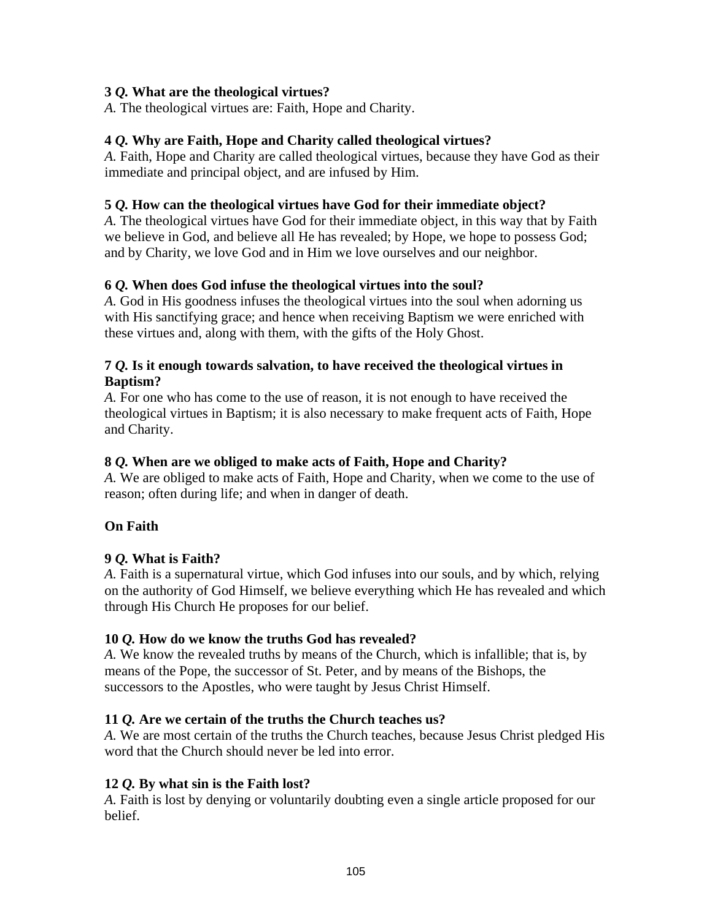**3** ***Q.*** **What are the theological virtues?**
*A.* The theological virtues are: Faith, Hope and Charity.

**4** ***Q.*** **Why are Faith, Hope and Charity called theological virtues?**
*A.* Faith, Hope and Charity are called theological virtues, because they have God as their immediate and principal object, and are infused by Him.

**5** ***Q.*** **How can the theological virtues have God for their immediate object?**
*A.* The theological virtues have God for their immediate object, in this way that by Faith we believe in God, and believe all He has revealed; by Hope, we hope to possess God; and by Charity, we love God and in Him we love ourselves and our neighbor.

**6** ***Q.*** **When does God infuse the theological virtues into the soul?**
*A.* God in His goodness infuses the theological virtues into the soul when adorning us with His sanctifying grace; and hence when receiving Baptism we were enriched with these virtues and, along with them, with the gifts of the Holy Ghost.

**7** ***Q.*** **Is it enough towards salvation, to have received the theological virtues in Baptism?**
*A.* For one who has come to the use of reason, it is not enough to have received the theological virtues in Baptism; it is also necessary to make frequent acts of Faith, Hope and Charity.

**8** ***Q.*** **When are we obliged to make acts of Faith, Hope and Charity?**
*A.* We are obliged to make acts of Faith, Hope and Charity, when we come to the use of reason; often during life; and when in danger of death.

**On Faith**

**9** ***Q.*** **What is Faith?**
*A.* Faith is a supernatural virtue, which God infuses into our souls, and by which, relying on the authority of God Himself, we believe everything which He has revealed and which through His Church He proposes for our belief.

**10** ***Q.*** **How do we know the truths God has revealed?**
*A.* We know the revealed truths by means of the Church, which is infallible; that is, by means of the Pope, the successor of St. Peter, and by means of the Bishops, the successors to the Apostles, who were taught by Jesus Christ Himself.

**11** ***Q.*** **Are we certain of the truths the Church teaches us?**
*A.* We are most certain of the truths the Church teaches, because Jesus Christ pledged His word that the Church should never be led into error.

**12** ***Q.*** **By what sin is the Faith lost?**
*A.* Faith is lost by denying or voluntarily doubting even a single article proposed for our belief.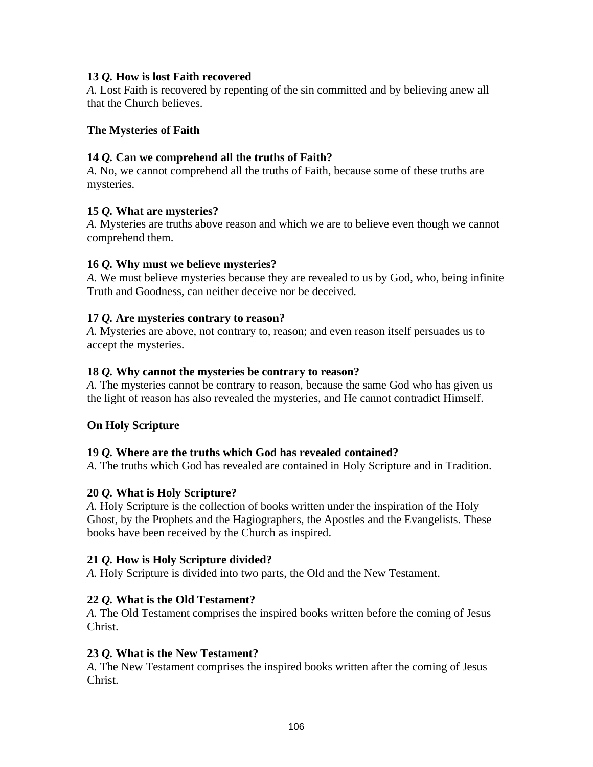**13 *Q.* How is lost Faith recovered**
*A.* Lost Faith is recovered by repenting of the sin committed and by believing anew all that the Church believes.

**The Mysteries of Faith**

**14 *Q.* Can we comprehend all the truths of Faith?**
*A.* No, we cannot comprehend all the truths of Faith, because some of these truths are mysteries.

**15 *Q.* What are mysteries?**
*A.* Mysteries are truths above reason and which we are to believe even though we cannot comprehend them.

**16 *Q.* Why must we believe mysteries?**
*A.* We must believe mysteries because they are revealed to us by God, who, being infinite Truth and Goodness, can neither deceive nor be deceived.

**17 *Q.* Are mysteries contrary to reason?**
*A.* Mysteries are above, not contrary to, reason; and even reason itself persuades us to accept the mysteries.

**18 *Q.* Why cannot the mysteries be contrary to reason?**
*A.* The mysteries cannot be contrary to reason, because the same God who has given us the light of reason has also revealed the mysteries, and He cannot contradict Himself.

**On Holy Scripture**

**19 *Q.* Where are the truths which God has revealed contained?**
*A.* The truths which God has revealed are contained in Holy Scripture and in Tradition.

**20 *Q.* What is Holy Scripture?**
*A.* Holy Scripture is the collection of books written under the inspiration of the Holy Ghost, by the Prophets and the Hagiographers, the Apostles and the Evangelists. These books have been received by the Church as inspired.

**21 *Q.* How is Holy Scripture divided?**
*A.* Holy Scripture is divided into two parts, the Old and the New Testament.

**22 *Q.* What is the Old Testament?**
*A.* The Old Testament comprises the inspired books written before the coming of Jesus Christ.

**23 *Q.* What is the New Testament?**
*A.* The New Testament comprises the inspired books written after the coming of Jesus Christ.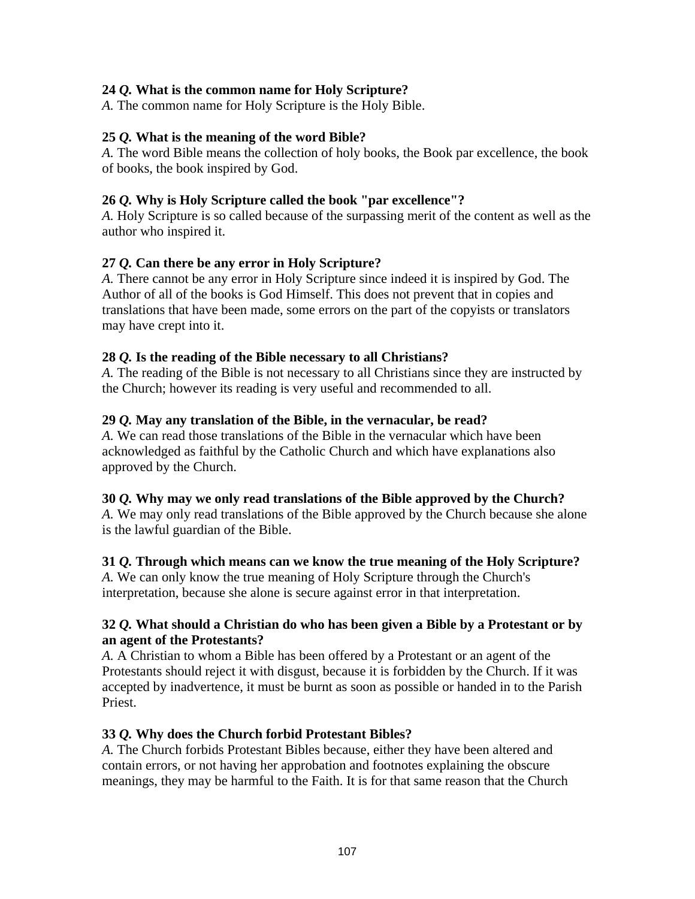**24 *Q.* What is the common name for Holy Scripture?**
*A.* The common name for Holy Scripture is the Holy Bible.

**25 *Q.* What is the meaning of the word Bible?**
*A.* The word Bible means the collection of holy books, the Book par excellence, the book of books, the book inspired by God.

**26 *Q.* Why is Holy Scripture called the book "par excellence"?**
*A.* Holy Scripture is so called because of the surpassing merit of the content as well as the author who inspired it.

**27 *Q.* Can there be any error in Holy Scripture?**
*A.* There cannot be any error in Holy Scripture since indeed it is inspired by God. The Author of all of the books is God Himself. This does not prevent that in copies and translations that have been made, some errors on the part of the copyists or translators may have crept into it.

**28 *Q.* Is the reading of the Bible necessary to all Christians?**
*A.* The reading of the Bible is not necessary to all Christians since they are instructed by the Church; however its reading is very useful and recommended to all.

**29 *Q.* May any translation of the Bible, in the vernacular, be read?**
*A.* We can read those translations of the Bible in the vernacular which have been acknowledged as faithful by the Catholic Church and which have explanations also approved by the Church.

**30 *Q.* Why may we only read translations of the Bible approved by the Church?**
*A.* We may only read translations of the Bible approved by the Church because she alone is the lawful guardian of the Bible.

**31 *Q.* Through which means can we know the true meaning of the Holy Scripture?**
*A.* We can only know the true meaning of Holy Scripture through the Church's interpretation, because she alone is secure against error in that interpretation.

**32 *Q.* What should a Christian do who has been given a Bible by a Protestant or by an agent of the Protestants?**
*A.* A Christian to whom a Bible has been offered by a Protestant or an agent of the Protestants should reject it with disgust, because it is forbidden by the Church. If it was accepted by inadvertence, it must be burnt as soon as possible or handed in to the Parish Priest.

**33 *Q.* Why does the Church forbid Protestant Bibles?**
*A.* The Church forbids Protestant Bibles because, either they have been altered and contain errors, or not having her approbation and footnotes explaining the obscure meanings, they may be harmful to the Faith. It is for that same reason that the Church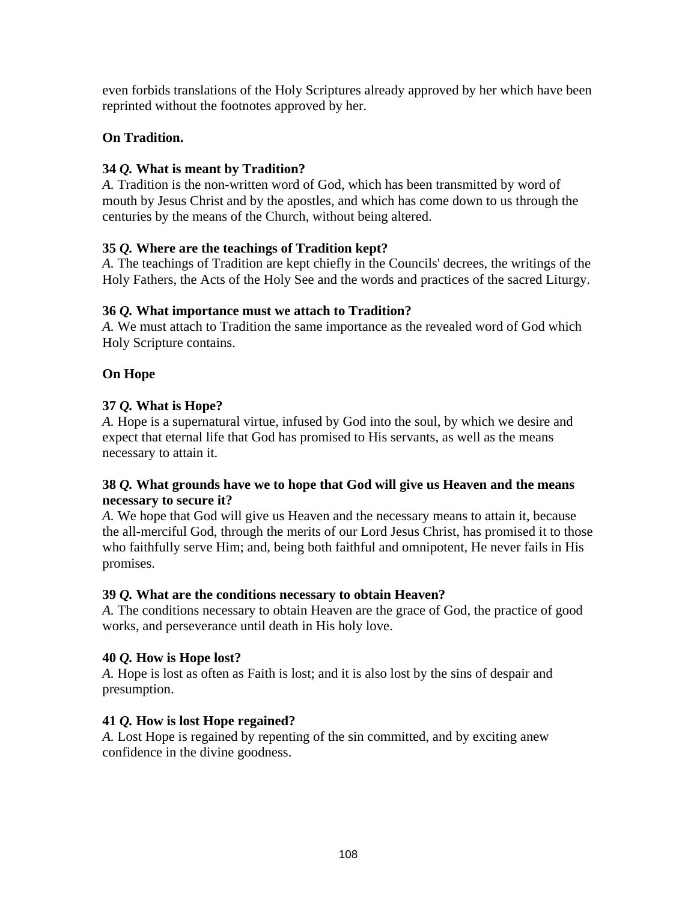even forbids translations of the Holy Scriptures already approved by her which have been reprinted without the footnotes approved by her.

**On Tradition.**

**34** ***Q.*** **What is meant by Tradition?**
*A.* Tradition is the non-written word of God, which has been transmitted by word of mouth by Jesus Christ and by the apostles, and which has come down to us through the centuries by the means of the Church, without being altered.

**35** ***Q.*** **Where are the teachings of Tradition kept?**
*A.* The teachings of Tradition are kept chiefly in the Councils' decrees, the writings of the Holy Fathers, the Acts of the Holy See and the words and practices of the sacred Liturgy.

**36** ***Q.*** **What importance must we attach to Tradition?**
*A.* We must attach to Tradition the same importance as the revealed word of God which Holy Scripture contains.

**On Hope**

**37** ***Q.*** **What is Hope?**
*A.* Hope is a supernatural virtue, infused by God into the soul, by which we desire and expect that eternal life that God has promised to His servants, as well as the means necessary to attain it.

**38** ***Q.*** **What grounds have we to hope that God will give us Heaven and the means necessary to secure it?**
*A.* We hope that God will give us Heaven and the necessary means to attain it, because the all-merciful God, through the merits of our Lord Jesus Christ, has promised it to those who faithfully serve Him; and, being both faithful and omnipotent, He never fails in His promises.

**39** ***Q.*** **What are the conditions necessary to obtain Heaven?**
*A.* The conditions necessary to obtain Heaven are the grace of God, the practice of good works, and perseverance until death in His holy love.

**40** ***Q.*** **How is Hope lost?**
*A.* Hope is lost as often as Faith is lost; and it is also lost by the sins of despair and presumption.

**41** ***Q.*** **How is lost Hope regained?**
*A.* Lost Hope is regained by repenting of the sin committed, and by exciting anew confidence in the divine goodness.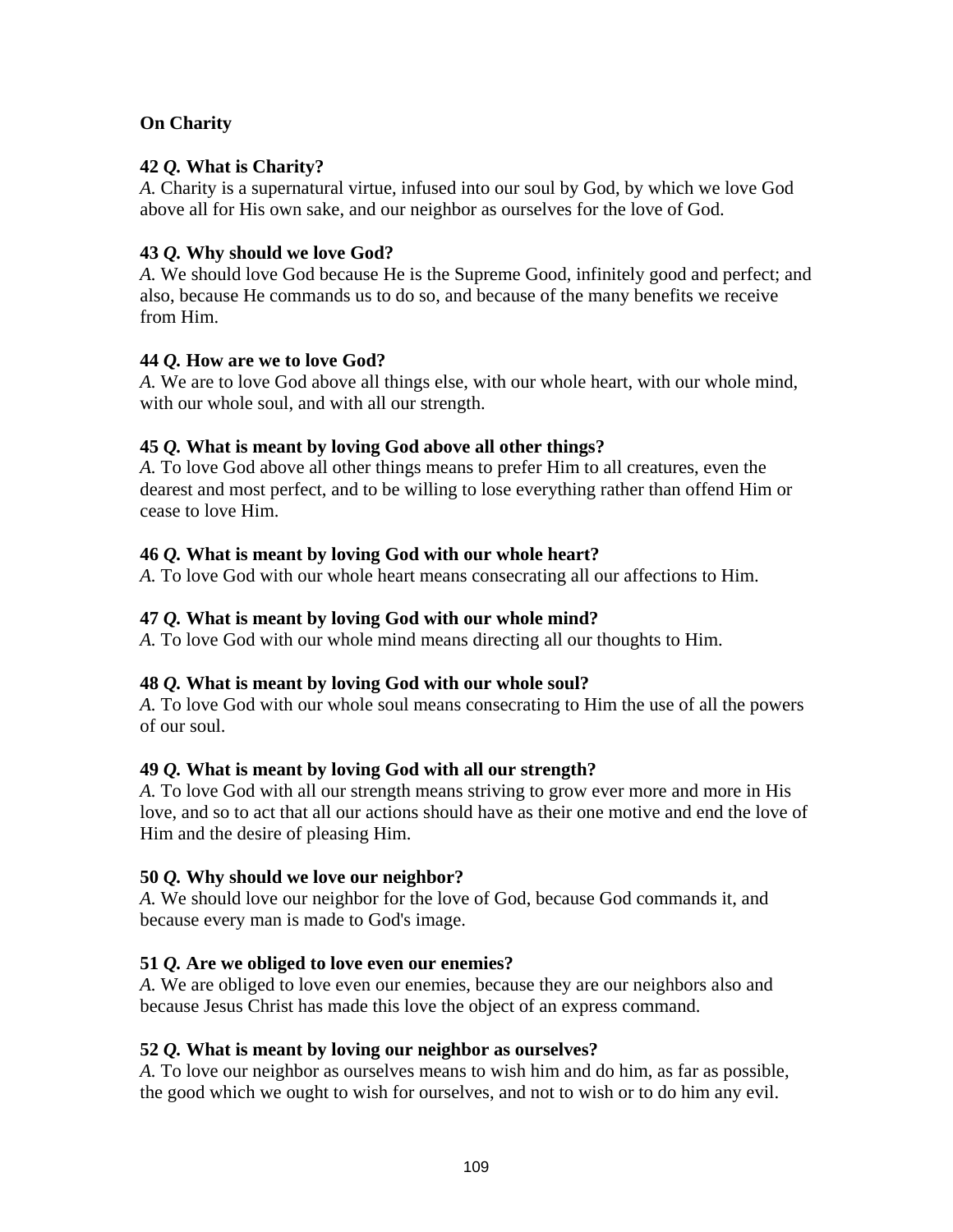**On Charity**

**42** ***Q.*** **What is Charity?**
*A.* Charity is a supernatural virtue, infused into our soul by God, by which we love God above all for His own sake, and our neighbor as ourselves for the love of God.

**43** ***Q.*** **Why should we love God?**
*A.* We should love God because He is the Supreme Good, infinitely good and perfect; and also, because He commands us to do so, and because of the many benefits we receive from Him.

**44** ***Q.*** **How are we to love God?**
*A.* We are to love God above all things else, with our whole heart, with our whole mind, with our whole soul, and with all our strength.

**45** ***Q.*** **What is meant by loving God above all other things?**
*A.* To love God above all other things means to prefer Him to all creatures, even the dearest and most perfect, and to be willing to lose everything rather than offend Him or cease to love Him.

**46** ***Q.*** **What is meant by loving God with our whole heart?**
*A.* To love God with our whole heart means consecrating all our affections to Him.

**47** ***Q.*** **What is meant by loving God with our whole mind?**
*A.* To love God with our whole mind means directing all our thoughts to Him.

**48** ***Q.*** **What is meant by loving God with our whole soul?**
*A.* To love God with our whole soul means consecrating to Him the use of all the powers of our soul.

**49** ***Q.*** **What is meant by loving God with all our strength?**
*A.* To love God with all our strength means striving to grow ever more and more in His love, and so to act that all our actions should have as their one motive and end the love of Him and the desire of pleasing Him.

**50** ***Q.*** **Why should we love our neighbor?**
*A.* We should love our neighbor for the love of God, because God commands it, and because every man is made to God's image.

**51** ***Q.*** **Are we obliged to love even our enemies?**
*A.* We are obliged to love even our enemies, because they are our neighbors also and because Jesus Christ has made this love the object of an express command.

**52** ***Q.*** **What is meant by loving our neighbor as ourselves?**
*A.* To love our neighbor as ourselves means to wish him and do him, as far as possible, the good which we ought to wish for ourselves, and not to wish or to do him any evil.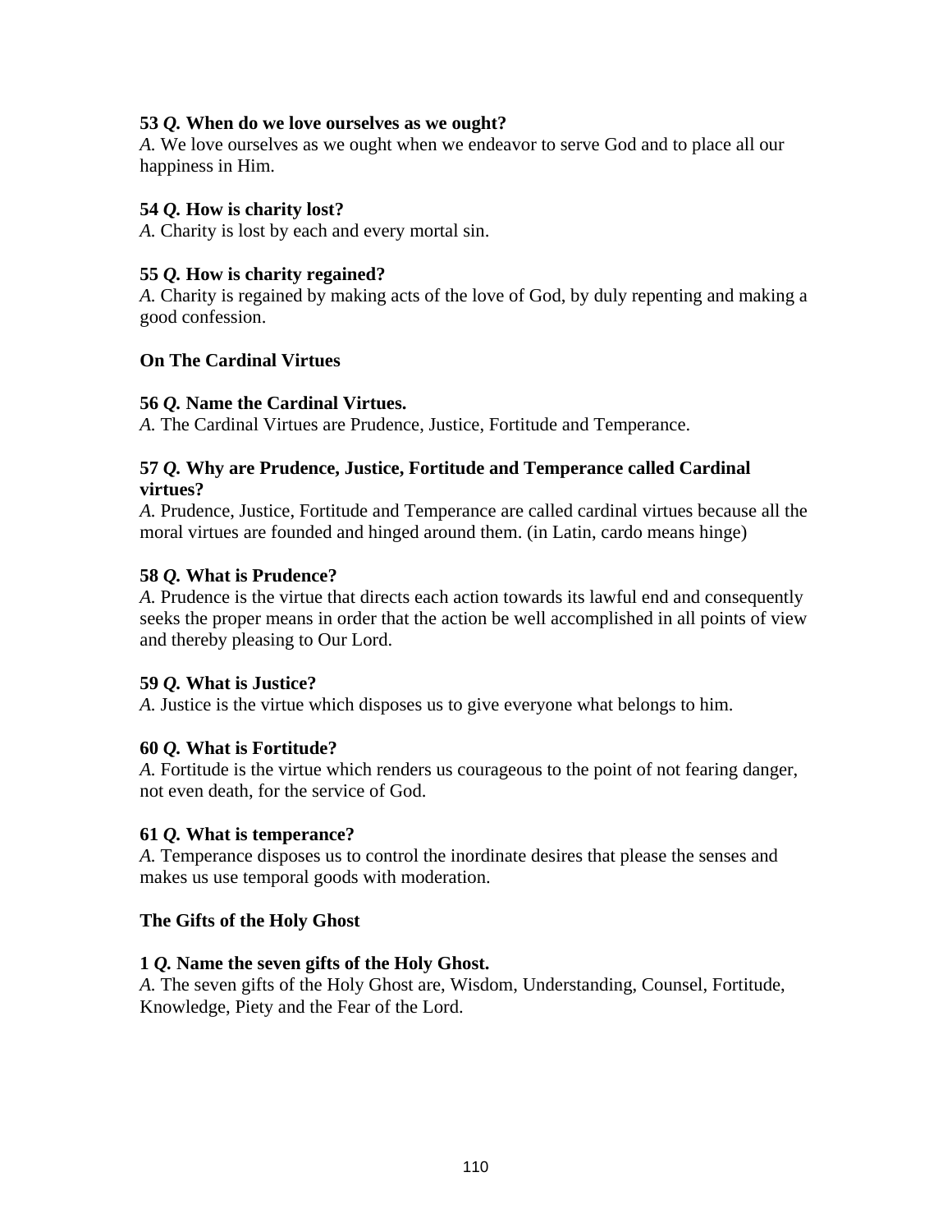**53** ***Q.*** **When do we love ourselves as we ought?**
*A.* We love ourselves as we ought when we endeavor to serve God and to place all our happiness in Him.

**54** ***Q.*** **How is charity lost?**
*A.* Charity is lost by each and every mortal sin.

**55** ***Q.*** **How is charity regained?**
*A.* Charity is regained by making acts of the love of God, by duly repenting and making a good confession.

**On The Cardinal Virtues**

**56** ***Q.*** **Name the Cardinal Virtues.**
*A.* The Cardinal Virtues are Prudence, Justice, Fortitude and Temperance.

**57** ***Q.*** **Why are Prudence, Justice, Fortitude and Temperance called Cardinal virtues?**
*A.* Prudence, Justice, Fortitude and Temperance are called cardinal virtues because all the moral virtues are founded and hinged around them. (in Latin, cardo means hinge)

**58** ***Q.*** **What is Prudence?**
*A.* Prudence is the virtue that directs each action towards its lawful end and consequently seeks the proper means in order that the action be well accomplished in all points of view and thereby pleasing to Our Lord.

**59** ***Q.*** **What is Justice?**
*A.* Justice is the virtue which disposes us to give everyone what belongs to him.

**60** ***Q.*** **What is Fortitude?**
*A.* Fortitude is the virtue which renders us courageous to the point of not fearing danger, not even death, for the service of God.

**61** ***Q.*** **What is temperance?**
*A.* Temperance disposes us to control the inordinate desires that please the senses and makes us use temporal goods with moderation.

**The Gifts of the Holy Ghost**

**1** ***Q.*** **Name the seven gifts of the Holy Ghost.**
*A.* The seven gifts of the Holy Ghost are, Wisdom, Understanding, Counsel, Fortitude, Knowledge, Piety and the Fear of the Lord.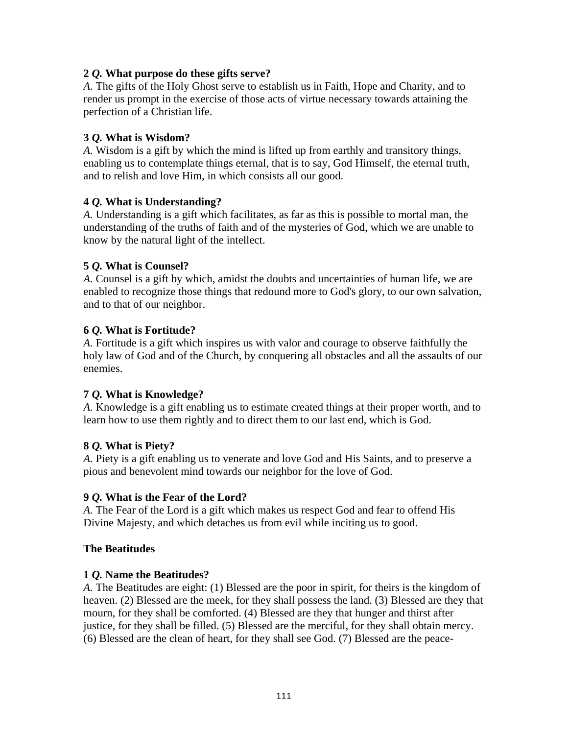**2 *Q.* What purpose do these gifts serve?**
*A.* The gifts of the Holy Ghost serve to establish us in Faith, Hope and Charity, and to render us prompt in the exercise of those acts of virtue necessary towards attaining the perfection of a Christian life.

**3 *Q.* What is Wisdom?**
*A.* Wisdom is a gift by which the mind is lifted up from earthly and transitory things, enabling us to contemplate things eternal, that is to say, God Himself, the eternal truth, and to relish and love Him, in which consists all our good.

**4 *Q.* What is Understanding?**
*A.* Understanding is a gift which facilitates, as far as this is possible to mortal man, the understanding of the truths of faith and of the mysteries of God, which we are unable to know by the natural light of the intellect.

**5 *Q.* What is Counsel?**
*A.* Counsel is a gift by which, amidst the doubts and uncertainties of human life, we are enabled to recognize those things that redound more to God's glory, to our own salvation, and to that of our neighbor.

**6 *Q.* What is Fortitude?**
*A.* Fortitude is a gift which inspires us with valor and courage to observe faithfully the holy law of God and of the Church, by conquering all obstacles and all the assaults of our enemies.

**7 *Q.* What is Knowledge?**
*A.* Knowledge is a gift enabling us to estimate created things at their proper worth, and to learn how to use them rightly and to direct them to our last end, which is God.

**8 *Q.* What is Piety?**
*A.* Piety is a gift enabling us to venerate and love God and His Saints, and to preserve a pious and benevolent mind towards our neighbor for the love of God.

**9 *Q.* What is the Fear of the Lord?**
*A.* The Fear of the Lord is a gift which makes us respect God and fear to offend His Divine Majesty, and which detaches us from evil while inciting us to good.

**The Beatitudes**

**1 *Q.* Name the Beatitudes?**
*A.* The Beatitudes are eight: (1) Blessed are the poor in spirit, for theirs is the kingdom of heaven. (2) Blessed are the meek, for they shall possess the land. (3) Blessed are they that mourn, for they shall be comforted. (4) Blessed are they that hunger and thirst after justice, for they shall be filled. (5) Blessed are the merciful, for they shall obtain mercy. (6) Blessed are the clean of heart, for they shall see God. (7) Blessed are the peace-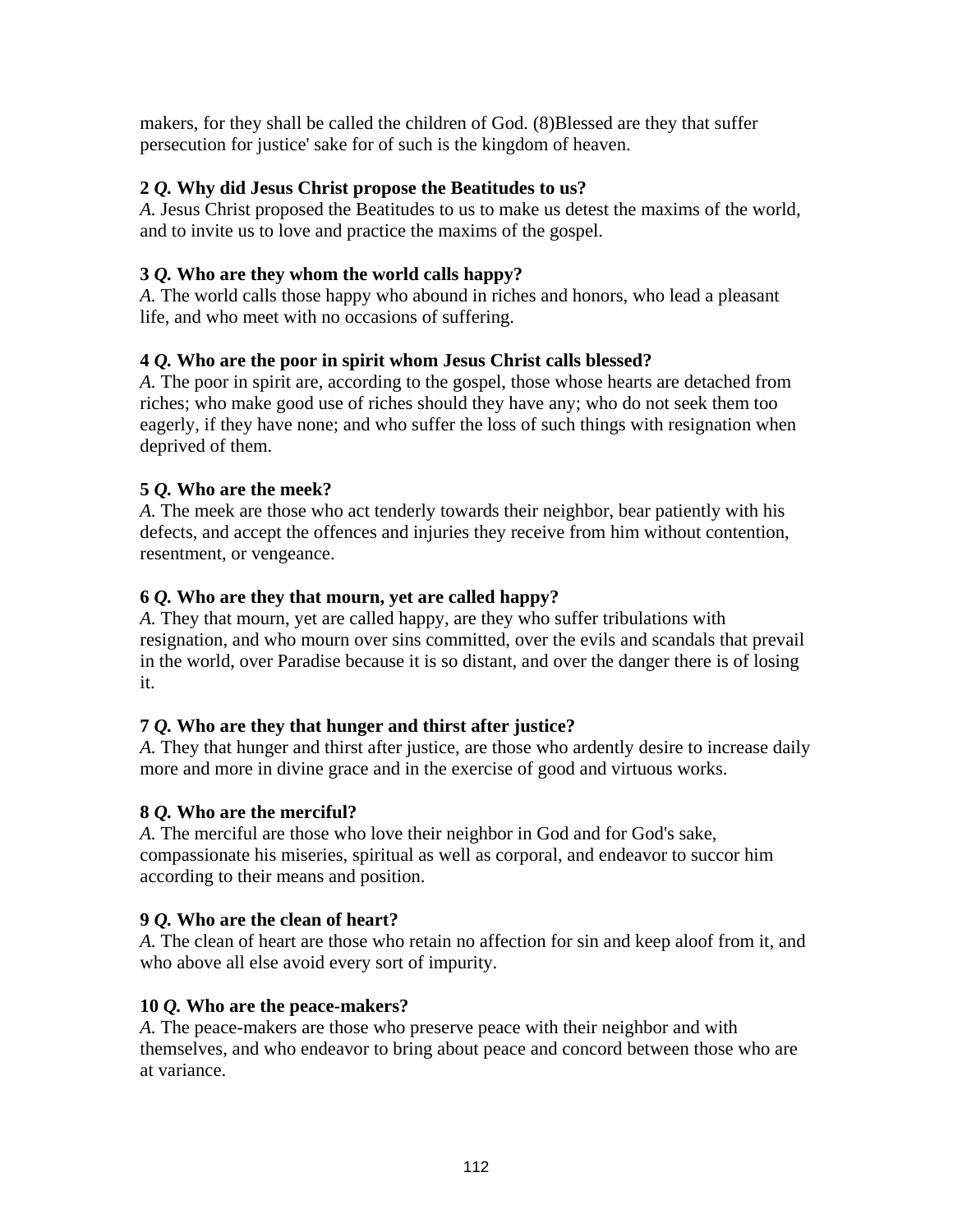makers, for they shall be called the children of God. (8)Blessed are they that suffer persecution for justice' sake for of such is the kingdom of heaven.

**2 *Q.* Why did Jesus Christ propose the Beatitudes to us?**
*A.* Jesus Christ proposed the Beatitudes to us to make us detest the maxims of the world, and to invite us to love and practice the maxims of the gospel.

**3 *Q.* Who are they whom the world calls happy?**
*A.* The world calls those happy who abound in riches and honors, who lead a pleasant life, and who meet with no occasions of suffering.

**4 *Q.* Who are the poor in spirit whom Jesus Christ calls blessed?**
*A.* The poor in spirit are, according to the gospel, those whose hearts are detached from riches; who make good use of riches should they have any; who do not seek them too eagerly, if they have none; and who suffer the loss of such things with resignation when deprived of them.

**5 *Q.* Who are the meek?**
*A.* The meek are those who act tenderly towards their neighbor, bear patiently with his defects, and accept the offences and injuries they receive from him without contention, resentment, or vengeance.

**6 *Q.* Who are they that mourn, yet are called happy?**
*A.* They that mourn, yet are called happy, are they who suffer tribulations with resignation, and who mourn over sins committed, over the evils and scandals that prevail in the world, over Paradise because it is so distant, and over the danger there is of losing it.

**7 *Q.* Who are they that hunger and thirst after justice?**
*A.* They that hunger and thirst after justice, are those who ardently desire to increase daily more and more in divine grace and in the exercise of good and virtuous works.

**8 *Q.* Who are the merciful?**
*A.* The merciful are those who love their neighbor in God and for God's sake, compassionate his miseries, spiritual as well as corporal, and endeavor to succor him according to their means and position.

**9 *Q.* Who are the clean of heart?**
*A.* The clean of heart are those who retain no affection for sin and keep aloof from it, and who above all else avoid every sort of impurity.

**10 *Q.* Who are the peace-makers?**
*A.* The peace-makers are those who preserve peace with their neighbor and with themselves, and who endeavor to bring about peace and concord between those who are at variance.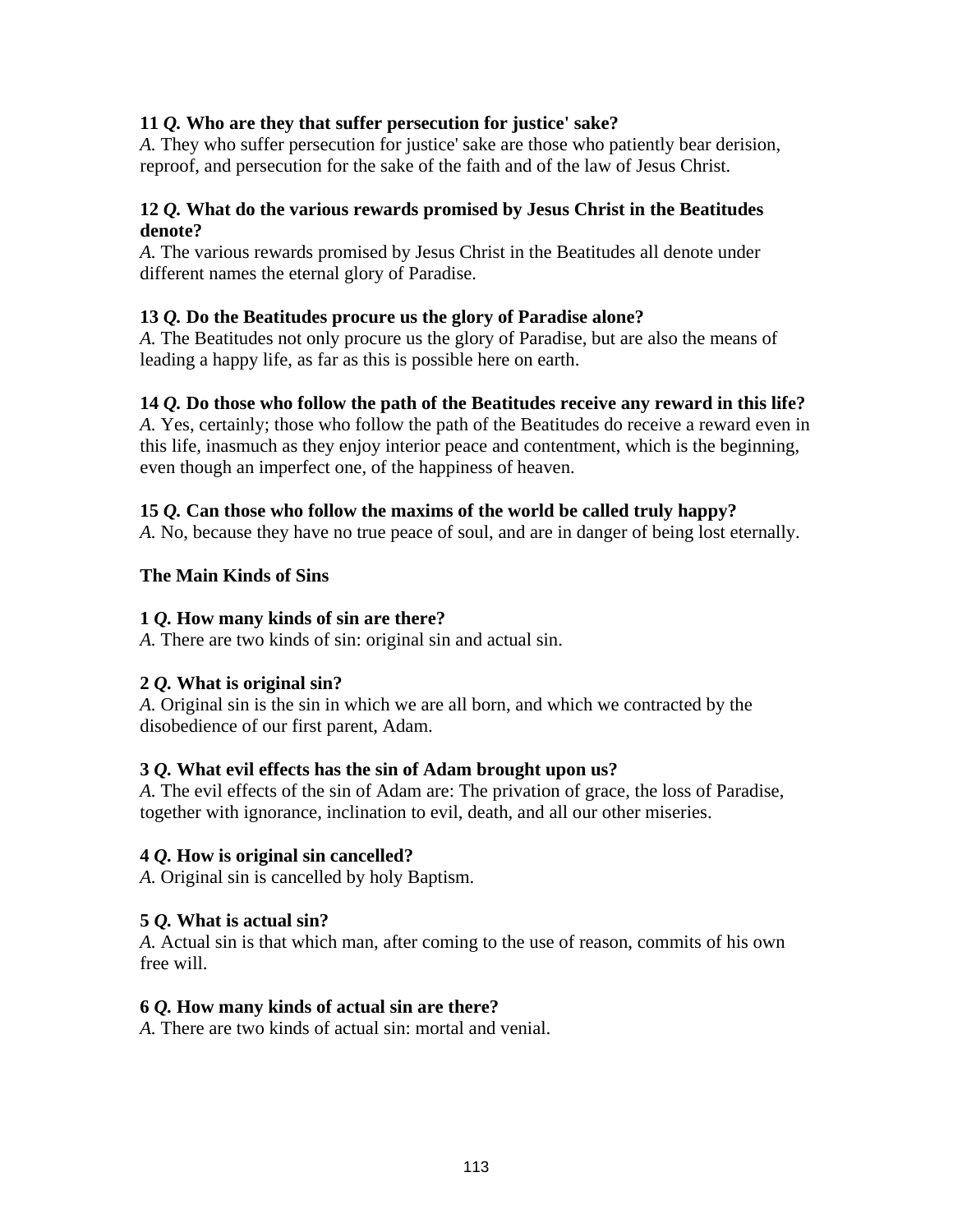**11** ***Q.*** **Who are they that suffer persecution for justice' sake?**
*A.* They who suffer persecution for justice' sake are those who patiently bear derision, reproof, and persecution for the sake of the faith and of the law of Jesus Christ.

**12** ***Q.*** **What do the various rewards promised by Jesus Christ in the Beatitudes denote?**
*A.* The various rewards promised by Jesus Christ in the Beatitudes all denote under different names the eternal glory of Paradise.

**13** ***Q.*** **Do the Beatitudes procure us the glory of Paradise alone?**
*A.* The Beatitudes not only procure us the glory of Paradise, but are also the means of leading a happy life, as far as this is possible here on earth.

**14** ***Q.*** **Do those who follow the path of the Beatitudes receive any reward in this life?**
*A.* Yes, certainly; those who follow the path of the Beatitudes do receive a reward even in this life, inasmuch as they enjoy interior peace and contentment, which is the beginning, even though an imperfect one, of the happiness of heaven.

**15** ***Q.*** **Can those who follow the maxims of the world be called truly happy?**
*A.* No, because they have no true peace of soul, and are in danger of being lost eternally.

### The Main Kinds of Sins

**1** ***Q.*** **How many kinds of sin are there?**
*A.* There are two kinds of sin: original sin and actual sin.

**2** ***Q.*** **What is original sin?**
*A.* Original sin is the sin in which we are all born, and which we contracted by the disobedience of our first parent, Adam.

**3** ***Q.*** **What evil effects has the sin of Adam brought upon us?**
*A.* The evil effects of the sin of Adam are: The privation of grace, the loss of Paradise, together with ignorance, inclination to evil, death, and all our other miseries.

**4** ***Q.*** **How is original sin cancelled?**
*A.* Original sin is cancelled by holy Baptism.

**5** ***Q.*** **What is actual sin?**
*A.* Actual sin is that which man, after coming to the use of reason, commits of his own free will.

**6** ***Q.*** **How many kinds of actual sin are there?**
*A.* There are two kinds of actual sin: mortal and venial.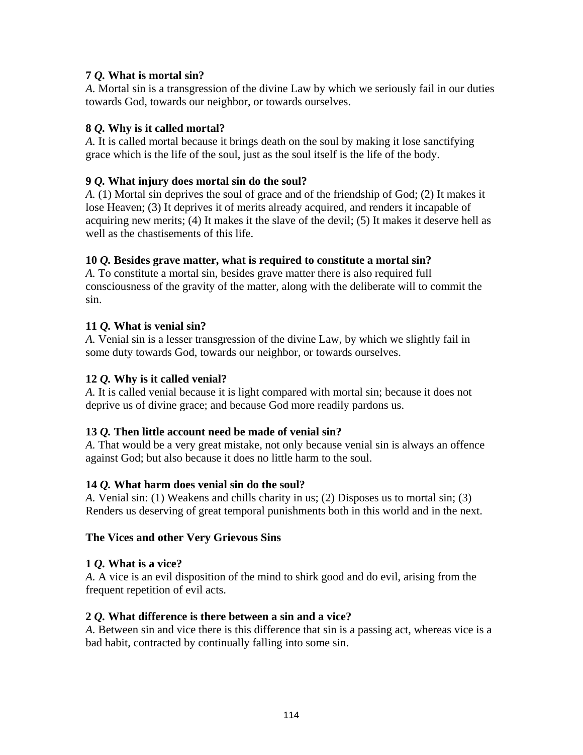**7 *Q.* What is mortal sin?**
*A.* Mortal sin is a transgression of the divine Law by which we seriously fail in our duties towards God, towards our neighbor, or towards ourselves.

**8 *Q.* Why is it called mortal?**
*A.* It is called mortal because it brings death on the soul by making it lose sanctifying grace which is the life of the soul, just as the soul itself is the life of the body.

**9 *Q.* What injury does mortal sin do the soul?**
*A.* (1) Mortal sin deprives the soul of grace and of the friendship of God; (2) It makes it lose Heaven; (3) It deprives it of merits already acquired, and renders it incapable of acquiring new merits; (4) It makes it the slave of the devil; (5) It makes it deserve hell as well as the chastisements of this life.

**10 *Q.* Besides grave matter, what is required to constitute a mortal sin?**
*A.* To constitute a mortal sin, besides grave matter there is also required full consciousness of the gravity of the matter, along with the deliberate will to commit the sin.

**11 *Q.* What is venial sin?**
*A.* Venial sin is a lesser transgression of the divine Law, by which we slightly fail in some duty towards God, towards our neighbor, or towards ourselves.

**12 *Q.* Why is it called venial?**
*A.* It is called venial because it is light compared with mortal sin; because it does not deprive us of divine grace; and because God more readily pardons us.

**13 *Q.* Then little account need be made of venial sin?**
*A.* That would be a very great mistake, not only because venial sin is always an offence against God; but also because it does no little harm to the soul.

**14 *Q.* What harm does venial sin do the soul?**
*A.* Venial sin: (1) Weakens and chills charity in us; (2) Disposes us to mortal sin; (3) Renders us deserving of great temporal punishments both in this world and in the next.

### The Vices and other Very Grievous Sins

**1 *Q.* What is a vice?**
*A.* A vice is an evil disposition of the mind to shirk good and do evil, arising from the frequent repetition of evil acts.

**2 *Q.* What difference is there between a sin and a vice?**
*A.* Between sin and vice there is this difference that sin is a passing act, whereas vice is a bad habit, contracted by continually falling into some sin.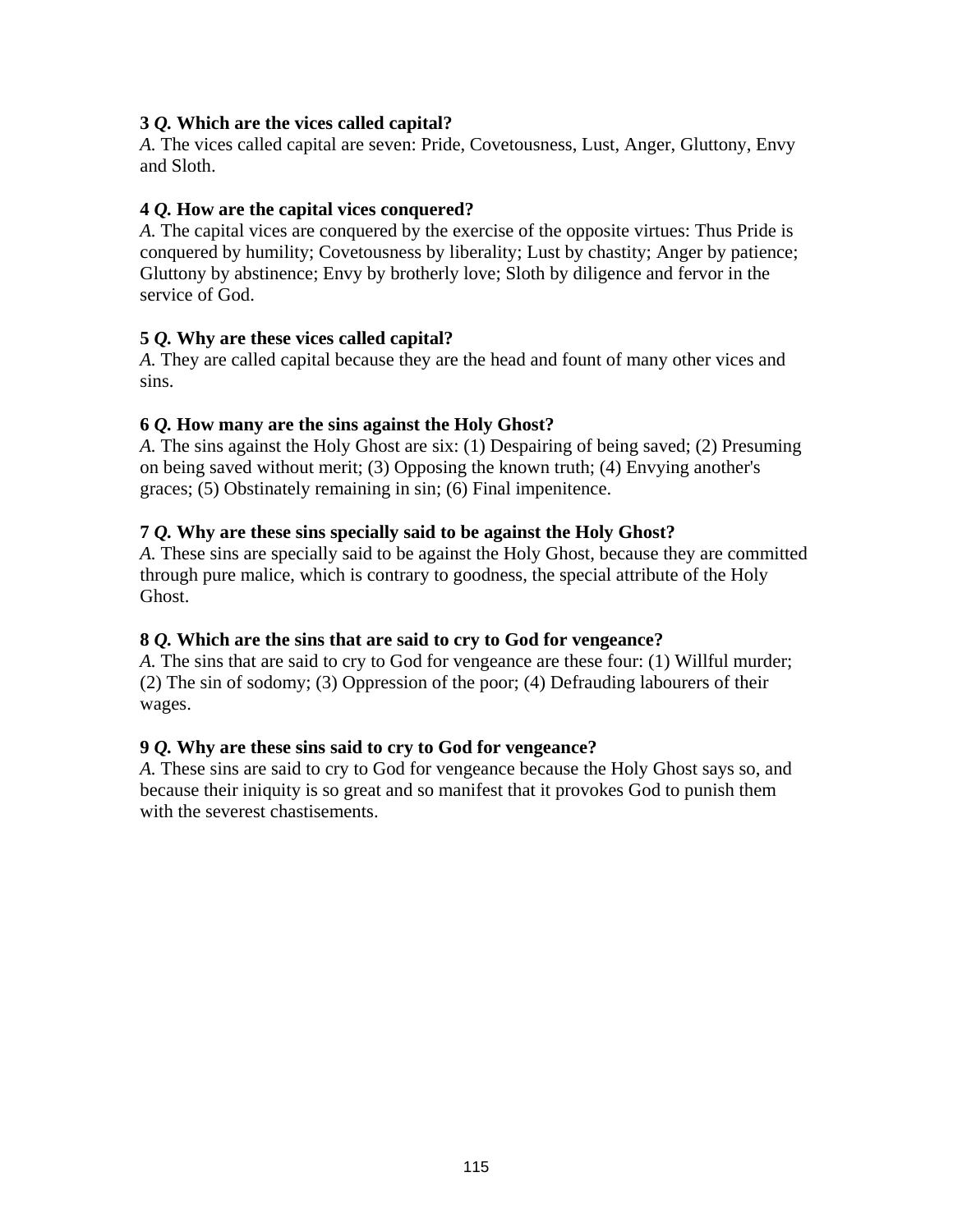**3 *Q.* Which are the vices called capital?**
*A.* The vices called capital are seven: Pride, Covetousness, Lust, Anger, Gluttony, Envy and Sloth.

**4 *Q.* How are the capital vices conquered?**
*A.* The capital vices are conquered by the exercise of the opposite virtues: Thus Pride is conquered by humility; Covetousness by liberality; Lust by chastity; Anger by patience; Gluttony by abstinence; Envy by brotherly love; Sloth by diligence and fervor in the service of God.

**5 *Q.* Why are these vices called capital?**
*A.* They are called capital because they are the head and fount of many other vices and sins.

**6 *Q.* How many are the sins against the Holy Ghost?**
*A.* The sins against the Holy Ghost are six: (1) Despairing of being saved; (2) Presuming on being saved without merit; (3) Opposing the known truth; (4) Envying another's graces; (5) Obstinately remaining in sin; (6) Final impenitence.

**7 *Q.* Why are these sins specially said to be against the Holy Ghost?**
*A.* These sins are specially said to be against the Holy Ghost, because they are committed through pure malice, which is contrary to goodness, the special attribute of the Holy Ghost.

**8 *Q.* Which are the sins that are said to cry to God for vengeance?**
*A.* The sins that are said to cry to God for vengeance are these four: (1) Willful murder; (2) The sin of sodomy; (3) Oppression of the poor; (4) Defrauding labourers of their wages.

**9 *Q.* Why are these sins said to cry to God for vengeance?**
*A.* These sins are said to cry to God for vengeance because the Holy Ghost says so, and because their iniquity is so great and so manifest that it provokes God to punish them with the severest chastisements.